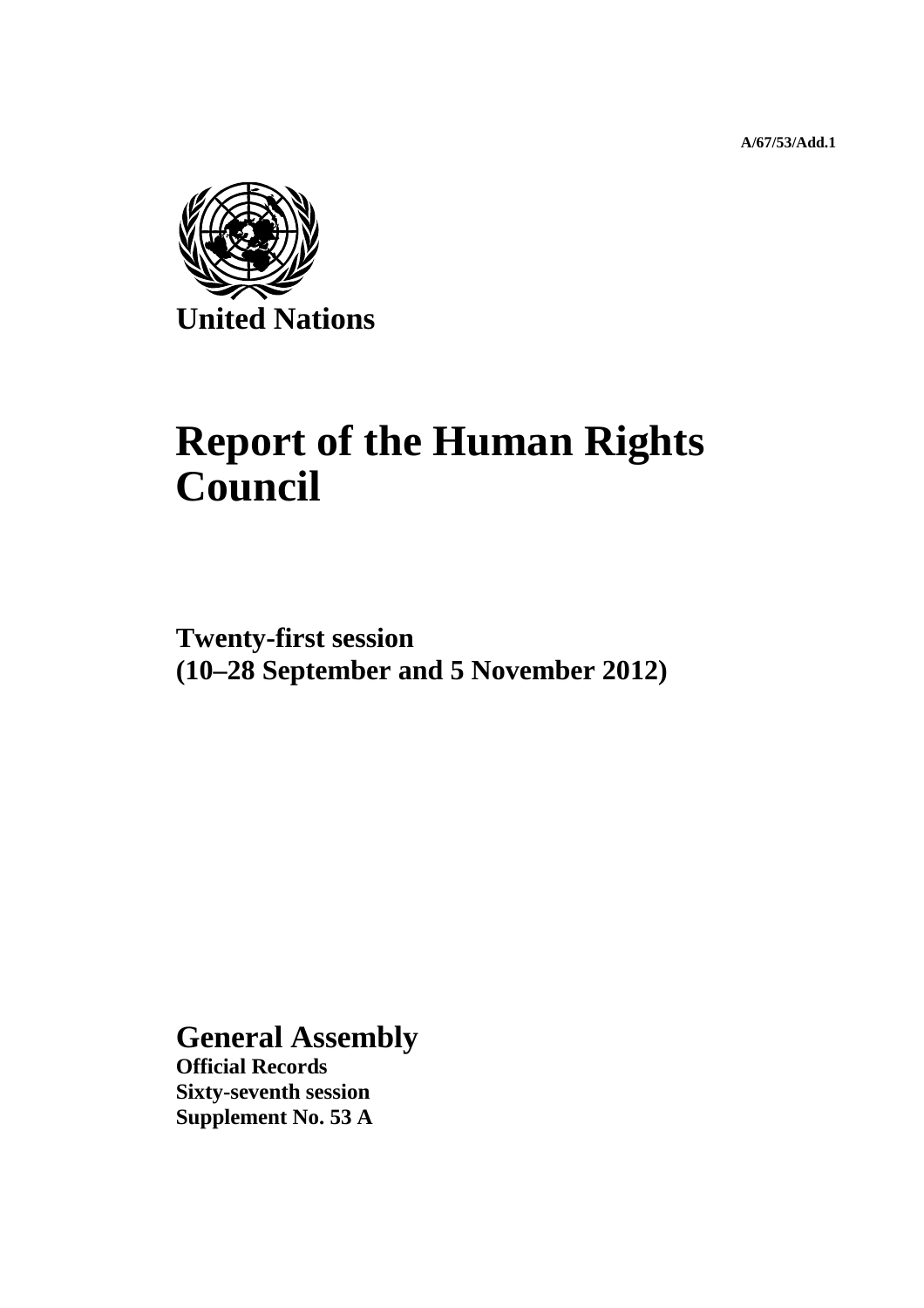A/67/53/Add.1

United Nations

# Report of the Human Rights Council

## Twenty-first session
## (10–28 September and 5 November 2012)

## General Assembly

**Official Records**
**Sixty-seventh session**
**Supplement No. 53 A**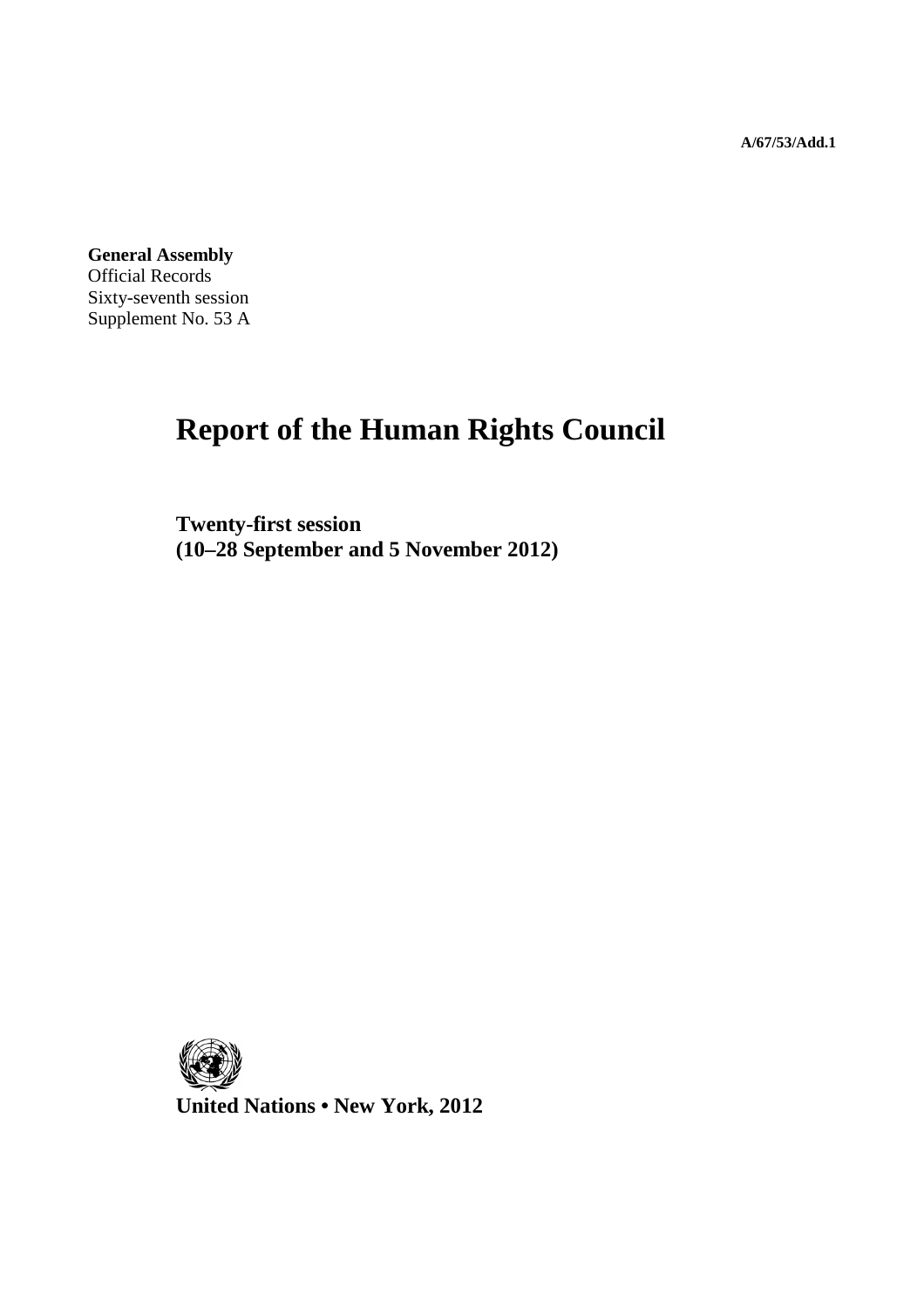A/67/53/Add.1

**General Assembly**
Official Records
Sixty-seventh session
Supplement No. 53 A

# Report of the Human Rights Council

**Twenty-first session**
**(10–28 September and 5 November 2012)**

**United Nations • New York, 2012**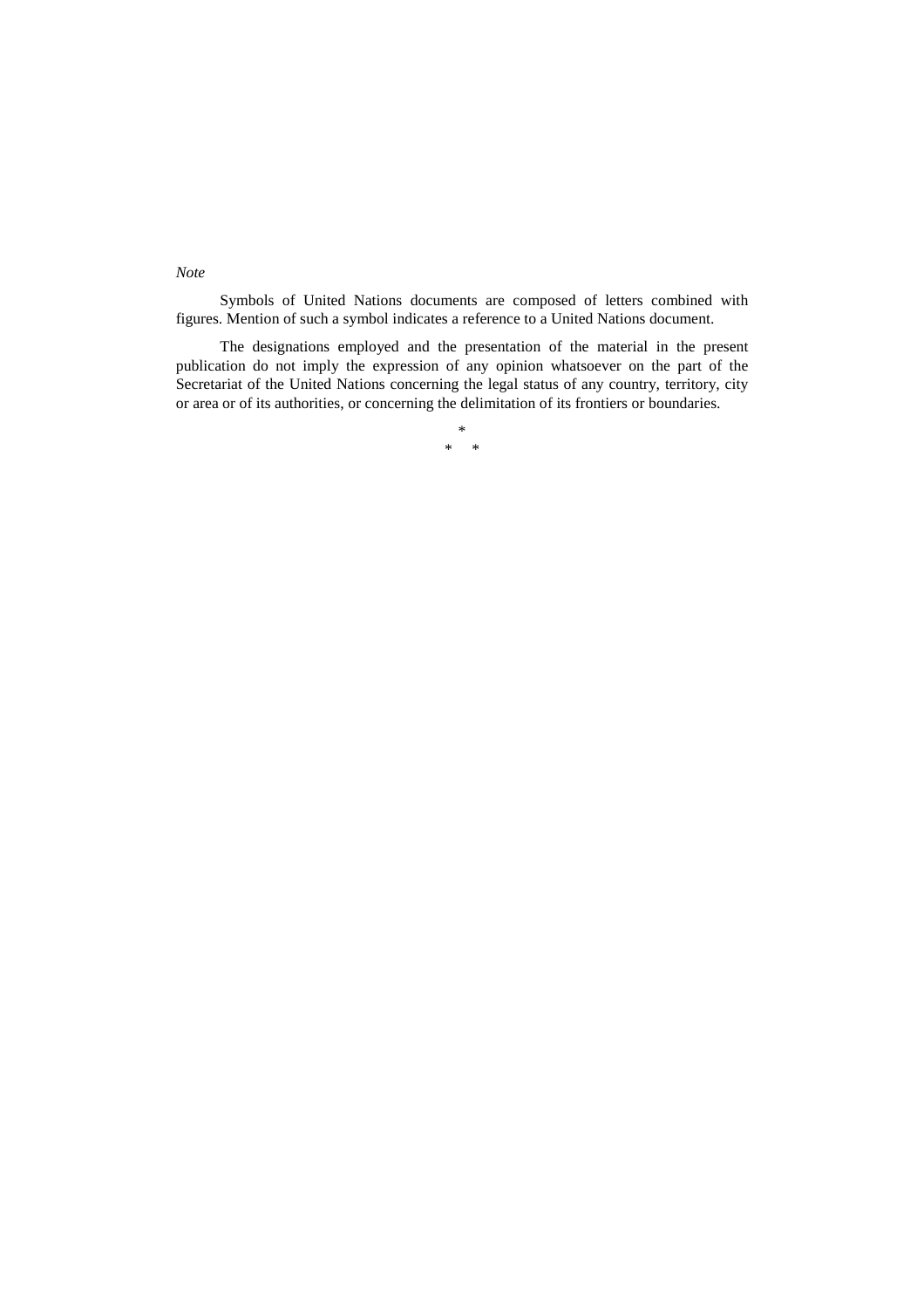*Note*

Symbols of United Nations documents are composed of letters combined with figures. Mention of such a symbol indicates a reference to a United Nations document.

The designations employed and the presentation of the material in the present publication do not imply the expression of any opinion whatsoever on the part of the Secretariat of the United Nations concerning the legal status of any country, territory, city or area or of its authorities, or concerning the delimitation of its frontiers or boundaries.

*

\* \*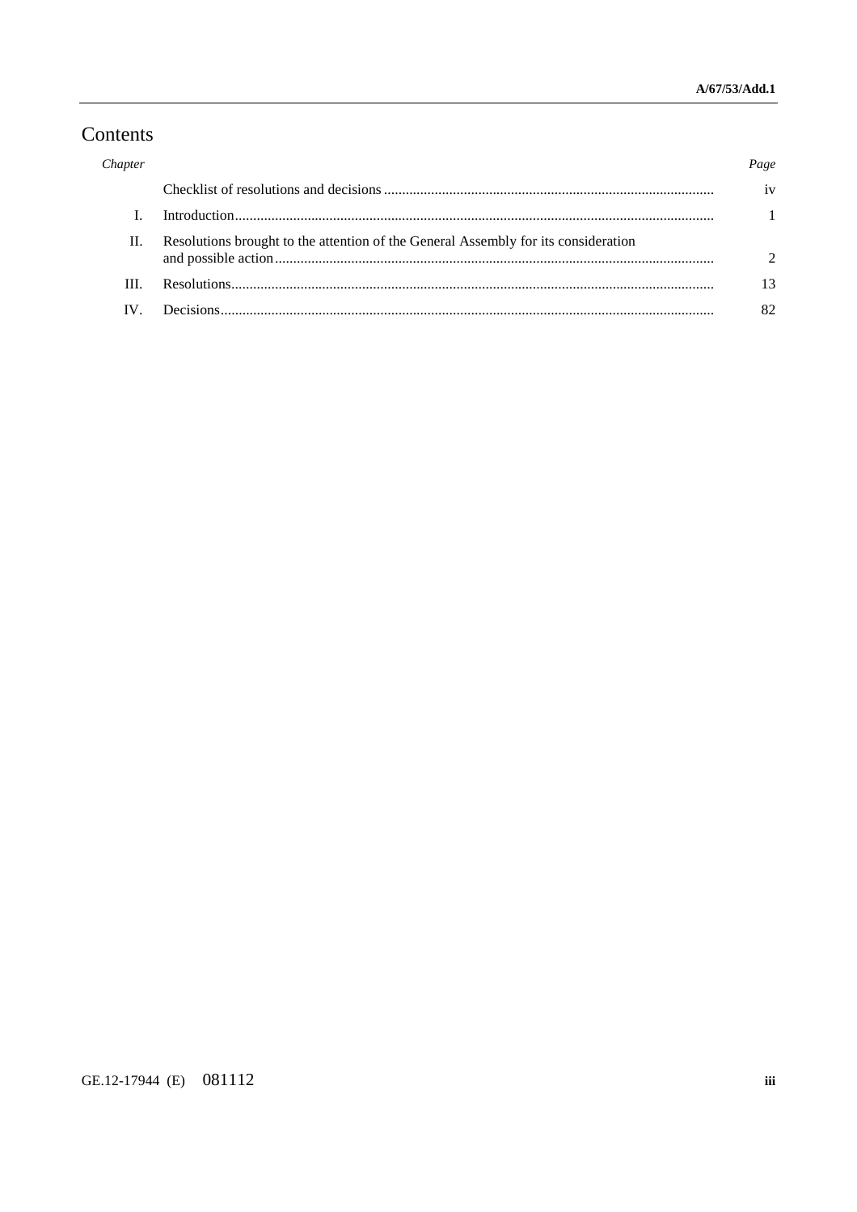# Contents

| *Chapter* | | *Page* |
|---|---|---|
| | Checklist of resolutions and decisions | iv |
| I. | Introduction | 1 |
| II. | Resolutions brought to the attention of the General Assembly for its consideration and possible action | 2 |
| III. | Resolutions | 13 |
| IV. | Decisions | 82 |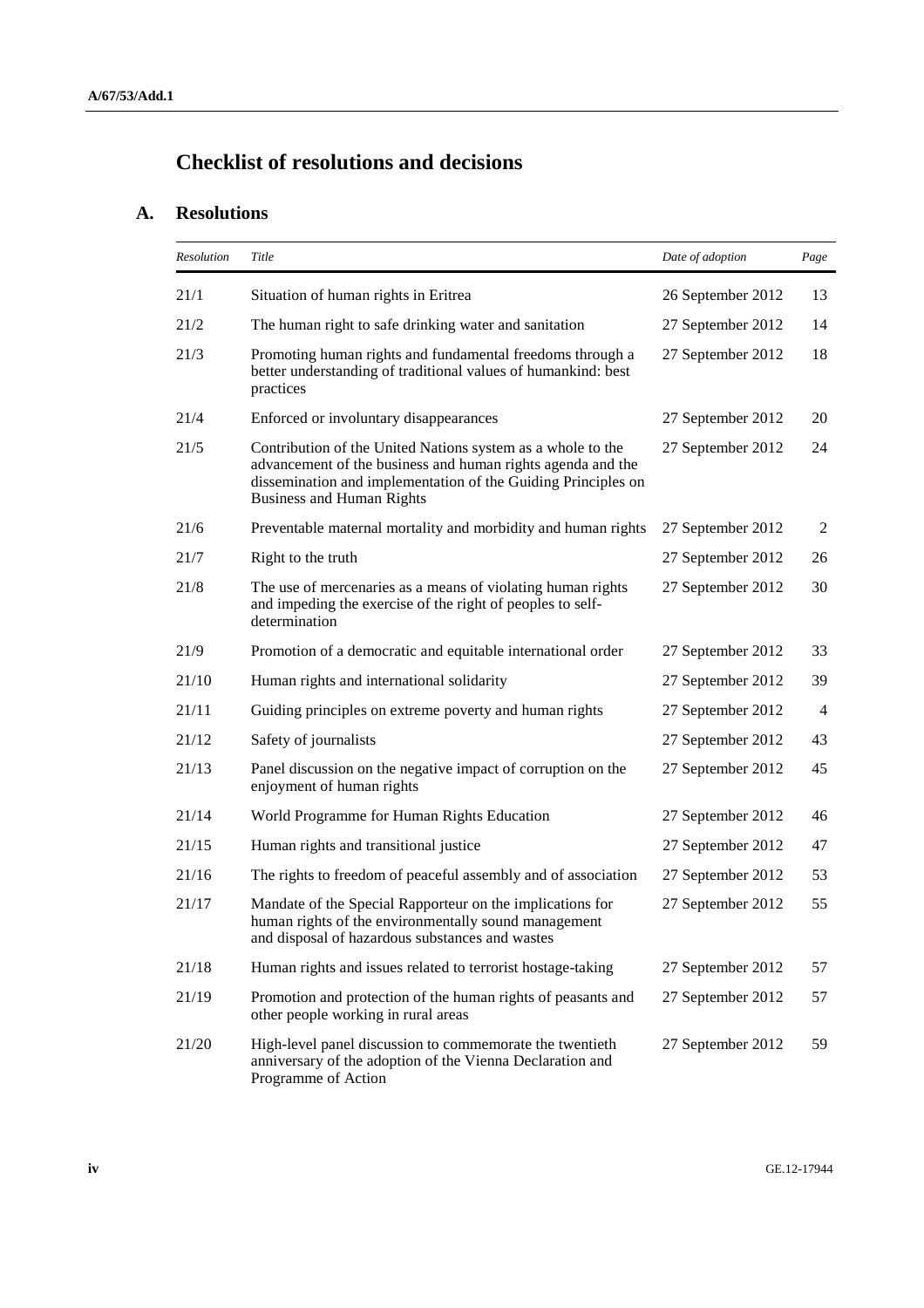# Checklist of resolutions and decisions

## A. Resolutions

| *Resolution* | *Title* | *Date of adoption* | *Page* |
|---|---|---|---|
| 21/1 | Situation of human rights in Eritrea | 26 September 2012 | 13 |
| 21/2 | The human right to safe drinking water and sanitation | 27 September 2012 | 14 |
| 21/3 | Promoting human rights and fundamental freedoms through a better understanding of traditional values of humankind: best practices | 27 September 2012 | 18 |
| 21/4 | Enforced or involuntary disappearances | 27 September 2012 | 20 |
| 21/5 | Contribution of the United Nations system as a whole to the advancement of the business and human rights agenda and the dissemination and implementation of the Guiding Principles on Business and Human Rights | 27 September 2012 | 24 |
| 21/6 | Preventable maternal mortality and morbidity and human rights | 27 September 2012 | 2 |
| 21/7 | Right to the truth | 27 September 2012 | 26 |
| 21/8 | The use of mercenaries as a means of violating human rights and impeding the exercise of the right of peoples to self-determination | 27 September 2012 | 30 |
| 21/9 | Promotion of a democratic and equitable international order | 27 September 2012 | 33 |
| 21/10 | Human rights and international solidarity | 27 September 2012 | 39 |
| 21/11 | Guiding principles on extreme poverty and human rights | 27 September 2012 | 4 |
| 21/12 | Safety of journalists | 27 September 2012 | 43 |
| 21/13 | Panel discussion on the negative impact of corruption on the enjoyment of human rights | 27 September 2012 | 45 |
| 21/14 | World Programme for Human Rights Education | 27 September 2012 | 46 |
| 21/15 | Human rights and transitional justice | 27 September 2012 | 47 |
| 21/16 | The rights to freedom of peaceful assembly and of association | 27 September 2012 | 53 |
| 21/17 | Mandate of the Special Rapporteur on the implications for human rights of the environmentally sound management and disposal of hazardous substances and wastes | 27 September 2012 | 55 |
| 21/18 | Human rights and issues related to terrorist hostage-taking | 27 September 2012 | 57 |
| 21/19 | Promotion and protection of the human rights of peasants and other people working in rural areas | 27 September 2012 | 57 |
| 21/20 | High-level panel discussion to commemorate the twentieth anniversary of the adoption of the Vienna Declaration and Programme of Action | 27 September 2012 | 59 |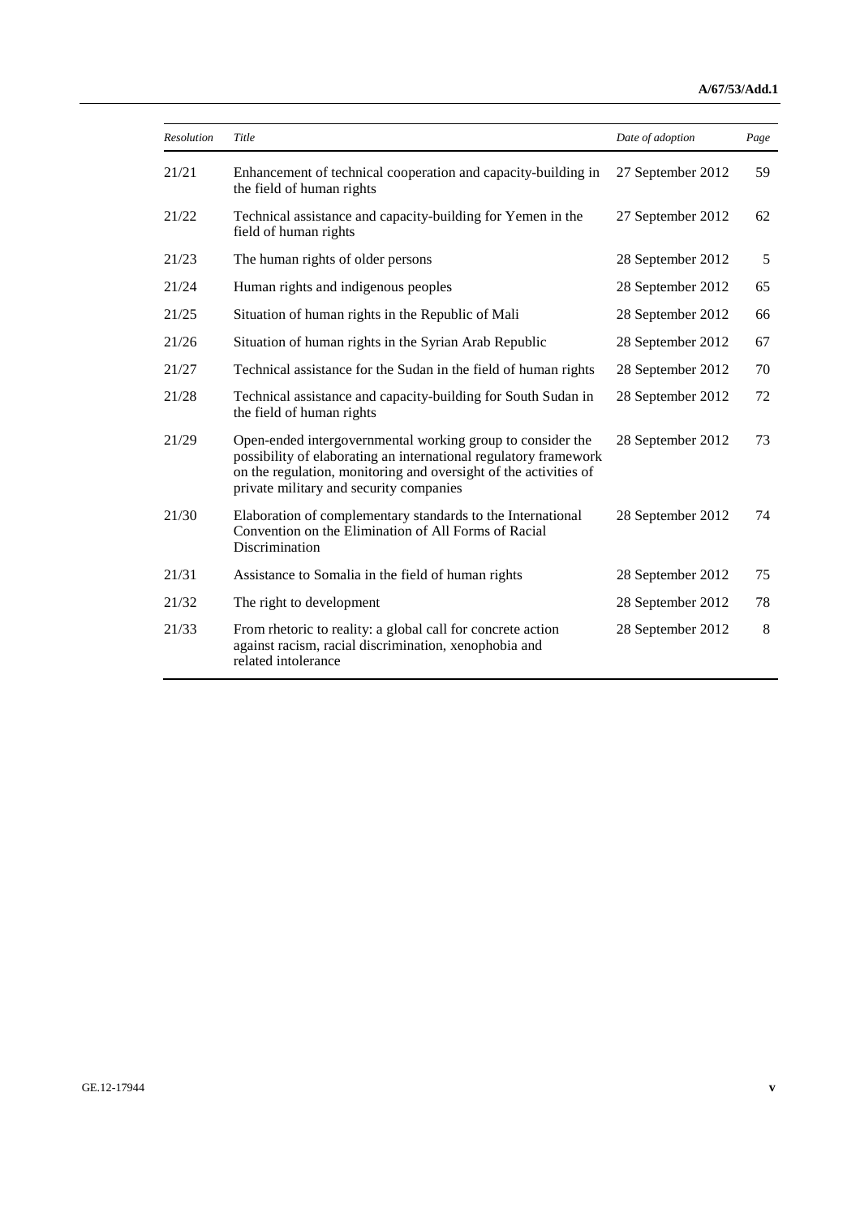| *Resolution* | *Title* | *Date of adoption* | *Page* |
|---|---|---|---|
| 21/21 | Enhancement of technical cooperation and capacity-building in the field of human rights | 27 September 2012 | 59 |
| 21/22 | Technical assistance and capacity-building for Yemen in the field of human rights | 27 September 2012 | 62 |
| 21/23 | The human rights of older persons | 28 September 2012 | 5 |
| 21/24 | Human rights and indigenous peoples | 28 September 2012 | 65 |
| 21/25 | Situation of human rights in the Republic of Mali | 28 September 2012 | 66 |
| 21/26 | Situation of human rights in the Syrian Arab Republic | 28 September 2012 | 67 |
| 21/27 | Technical assistance for the Sudan in the field of human rights | 28 September 2012 | 70 |
| 21/28 | Technical assistance and capacity-building for South Sudan in the field of human rights | 28 September 2012 | 72 |
| 21/29 | Open-ended intergovernmental working group to consider the possibility of elaborating an international regulatory framework on the regulation, monitoring and oversight of the activities of private military and security companies | 28 September 2012 | 73 |
| 21/30 | Elaboration of complementary standards to the International Convention on the Elimination of All Forms of Racial Discrimination | 28 September 2012 | 74 |
| 21/31 | Assistance to Somalia in the field of human rights | 28 September 2012 | 75 |
| 21/32 | The right to development | 28 September 2012 | 78 |
| 21/33 | From rhetoric to reality: a global call for concrete action against racism, racial discrimination, xenophobia and related intolerance | 28 September 2012 | 8 |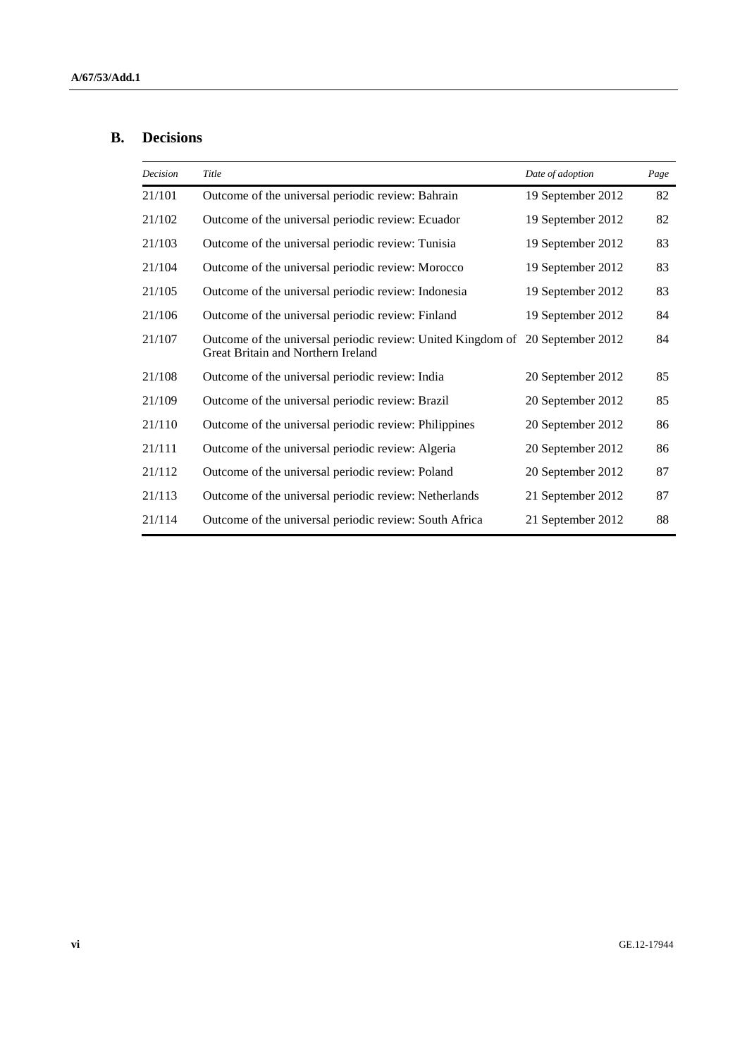## B. Decisions

| *Decision* | *Title* | *Date of adoption* | *Page* |
|---|---|---|---|
| 21/101 | Outcome of the universal periodic review: Bahrain | 19 September 2012 | 82 |
| 21/102 | Outcome of the universal periodic review: Ecuador | 19 September 2012 | 82 |
| 21/103 | Outcome of the universal periodic review: Tunisia | 19 September 2012 | 83 |
| 21/104 | Outcome of the universal periodic review: Morocco | 19 September 2012 | 83 |
| 21/105 | Outcome of the universal periodic review: Indonesia | 19 September 2012 | 83 |
| 21/106 | Outcome of the universal periodic review: Finland | 19 September 2012 | 84 |
| 21/107 | Outcome of the universal periodic review: United Kingdom of Great Britain and Northern Ireland | 20 September 2012 | 84 |
| 21/108 | Outcome of the universal periodic review: India | 20 September 2012 | 85 |
| 21/109 | Outcome of the universal periodic review: Brazil | 20 September 2012 | 85 |
| 21/110 | Outcome of the universal periodic review: Philippines | 20 September 2012 | 86 |
| 21/111 | Outcome of the universal periodic review: Algeria | 20 September 2012 | 86 |
| 21/112 | Outcome of the universal periodic review: Poland | 20 September 2012 | 87 |
| 21/113 | Outcome of the universal periodic review: Netherlands | 21 September 2012 | 87 |
| 21/114 | Outcome of the universal periodic review: South Africa | 21 September 2012 | 88 |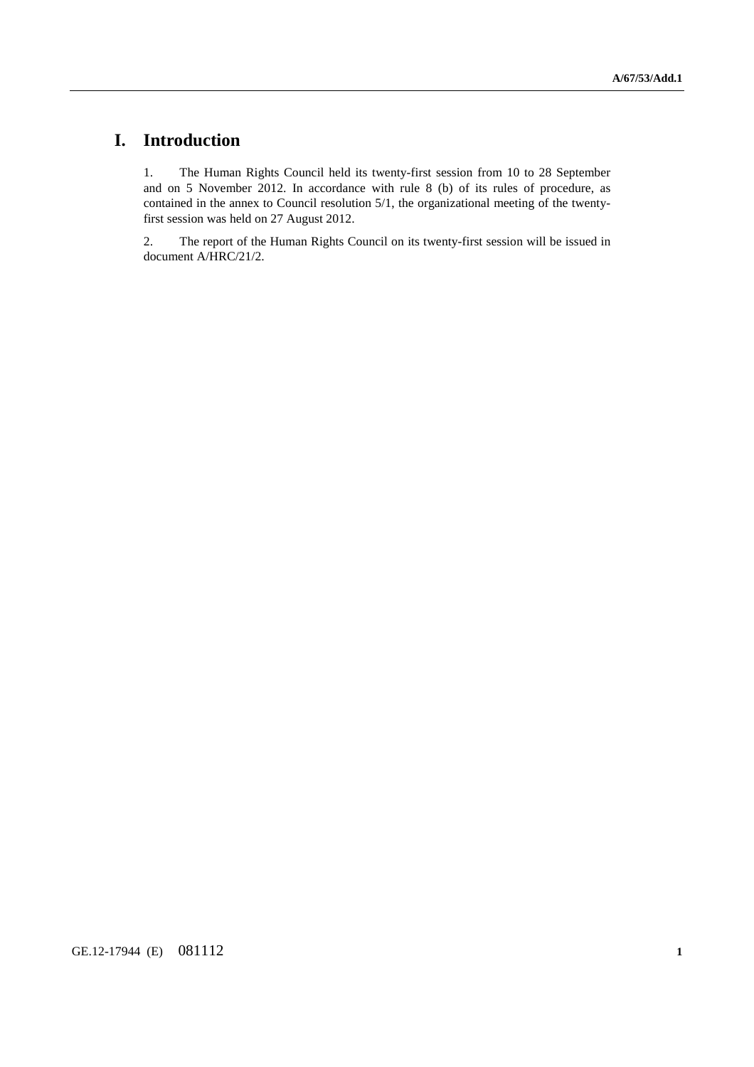# I. Introduction

1. The Human Rights Council held its twenty-first session from 10 to 28 September and on 5 November 2012. In accordance with rule 8 (b) of its rules of procedure, as contained in the annex to Council resolution 5/1, the organizational meeting of the twenty-first session was held on 27 August 2012.

2. The report of the Human Rights Council on its twenty-first session will be issued in document A/HRC/21/2.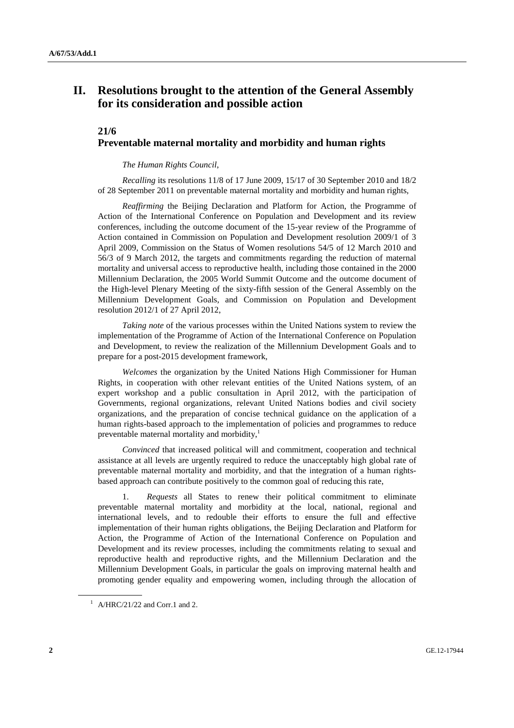## II. Resolutions brought to the attention of the General Assembly for its consideration and possible action

### 21/6
### Preventable maternal mortality and morbidity and human rights

*The Human Rights Council*,

*Recalling* its resolutions 11/8 of 17 June 2009, 15/17 of 30 September 2010 and 18/2 of 28 September 2011 on preventable maternal mortality and morbidity and human rights,

*Reaffirming* the Beijing Declaration and Platform for Action, the Programme of Action of the International Conference on Population and Development and its review conferences, including the outcome document of the 15-year review of the Programme of Action contained in Commission on Population and Development resolution 2009/1 of 3 April 2009, Commission on the Status of Women resolutions 54/5 of 12 March 2010 and 56/3 of 9 March 2012, the targets and commitments regarding the reduction of maternal mortality and universal access to reproductive health, including those contained in the 2000 Millennium Declaration, the 2005 World Summit Outcome and the outcome document of the High-level Plenary Meeting of the sixty-fifth session of the General Assembly on the Millennium Development Goals, and Commission on Population and Development resolution 2012/1 of 27 April 2012,

*Taking note* of the various processes within the United Nations system to review the implementation of the Programme of Action of the International Conference on Population and Development, to review the realization of the Millennium Development Goals and to prepare for a post-2015 development framework,

*Welcomes* the organization by the United Nations High Commissioner for Human Rights, in cooperation with other relevant entities of the United Nations system, of an expert workshop and a public consultation in April 2012, with the participation of Governments, regional organizations, relevant United Nations bodies and civil society organizations, and the preparation of concise technical guidance on the application of a human rights-based approach to the implementation of policies and programmes to reduce preventable maternal mortality and morbidity,[1]

*Convinced* that increased political will and commitment, cooperation and technical assistance at all levels are urgently required to reduce the unacceptably high global rate of preventable maternal mortality and morbidity, and that the integration of a human rights-based approach can contribute positively to the common goal of reducing this rate,

1. *Requests* all States to renew their political commitment to eliminate preventable maternal mortality and morbidity at the local, national, regional and international levels, and to redouble their efforts to ensure the full and effective implementation of their human rights obligations, the Beijing Declaration and Platform for Action, the Programme of Action of the International Conference on Population and Development and its review processes, including the commitments relating to sexual and reproductive health and reproductive rights, and the Millennium Declaration and the Millennium Development Goals, in particular the goals on improving maternal health and promoting gender equality and empowering women, including through the allocation of

---

[1] A/HRC/21/22 and Corr.1 and 2.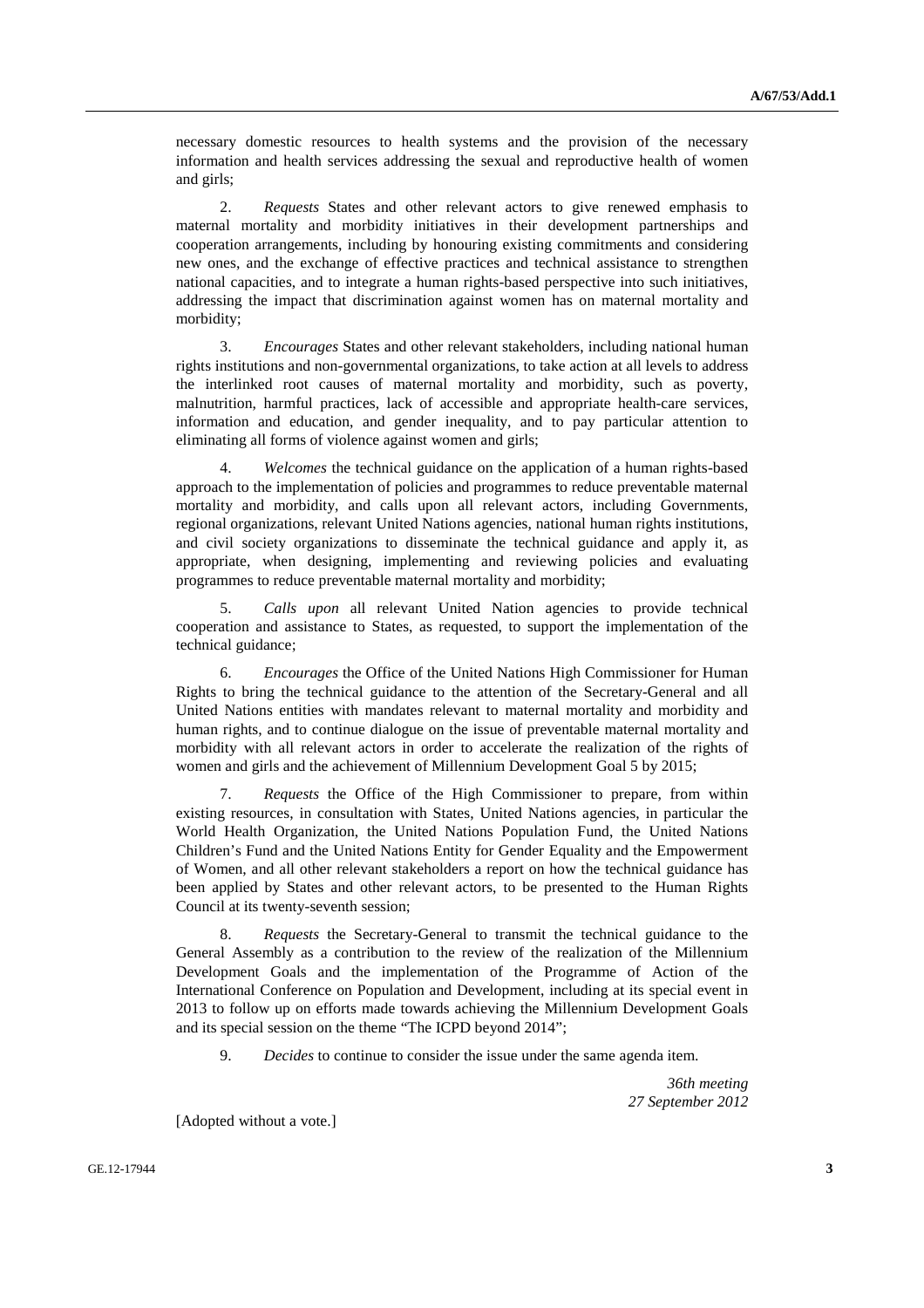necessary domestic resources to health systems and the provision of the necessary information and health services addressing the sexual and reproductive health of women and girls;

2. *Requests* States and other relevant actors to give renewed emphasis to maternal mortality and morbidity initiatives in their development partnerships and cooperation arrangements, including by honouring existing commitments and considering new ones, and the exchange of effective practices and technical assistance to strengthen national capacities, and to integrate a human rights-based perspective into such initiatives, addressing the impact that discrimination against women has on maternal mortality and morbidity;

3. *Encourages* States and other relevant stakeholders, including national human rights institutions and non-governmental organizations, to take action at all levels to address the interlinked root causes of maternal mortality and morbidity, such as poverty, malnutrition, harmful practices, lack of accessible and appropriate health-care services, information and education, and gender inequality, and to pay particular attention to eliminating all forms of violence against women and girls;

4. *Welcomes* the technical guidance on the application of a human rights-based approach to the implementation of policies and programmes to reduce preventable maternal mortality and morbidity, and calls upon all relevant actors, including Governments, regional organizations, relevant United Nations agencies, national human rights institutions, and civil society organizations to disseminate the technical guidance and apply it, as appropriate, when designing, implementing and reviewing policies and evaluating programmes to reduce preventable maternal mortality and morbidity;

5. *Calls upon* all relevant United Nation agencies to provide technical cooperation and assistance to States, as requested, to support the implementation of the technical guidance;

6. *Encourages* the Office of the United Nations High Commissioner for Human Rights to bring the technical guidance to the attention of the Secretary-General and all United Nations entities with mandates relevant to maternal mortality and morbidity and human rights, and to continue dialogue on the issue of preventable maternal mortality and morbidity with all relevant actors in order to accelerate the realization of the rights of women and girls and the achievement of Millennium Development Goal 5 by 2015;

7. *Requests* the Office of the High Commissioner to prepare, from within existing resources, in consultation with States, United Nations agencies, in particular the World Health Organization, the United Nations Population Fund, the United Nations Children's Fund and the United Nations Entity for Gender Equality and the Empowerment of Women, and all other relevant stakeholders a report on how the technical guidance has been applied by States and other relevant actors, to be presented to the Human Rights Council at its twenty-seventh session;

8. *Requests* the Secretary-General to transmit the technical guidance to the General Assembly as a contribution to the review of the realization of the Millennium Development Goals and the implementation of the Programme of Action of the International Conference on Population and Development, including at its special event in 2013 to follow up on efforts made towards achieving the Millennium Development Goals and its special session on the theme "The ICPD beyond 2014";

9. *Decides* to continue to consider the issue under the same agenda item.

*36th meeting*
*27 September 2012*

[Adopted without a vote.]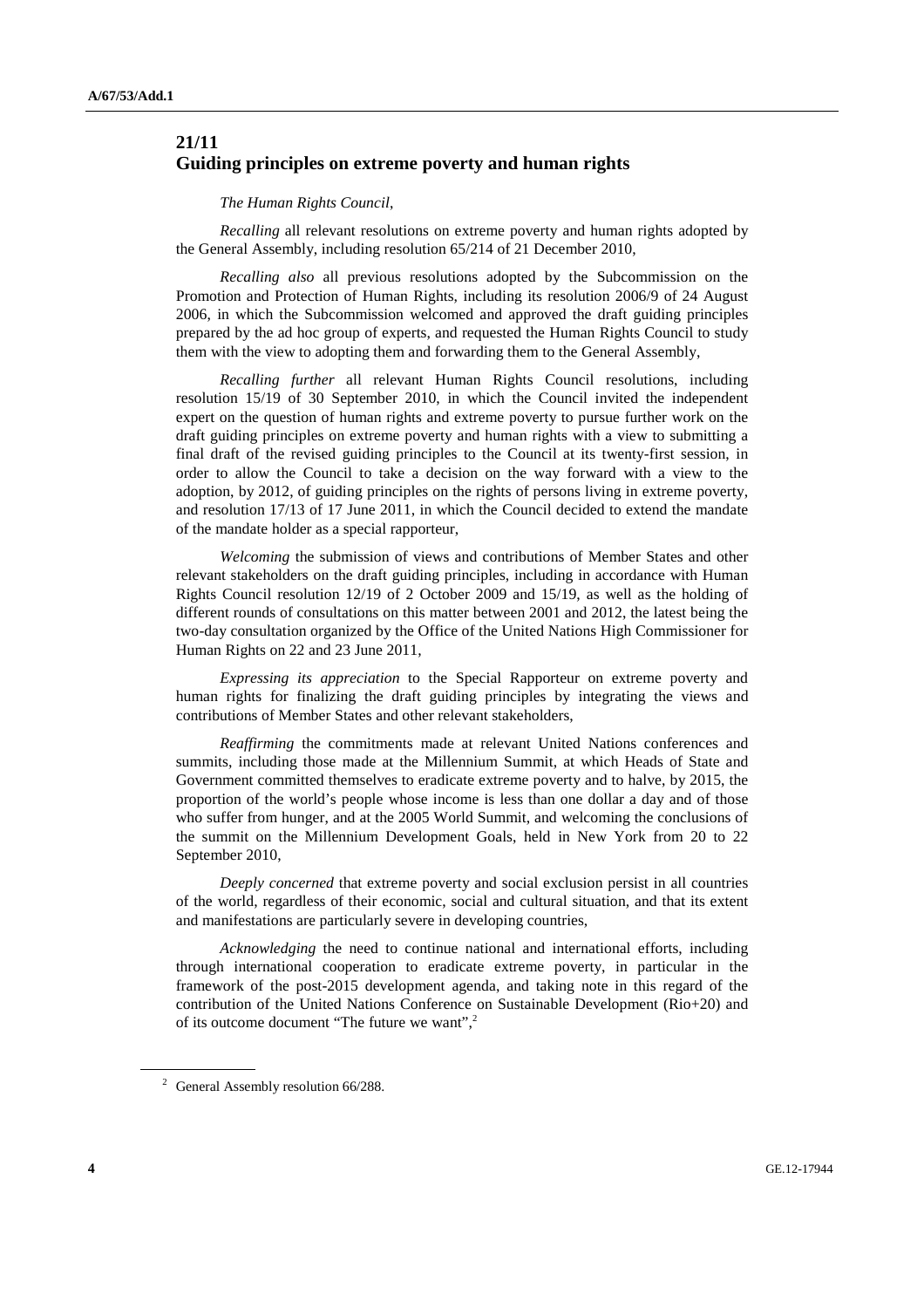## 21/11
## Guiding principles on extreme poverty and human rights

*The Human Rights Council*,

*Recalling* all relevant resolutions on extreme poverty and human rights adopted by the General Assembly, including resolution 65/214 of 21 December 2010,

*Recalling also* all previous resolutions adopted by the Subcommission on the Promotion and Protection of Human Rights, including its resolution 2006/9 of 24 August 2006, in which the Subcommission welcomed and approved the draft guiding principles prepared by the ad hoc group of experts, and requested the Human Rights Council to study them with the view to adopting them and forwarding them to the General Assembly,

*Recalling further* all relevant Human Rights Council resolutions, including resolution 15/19 of 30 September 2010, in which the Council invited the independent expert on the question of human rights and extreme poverty to pursue further work on the draft guiding principles on extreme poverty and human rights with a view to submitting a final draft of the revised guiding principles to the Council at its twenty-first session, in order to allow the Council to take a decision on the way forward with a view to the adoption, by 2012, of guiding principles on the rights of persons living in extreme poverty, and resolution 17/13 of 17 June 2011, in which the Council decided to extend the mandate of the mandate holder as a special rapporteur,

*Welcoming* the submission of views and contributions of Member States and other relevant stakeholders on the draft guiding principles, including in accordance with Human Rights Council resolution 12/19 of 2 October 2009 and 15/19, as well as the holding of different rounds of consultations on this matter between 2001 and 2012, the latest being the two-day consultation organized by the Office of the United Nations High Commissioner for Human Rights on 22 and 23 June 2011,

*Expressing its appreciation* to the Special Rapporteur on extreme poverty and human rights for finalizing the draft guiding principles by integrating the views and contributions of Member States and other relevant stakeholders,

*Reaffirming* the commitments made at relevant United Nations conferences and summits, including those made at the Millennium Summit, at which Heads of State and Government committed themselves to eradicate extreme poverty and to halve, by 2015, the proportion of the world's people whose income is less than one dollar a day and of those who suffer from hunger, and at the 2005 World Summit, and welcoming the conclusions of the summit on the Millennium Development Goals, held in New York from 20 to 22 September 2010,

*Deeply concerned* that extreme poverty and social exclusion persist in all countries of the world, regardless of their economic, social and cultural situation, and that its extent and manifestations are particularly severe in developing countries,

*Acknowledging* the need to continue national and international efforts, including through international cooperation to eradicate extreme poverty, in particular in the framework of the post-2015 development agenda, and taking note in this regard of the contribution of the United Nations Conference on Sustainable Development (Rio+20) and of its outcome document "The future we want",[2]

---

[2] General Assembly resolution 66/288.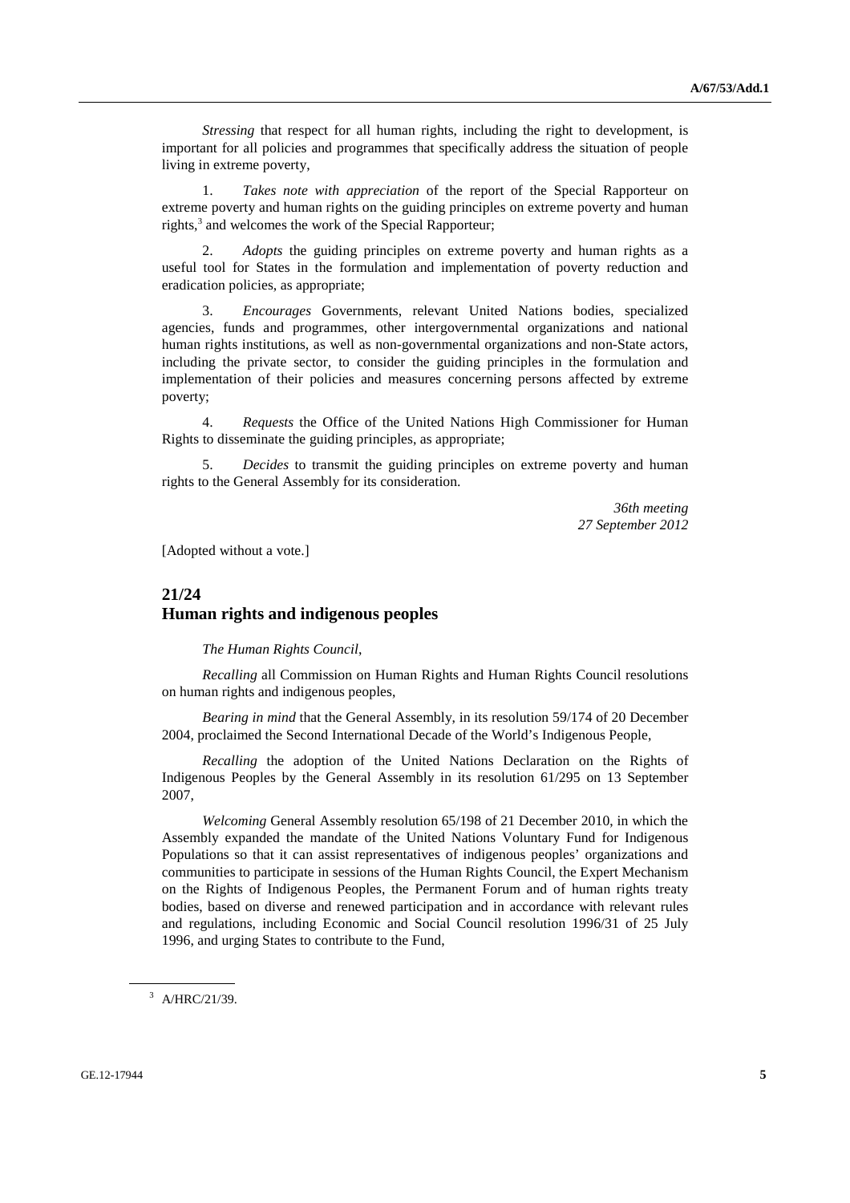*Stressing* that respect for all human rights, including the right to development, is important for all policies and programmes that specifically address the situation of people living in extreme poverty,

1. *Takes note with appreciation* of the report of the Special Rapporteur on extreme poverty and human rights on the guiding principles on extreme poverty and human rights,[3] and welcomes the work of the Special Rapporteur;

2. *Adopts* the guiding principles on extreme poverty and human rights as a useful tool for States in the formulation and implementation of poverty reduction and eradication policies, as appropriate;

3. *Encourages* Governments, relevant United Nations bodies, specialized agencies, funds and programmes, other intergovernmental organizations and national human rights institutions, as well as non-governmental organizations and non-State actors, including the private sector, to consider the guiding principles in the formulation and implementation of their policies and measures concerning persons affected by extreme poverty;

4. *Requests* the Office of the United Nations High Commissioner for Human Rights to disseminate the guiding principles, as appropriate;

5. *Decides* to transmit the guiding principles on extreme poverty and human rights to the General Assembly for its consideration.

*36th meeting*
*27 September 2012*

[Adopted without a vote.]

## 21/24
## Human rights and indigenous peoples

*The Human Rights Council*,

*Recalling* all Commission on Human Rights and Human Rights Council resolutions on human rights and indigenous peoples,

*Bearing in mind* that the General Assembly, in its resolution 59/174 of 20 December 2004, proclaimed the Second International Decade of the World's Indigenous People,

*Recalling* the adoption of the United Nations Declaration on the Rights of Indigenous Peoples by the General Assembly in its resolution 61/295 on 13 September 2007,

*Welcoming* General Assembly resolution 65/198 of 21 December 2010, in which the Assembly expanded the mandate of the United Nations Voluntary Fund for Indigenous Populations so that it can assist representatives of indigenous peoples' organizations and communities to participate in sessions of the Human Rights Council, the Expert Mechanism on the Rights of Indigenous Peoples, the Permanent Forum and of human rights treaty bodies, based on diverse and renewed participation and in accordance with relevant rules and regulations, including Economic and Social Council resolution 1996/31 of 25 July 1996, and urging States to contribute to the Fund,

[3] A/HRC/21/39.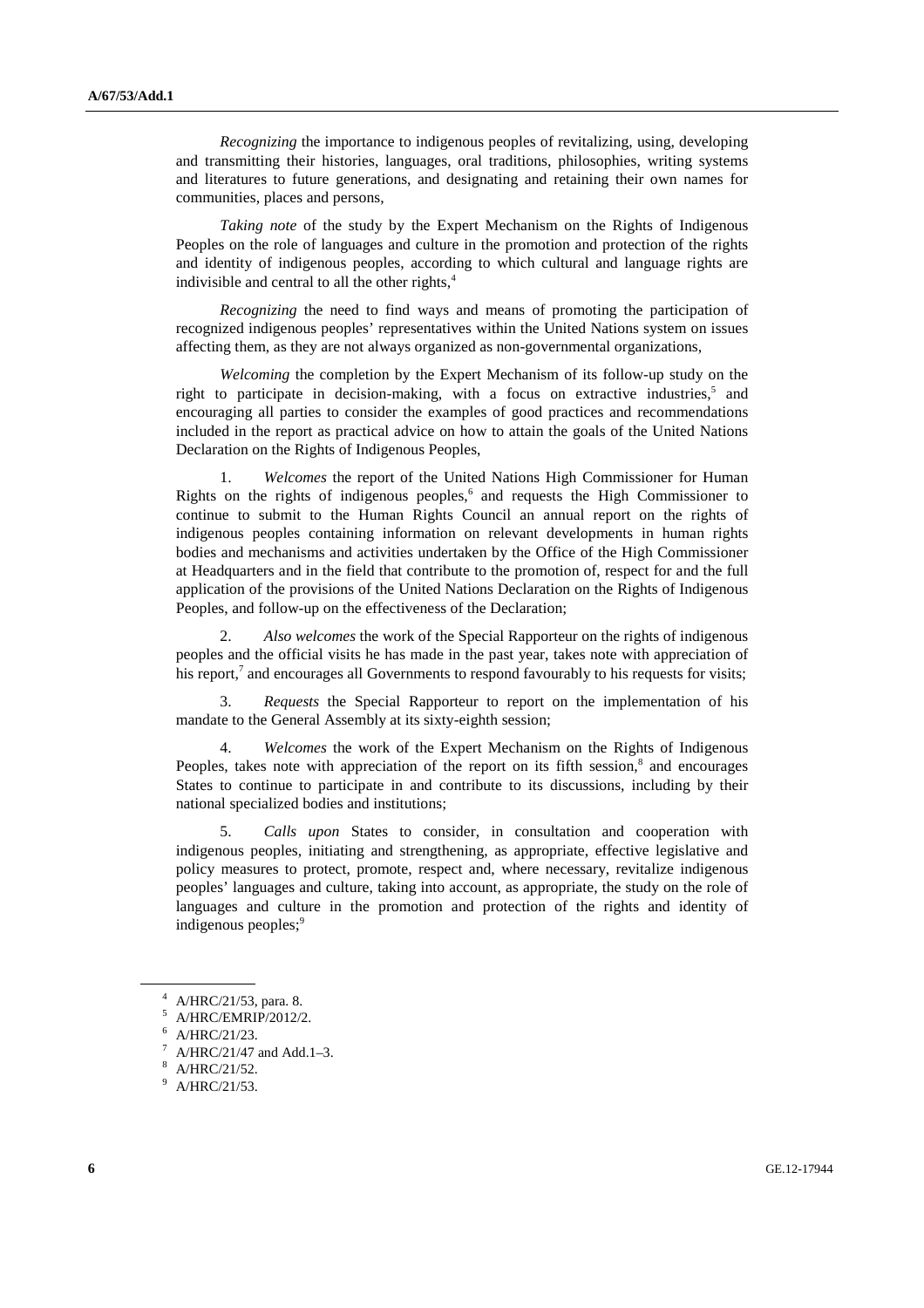*Recognizing* the importance to indigenous peoples of revitalizing, using, developing and transmitting their histories, languages, oral traditions, philosophies, writing systems and literatures to future generations, and designating and retaining their own names for communities, places and persons,

*Taking note* of the study by the Expert Mechanism on the Rights of Indigenous Peoples on the role of languages and culture in the promotion and protection of the rights and identity of indigenous peoples, according to which cultural and language rights are indivisible and central to all the other rights,[4]

*Recognizing* the need to find ways and means of promoting the participation of recognized indigenous peoples' representatives within the United Nations system on issues affecting them, as they are not always organized as non-governmental organizations,

*Welcoming* the completion by the Expert Mechanism of its follow-up study on the right to participate in decision-making, with a focus on extractive industries,[5] and encouraging all parties to consider the examples of good practices and recommendations included in the report as practical advice on how to attain the goals of the United Nations Declaration on the Rights of Indigenous Peoples,

1. *Welcomes* the report of the United Nations High Commissioner for Human Rights on the rights of indigenous peoples,[6] and requests the High Commissioner to continue to submit to the Human Rights Council an annual report on the rights of indigenous peoples containing information on relevant developments in human rights bodies and mechanisms and activities undertaken by the Office of the High Commissioner at Headquarters and in the field that contribute to the promotion of, respect for and the full application of the provisions of the United Nations Declaration on the Rights of Indigenous Peoples, and follow-up on the effectiveness of the Declaration;

2. *Also welcomes* the work of the Special Rapporteur on the rights of indigenous peoples and the official visits he has made in the past year, takes note with appreciation of his report,[7] and encourages all Governments to respond favourably to his requests for visits;

3. *Requests* the Special Rapporteur to report on the implementation of his mandate to the General Assembly at its sixty-eighth session;

4. *Welcomes* the work of the Expert Mechanism on the Rights of Indigenous Peoples, takes note with appreciation of the report on its fifth session,[8] and encourages States to continue to participate in and contribute to its discussions, including by their national specialized bodies and institutions;

5. *Calls upon* States to consider, in consultation and cooperation with indigenous peoples, initiating and strengthening, as appropriate, effective legislative and policy measures to protect, promote, respect and, where necessary, revitalize indigenous peoples' languages and culture, taking into account, as appropriate, the study on the role of languages and culture in the promotion and protection of the rights and identity of indigenous peoples;[9]

---

[4] A/HRC/21/53, para. 8.

[5] A/HRC/EMRIP/2012/2.

[6] A/HRC/21/23.

[7] A/HRC/21/47 and Add.1–3.

[8] A/HRC/21/52.

[9] A/HRC/21/53.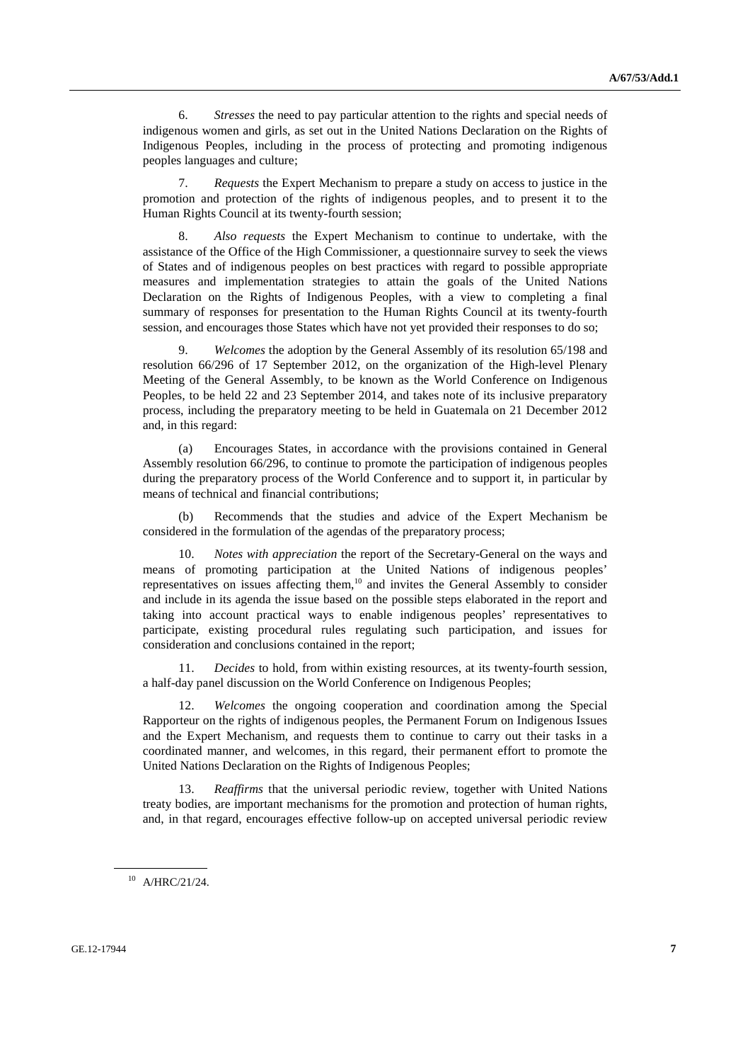6. *Stresses* the need to pay particular attention to the rights and special needs of indigenous women and girls, as set out in the United Nations Declaration on the Rights of Indigenous Peoples, including in the process of protecting and promoting indigenous peoples languages and culture;

7. *Requests* the Expert Mechanism to prepare a study on access to justice in the promotion and protection of the rights of indigenous peoples, and to present it to the Human Rights Council at its twenty-fourth session;

8. *Also requests* the Expert Mechanism to continue to undertake, with the assistance of the Office of the High Commissioner, a questionnaire survey to seek the views of States and of indigenous peoples on best practices with regard to possible appropriate measures and implementation strategies to attain the goals of the United Nations Declaration on the Rights of Indigenous Peoples, with a view to completing a final summary of responses for presentation to the Human Rights Council at its twenty-fourth session, and encourages those States which have not yet provided their responses to do so;

9. *Welcomes* the adoption by the General Assembly of its resolution 65/198 and resolution 66/296 of 17 September 2012, on the organization of the High-level Plenary Meeting of the General Assembly, to be known as the World Conference on Indigenous Peoples, to be held 22 and 23 September 2014, and takes note of its inclusive preparatory process, including the preparatory meeting to be held in Guatemala on 21 December 2012 and, in this regard:

(a) Encourages States, in accordance with the provisions contained in General Assembly resolution 66/296, to continue to promote the participation of indigenous peoples during the preparatory process of the World Conference and to support it, in particular by means of technical and financial contributions;

(b) Recommends that the studies and advice of the Expert Mechanism be considered in the formulation of the agendas of the preparatory process;

10. *Notes with appreciation* the report of the Secretary-General on the ways and means of promoting participation at the United Nations of indigenous peoples' representatives on issues affecting them,[10] and invites the General Assembly to consider and include in its agenda the issue based on the possible steps elaborated in the report and taking into account practical ways to enable indigenous peoples' representatives to participate, existing procedural rules regulating such participation, and issues for consideration and conclusions contained in the report;

11. *Decides* to hold, from within existing resources, at its twenty-fourth session, a half-day panel discussion on the World Conference on Indigenous Peoples;

12. *Welcomes* the ongoing cooperation and coordination among the Special Rapporteur on the rights of indigenous peoples, the Permanent Forum on Indigenous Issues and the Expert Mechanism, and requests them to continue to carry out their tasks in a coordinated manner, and welcomes, in this regard, their permanent effort to promote the United Nations Declaration on the Rights of Indigenous Peoples;

13. *Reaffirms* that the universal periodic review, together with United Nations treaty bodies, are important mechanisms for the promotion and protection of human rights, and, in that regard, encourages effective follow-up on accepted universal periodic review

---

[10] A/HRC/21/24.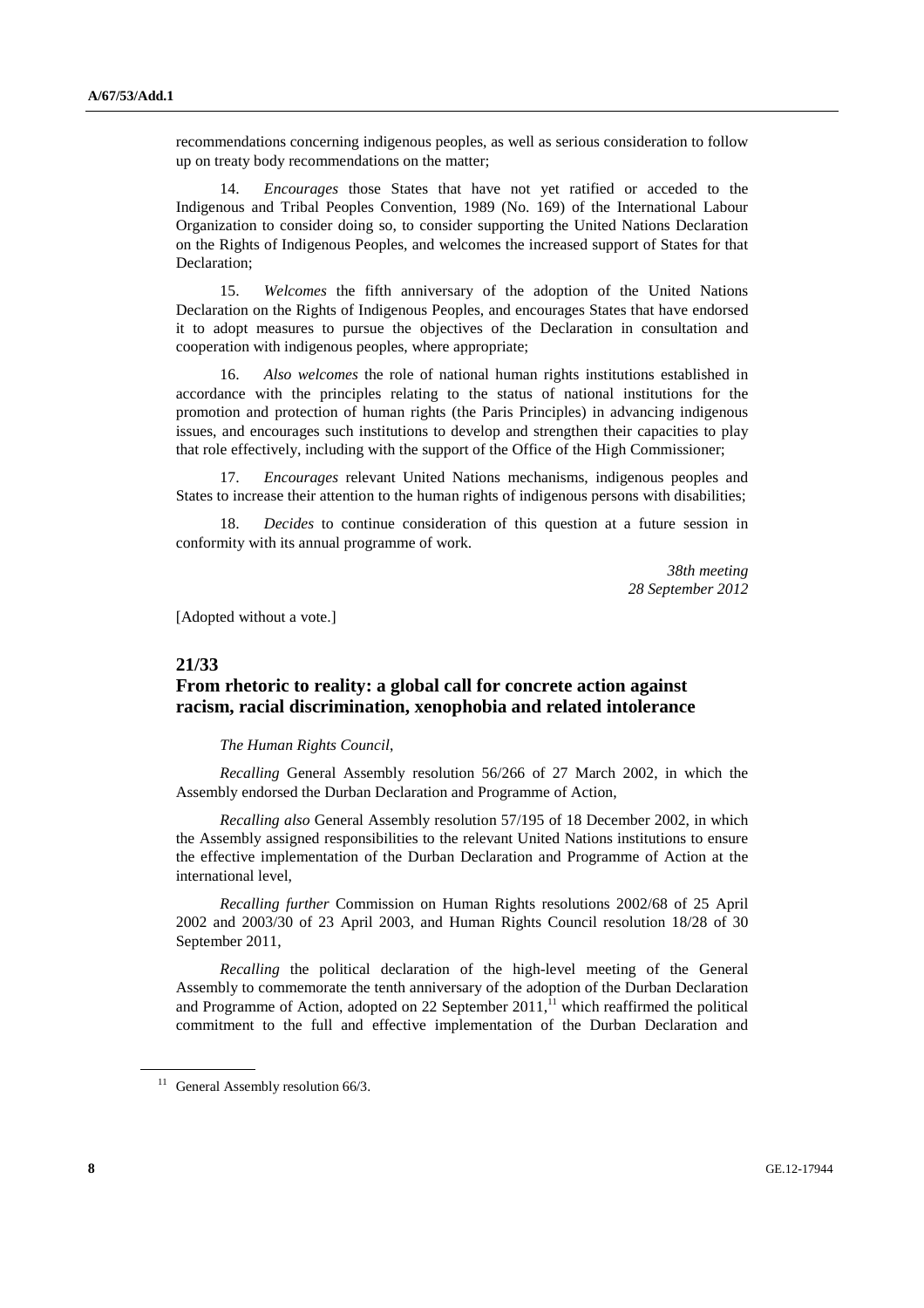recommendations concerning indigenous peoples, as well as serious consideration to follow up on treaty body recommendations on the matter;

14. *Encourages* those States that have not yet ratified or acceded to the Indigenous and Tribal Peoples Convention, 1989 (No. 169) of the International Labour Organization to consider doing so, to consider supporting the United Nations Declaration on the Rights of Indigenous Peoples, and welcomes the increased support of States for that Declaration;

15. *Welcomes* the fifth anniversary of the adoption of the United Nations Declaration on the Rights of Indigenous Peoples, and encourages States that have endorsed it to adopt measures to pursue the objectives of the Declaration in consultation and cooperation with indigenous peoples, where appropriate;

16. *Also welcomes* the role of national human rights institutions established in accordance with the principles relating to the status of national institutions for the promotion and protection of human rights (the Paris Principles) in advancing indigenous issues, and encourages such institutions to develop and strengthen their capacities to play that role effectively, including with the support of the Office of the High Commissioner;

17. *Encourages* relevant United Nations mechanisms, indigenous peoples and States to increase their attention to the human rights of indigenous persons with disabilities;

18. *Decides* to continue consideration of this question at a future session in conformity with its annual programme of work.

*38th meeting*
*28 September 2012*

[Adopted without a vote.]

## 21/33
## From rhetoric to reality: a global call for concrete action against racism, racial discrimination, xenophobia and related intolerance

*The Human Rights Council*,

*Recalling* General Assembly resolution 56/266 of 27 March 2002, in which the Assembly endorsed the Durban Declaration and Programme of Action,

*Recalling also* General Assembly resolution 57/195 of 18 December 2002, in which the Assembly assigned responsibilities to the relevant United Nations institutions to ensure the effective implementation of the Durban Declaration and Programme of Action at the international level,

*Recalling further* Commission on Human Rights resolutions 2002/68 of 25 April 2002 and 2003/30 of 23 April 2003, and Human Rights Council resolution 18/28 of 30 September 2011,

*Recalling* the political declaration of the high-level meeting of the General Assembly to commemorate the tenth anniversary of the adoption of the Durban Declaration and Programme of Action, adopted on 22 September 2011,[11] which reaffirmed the political commitment to the full and effective implementation of the Durban Declaration and

[11] General Assembly resolution 66/3.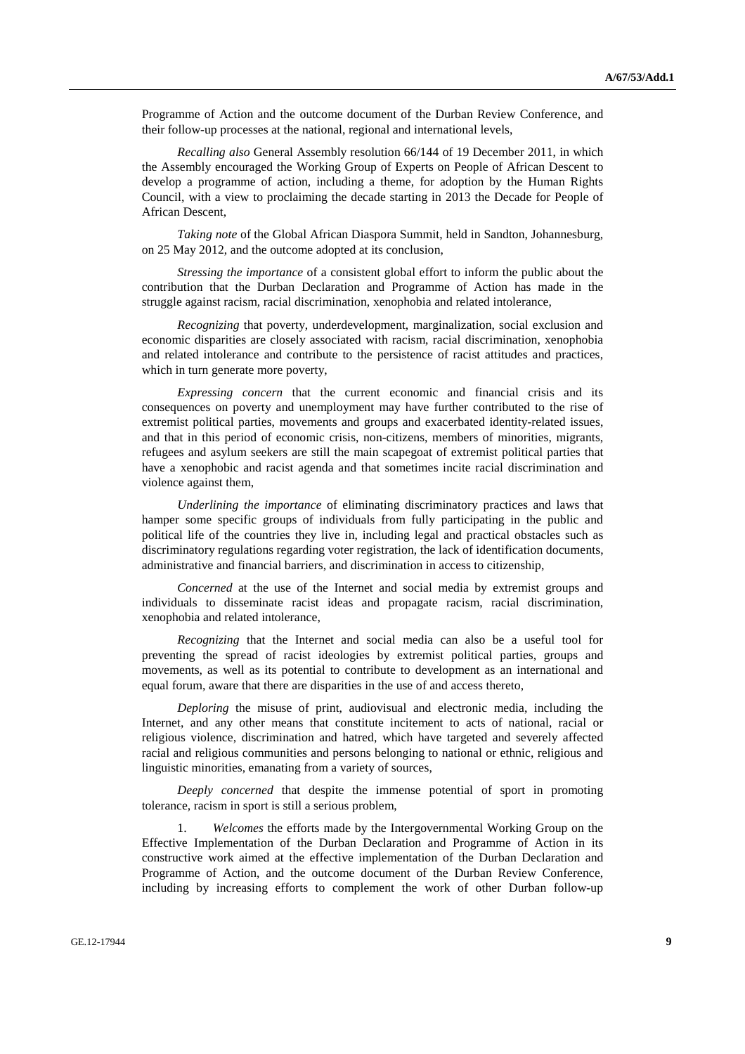Programme of Action and the outcome document of the Durban Review Conference, and their follow-up processes at the national, regional and international levels,

*Recalling also* General Assembly resolution 66/144 of 19 December 2011, in which the Assembly encouraged the Working Group of Experts on People of African Descent to develop a programme of action, including a theme, for adoption by the Human Rights Council, with a view to proclaiming the decade starting in 2013 the Decade for People of African Descent,

*Taking note* of the Global African Diaspora Summit, held in Sandton, Johannesburg, on 25 May 2012, and the outcome adopted at its conclusion,

*Stressing the importance* of a consistent global effort to inform the public about the contribution that the Durban Declaration and Programme of Action has made in the struggle against racism, racial discrimination, xenophobia and related intolerance,

*Recognizing* that poverty, underdevelopment, marginalization, social exclusion and economic disparities are closely associated with racism, racial discrimination, xenophobia and related intolerance and contribute to the persistence of racist attitudes and practices, which in turn generate more poverty,

*Expressing concern* that the current economic and financial crisis and its consequences on poverty and unemployment may have further contributed to the rise of extremist political parties, movements and groups and exacerbated identity-related issues, and that in this period of economic crisis, non-citizens, members of minorities, migrants, refugees and asylum seekers are still the main scapegoat of extremist political parties that have a xenophobic and racist agenda and that sometimes incite racial discrimination and violence against them,

*Underlining the importance* of eliminating discriminatory practices and laws that hamper some specific groups of individuals from fully participating in the public and political life of the countries they live in, including legal and practical obstacles such as discriminatory regulations regarding voter registration, the lack of identification documents, administrative and financial barriers, and discrimination in access to citizenship,

*Concerned* at the use of the Internet and social media by extremist groups and individuals to disseminate racist ideas and propagate racism, racial discrimination, xenophobia and related intolerance,

*Recognizing* that the Internet and social media can also be a useful tool for preventing the spread of racist ideologies by extremist political parties, groups and movements, as well as its potential to contribute to development as an international and equal forum, aware that there are disparities in the use of and access thereto,

*Deploring* the misuse of print, audiovisual and electronic media, including the Internet, and any other means that constitute incitement to acts of national, racial or religious violence, discrimination and hatred, which have targeted and severely affected racial and religious communities and persons belonging to national or ethnic, religious and linguistic minorities, emanating from a variety of sources,

*Deeply concerned* that despite the immense potential of sport in promoting tolerance, racism in sport is still a serious problem,

1. *Welcomes* the efforts made by the Intergovernmental Working Group on the Effective Implementation of the Durban Declaration and Programme of Action in its constructive work aimed at the effective implementation of the Durban Declaration and Programme of Action, and the outcome document of the Durban Review Conference, including by increasing efforts to complement the work of other Durban follow-up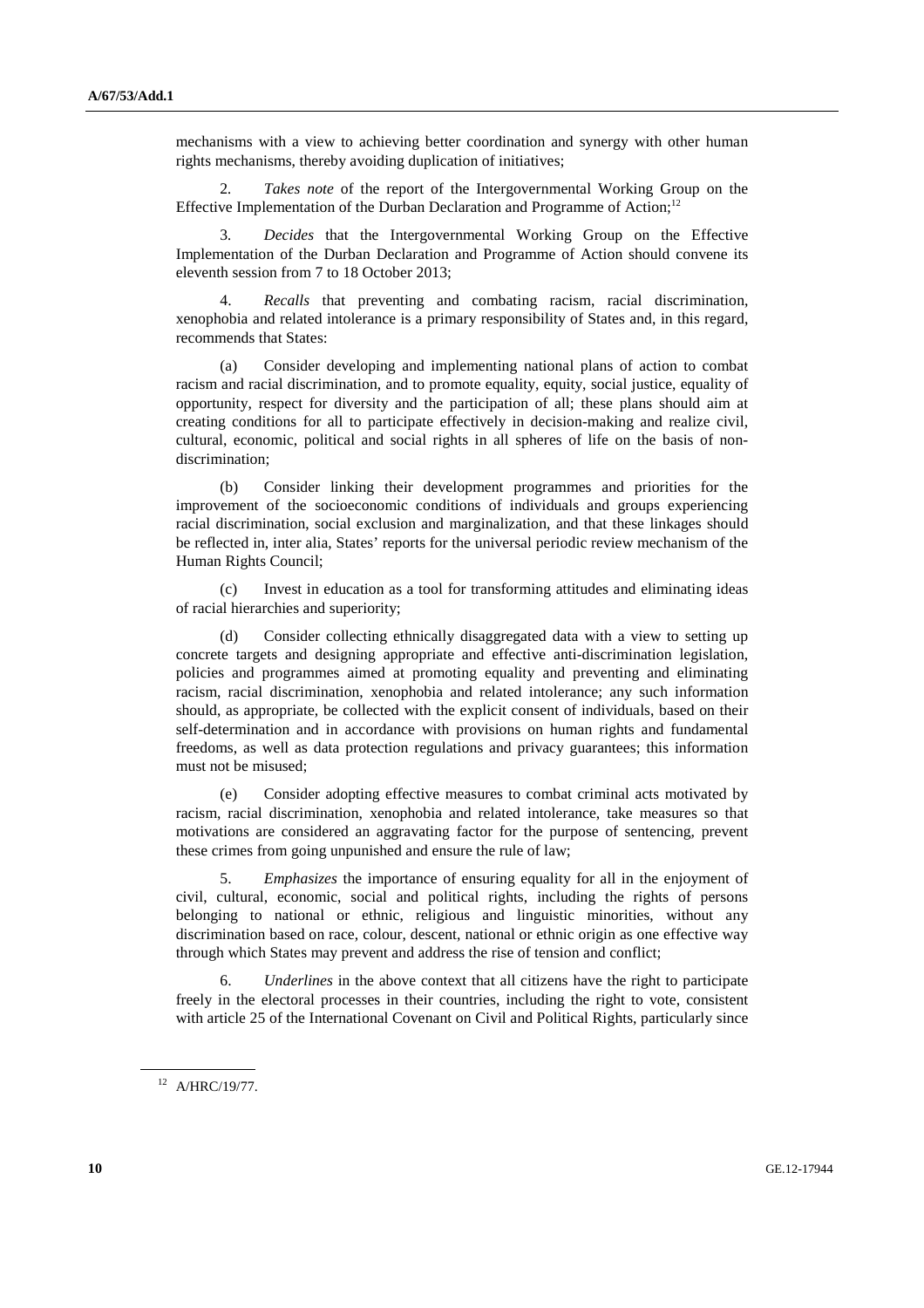mechanisms with a view to achieving better coordination and synergy with other human rights mechanisms, thereby avoiding duplication of initiatives;

2. *Takes note* of the report of the Intergovernmental Working Group on the Effective Implementation of the Durban Declaration and Programme of Action;[12]

3. *Decides* that the Intergovernmental Working Group on the Effective Implementation of the Durban Declaration and Programme of Action should convene its eleventh session from 7 to 18 October 2013;

4. *Recalls* that preventing and combating racism, racial discrimination, xenophobia and related intolerance is a primary responsibility of States and, in this regard, recommends that States:

(a) Consider developing and implementing national plans of action to combat racism and racial discrimination, and to promote equality, equity, social justice, equality of opportunity, respect for diversity and the participation of all; these plans should aim at creating conditions for all to participate effectively in decision-making and realize civil, cultural, economic, political and social rights in all spheres of life on the basis of non-discrimination;

(b) Consider linking their development programmes and priorities for the improvement of the socioeconomic conditions of individuals and groups experiencing racial discrimination, social exclusion and marginalization, and that these linkages should be reflected in, inter alia, States' reports for the universal periodic review mechanism of the Human Rights Council;

(c) Invest in education as a tool for transforming attitudes and eliminating ideas of racial hierarchies and superiority;

(d) Consider collecting ethnically disaggregated data with a view to setting up concrete targets and designing appropriate and effective anti-discrimination legislation, policies and programmes aimed at promoting equality and preventing and eliminating racism, racial discrimination, xenophobia and related intolerance; any such information should, as appropriate, be collected with the explicit consent of individuals, based on their self-determination and in accordance with provisions on human rights and fundamental freedoms, as well as data protection regulations and privacy guarantees; this information must not be misused;

(e) Consider adopting effective measures to combat criminal acts motivated by racism, racial discrimination, xenophobia and related intolerance, take measures so that motivations are considered an aggravating factor for the purpose of sentencing, prevent these crimes from going unpunished and ensure the rule of law;

5. *Emphasizes* the importance of ensuring equality for all in the enjoyment of civil, cultural, economic, social and political rights, including the rights of persons belonging to national or ethnic, religious and linguistic minorities, without any discrimination based on race, colour, descent, national or ethnic origin as one effective way through which States may prevent and address the rise of tension and conflict;

6. *Underlines* in the above context that all citizens have the right to participate freely in the electoral processes in their countries, including the right to vote, consistent with article 25 of the International Covenant on Civil and Political Rights, particularly since

---

[12] A/HRC/19/77.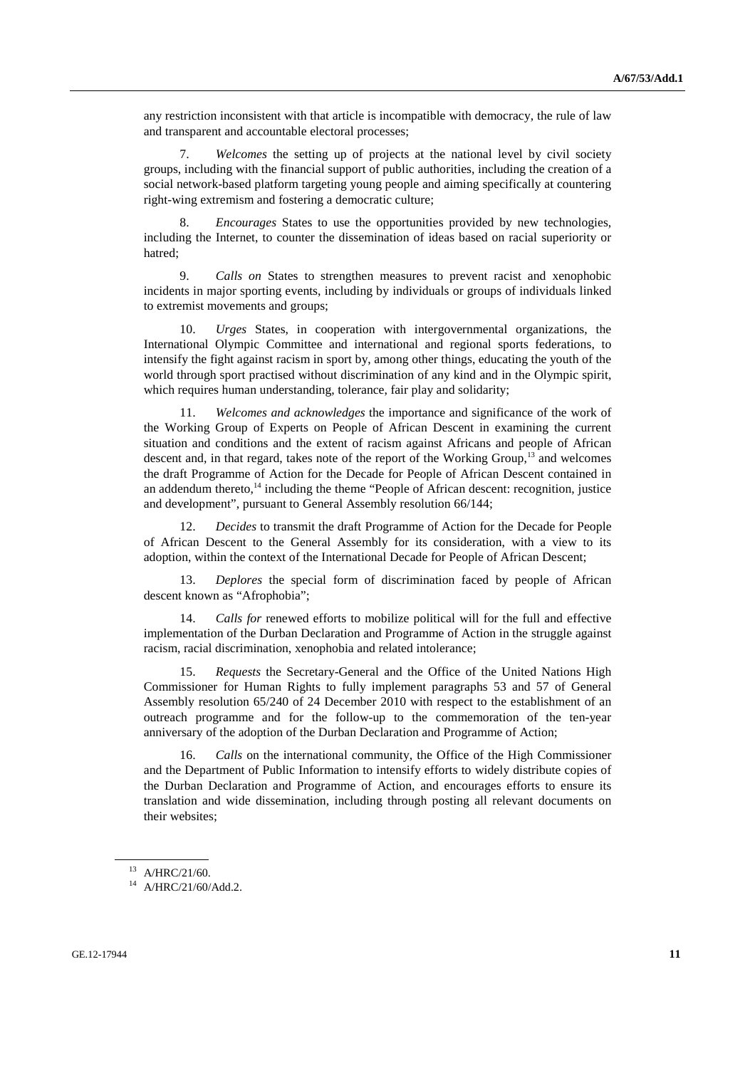any restriction inconsistent with that article is incompatible with democracy, the rule of law and transparent and accountable electoral processes;

7. *Welcomes* the setting up of projects at the national level by civil society groups, including with the financial support of public authorities, including the creation of a social network-based platform targeting young people and aiming specifically at countering right-wing extremism and fostering a democratic culture;

8. *Encourages* States to use the opportunities provided by new technologies, including the Internet, to counter the dissemination of ideas based on racial superiority or hatred;

9. *Calls on* States to strengthen measures to prevent racist and xenophobic incidents in major sporting events, including by individuals or groups of individuals linked to extremist movements and groups;

10. *Urges* States, in cooperation with intergovernmental organizations, the International Olympic Committee and international and regional sports federations, to intensify the fight against racism in sport by, among other things, educating the youth of the world through sport practised without discrimination of any kind and in the Olympic spirit, which requires human understanding, tolerance, fair play and solidarity;

11. *Welcomes and acknowledges* the importance and significance of the work of the Working Group of Experts on People of African Descent in examining the current situation and conditions and the extent of racism against Africans and people of African descent and, in that regard, takes note of the report of the Working Group,[13] and welcomes the draft Programme of Action for the Decade for People of African Descent contained in an addendum thereto,[14] including the theme "People of African descent: recognition, justice and development", pursuant to General Assembly resolution 66/144;

12. *Decides* to transmit the draft Programme of Action for the Decade for People of African Descent to the General Assembly for its consideration, with a view to its adoption, within the context of the International Decade for People of African Descent;

13. *Deplores* the special form of discrimination faced by people of African descent known as "Afrophobia";

14. *Calls for* renewed efforts to mobilize political will for the full and effective implementation of the Durban Declaration and Programme of Action in the struggle against racism, racial discrimination, xenophobia and related intolerance;

15. *Requests* the Secretary-General and the Office of the United Nations High Commissioner for Human Rights to fully implement paragraphs 53 and 57 of General Assembly resolution 65/240 of 24 December 2010 with respect to the establishment of an outreach programme and for the follow-up to the commemoration of the ten-year anniversary of the adoption of the Durban Declaration and Programme of Action;

16. *Calls* on the international community, the Office of the High Commissioner and the Department of Public Information to intensify efforts to widely distribute copies of the Durban Declaration and Programme of Action, and encourages efforts to ensure its translation and wide dissemination, including through posting all relevant documents on their websites;

---

[13] A/HRC/21/60.

[14] A/HRC/21/60/Add.2.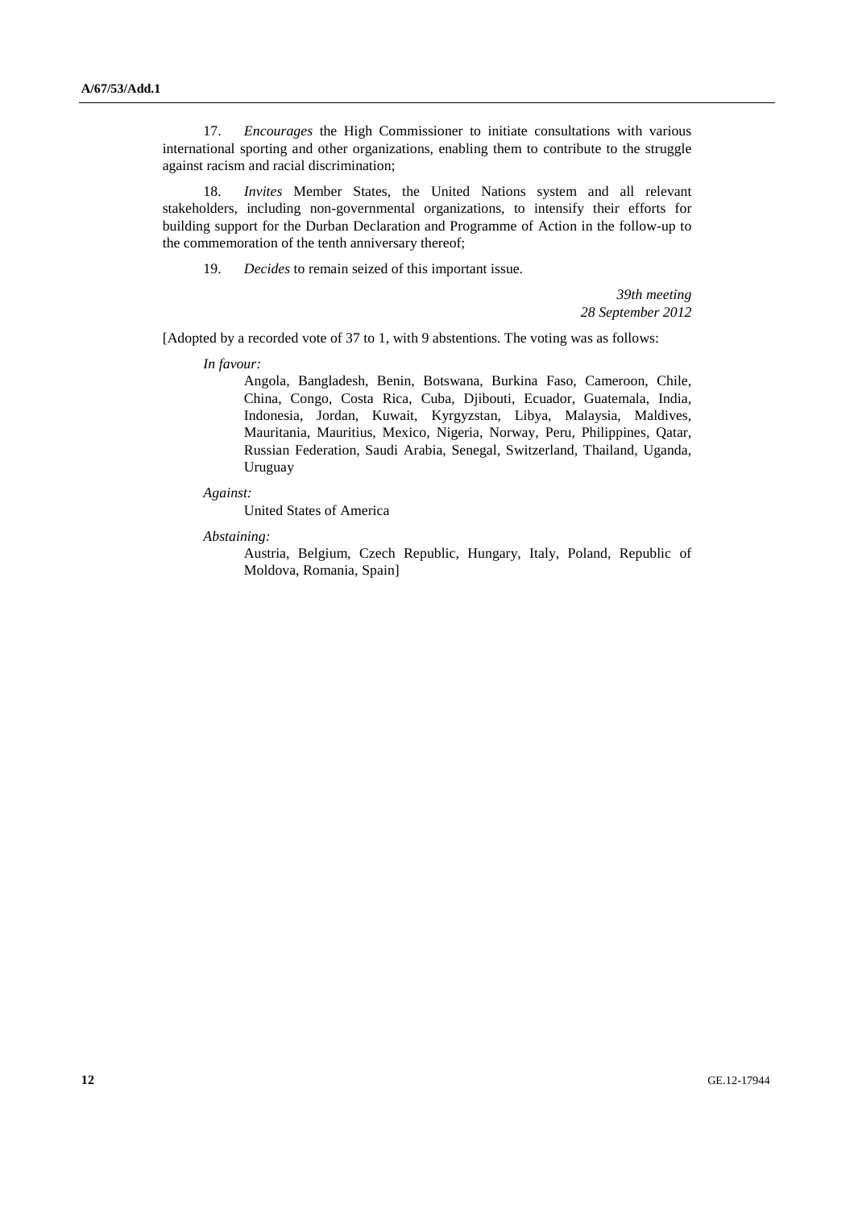17. *Encourages* the High Commissioner to initiate consultations with various international sporting and other organizations, enabling them to contribute to the struggle against racism and racial discrimination;

18. *Invites* Member States, the United Nations system and all relevant stakeholders, including non-governmental organizations, to intensify their efforts for building support for the Durban Declaration and Programme of Action in the follow-up to the commemoration of the tenth anniversary thereof;

19. *Decides* to remain seized of this important issue.

*39th meeting*
*28 September 2012*

[Adopted by a recorded vote of 37 to 1, with 9 abstentions. The voting was as follows:

*In favour:*

Angola, Bangladesh, Benin, Botswana, Burkina Faso, Cameroon, Chile, China, Congo, Costa Rica, Cuba, Djibouti, Ecuador, Guatemala, India, Indonesia, Jordan, Kuwait, Kyrgyzstan, Libya, Malaysia, Maldives, Mauritania, Mauritius, Mexico, Nigeria, Norway, Peru, Philippines, Qatar, Russian Federation, Saudi Arabia, Senegal, Switzerland, Thailand, Uganda, Uruguay

*Against:*

United States of America

*Abstaining:*

Austria, Belgium, Czech Republic, Hungary, Italy, Poland, Republic of Moldova, Romania, Spain]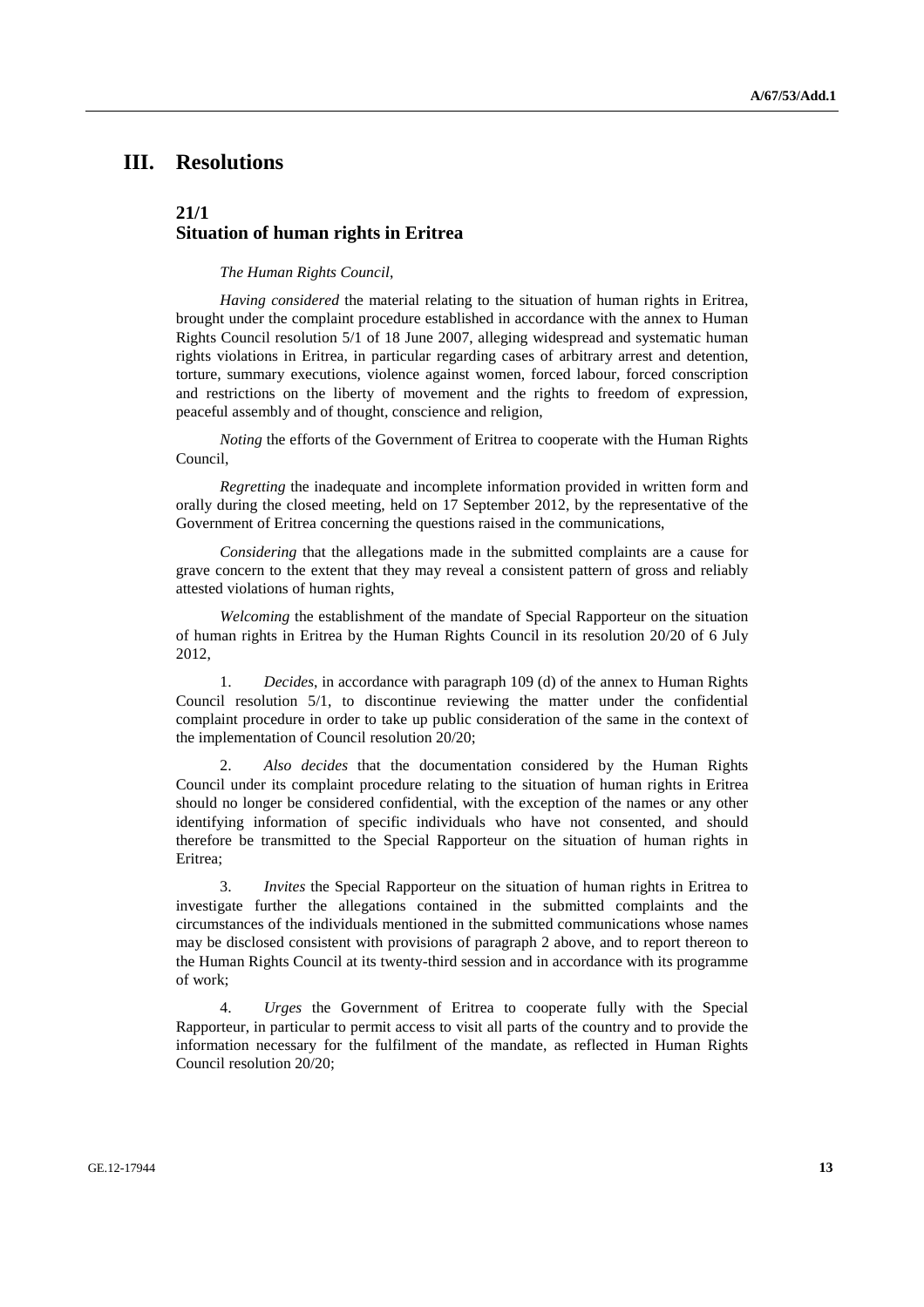# III. Resolutions

## 21/1
## Situation of human rights in Eritrea

*The Human Rights Council*,

*Having considered* the material relating to the situation of human rights in Eritrea, brought under the complaint procedure established in accordance with the annex to Human Rights Council resolution 5/1 of 18 June 2007, alleging widespread and systematic human rights violations in Eritrea, in particular regarding cases of arbitrary arrest and detention, torture, summary executions, violence against women, forced labour, forced conscription and restrictions on the liberty of movement and the rights to freedom of expression, peaceful assembly and of thought, conscience and religion,

*Noting* the efforts of the Government of Eritrea to cooperate with the Human Rights Council,

*Regretting* the inadequate and incomplete information provided in written form and orally during the closed meeting, held on 17 September 2012, by the representative of the Government of Eritrea concerning the questions raised in the communications,

*Considering* that the allegations made in the submitted complaints are a cause for grave concern to the extent that they may reveal a consistent pattern of gross and reliably attested violations of human rights,

*Welcoming* the establishment of the mandate of Special Rapporteur on the situation of human rights in Eritrea by the Human Rights Council in its resolution 20/20 of 6 July 2012,

1. *Decides*, in accordance with paragraph 109 (d) of the annex to Human Rights Council resolution 5/1, to discontinue reviewing the matter under the confidential complaint procedure in order to take up public consideration of the same in the context of the implementation of Council resolution 20/20;

2. *Also decides* that the documentation considered by the Human Rights Council under its complaint procedure relating to the situation of human rights in Eritrea should no longer be considered confidential, with the exception of the names or any other identifying information of specific individuals who have not consented, and should therefore be transmitted to the Special Rapporteur on the situation of human rights in Eritrea;

3. *Invites* the Special Rapporteur on the situation of human rights in Eritrea to investigate further the allegations contained in the submitted complaints and the circumstances of the individuals mentioned in the submitted communications whose names may be disclosed consistent with provisions of paragraph 2 above, and to report thereon to the Human Rights Council at its twenty-third session and in accordance with its programme of work;

4. *Urges* the Government of Eritrea to cooperate fully with the Special Rapporteur, in particular to permit access to visit all parts of the country and to provide the information necessary for the fulfilment of the mandate, as reflected in Human Rights Council resolution 20/20;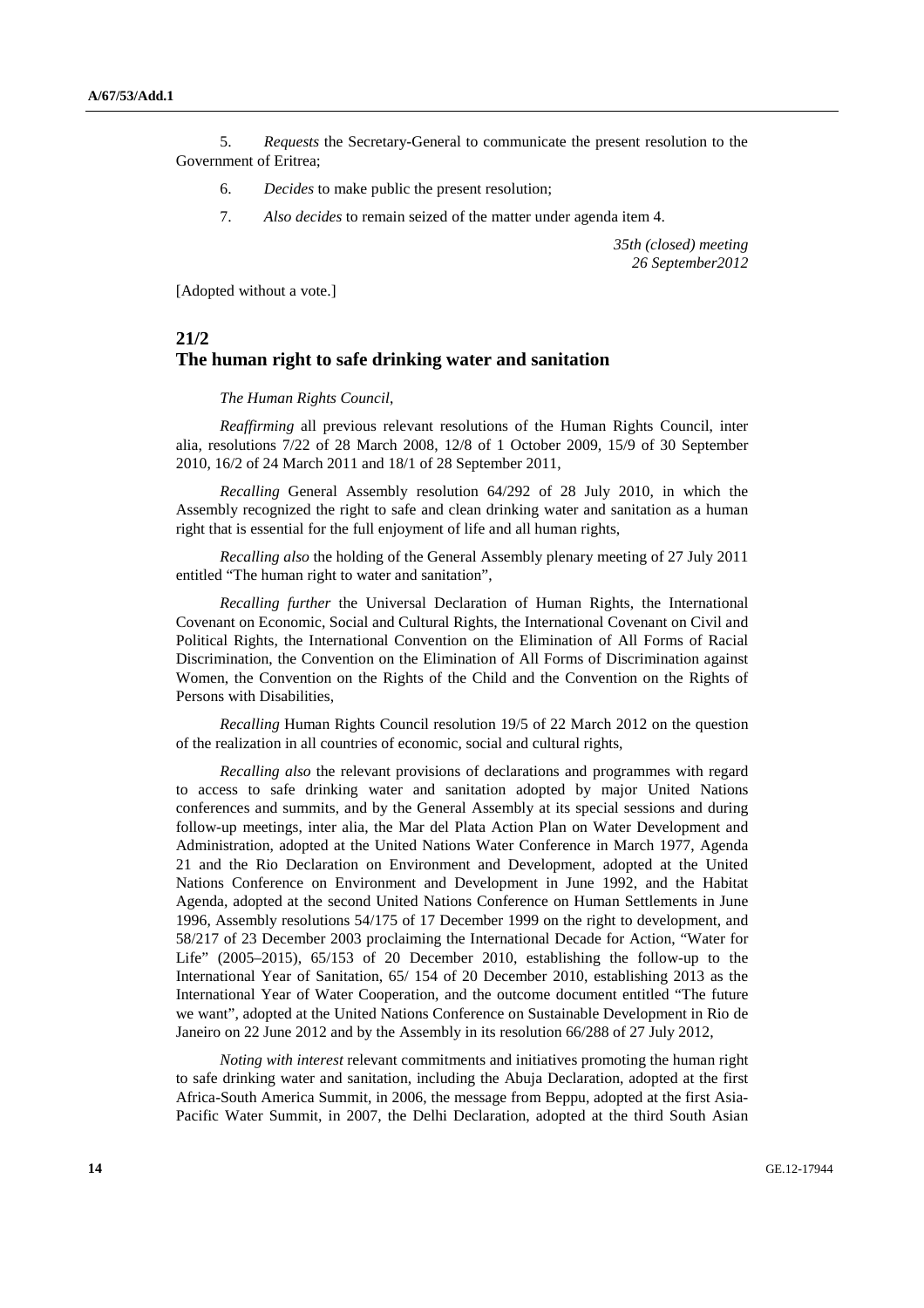5. *Requests* the Secretary-General to communicate the present resolution to the Government of Eritrea;

6. *Decides* to make public the present resolution;

7. *Also decides* to remain seized of the matter under agenda item 4.

*35th (closed) meeting*
*26 September2012*

[Adopted without a vote.]

## 21/2
## The human right to safe drinking water and sanitation

*The Human Rights Council*,

*Reaffirming* all previous relevant resolutions of the Human Rights Council, inter alia, resolutions 7/22 of 28 March 2008, 12/8 of 1 October 2009, 15/9 of 30 September 2010, 16/2 of 24 March 2011 and 18/1 of 28 September 2011,

*Recalling* General Assembly resolution 64/292 of 28 July 2010, in which the Assembly recognized the right to safe and clean drinking water and sanitation as a human right that is essential for the full enjoyment of life and all human rights,

*Recalling also* the holding of the General Assembly plenary meeting of 27 July 2011 entitled "The human right to water and sanitation",

*Recalling further* the Universal Declaration of Human Rights, the International Covenant on Economic, Social and Cultural Rights, the International Covenant on Civil and Political Rights, the International Convention on the Elimination of All Forms of Racial Discrimination, the Convention on the Elimination of All Forms of Discrimination against Women, the Convention on the Rights of the Child and the Convention on the Rights of Persons with Disabilities,

*Recalling* Human Rights Council resolution 19/5 of 22 March 2012 on the question of the realization in all countries of economic, social and cultural rights,

*Recalling also* the relevant provisions of declarations and programmes with regard to access to safe drinking water and sanitation adopted by major United Nations conferences and summits, and by the General Assembly at its special sessions and during follow-up meetings, inter alia, the Mar del Plata Action Plan on Water Development and Administration, adopted at the United Nations Water Conference in March 1977, Agenda 21 and the Rio Declaration on Environment and Development, adopted at the United Nations Conference on Environment and Development in June 1992, and the Habitat Agenda, adopted at the second United Nations Conference on Human Settlements in June 1996, Assembly resolutions 54/175 of 17 December 1999 on the right to development, and 58/217 of 23 December 2003 proclaiming the International Decade for Action, "Water for Life" (2005–2015), 65/153 of 20 December 2010, establishing the follow-up to the International Year of Sanitation, 65/ 154 of 20 December 2010, establishing 2013 as the International Year of Water Cooperation, and the outcome document entitled "The future we want", adopted at the United Nations Conference on Sustainable Development in Rio de Janeiro on 22 June 2012 and by the Assembly in its resolution 66/288 of 27 July 2012,

*Noting with interest* relevant commitments and initiatives promoting the human right to safe drinking water and sanitation, including the Abuja Declaration, adopted at the first Africa-South America Summit, in 2006, the message from Beppu, adopted at the first Asia-Pacific Water Summit, in 2007, the Delhi Declaration, adopted at the third South Asian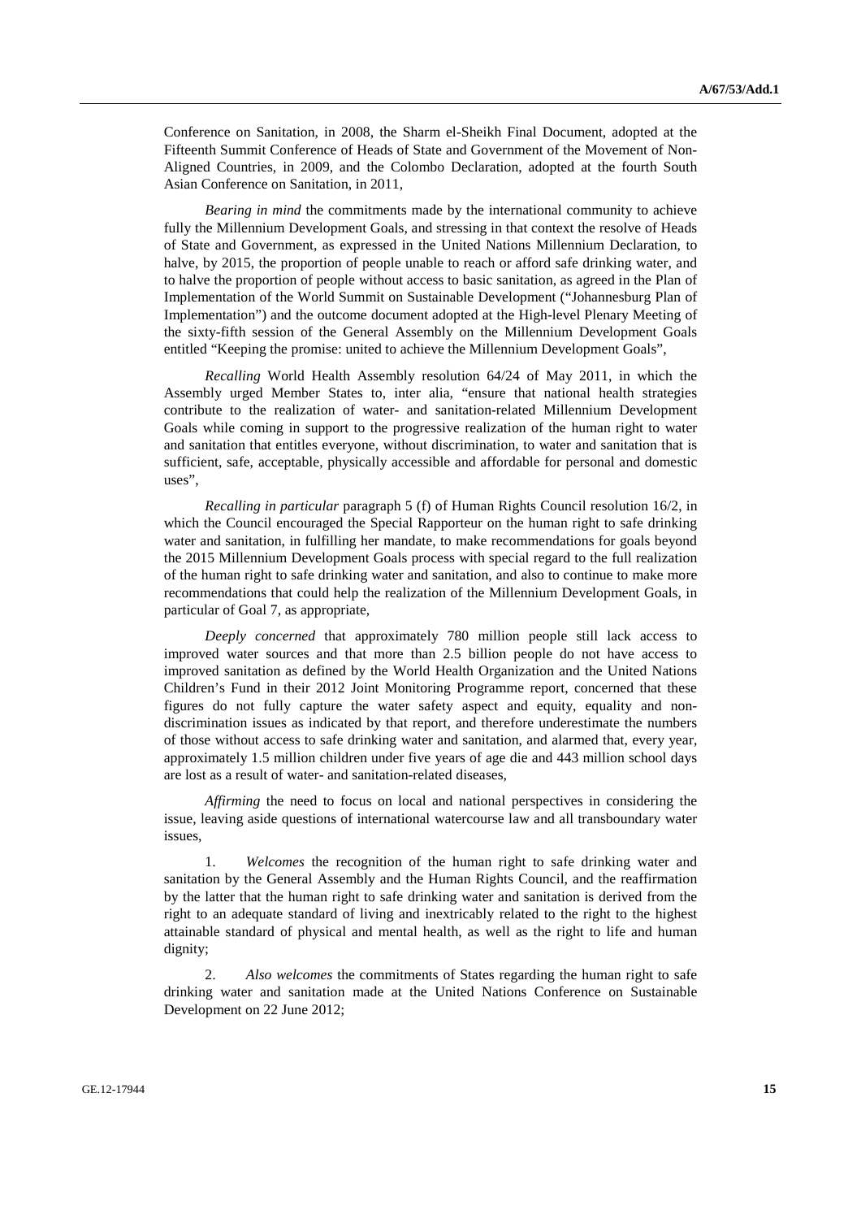Conference on Sanitation, in 2008, the Sharm el-Sheikh Final Document, adopted at the Fifteenth Summit Conference of Heads of State and Government of the Movement of Non-Aligned Countries, in 2009, and the Colombo Declaration, adopted at the fourth South Asian Conference on Sanitation, in 2011,

*Bearing in mind* the commitments made by the international community to achieve fully the Millennium Development Goals, and stressing in that context the resolve of Heads of State and Government, as expressed in the United Nations Millennium Declaration, to halve, by 2015, the proportion of people unable to reach or afford safe drinking water, and to halve the proportion of people without access to basic sanitation, as agreed in the Plan of Implementation of the World Summit on Sustainable Development ("Johannesburg Plan of Implementation") and the outcome document adopted at the High-level Plenary Meeting of the sixty-fifth session of the General Assembly on the Millennium Development Goals entitled "Keeping the promise: united to achieve the Millennium Development Goals",

*Recalling* World Health Assembly resolution 64/24 of May 2011, in which the Assembly urged Member States to, inter alia, "ensure that national health strategies contribute to the realization of water- and sanitation-related Millennium Development Goals while coming in support to the progressive realization of the human right to water and sanitation that entitles everyone, without discrimination, to water and sanitation that is sufficient, safe, acceptable, physically accessible and affordable for personal and domestic uses",

*Recalling in particular* paragraph 5 (f) of Human Rights Council resolution 16/2, in which the Council encouraged the Special Rapporteur on the human right to safe drinking water and sanitation, in fulfilling her mandate, to make recommendations for goals beyond the 2015 Millennium Development Goals process with special regard to the full realization of the human right to safe drinking water and sanitation, and also to continue to make more recommendations that could help the realization of the Millennium Development Goals, in particular of Goal 7, as appropriate,

*Deeply concerned* that approximately 780 million people still lack access to improved water sources and that more than 2.5 billion people do not have access to improved sanitation as defined by the World Health Organization and the United Nations Children's Fund in their 2012 Joint Monitoring Programme report, concerned that these figures do not fully capture the water safety aspect and equity, equality and non-discrimination issues as indicated by that report, and therefore underestimate the numbers of those without access to safe drinking water and sanitation, and alarmed that, every year, approximately 1.5 million children under five years of age die and 443 million school days are lost as a result of water- and sanitation-related diseases,

*Affirming* the need to focus on local and national perspectives in considering the issue, leaving aside questions of international watercourse law and all transboundary water issues,

1. *Welcomes* the recognition of the human right to safe drinking water and sanitation by the General Assembly and the Human Rights Council, and the reaffirmation by the latter that the human right to safe drinking water and sanitation is derived from the right to an adequate standard of living and inextricably related to the right to the highest attainable standard of physical and mental health, as well as the right to life and human dignity;

2. *Also welcomes* the commitments of States regarding the human right to safe drinking water and sanitation made at the United Nations Conference on Sustainable Development on 22 June 2012;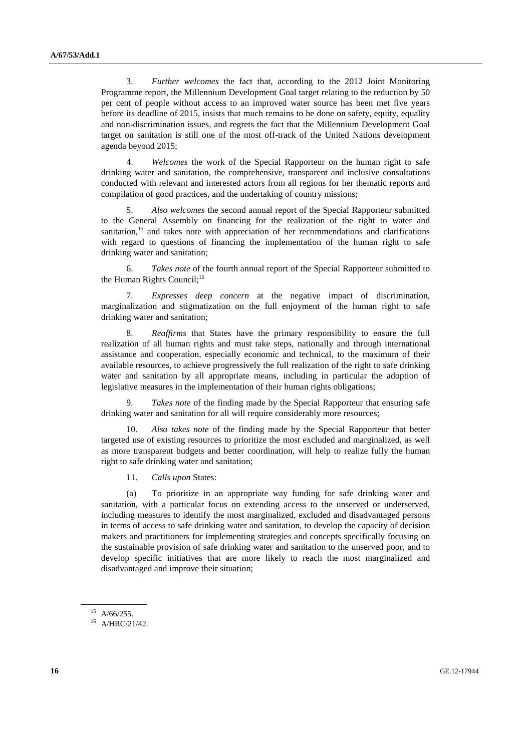3. *Further welcomes* the fact that, according to the 2012 Joint Monitoring Programme report, the Millennium Development Goal target relating to the reduction by 50 per cent of people without access to an improved water source has been met five years before its deadline of 2015, insists that much remains to be done on safety, equity, equality and non-discrimination issues, and regrets the fact that the Millennium Development Goal target on sanitation is still one of the most off-track of the United Nations development agenda beyond 2015;

4. *Welcomes* the work of the Special Rapporteur on the human right to safe drinking water and sanitation, the comprehensive, transparent and inclusive consultations conducted with relevant and interested actors from all regions for her thematic reports and compilation of good practices, and the undertaking of country missions;

5. *Also welcomes* the second annual report of the Special Rapporteur submitted to the General Assembly on financing for the realization of the right to water and sanitation,[15] and takes note with appreciation of her recommendations and clarifications with regard to questions of financing the implementation of the human right to safe drinking water and sanitation;

6. *Takes note* of the fourth annual report of the Special Rapporteur submitted to the Human Rights Council;[16]

7. *Expresses deep concern* at the negative impact of discrimination, marginalization and stigmatization on the full enjoyment of the human right to safe drinking water and sanitation;

8. *Reaffirms* that States have the primary responsibility to ensure the full realization of all human rights and must take steps, nationally and through international assistance and cooperation, especially economic and technical, to the maximum of their available resources, to achieve progressively the full realization of the right to safe drinking water and sanitation by all appropriate means, including in particular the adoption of legislative measures in the implementation of their human rights obligations;

9. *Takes note* of the finding made by the Special Rapporteur that ensuring safe drinking water and sanitation for all will require considerably more resources;

10. *Also takes note* of the finding made by the Special Rapporteur that better targeted use of existing resources to prioritize the most excluded and marginalized, as well as more transparent budgets and better coordination, will help to realize fully the human right to safe drinking water and sanitation;

11. *Calls upon* States:

(a) To prioritize in an appropriate way funding for safe drinking water and sanitation, with a particular focus on extending access to the unserved or underserved, including measures to identify the most marginalized, excluded and disadvantaged persons in terms of access to safe drinking water and sanitation, to develop the capacity of decision makers and practitioners for implementing strategies and concepts specifically focusing on the sustainable provision of safe drinking water and sanitation to the unserved poor, and to develop specific initiatives that are more likely to reach the most marginalized and disadvantaged and improve their situation;

---

[15] A/66/255.

[16] A/HRC/21/42.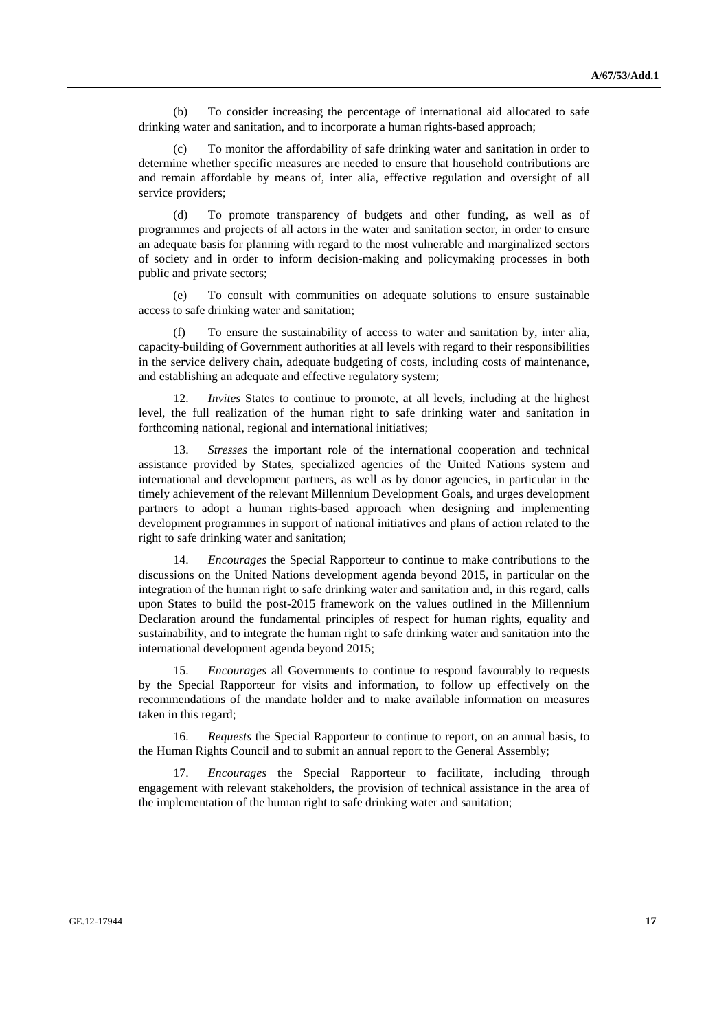(b) To consider increasing the percentage of international aid allocated to safe drinking water and sanitation, and to incorporate a human rights-based approach;

(c) To monitor the affordability of safe drinking water and sanitation in order to determine whether specific measures are needed to ensure that household contributions are and remain affordable by means of, inter alia, effective regulation and oversight of all service providers;

(d) To promote transparency of budgets and other funding, as well as of programmes and projects of all actors in the water and sanitation sector, in order to ensure an adequate basis for planning with regard to the most vulnerable and marginalized sectors of society and in order to inform decision-making and policymaking processes in both public and private sectors;

(e) To consult with communities on adequate solutions to ensure sustainable access to safe drinking water and sanitation;

(f) To ensure the sustainability of access to water and sanitation by, inter alia, capacity-building of Government authorities at all levels with regard to their responsibilities in the service delivery chain, adequate budgeting of costs, including costs of maintenance, and establishing an adequate and effective regulatory system;

12. *Invites* States to continue to promote, at all levels, including at the highest level, the full realization of the human right to safe drinking water and sanitation in forthcoming national, regional and international initiatives;

13. *Stresses* the important role of the international cooperation and technical assistance provided by States, specialized agencies of the United Nations system and international and development partners, as well as by donor agencies, in particular in the timely achievement of the relevant Millennium Development Goals, and urges development partners to adopt a human rights-based approach when designing and implementing development programmes in support of national initiatives and plans of action related to the right to safe drinking water and sanitation;

14. *Encourages* the Special Rapporteur to continue to make contributions to the discussions on the United Nations development agenda beyond 2015, in particular on the integration of the human right to safe drinking water and sanitation and, in this regard, calls upon States to build the post-2015 framework on the values outlined in the Millennium Declaration around the fundamental principles of respect for human rights, equality and sustainability, and to integrate the human right to safe drinking water and sanitation into the international development agenda beyond 2015;

15. *Encourages* all Governments to continue to respond favourably to requests by the Special Rapporteur for visits and information, to follow up effectively on the recommendations of the mandate holder and to make available information on measures taken in this regard;

16. *Requests* the Special Rapporteur to continue to report, on an annual basis, to the Human Rights Council and to submit an annual report to the General Assembly;

17. *Encourages* the Special Rapporteur to facilitate, including through engagement with relevant stakeholders, the provision of technical assistance in the area of the implementation of the human right to safe drinking water and sanitation;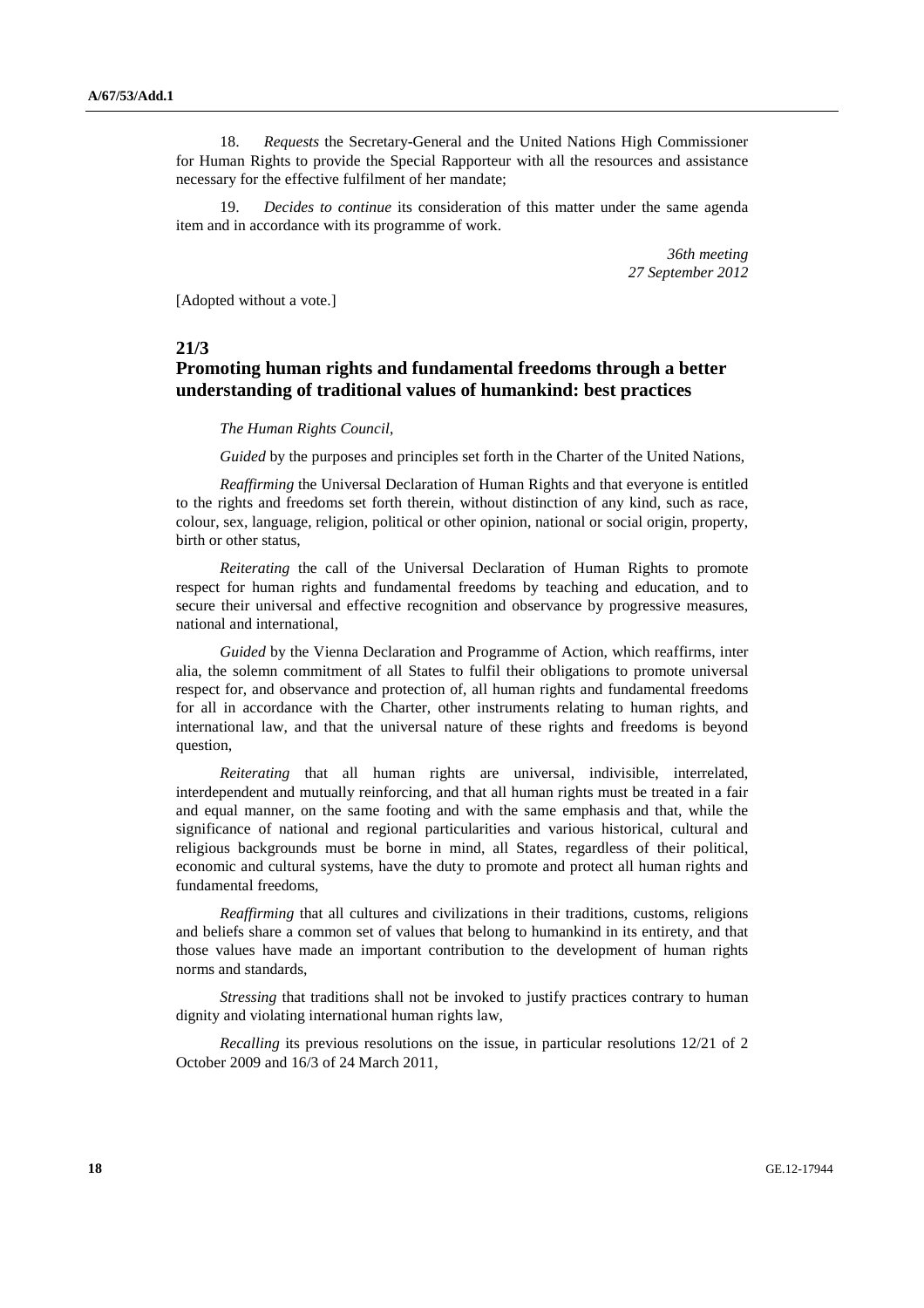18. *Requests* the Secretary-General and the United Nations High Commissioner for Human Rights to provide the Special Rapporteur with all the resources and assistance necessary for the effective fulfilment of her mandate;

19. *Decides to continue* its consideration of this matter under the same agenda item and in accordance with its programme of work.

*36th meeting*
*27 September 2012*

[Adopted without a vote.]

## 21/3
## Promoting human rights and fundamental freedoms through a better understanding of traditional values of humankind: best practices

*The Human Rights Council*,

*Guided* by the purposes and principles set forth in the Charter of the United Nations,

*Reaffirming* the Universal Declaration of Human Rights and that everyone is entitled to the rights and freedoms set forth therein, without distinction of any kind, such as race, colour, sex, language, religion, political or other opinion, national or social origin, property, birth or other status,

*Reiterating* the call of the Universal Declaration of Human Rights to promote respect for human rights and fundamental freedoms by teaching and education, and to secure their universal and effective recognition and observance by progressive measures, national and international,

*Guided* by the Vienna Declaration and Programme of Action, which reaffirms, inter alia, the solemn commitment of all States to fulfil their obligations to promote universal respect for, and observance and protection of, all human rights and fundamental freedoms for all in accordance with the Charter, other instruments relating to human rights, and international law, and that the universal nature of these rights and freedoms is beyond question,

*Reiterating* that all human rights are universal, indivisible, interrelated, interdependent and mutually reinforcing, and that all human rights must be treated in a fair and equal manner, on the same footing and with the same emphasis and that, while the significance of national and regional particularities and various historical, cultural and religious backgrounds must be borne in mind, all States, regardless of their political, economic and cultural systems, have the duty to promote and protect all human rights and fundamental freedoms,

*Reaffirming* that all cultures and civilizations in their traditions, customs, religions and beliefs share a common set of values that belong to humankind in its entirety, and that those values have made an important contribution to the development of human rights norms and standards,

*Stressing* that traditions shall not be invoked to justify practices contrary to human dignity and violating international human rights law,

*Recalling* its previous resolutions on the issue, in particular resolutions 12/21 of 2 October 2009 and 16/3 of 24 March 2011,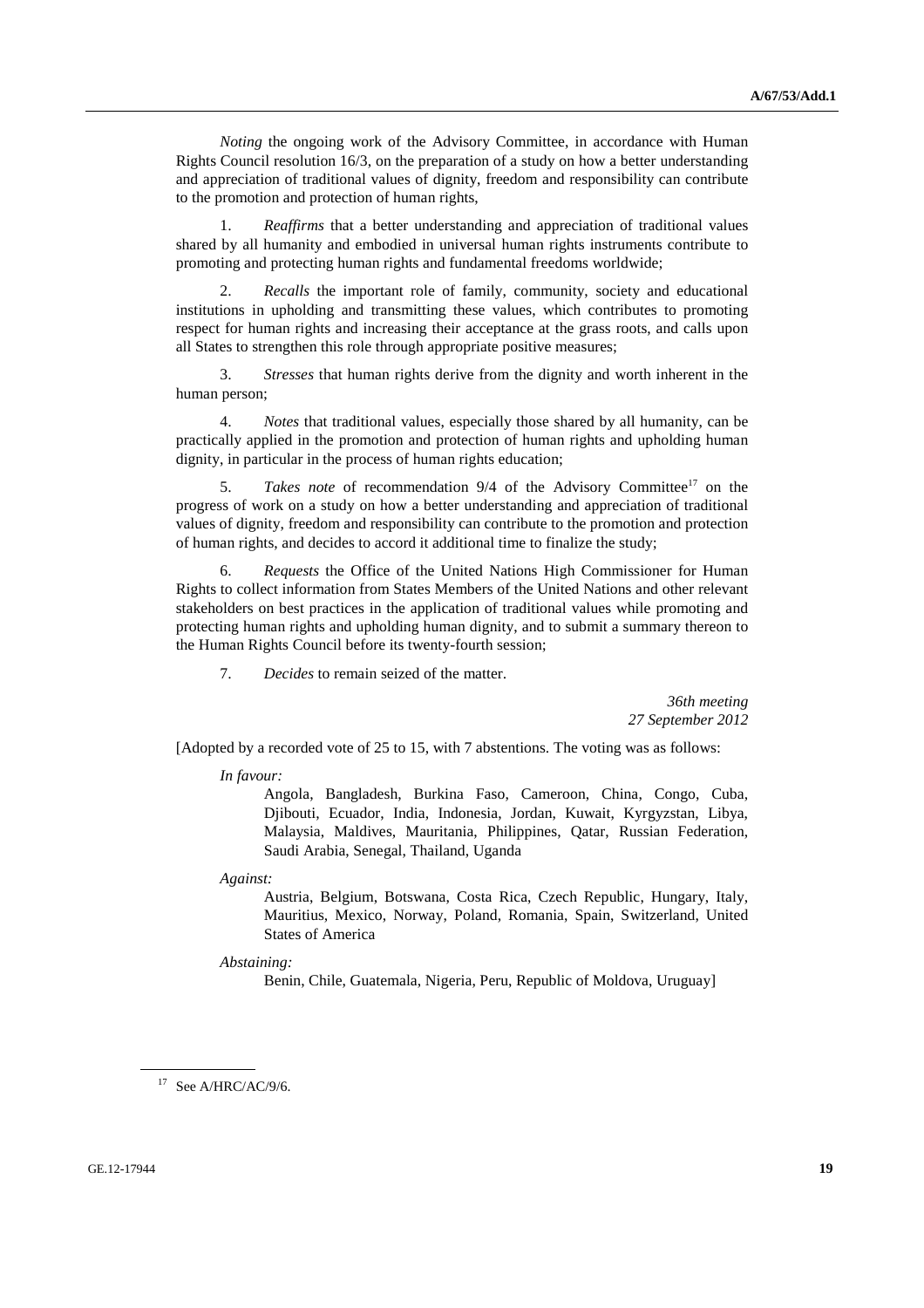*Noting* the ongoing work of the Advisory Committee, in accordance with Human Rights Council resolution 16/3, on the preparation of a study on how a better understanding and appreciation of traditional values of dignity, freedom and responsibility can contribute to the promotion and protection of human rights,

1. *Reaffirms* that a better understanding and appreciation of traditional values shared by all humanity and embodied in universal human rights instruments contribute to promoting and protecting human rights and fundamental freedoms worldwide;

2. *Recalls* the important role of family, community, society and educational institutions in upholding and transmitting these values, which contributes to promoting respect for human rights and increasing their acceptance at the grass roots, and calls upon all States to strengthen this role through appropriate positive measures;

3. *Stresses* that human rights derive from the dignity and worth inherent in the human person;

4. *Notes* that traditional values, especially those shared by all humanity, can be practically applied in the promotion and protection of human rights and upholding human dignity, in particular in the process of human rights education;

5. *Takes note* of recommendation 9/4 of the Advisory Committee[17] on the progress of work on a study on how a better understanding and appreciation of traditional values of dignity, freedom and responsibility can contribute to the promotion and protection of human rights, and decides to accord it additional time to finalize the study;

6. *Requests* the Office of the United Nations High Commissioner for Human Rights to collect information from States Members of the United Nations and other relevant stakeholders on best practices in the application of traditional values while promoting and protecting human rights and upholding human dignity, and to submit a summary thereon to the Human Rights Council before its twenty-fourth session;

7. *Decides* to remain seized of the matter.

*36th meeting*
*27 September 2012*

[Adopted by a recorded vote of 25 to 15, with 7 abstentions. The voting was as follows:

*In favour:*

Angola, Bangladesh, Burkina Faso, Cameroon, China, Congo, Cuba, Djibouti, Ecuador, India, Indonesia, Jordan, Kuwait, Kyrgyzstan, Libya, Malaysia, Maldives, Mauritania, Philippines, Qatar, Russian Federation, Saudi Arabia, Senegal, Thailand, Uganda

*Against:*

Austria, Belgium, Botswana, Costa Rica, Czech Republic, Hungary, Italy, Mauritius, Mexico, Norway, Poland, Romania, Spain, Switzerland, United States of America

*Abstaining:*

Benin, Chile, Guatemala, Nigeria, Peru, Republic of Moldova, Uruguay]

---

[17] See A/HRC/AC/9/6.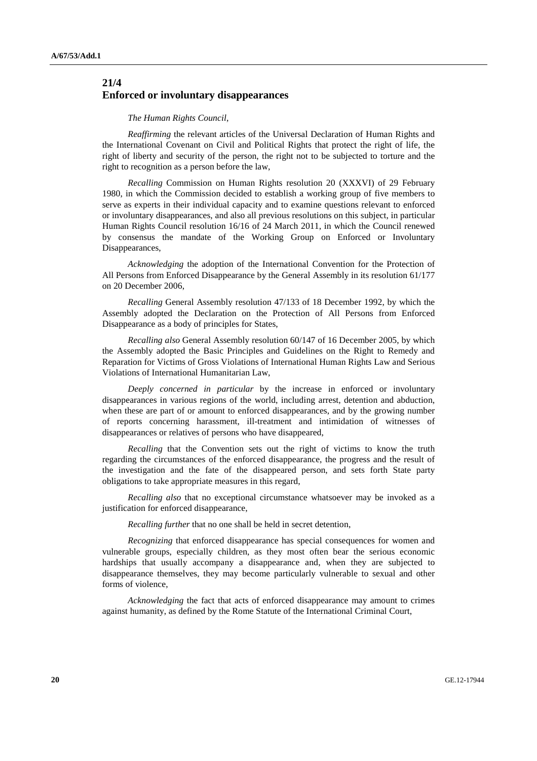## 21/4
## Enforced or involuntary disappearances

*The Human Rights Council*,

*Reaffirming* the relevant articles of the Universal Declaration of Human Rights and the International Covenant on Civil and Political Rights that protect the right of life, the right of liberty and security of the person, the right not to be subjected to torture and the right to recognition as a person before the law,

*Recalling* Commission on Human Rights resolution 20 (XXXVI) of 29 February 1980, in which the Commission decided to establish a working group of five members to serve as experts in their individual capacity and to examine questions relevant to enforced or involuntary disappearances, and also all previous resolutions on this subject, in particular Human Rights Council resolution 16/16 of 24 March 2011, in which the Council renewed by consensus the mandate of the Working Group on Enforced or Involuntary Disappearances,

*Acknowledging* the adoption of the International Convention for the Protection of All Persons from Enforced Disappearance by the General Assembly in its resolution 61/177 on 20 December 2006,

*Recalling* General Assembly resolution 47/133 of 18 December 1992, by which the Assembly adopted the Declaration on the Protection of All Persons from Enforced Disappearance as a body of principles for States,

*Recalling also* General Assembly resolution 60/147 of 16 December 2005, by which the Assembly adopted the Basic Principles and Guidelines on the Right to Remedy and Reparation for Victims of Gross Violations of International Human Rights Law and Serious Violations of International Humanitarian Law,

*Deeply concerned in particular* by the increase in enforced or involuntary disappearances in various regions of the world, including arrest, detention and abduction, when these are part of or amount to enforced disappearances, and by the growing number of reports concerning harassment, ill-treatment and intimidation of witnesses of disappearances or relatives of persons who have disappeared,

*Recalling* that the Convention sets out the right of victims to know the truth regarding the circumstances of the enforced disappearance, the progress and the result of the investigation and the fate of the disappeared person, and sets forth State party obligations to take appropriate measures in this regard,

*Recalling also* that no exceptional circumstance whatsoever may be invoked as a justification for enforced disappearance,

*Recalling further* that no one shall be held in secret detention,

*Recognizing* that enforced disappearance has special consequences for women and vulnerable groups, especially children, as they most often bear the serious economic hardships that usually accompany a disappearance and, when they are subjected to disappearance themselves, they may become particularly vulnerable to sexual and other forms of violence,

*Acknowledging* the fact that acts of enforced disappearance may amount to crimes against humanity, as defined by the Rome Statute of the International Criminal Court,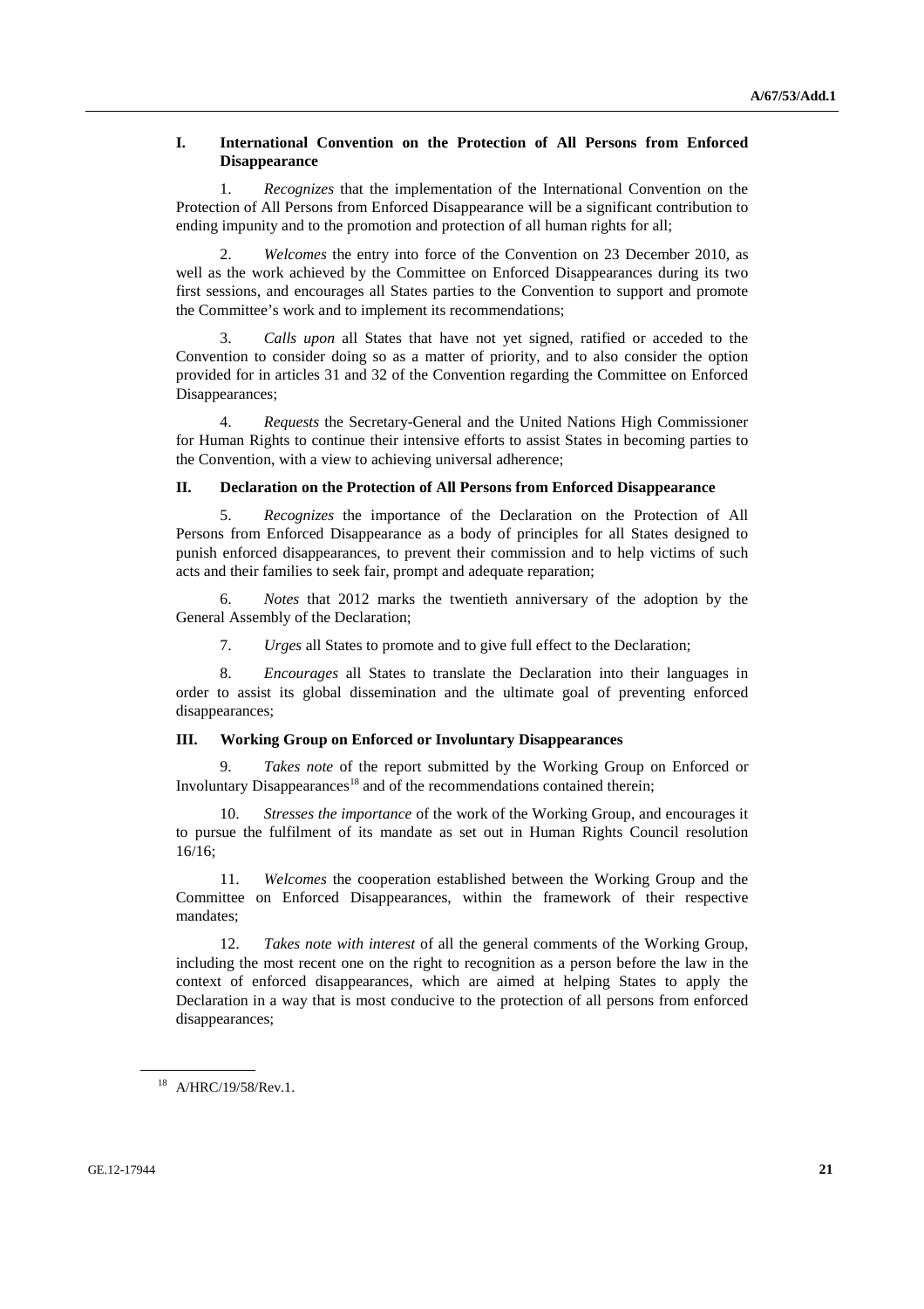## I. International Convention on the Protection of All Persons from Enforced Disappearance

1. *Recognizes* that the implementation of the International Convention on the Protection of All Persons from Enforced Disappearance will be a significant contribution to ending impunity and to the promotion and protection of all human rights for all;

2. *Welcomes* the entry into force of the Convention on 23 December 2010, as well as the work achieved by the Committee on Enforced Disappearances during its two first sessions, and encourages all States parties to the Convention to support and promote the Committee's work and to implement its recommendations;

3. *Calls upon* all States that have not yet signed, ratified or acceded to the Convention to consider doing so as a matter of priority, and to also consider the option provided for in articles 31 and 32 of the Convention regarding the Committee on Enforced Disappearances;

4. *Requests* the Secretary-General and the United Nations High Commissioner for Human Rights to continue their intensive efforts to assist States in becoming parties to the Convention, with a view to achieving universal adherence;

## II. Declaration on the Protection of All Persons from Enforced Disappearance

5. *Recognizes* the importance of the Declaration on the Protection of All Persons from Enforced Disappearance as a body of principles for all States designed to punish enforced disappearances, to prevent their commission and to help victims of such acts and their families to seek fair, prompt and adequate reparation;

6. *Notes* that 2012 marks the twentieth anniversary of the adoption by the General Assembly of the Declaration;

7. *Urges* all States to promote and to give full effect to the Declaration;

8. *Encourages* all States to translate the Declaration into their languages in order to assist its global dissemination and the ultimate goal of preventing enforced disappearances;

## III. Working Group on Enforced or Involuntary Disappearances

9. *Takes note* of the report submitted by the Working Group on Enforced or Involuntary Disappearances[18] and of the recommendations contained therein;

10. *Stresses the importance* of the work of the Working Group, and encourages it to pursue the fulfilment of its mandate as set out in Human Rights Council resolution 16/16;

11. *Welcomes* the cooperation established between the Working Group and the Committee on Enforced Disappearances, within the framework of their respective mandates;

12. *Takes note with interest* of all the general comments of the Working Group, including the most recent one on the right to recognition as a person before the law in the context of enforced disappearances, which are aimed at helping States to apply the Declaration in a way that is most conducive to the protection of all persons from enforced disappearances;

---

[18] A/HRC/19/58/Rev.1.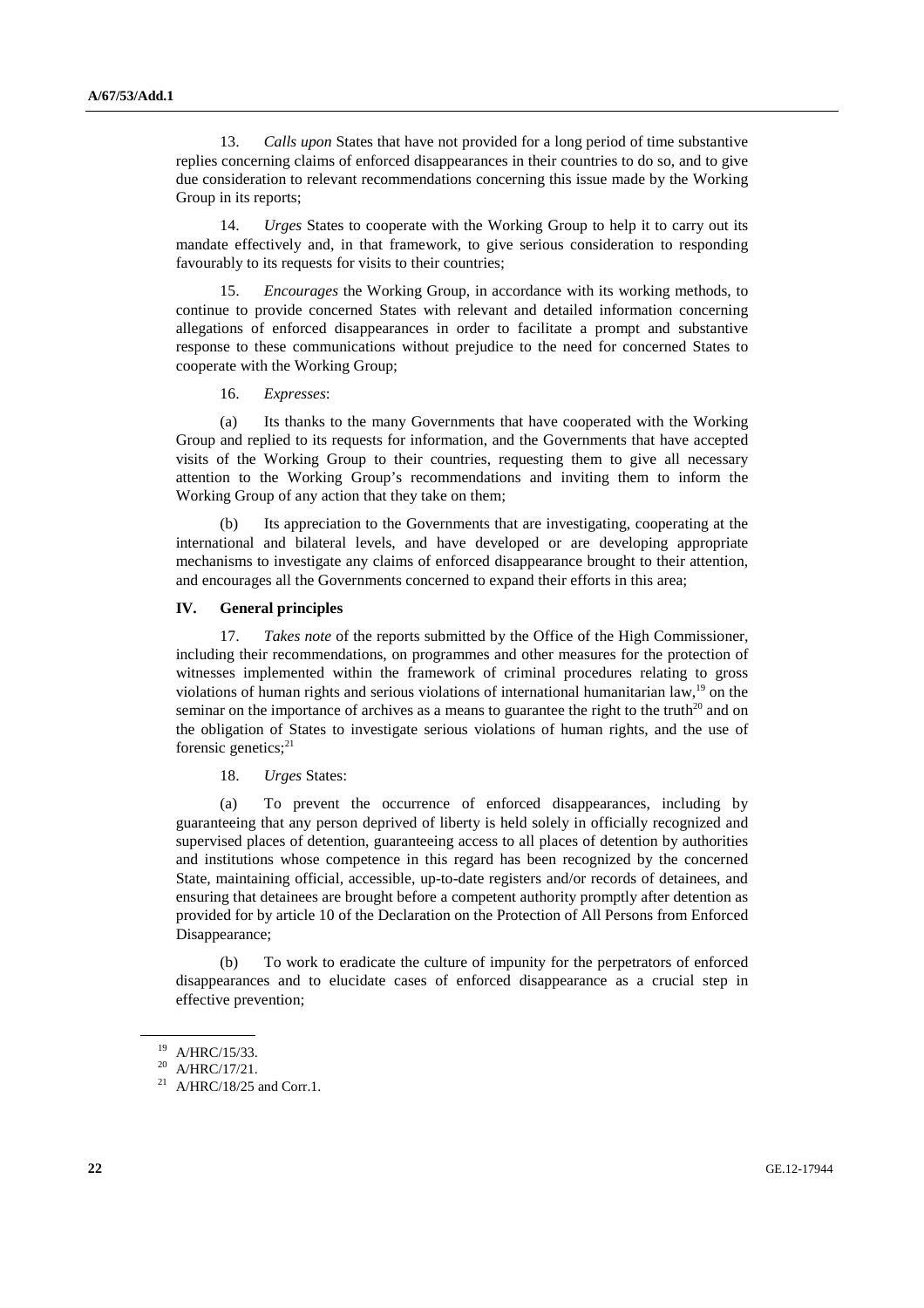13. *Calls upon* States that have not provided for a long period of time substantive replies concerning claims of enforced disappearances in their countries to do so, and to give due consideration to relevant recommendations concerning this issue made by the Working Group in its reports;

14. *Urges* States to cooperate with the Working Group to help it to carry out its mandate effectively and, in that framework, to give serious consideration to responding favourably to its requests for visits to their countries;

15. *Encourages* the Working Group, in accordance with its working methods, to continue to provide concerned States with relevant and detailed information concerning allegations of enforced disappearances in order to facilitate a prompt and substantive response to these communications without prejudice to the need for concerned States to cooperate with the Working Group;

16. *Expresses*:

(a) Its thanks to the many Governments that have cooperated with the Working Group and replied to its requests for information, and the Governments that have accepted visits of the Working Group to their countries, requesting them to give all necessary attention to the Working Group's recommendations and inviting them to inform the Working Group of any action that they take on them;

(b) Its appreciation to the Governments that are investigating, cooperating at the international and bilateral levels, and have developed or are developing appropriate mechanisms to investigate any claims of enforced disappearance brought to their attention, and encourages all the Governments concerned to expand their efforts in this area;

## IV. General principles

17. *Takes note* of the reports submitted by the Office of the High Commissioner, including their recommendations, on programmes and other measures for the protection of witnesses implemented within the framework of criminal procedures relating to gross violations of human rights and serious violations of international humanitarian law,[19] on the seminar on the importance of archives as a means to guarantee the right to the truth[20] and on the obligation of States to investigate serious violations of human rights, and the use of forensic genetics;[21]

18. *Urges* States:

(a) To prevent the occurrence of enforced disappearances, including by guaranteeing that any person deprived of liberty is held solely in officially recognized and supervised places of detention, guaranteeing access to all places of detention by authorities and institutions whose competence in this regard has been recognized by the concerned State, maintaining official, accessible, up-to-date registers and/or records of detainees, and ensuring that detainees are brought before a competent authority promptly after detention as provided for by article 10 of the Declaration on the Protection of All Persons from Enforced Disappearance;

(b) To work to eradicate the culture of impunity for the perpetrators of enforced disappearances and to elucidate cases of enforced disappearance as a crucial step in effective prevention;

---

[19] A/HRC/15/33.

[20] A/HRC/17/21.

[21] A/HRC/18/25 and Corr.1.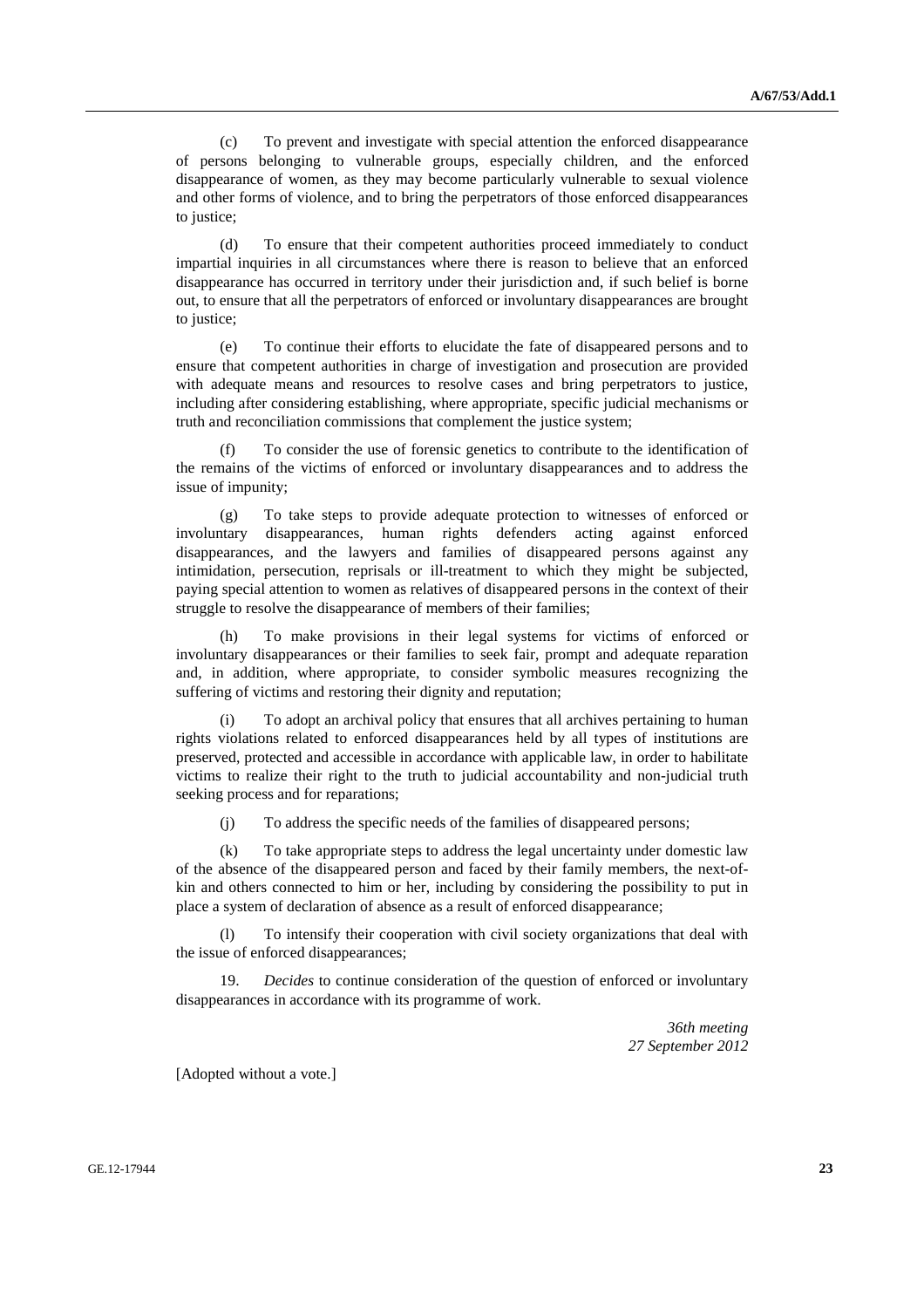(c) To prevent and investigate with special attention the enforced disappearance of persons belonging to vulnerable groups, especially children, and the enforced disappearance of women, as they may become particularly vulnerable to sexual violence and other forms of violence, and to bring the perpetrators of those enforced disappearances to justice;

(d) To ensure that their competent authorities proceed immediately to conduct impartial inquiries in all circumstances where there is reason to believe that an enforced disappearance has occurred in territory under their jurisdiction and, if such belief is borne out, to ensure that all the perpetrators of enforced or involuntary disappearances are brought to justice;

(e) To continue their efforts to elucidate the fate of disappeared persons and to ensure that competent authorities in charge of investigation and prosecution are provided with adequate means and resources to resolve cases and bring perpetrators to justice, including after considering establishing, where appropriate, specific judicial mechanisms or truth and reconciliation commissions that complement the justice system;

(f) To consider the use of forensic genetics to contribute to the identification of the remains of the victims of enforced or involuntary disappearances and to address the issue of impunity;

(g) To take steps to provide adequate protection to witnesses of enforced or involuntary disappearances, human rights defenders acting against enforced disappearances, and the lawyers and families of disappeared persons against any intimidation, persecution, reprisals or ill-treatment to which they might be subjected, paying special attention to women as relatives of disappeared persons in the context of their struggle to resolve the disappearance of members of their families;

(h) To make provisions in their legal systems for victims of enforced or involuntary disappearances or their families to seek fair, prompt and adequate reparation and, in addition, where appropriate, to consider symbolic measures recognizing the suffering of victims and restoring their dignity and reputation;

(i) To adopt an archival policy that ensures that all archives pertaining to human rights violations related to enforced disappearances held by all types of institutions are preserved, protected and accessible in accordance with applicable law, in order to habilitate victims to realize their right to the truth to judicial accountability and non-judicial truth seeking process and for reparations;

(j) To address the specific needs of the families of disappeared persons;

(k) To take appropriate steps to address the legal uncertainty under domestic law of the absence of the disappeared person and faced by their family members, the next-of-kin and others connected to him or her, including by considering the possibility to put in place a system of declaration of absence as a result of enforced disappearance;

(l) To intensify their cooperation with civil society organizations that deal with the issue of enforced disappearances;

19. *Decides* to continue consideration of the question of enforced or involuntary disappearances in accordance with its programme of work.

*36th meeting*
*27 September 2012*

[Adopted without a vote.]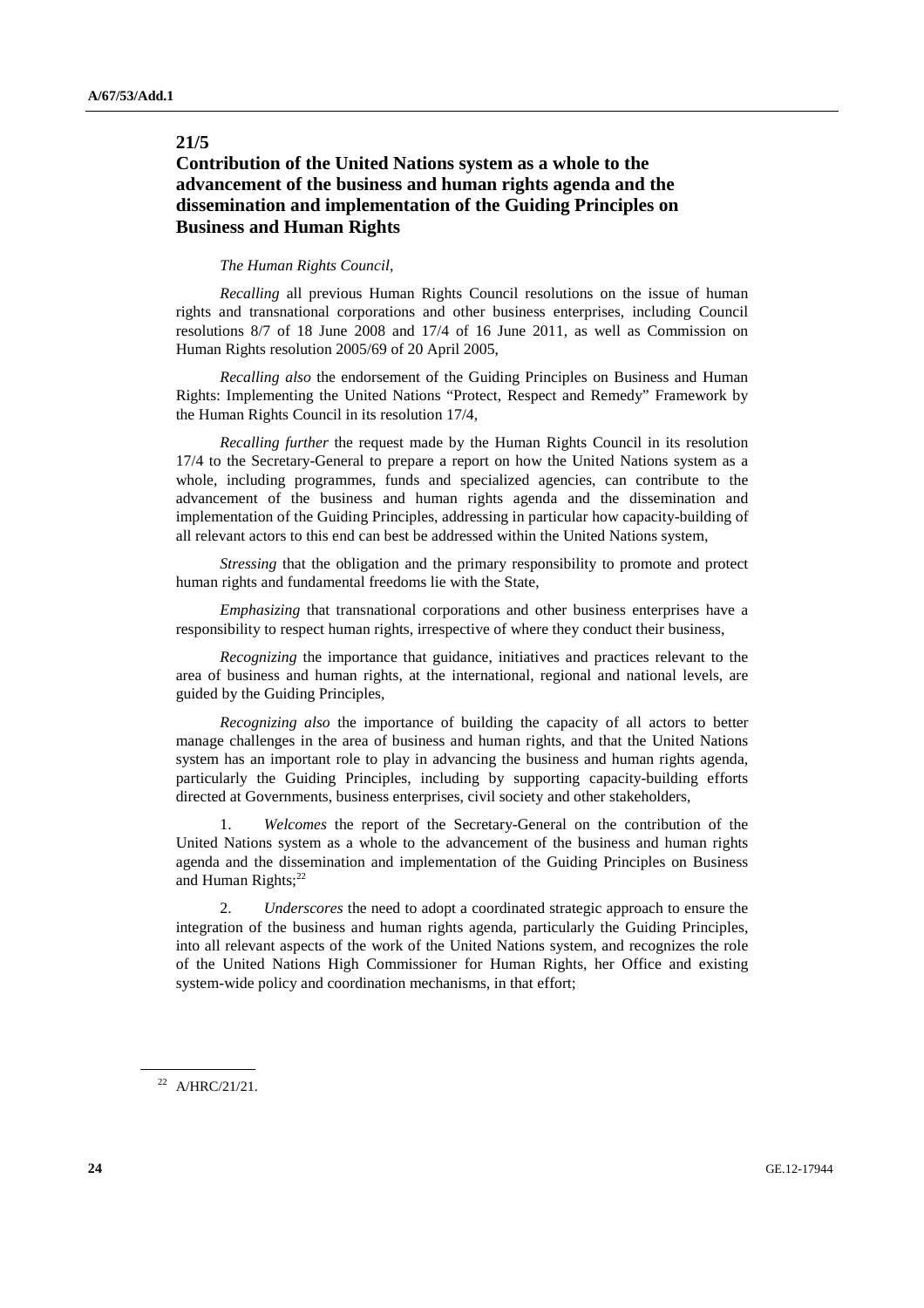## 21/5

## Contribution of the United Nations system as a whole to the advancement of the business and human rights agenda and the dissemination and implementation of the Guiding Principles on Business and Human Rights

*The Human Rights Council*,

*Recalling* all previous Human Rights Council resolutions on the issue of human rights and transnational corporations and other business enterprises, including Council resolutions 8/7 of 18 June 2008 and 17/4 of 16 June 2011, as well as Commission on Human Rights resolution 2005/69 of 20 April 2005,

*Recalling also* the endorsement of the Guiding Principles on Business and Human Rights: Implementing the United Nations "Protect, Respect and Remedy" Framework by the Human Rights Council in its resolution 17/4,

*Recalling further* the request made by the Human Rights Council in its resolution 17/4 to the Secretary-General to prepare a report on how the United Nations system as a whole, including programmes, funds and specialized agencies, can contribute to the advancement of the business and human rights agenda and the dissemination and implementation of the Guiding Principles, addressing in particular how capacity-building of all relevant actors to this end can best be addressed within the United Nations system,

*Stressing* that the obligation and the primary responsibility to promote and protect human rights and fundamental freedoms lie with the State,

*Emphasizing* that transnational corporations and other business enterprises have a responsibility to respect human rights, irrespective of where they conduct their business,

*Recognizing* the importance that guidance, initiatives and practices relevant to the area of business and human rights, at the international, regional and national levels, are guided by the Guiding Principles,

*Recognizing also* the importance of building the capacity of all actors to better manage challenges in the area of business and human rights, and that the United Nations system has an important role to play in advancing the business and human rights agenda, particularly the Guiding Principles, including by supporting capacity-building efforts directed at Governments, business enterprises, civil society and other stakeholders,

1. *Welcomes* the report of the Secretary-General on the contribution of the United Nations system as a whole to the advancement of the business and human rights agenda and the dissemination and implementation of the Guiding Principles on Business and Human Rights;[22]

2. *Underscores* the need to adopt a coordinated strategic approach to ensure the integration of the business and human rights agenda, particularly the Guiding Principles, into all relevant aspects of the work of the United Nations system, and recognizes the role of the United Nations High Commissioner for Human Rights, her Office and existing system-wide policy and coordination mechanisms, in that effort;

---

[22] A/HRC/21/21.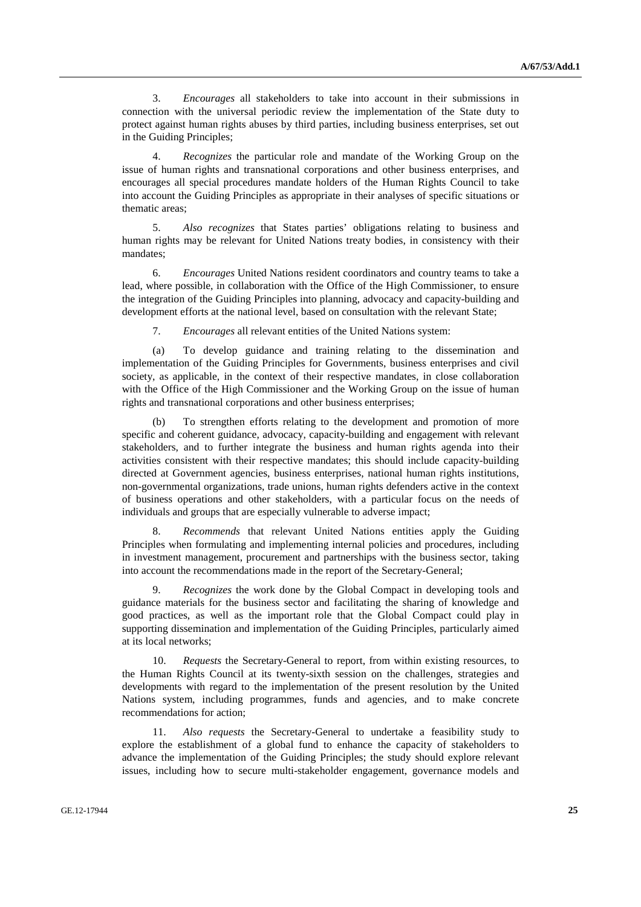3. *Encourages* all stakeholders to take into account in their submissions in connection with the universal periodic review the implementation of the State duty to protect against human rights abuses by third parties, including business enterprises, set out in the Guiding Principles;

4. *Recognizes* the particular role and mandate of the Working Group on the issue of human rights and transnational corporations and other business enterprises, and encourages all special procedures mandate holders of the Human Rights Council to take into account the Guiding Principles as appropriate in their analyses of specific situations or thematic areas;

5. *Also recognizes* that States parties' obligations relating to business and human rights may be relevant for United Nations treaty bodies, in consistency with their mandates;

6. *Encourages* United Nations resident coordinators and country teams to take a lead, where possible, in collaboration with the Office of the High Commissioner, to ensure the integration of the Guiding Principles into planning, advocacy and capacity-building and development efforts at the national level, based on consultation with the relevant State;

7. *Encourages* all relevant entities of the United Nations system:

(a) To develop guidance and training relating to the dissemination and implementation of the Guiding Principles for Governments, business enterprises and civil society, as applicable, in the context of their respective mandates, in close collaboration with the Office of the High Commissioner and the Working Group on the issue of human rights and transnational corporations and other business enterprises;

(b) To strengthen efforts relating to the development and promotion of more specific and coherent guidance, advocacy, capacity-building and engagement with relevant stakeholders, and to further integrate the business and human rights agenda into their activities consistent with their respective mandates; this should include capacity-building directed at Government agencies, business enterprises, national human rights institutions, non-governmental organizations, trade unions, human rights defenders active in the context of business operations and other stakeholders, with a particular focus on the needs of individuals and groups that are especially vulnerable to adverse impact;

8. *Recommends* that relevant United Nations entities apply the Guiding Principles when formulating and implementing internal policies and procedures, including in investment management, procurement and partnerships with the business sector, taking into account the recommendations made in the report of the Secretary-General;

9. *Recognizes* the work done by the Global Compact in developing tools and guidance materials for the business sector and facilitating the sharing of knowledge and good practices, as well as the important role that the Global Compact could play in supporting dissemination and implementation of the Guiding Principles, particularly aimed at its local networks;

10. *Requests* the Secretary-General to report, from within existing resources, to the Human Rights Council at its twenty-sixth session on the challenges, strategies and developments with regard to the implementation of the present resolution by the United Nations system, including programmes, funds and agencies, and to make concrete recommendations for action;

11. *Also requests* the Secretary-General to undertake a feasibility study to explore the establishment of a global fund to enhance the capacity of stakeholders to advance the implementation of the Guiding Principles; the study should explore relevant issues, including how to secure multi-stakeholder engagement, governance models and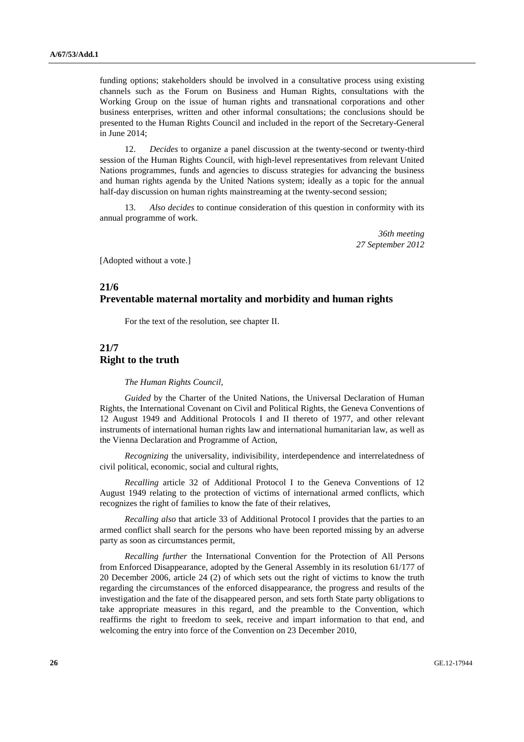funding options; stakeholders should be involved in a consultative process using existing channels such as the Forum on Business and Human Rights, consultations with the Working Group on the issue of human rights and transnational corporations and other business enterprises, written and other informal consultations; the conclusions should be presented to the Human Rights Council and included in the report of the Secretary-General in June 2014;

12. *Decides* to organize a panel discussion at the twenty-second or twenty-third session of the Human Rights Council, with high-level representatives from relevant United Nations programmes, funds and agencies to discuss strategies for advancing the business and human rights agenda by the United Nations system; ideally as a topic for the annual half-day discussion on human rights mainstreaming at the twenty-second session;

13. *Also decides* to continue consideration of this question in conformity with its annual programme of work.

*36th meeting*
*27 September 2012*

[Adopted without a vote.]

## 21/6
## Preventable maternal mortality and morbidity and human rights

For the text of the resolution, see chapter II.

## 21/7
## Right to the truth

*The Human Rights Council*,

*Guided* by the Charter of the United Nations, the Universal Declaration of Human Rights, the International Covenant on Civil and Political Rights, the Geneva Conventions of 12 August 1949 and Additional Protocols I and II thereto of 1977, and other relevant instruments of international human rights law and international humanitarian law, as well as the Vienna Declaration and Programme of Action,

*Recognizing* the universality, indivisibility, interdependence and interrelatedness of civil political, economic, social and cultural rights,

*Recalling* article 32 of Additional Protocol I to the Geneva Conventions of 12 August 1949 relating to the protection of victims of international armed conflicts, which recognizes the right of families to know the fate of their relatives,

*Recalling also* that article 33 of Additional Protocol I provides that the parties to an armed conflict shall search for the persons who have been reported missing by an adverse party as soon as circumstances permit,

*Recalling further* the International Convention for the Protection of All Persons from Enforced Disappearance, adopted by the General Assembly in its resolution 61/177 of 20 December 2006, article 24 (2) of which sets out the right of victims to know the truth regarding the circumstances of the enforced disappearance, the progress and results of the investigation and the fate of the disappeared person, and sets forth State party obligations to take appropriate measures in this regard, and the preamble to the Convention, which reaffirms the right to freedom to seek, receive and impart information to that end, and welcoming the entry into force of the Convention on 23 December 2010,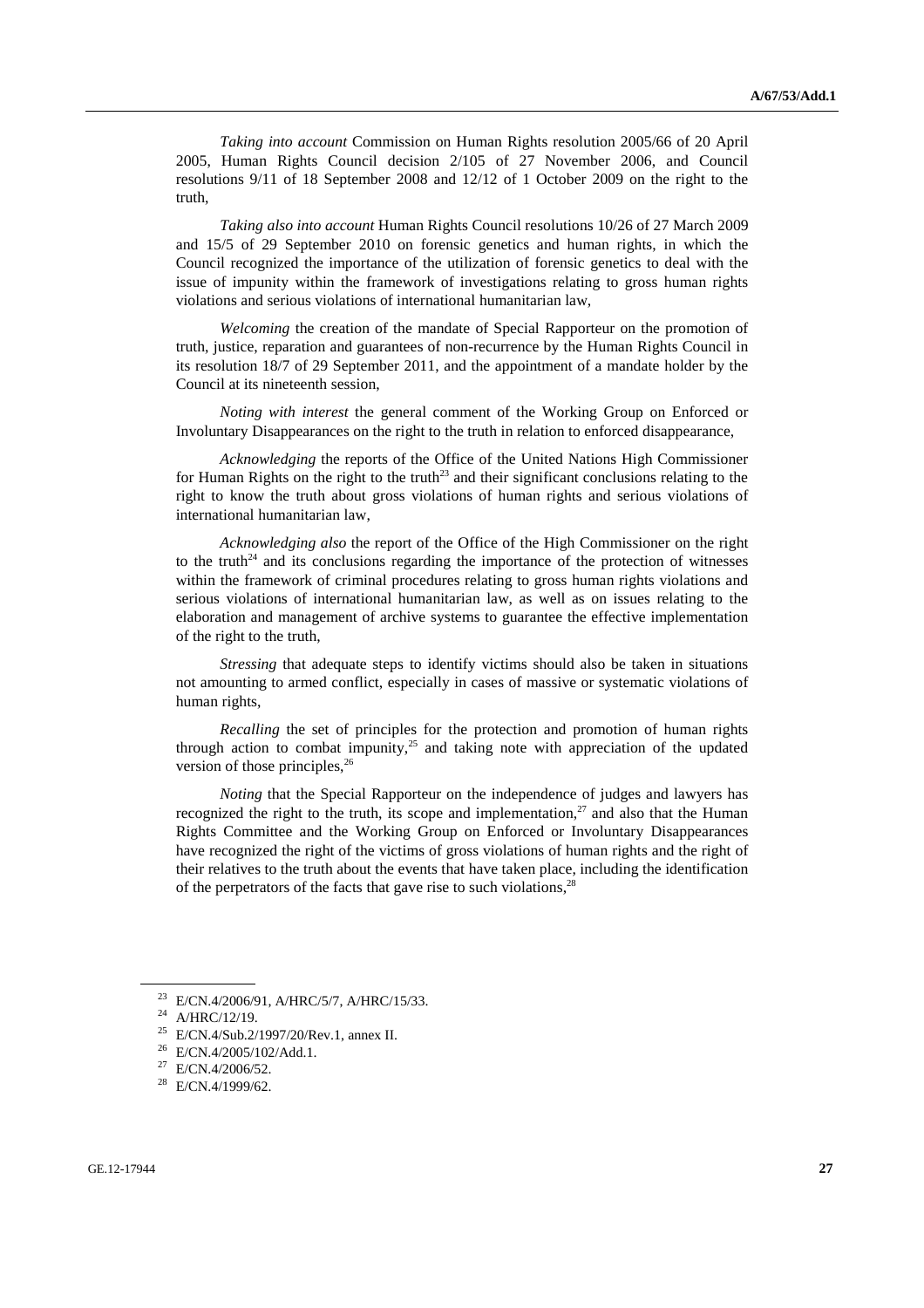*Taking into account* Commission on Human Rights resolution 2005/66 of 20 April 2005, Human Rights Council decision 2/105 of 27 November 2006, and Council resolutions 9/11 of 18 September 2008 and 12/12 of 1 October 2009 on the right to the truth,

*Taking also into account* Human Rights Council resolutions 10/26 of 27 March 2009 and 15/5 of 29 September 2010 on forensic genetics and human rights, in which the Council recognized the importance of the utilization of forensic genetics to deal with the issue of impunity within the framework of investigations relating to gross human rights violations and serious violations of international humanitarian law,

*Welcoming* the creation of the mandate of Special Rapporteur on the promotion of truth, justice, reparation and guarantees of non-recurrence by the Human Rights Council in its resolution 18/7 of 29 September 2011, and the appointment of a mandate holder by the Council at its nineteenth session,

*Noting with interest* the general comment of the Working Group on Enforced or Involuntary Disappearances on the right to the truth in relation to enforced disappearance,

*Acknowledging* the reports of the Office of the United Nations High Commissioner for Human Rights on the right to the truth[23] and their significant conclusions relating to the right to know the truth about gross violations of human rights and serious violations of international humanitarian law,

*Acknowledging also* the report of the Office of the High Commissioner on the right to the truth[24] and its conclusions regarding the importance of the protection of witnesses within the framework of criminal procedures relating to gross human rights violations and serious violations of international humanitarian law, as well as on issues relating to the elaboration and management of archive systems to guarantee the effective implementation of the right to the truth,

*Stressing* that adequate steps to identify victims should also be taken in situations not amounting to armed conflict, especially in cases of massive or systematic violations of human rights,

*Recalling* the set of principles for the protection and promotion of human rights through action to combat impunity,[25] and taking note with appreciation of the updated version of those principles,[26]

*Noting* that the Special Rapporteur on the independence of judges and lawyers has recognized the right to the truth, its scope and implementation,[27] and also that the Human Rights Committee and the Working Group on Enforced or Involuntary Disappearances have recognized the right of the victims of gross violations of human rights and the right of their relatives to the truth about the events that have taken place, including the identification of the perpetrators of the facts that gave rise to such violations,[28]

---

[23] E/CN.4/2006/91, A/HRC/5/7, A/HRC/15/33.

[24] A/HRC/12/19.

[25] E/CN.4/Sub.2/1997/20/Rev.1, annex II.

[26] E/CN.4/2005/102/Add.1.

[27] E/CN.4/2006/52.

[28] E/CN.4/1999/62.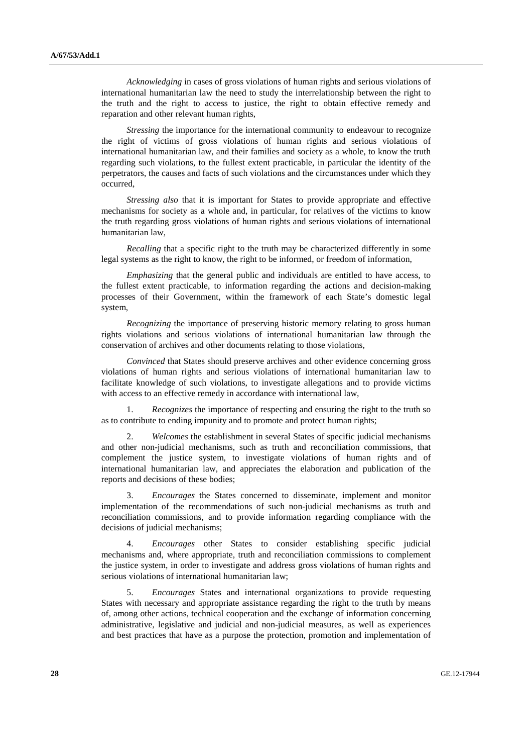*Acknowledging* in cases of gross violations of human rights and serious violations of international humanitarian law the need to study the interrelationship between the right to the truth and the right to access to justice, the right to obtain effective remedy and reparation and other relevant human rights,

*Stressing* the importance for the international community to endeavour to recognize the right of victims of gross violations of human rights and serious violations of international humanitarian law, and their families and society as a whole, to know the truth regarding such violations, to the fullest extent practicable, in particular the identity of the perpetrators, the causes and facts of such violations and the circumstances under which they occurred,

*Stressing also* that it is important for States to provide appropriate and effective mechanisms for society as a whole and, in particular, for relatives of the victims to know the truth regarding gross violations of human rights and serious violations of international humanitarian law,

*Recalling* that a specific right to the truth may be characterized differently in some legal systems as the right to know, the right to be informed, or freedom of information,

*Emphasizing* that the general public and individuals are entitled to have access, to the fullest extent practicable, to information regarding the actions and decision-making processes of their Government, within the framework of each State's domestic legal system,

*Recognizing* the importance of preserving historic memory relating to gross human rights violations and serious violations of international humanitarian law through the conservation of archives and other documents relating to those violations,

*Convinced* that States should preserve archives and other evidence concerning gross violations of human rights and serious violations of international humanitarian law to facilitate knowledge of such violations, to investigate allegations and to provide victims with access to an effective remedy in accordance with international law,

1. *Recognizes* the importance of respecting and ensuring the right to the truth so as to contribute to ending impunity and to promote and protect human rights;

2. *Welcomes* the establishment in several States of specific judicial mechanisms and other non-judicial mechanisms, such as truth and reconciliation commissions, that complement the justice system, to investigate violations of human rights and of international humanitarian law, and appreciates the elaboration and publication of the reports and decisions of these bodies;

3. *Encourages* the States concerned to disseminate, implement and monitor implementation of the recommendations of such non-judicial mechanisms as truth and reconciliation commissions, and to provide information regarding compliance with the decisions of judicial mechanisms;

4. *Encourages* other States to consider establishing specific judicial mechanisms and, where appropriate, truth and reconciliation commissions to complement the justice system, in order to investigate and address gross violations of human rights and serious violations of international humanitarian law;

5. *Encourages* States and international organizations to provide requesting States with necessary and appropriate assistance regarding the right to the truth by means of, among other actions, technical cooperation and the exchange of information concerning administrative, legislative and judicial and non-judicial measures, as well as experiences and best practices that have as a purpose the protection, promotion and implementation of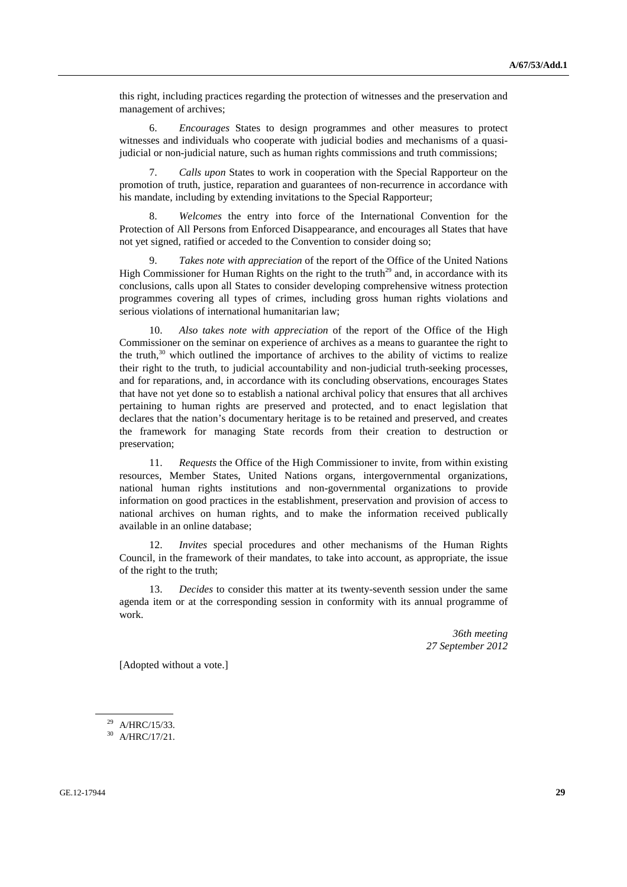this right, including practices regarding the protection of witnesses and the preservation and management of archives;

6. *Encourages* States to design programmes and other measures to protect witnesses and individuals who cooperate with judicial bodies and mechanisms of a quasi-judicial or non-judicial nature, such as human rights commissions and truth commissions;

7. *Calls upon* States to work in cooperation with the Special Rapporteur on the promotion of truth, justice, reparation and guarantees of non-recurrence in accordance with his mandate, including by extending invitations to the Special Rapporteur;

8. *Welcomes* the entry into force of the International Convention for the Protection of All Persons from Enforced Disappearance, and encourages all States that have not yet signed, ratified or acceded to the Convention to consider doing so;

9. *Takes note with appreciation* of the report of the Office of the United Nations High Commissioner for Human Rights on the right to the truth[29] and, in accordance with its conclusions, calls upon all States to consider developing comprehensive witness protection programmes covering all types of crimes, including gross human rights violations and serious violations of international humanitarian law;

10. *Also takes note with appreciation* of the report of the Office of the High Commissioner on the seminar on experience of archives as a means to guarantee the right to the truth,[30] which outlined the importance of archives to the ability of victims to realize their right to the truth, to judicial accountability and non-judicial truth-seeking processes, and for reparations, and, in accordance with its concluding observations, encourages States that have not yet done so to establish a national archival policy that ensures that all archives pertaining to human rights are preserved and protected, and to enact legislation that declares that the nation's documentary heritage is to be retained and preserved, and creates the framework for managing State records from their creation to destruction or preservation;

11. *Requests* the Office of the High Commissioner to invite, from within existing resources, Member States, United Nations organs, intergovernmental organizations, national human rights institutions and non-governmental organizations to provide information on good practices in the establishment, preservation and provision of access to national archives on human rights, and to make the information received publically available in an online database;

12. *Invites* special procedures and other mechanisms of the Human Rights Council, in the framework of their mandates, to take into account, as appropriate, the issue of the right to the truth;

13. *Decides* to consider this matter at its twenty-seventh session under the same agenda item or at the corresponding session in conformity with its annual programme of work.

*36th meeting*
*27 September 2012*

[Adopted without a vote.]

[29] A/HRC/15/33.

[30] A/HRC/17/21.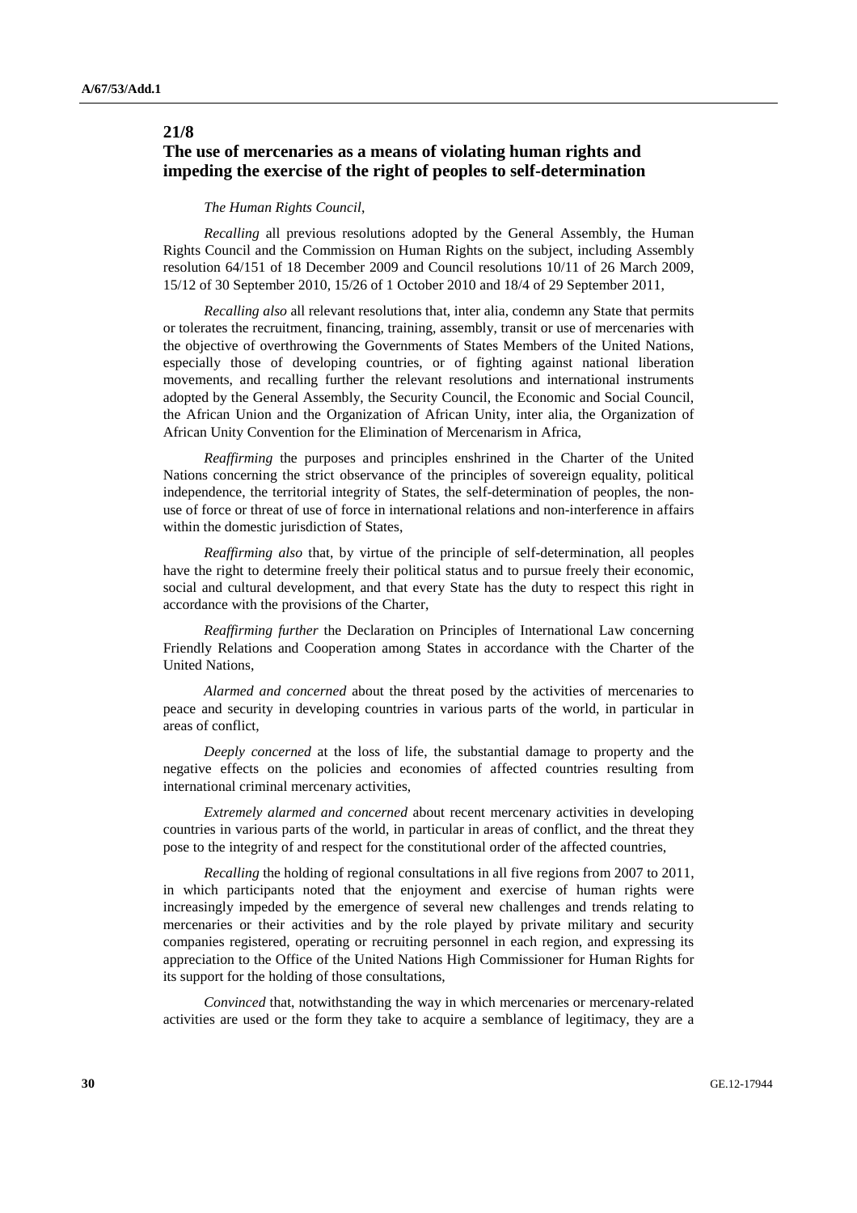## 21/8
## The use of mercenaries as a means of violating human rights and impeding the exercise of the right of peoples to self-determination

*The Human Rights Council*,

*Recalling* all previous resolutions adopted by the General Assembly, the Human Rights Council and the Commission on Human Rights on the subject, including Assembly resolution 64/151 of 18 December 2009 and Council resolutions 10/11 of 26 March 2009, 15/12 of 30 September 2010, 15/26 of 1 October 2010 and 18/4 of 29 September 2011,

*Recalling also* all relevant resolutions that, inter alia, condemn any State that permits or tolerates the recruitment, financing, training, assembly, transit or use of mercenaries with the objective of overthrowing the Governments of States Members of the United Nations, especially those of developing countries, or of fighting against national liberation movements, and recalling further the relevant resolutions and international instruments adopted by the General Assembly, the Security Council, the Economic and Social Council, the African Union and the Organization of African Unity, inter alia, the Organization of African Unity Convention for the Elimination of Mercenarism in Africa,

*Reaffirming* the purposes and principles enshrined in the Charter of the United Nations concerning the strict observance of the principles of sovereign equality, political independence, the territorial integrity of States, the self-determination of peoples, the non-use of force or threat of use of force in international relations and non-interference in affairs within the domestic jurisdiction of States,

*Reaffirming also* that, by virtue of the principle of self-determination, all peoples have the right to determine freely their political status and to pursue freely their economic, social and cultural development, and that every State has the duty to respect this right in accordance with the provisions of the Charter,

*Reaffirming further* the Declaration on Principles of International Law concerning Friendly Relations and Cooperation among States in accordance with the Charter of the United Nations,

*Alarmed and concerned* about the threat posed by the activities of mercenaries to peace and security in developing countries in various parts of the world, in particular in areas of conflict,

*Deeply concerned* at the loss of life, the substantial damage to property and the negative effects on the policies and economies of affected countries resulting from international criminal mercenary activities,

*Extremely alarmed and concerned* about recent mercenary activities in developing countries in various parts of the world, in particular in areas of conflict, and the threat they pose to the integrity of and respect for the constitutional order of the affected countries,

*Recalling* the holding of regional consultations in all five regions from 2007 to 2011, in which participants noted that the enjoyment and exercise of human rights were increasingly impeded by the emergence of several new challenges and trends relating to mercenaries or their activities and by the role played by private military and security companies registered, operating or recruiting personnel in each region, and expressing its appreciation to the Office of the United Nations High Commissioner for Human Rights for its support for the holding of those consultations,

*Convinced* that, notwithstanding the way in which mercenaries or mercenary-related activities are used or the form they take to acquire a semblance of legitimacy, they are a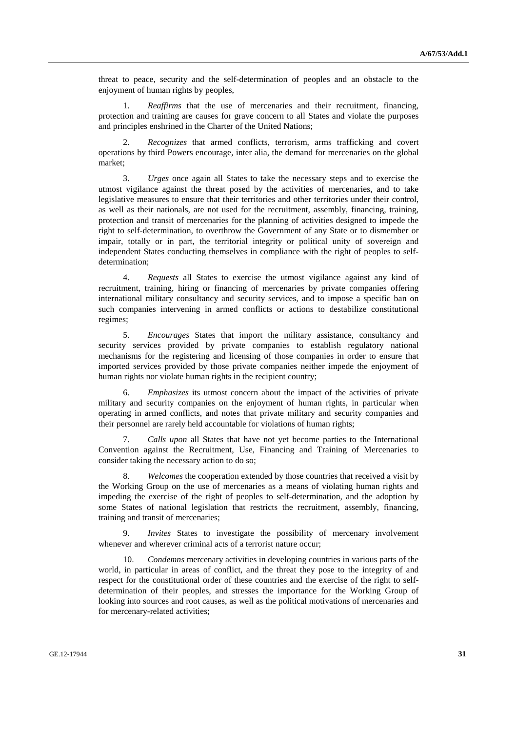threat to peace, security and the self-determination of peoples and an obstacle to the enjoyment of human rights by peoples,

1. *Reaffirms* that the use of mercenaries and their recruitment, financing, protection and training are causes for grave concern to all States and violate the purposes and principles enshrined in the Charter of the United Nations;

2. *Recognizes* that armed conflicts, terrorism, arms trafficking and covert operations by third Powers encourage, inter alia, the demand for mercenaries on the global market;

3. *Urges* once again all States to take the necessary steps and to exercise the utmost vigilance against the threat posed by the activities of mercenaries, and to take legislative measures to ensure that their territories and other territories under their control, as well as their nationals, are not used for the recruitment, assembly, financing, training, protection and transit of mercenaries for the planning of activities designed to impede the right to self-determination, to overthrow the Government of any State or to dismember or impair, totally or in part, the territorial integrity or political unity of sovereign and independent States conducting themselves in compliance with the right of peoples to self-determination;

4. *Requests* all States to exercise the utmost vigilance against any kind of recruitment, training, hiring or financing of mercenaries by private companies offering international military consultancy and security services, and to impose a specific ban on such companies intervening in armed conflicts or actions to destabilize constitutional regimes;

5. *Encourages* States that import the military assistance, consultancy and security services provided by private companies to establish regulatory national mechanisms for the registering and licensing of those companies in order to ensure that imported services provided by those private companies neither impede the enjoyment of human rights nor violate human rights in the recipient country;

6. *Emphasizes* its utmost concern about the impact of the activities of private military and security companies on the enjoyment of human rights, in particular when operating in armed conflicts, and notes that private military and security companies and their personnel are rarely held accountable for violations of human rights;

7. *Calls upon* all States that have not yet become parties to the International Convention against the Recruitment, Use, Financing and Training of Mercenaries to consider taking the necessary action to do so;

8. *Welcomes* the cooperation extended by those countries that received a visit by the Working Group on the use of mercenaries as a means of violating human rights and impeding the exercise of the right of peoples to self-determination, and the adoption by some States of national legislation that restricts the recruitment, assembly, financing, training and transit of mercenaries;

9. *Invites* States to investigate the possibility of mercenary involvement whenever and wherever criminal acts of a terrorist nature occur;

10. *Condemns* mercenary activities in developing countries in various parts of the world, in particular in areas of conflict, and the threat they pose to the integrity of and respect for the constitutional order of these countries and the exercise of the right to self-determination of their peoples, and stresses the importance for the Working Group of looking into sources and root causes, as well as the political motivations of mercenaries and for mercenary-related activities;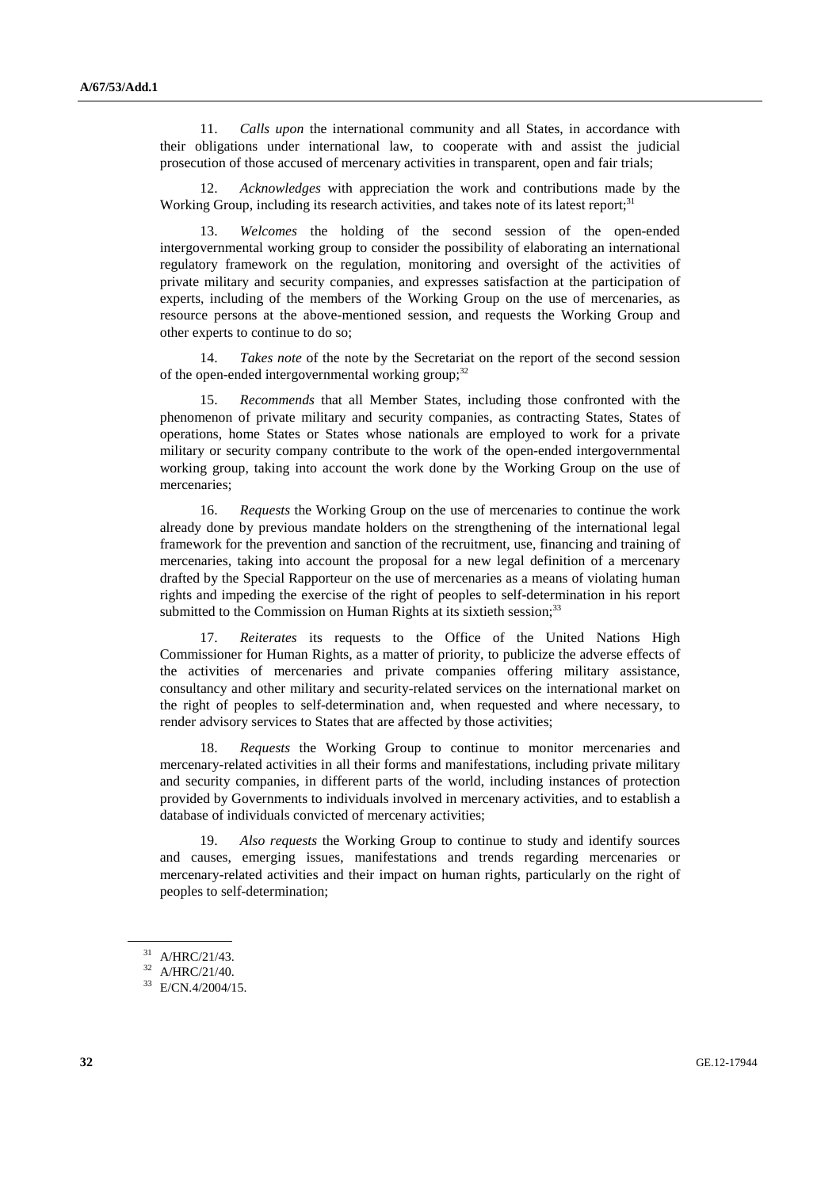11. *Calls upon* the international community and all States, in accordance with their obligations under international law, to cooperate with and assist the judicial prosecution of those accused of mercenary activities in transparent, open and fair trials;

12. *Acknowledges* with appreciation the work and contributions made by the Working Group, including its research activities, and takes note of its latest report;[31]

13. *Welcomes* the holding of the second session of the open-ended intergovernmental working group to consider the possibility of elaborating an international regulatory framework on the regulation, monitoring and oversight of the activities of private military and security companies, and expresses satisfaction at the participation of experts, including of the members of the Working Group on the use of mercenaries, as resource persons at the above-mentioned session, and requests the Working Group and other experts to continue to do so;

14. *Takes note* of the note by the Secretariat on the report of the second session of the open-ended intergovernmental working group;[32]

15. *Recommends* that all Member States, including those confronted with the phenomenon of private military and security companies, as contracting States, States of operations, home States or States whose nationals are employed to work for a private military or security company contribute to the work of the open-ended intergovernmental working group, taking into account the work done by the Working Group on the use of mercenaries;

16. *Requests* the Working Group on the use of mercenaries to continue the work already done by previous mandate holders on the strengthening of the international legal framework for the prevention and sanction of the recruitment, use, financing and training of mercenaries, taking into account the proposal for a new legal definition of a mercenary drafted by the Special Rapporteur on the use of mercenaries as a means of violating human rights and impeding the exercise of the right of peoples to self-determination in his report submitted to the Commission on Human Rights at its sixtieth session;[33]

17. *Reiterates* its requests to the Office of the United Nations High Commissioner for Human Rights, as a matter of priority, to publicize the adverse effects of the activities of mercenaries and private companies offering military assistance, consultancy and other military and security-related services on the international market on the right of peoples to self-determination and, when requested and where necessary, to render advisory services to States that are affected by those activities;

18. *Requests* the Working Group to continue to monitor mercenaries and mercenary-related activities in all their forms and manifestations, including private military and security companies, in different parts of the world, including instances of protection provided by Governments to individuals involved in mercenary activities, and to establish a database of individuals convicted of mercenary activities;

19. *Also requests* the Working Group to continue to study and identify sources and causes, emerging issues, manifestations and trends regarding mercenaries or mercenary-related activities and their impact on human rights, particularly on the right of peoples to self-determination;

---

[31] A/HRC/21/43.

[32] A/HRC/21/40.

[33] E/CN.4/2004/15.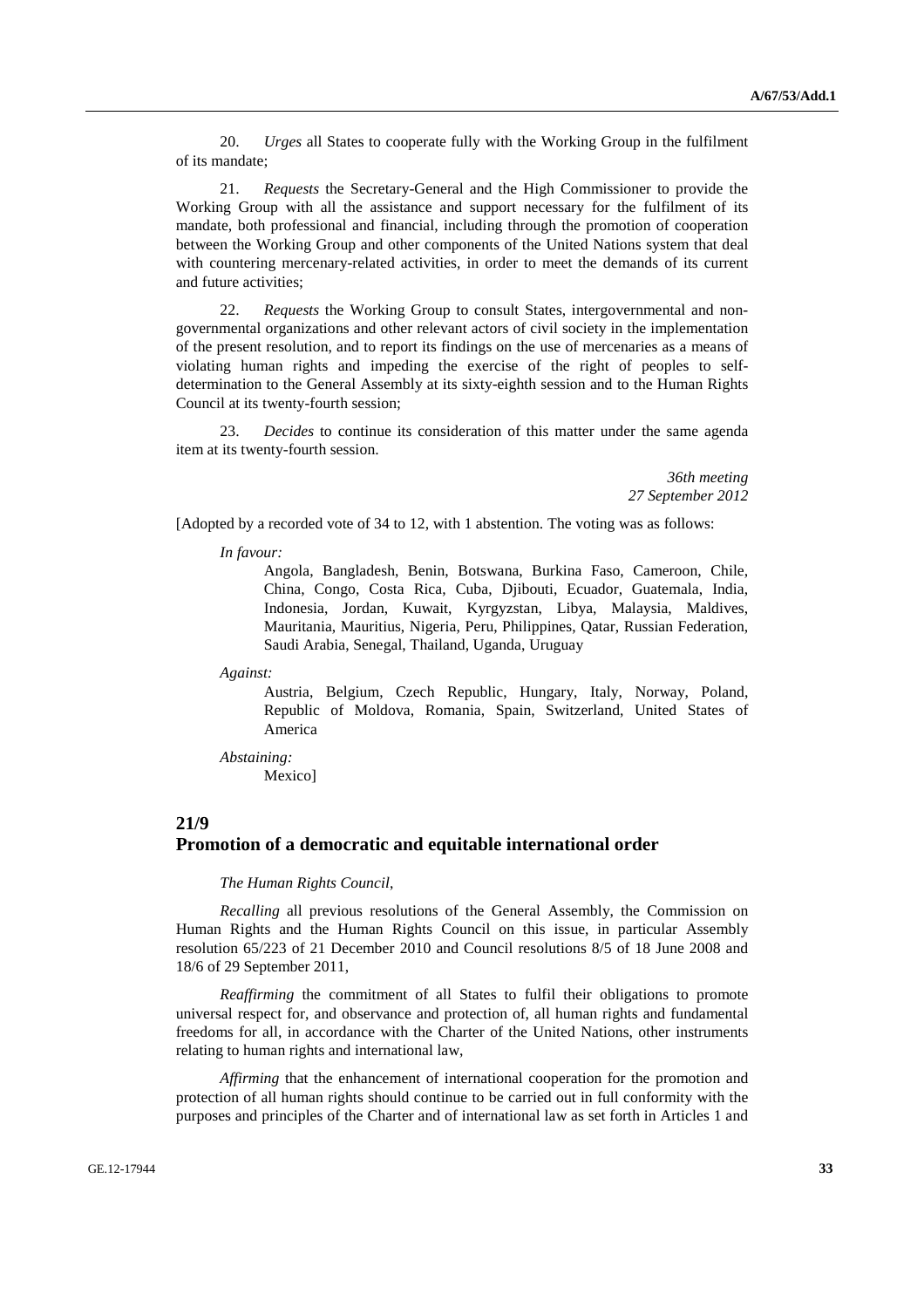20. *Urges* all States to cooperate fully with the Working Group in the fulfilment of its mandate;

21. *Requests* the Secretary-General and the High Commissioner to provide the Working Group with all the assistance and support necessary for the fulfilment of its mandate, both professional and financial, including through the promotion of cooperation between the Working Group and other components of the United Nations system that deal with countering mercenary-related activities, in order to meet the demands of its current and future activities;

22. *Requests* the Working Group to consult States, intergovernmental and non-governmental organizations and other relevant actors of civil society in the implementation of the present resolution, and to report its findings on the use of mercenaries as a means of violating human rights and impeding the exercise of the right of peoples to self-determination to the General Assembly at its sixty-eighth session and to the Human Rights Council at its twenty-fourth session;

23. *Decides* to continue its consideration of this matter under the same agenda item at its twenty-fourth session.

*36th meeting*
*27 September 2012*

[Adopted by a recorded vote of 34 to 12, with 1 abstention. The voting was as follows:

*In favour:*

Angola, Bangladesh, Benin, Botswana, Burkina Faso, Cameroon, Chile, China, Congo, Costa Rica, Cuba, Djibouti, Ecuador, Guatemala, India, Indonesia, Jordan, Kuwait, Kyrgyzstan, Libya, Malaysia, Maldives, Mauritania, Mauritius, Nigeria, Peru, Philippines, Qatar, Russian Federation, Saudi Arabia, Senegal, Thailand, Uganda, Uruguay

*Against:*

Austria, Belgium, Czech Republic, Hungary, Italy, Norway, Poland, Republic of Moldova, Romania, Spain, Switzerland, United States of America

*Abstaining:*

Mexico]

## 21/9
## Promotion of a democratic and equitable international order

*The Human Rights Council*,

*Recalling* all previous resolutions of the General Assembly, the Commission on Human Rights and the Human Rights Council on this issue, in particular Assembly resolution 65/223 of 21 December 2010 and Council resolutions 8/5 of 18 June 2008 and 18/6 of 29 September 2011,

*Reaffirming* the commitment of all States to fulfil their obligations to promote universal respect for, and observance and protection of, all human rights and fundamental freedoms for all, in accordance with the Charter of the United Nations, other instruments relating to human rights and international law,

*Affirming* that the enhancement of international cooperation for the promotion and protection of all human rights should continue to be carried out in full conformity with the purposes and principles of the Charter and of international law as set forth in Articles 1 and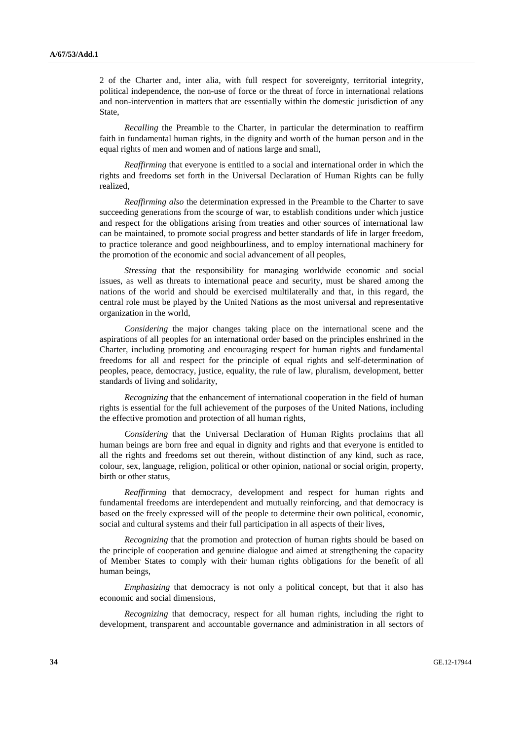2 of the Charter and, inter alia, with full respect for sovereignty, territorial integrity, political independence, the non-use of force or the threat of force in international relations and non-intervention in matters that are essentially within the domestic jurisdiction of any State,

*Recalling* the Preamble to the Charter, in particular the determination to reaffirm faith in fundamental human rights, in the dignity and worth of the human person and in the equal rights of men and women and of nations large and small,

*Reaffirming* that everyone is entitled to a social and international order in which the rights and freedoms set forth in the Universal Declaration of Human Rights can be fully realized,

*Reaffirming also* the determination expressed in the Preamble to the Charter to save succeeding generations from the scourge of war, to establish conditions under which justice and respect for the obligations arising from treaties and other sources of international law can be maintained, to promote social progress and better standards of life in larger freedom, to practice tolerance and good neighbourliness, and to employ international machinery for the promotion of the economic and social advancement of all peoples,

*Stressing* that the responsibility for managing worldwide economic and social issues, as well as threats to international peace and security, must be shared among the nations of the world and should be exercised multilaterally and that, in this regard, the central role must be played by the United Nations as the most universal and representative organization in the world,

*Considering* the major changes taking place on the international scene and the aspirations of all peoples for an international order based on the principles enshrined in the Charter, including promoting and encouraging respect for human rights and fundamental freedoms for all and respect for the principle of equal rights and self-determination of peoples, peace, democracy, justice, equality, the rule of law, pluralism, development, better standards of living and solidarity,

*Recognizing* that the enhancement of international cooperation in the field of human rights is essential for the full achievement of the purposes of the United Nations, including the effective promotion and protection of all human rights,

*Considering* that the Universal Declaration of Human Rights proclaims that all human beings are born free and equal in dignity and rights and that everyone is entitled to all the rights and freedoms set out therein, without distinction of any kind, such as race, colour, sex, language, religion, political or other opinion, national or social origin, property, birth or other status,

*Reaffirming* that democracy, development and respect for human rights and fundamental freedoms are interdependent and mutually reinforcing, and that democracy is based on the freely expressed will of the people to determine their own political, economic, social and cultural systems and their full participation in all aspects of their lives,

*Recognizing* that the promotion and protection of human rights should be based on the principle of cooperation and genuine dialogue and aimed at strengthening the capacity of Member States to comply with their human rights obligations for the benefit of all human beings,

*Emphasizing* that democracy is not only a political concept, but that it also has economic and social dimensions,

*Recognizing* that democracy, respect for all human rights, including the right to development, transparent and accountable governance and administration in all sectors of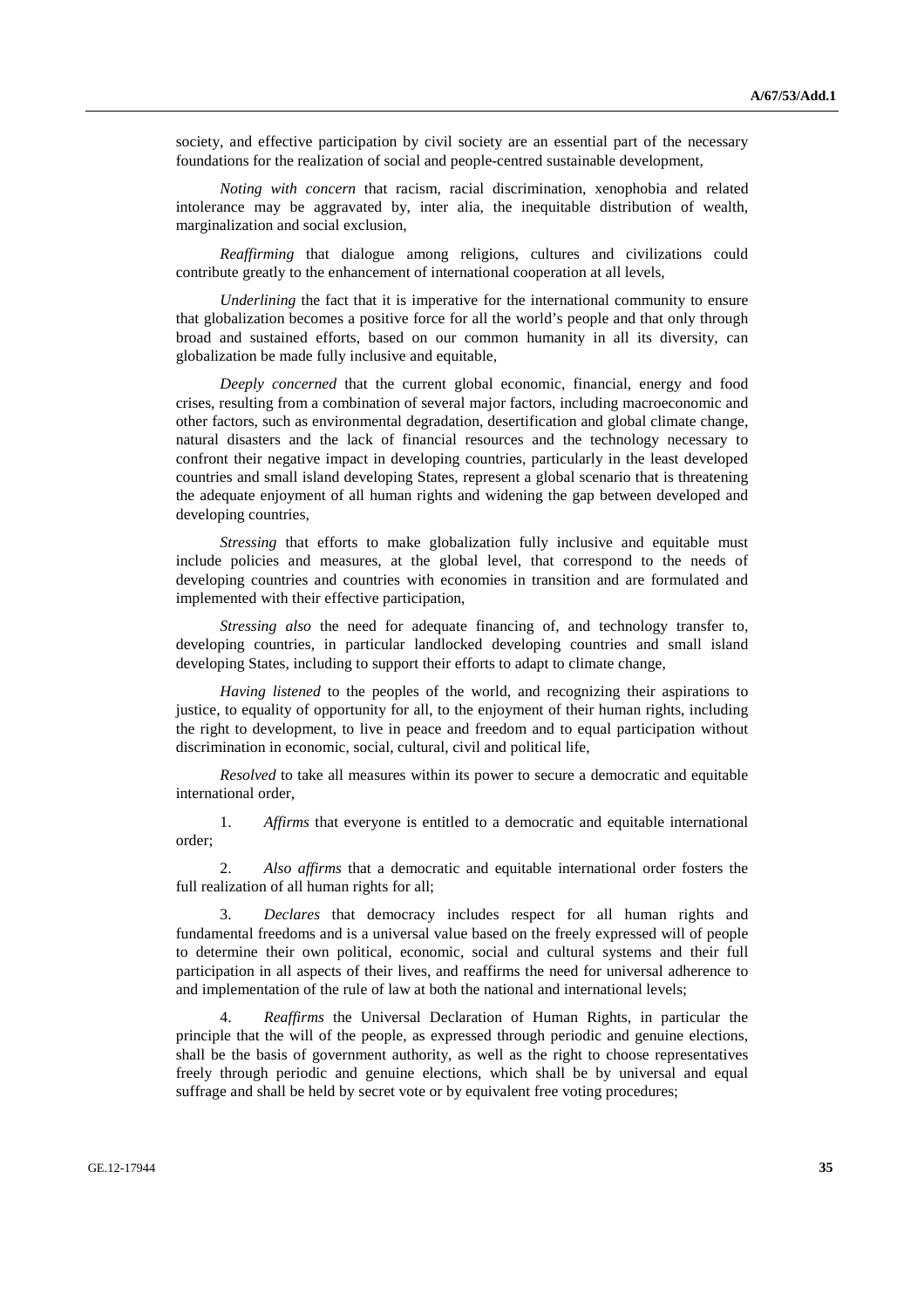society, and effective participation by civil society are an essential part of the necessary foundations for the realization of social and people-centred sustainable development,

*Noting with concern* that racism, racial discrimination, xenophobia and related intolerance may be aggravated by, inter alia, the inequitable distribution of wealth, marginalization and social exclusion,

*Reaffirming* that dialogue among religions, cultures and civilizations could contribute greatly to the enhancement of international cooperation at all levels,

*Underlining* the fact that it is imperative for the international community to ensure that globalization becomes a positive force for all the world's people and that only through broad and sustained efforts, based on our common humanity in all its diversity, can globalization be made fully inclusive and equitable,

*Deeply concerned* that the current global economic, financial, energy and food crises, resulting from a combination of several major factors, including macroeconomic and other factors, such as environmental degradation, desertification and global climate change, natural disasters and the lack of financial resources and the technology necessary to confront their negative impact in developing countries, particularly in the least developed countries and small island developing States, represent a global scenario that is threatening the adequate enjoyment of all human rights and widening the gap between developed and developing countries,

*Stressing* that efforts to make globalization fully inclusive and equitable must include policies and measures, at the global level, that correspond to the needs of developing countries and countries with economies in transition and are formulated and implemented with their effective participation,

*Stressing also* the need for adequate financing of, and technology transfer to, developing countries, in particular landlocked developing countries and small island developing States, including to support their efforts to adapt to climate change,

*Having listened* to the peoples of the world, and recognizing their aspirations to justice, to equality of opportunity for all, to the enjoyment of their human rights, including the right to development, to live in peace and freedom and to equal participation without discrimination in economic, social, cultural, civil and political life,

*Resolved* to take all measures within its power to secure a democratic and equitable international order,

1. *Affirms* that everyone is entitled to a democratic and equitable international order;

2. *Also affirms* that a democratic and equitable international order fosters the full realization of all human rights for all;

3. *Declares* that democracy includes respect for all human rights and fundamental freedoms and is a universal value based on the freely expressed will of people to determine their own political, economic, social and cultural systems and their full participation in all aspects of their lives, and reaffirms the need for universal adherence to and implementation of the rule of law at both the national and international levels;

4. *Reaffirms* the Universal Declaration of Human Rights, in particular the principle that the will of the people, as expressed through periodic and genuine elections, shall be the basis of government authority, as well as the right to choose representatives freely through periodic and genuine elections, which shall be by universal and equal suffrage and shall be held by secret vote or by equivalent free voting procedures;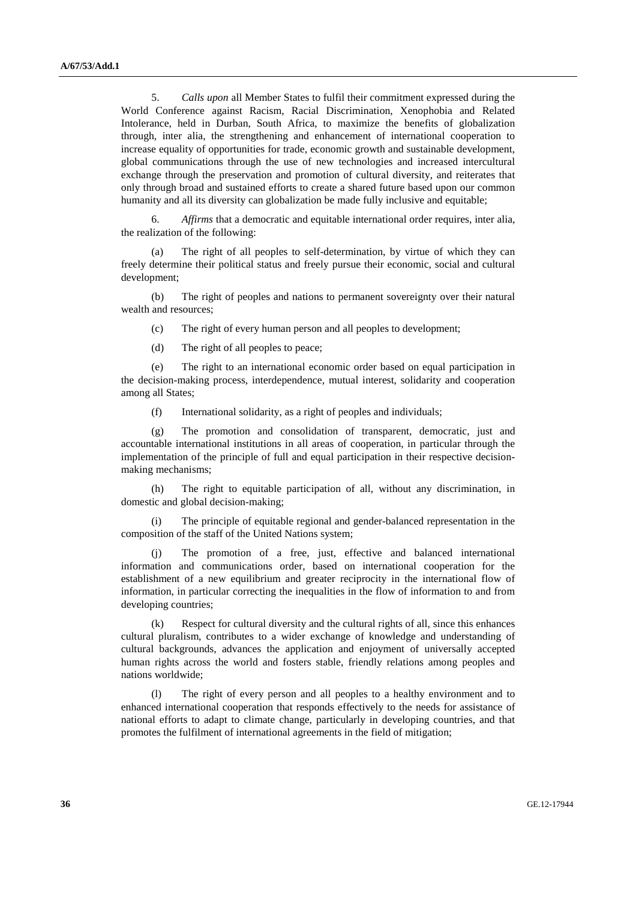5. *Calls upon* all Member States to fulfil their commitment expressed during the World Conference against Racism, Racial Discrimination, Xenophobia and Related Intolerance, held in Durban, South Africa, to maximize the benefits of globalization through, inter alia, the strengthening and enhancement of international cooperation to increase equality of opportunities for trade, economic growth and sustainable development, global communications through the use of new technologies and increased intercultural exchange through the preservation and promotion of cultural diversity, and reiterates that only through broad and sustained efforts to create a shared future based upon our common humanity and all its diversity can globalization be made fully inclusive and equitable;

6. *Affirms* that a democratic and equitable international order requires, inter alia, the realization of the following:

(a) The right of all peoples to self-determination, by virtue of which they can freely determine their political status and freely pursue their economic, social and cultural development;

(b) The right of peoples and nations to permanent sovereignty over their natural wealth and resources;

(c) The right of every human person and all peoples to development;

(d) The right of all peoples to peace;

(e) The right to an international economic order based on equal participation in the decision-making process, interdependence, mutual interest, solidarity and cooperation among all States;

(f) International solidarity, as a right of peoples and individuals;

(g) The promotion and consolidation of transparent, democratic, just and accountable international institutions in all areas of cooperation, in particular through the implementation of the principle of full and equal participation in their respective decision-making mechanisms;

(h) The right to equitable participation of all, without any discrimination, in domestic and global decision-making;

(i) The principle of equitable regional and gender-balanced representation in the composition of the staff of the United Nations system;

(j) The promotion of a free, just, effective and balanced international information and communications order, based on international cooperation for the establishment of a new equilibrium and greater reciprocity in the international flow of information, in particular correcting the inequalities in the flow of information to and from developing countries;

(k) Respect for cultural diversity and the cultural rights of all, since this enhances cultural pluralism, contributes to a wider exchange of knowledge and understanding of cultural backgrounds, advances the application and enjoyment of universally accepted human rights across the world and fosters stable, friendly relations among peoples and nations worldwide;

(l) The right of every person and all peoples to a healthy environment and to enhanced international cooperation that responds effectively to the needs for assistance of national efforts to adapt to climate change, particularly in developing countries, and that promotes the fulfilment of international agreements in the field of mitigation;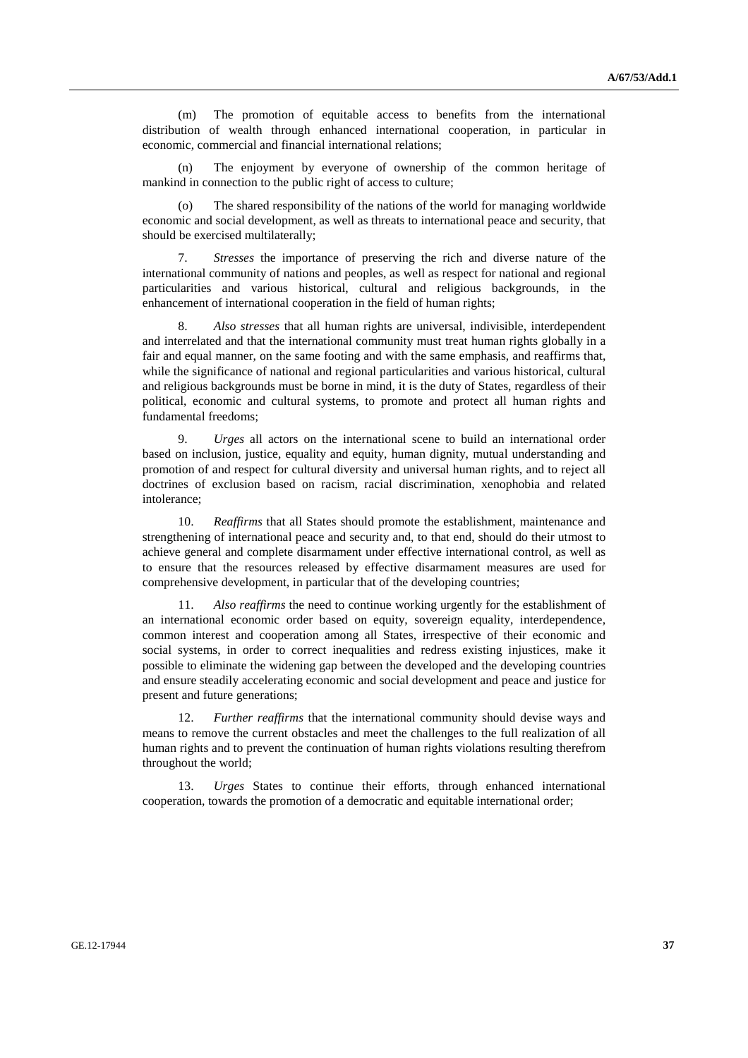(m) The promotion of equitable access to benefits from the international distribution of wealth through enhanced international cooperation, in particular in economic, commercial and financial international relations;

(n) The enjoyment by everyone of ownership of the common heritage of mankind in connection to the public right of access to culture;

(o) The shared responsibility of the nations of the world for managing worldwide economic and social development, as well as threats to international peace and security, that should be exercised multilaterally;

7. *Stresses* the importance of preserving the rich and diverse nature of the international community of nations and peoples, as well as respect for national and regional particularities and various historical, cultural and religious backgrounds, in the enhancement of international cooperation in the field of human rights;

8. *Also stresses* that all human rights are universal, indivisible, interdependent and interrelated and that the international community must treat human rights globally in a fair and equal manner, on the same footing and with the same emphasis, and reaffirms that, while the significance of national and regional particularities and various historical, cultural and religious backgrounds must be borne in mind, it is the duty of States, regardless of their political, economic and cultural systems, to promote and protect all human rights and fundamental freedoms;

9. *Urges* all actors on the international scene to build an international order based on inclusion, justice, equality and equity, human dignity, mutual understanding and promotion of and respect for cultural diversity and universal human rights, and to reject all doctrines of exclusion based on racism, racial discrimination, xenophobia and related intolerance;

10. *Reaffirms* that all States should promote the establishment, maintenance and strengthening of international peace and security and, to that end, should do their utmost to achieve general and complete disarmament under effective international control, as well as to ensure that the resources released by effective disarmament measures are used for comprehensive development, in particular that of the developing countries;

11. *Also reaffirms* the need to continue working urgently for the establishment of an international economic order based on equity, sovereign equality, interdependence, common interest and cooperation among all States, irrespective of their economic and social systems, in order to correct inequalities and redress existing injustices, make it possible to eliminate the widening gap between the developed and the developing countries and ensure steadily accelerating economic and social development and peace and justice for present and future generations;

12. *Further reaffirms* that the international community should devise ways and means to remove the current obstacles and meet the challenges to the full realization of all human rights and to prevent the continuation of human rights violations resulting therefrom throughout the world;

13. *Urges* States to continue their efforts, through enhanced international cooperation, towards the promotion of a democratic and equitable international order;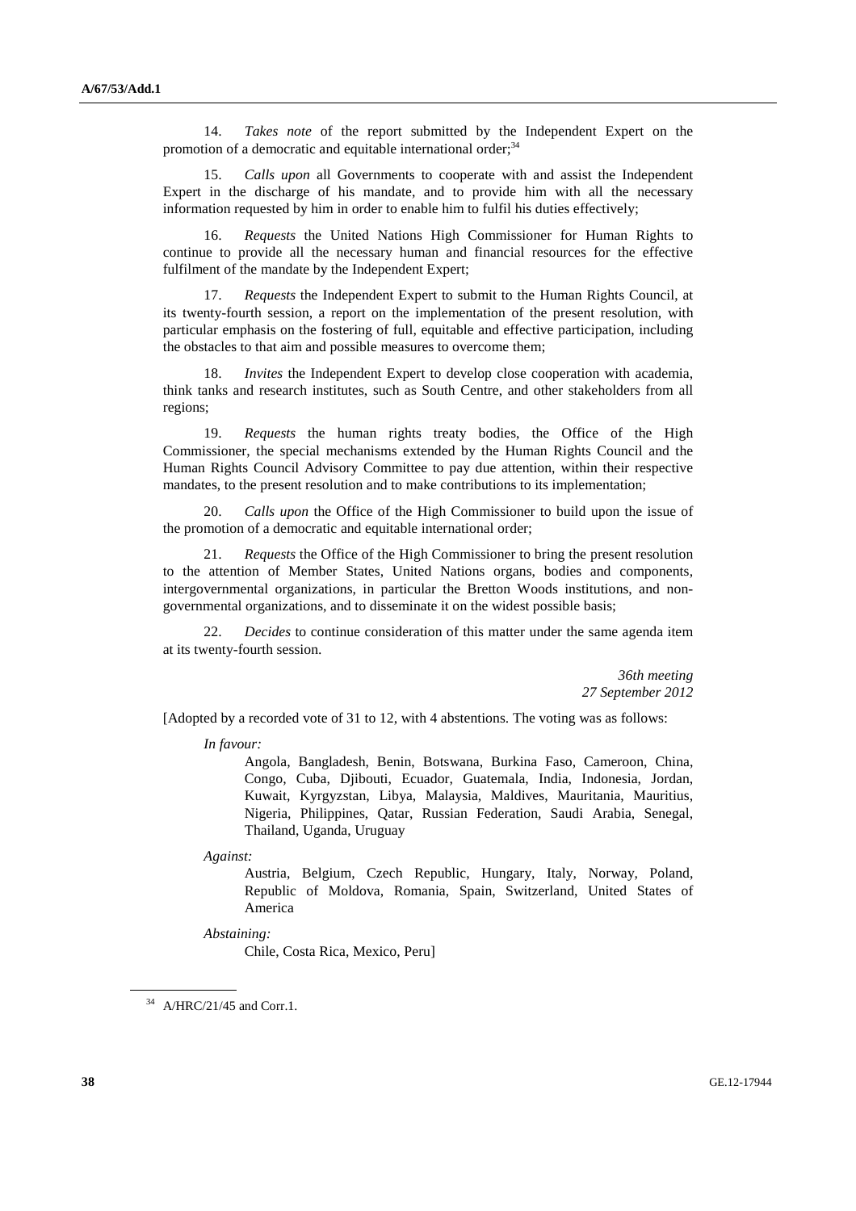14. *Takes note* of the report submitted by the Independent Expert on the promotion of a democratic and equitable international order;[34]

15. *Calls upon* all Governments to cooperate with and assist the Independent Expert in the discharge of his mandate, and to provide him with all the necessary information requested by him in order to enable him to fulfil his duties effectively;

16. *Requests* the United Nations High Commissioner for Human Rights to continue to provide all the necessary human and financial resources for the effective fulfilment of the mandate by the Independent Expert;

17. *Requests* the Independent Expert to submit to the Human Rights Council, at its twenty-fourth session, a report on the implementation of the present resolution, with particular emphasis on the fostering of full, equitable and effective participation, including the obstacles to that aim and possible measures to overcome them;

18. *Invites* the Independent Expert to develop close cooperation with academia, think tanks and research institutes, such as South Centre, and other stakeholders from all regions;

19. *Requests* the human rights treaty bodies, the Office of the High Commissioner, the special mechanisms extended by the Human Rights Council and the Human Rights Council Advisory Committee to pay due attention, within their respective mandates, to the present resolution and to make contributions to its implementation;

20. *Calls upon* the Office of the High Commissioner to build upon the issue of the promotion of a democratic and equitable international order;

21. *Requests* the Office of the High Commissioner to bring the present resolution to the attention of Member States, United Nations organs, bodies and components, intergovernmental organizations, in particular the Bretton Woods institutions, and non-governmental organizations, and to disseminate it on the widest possible basis;

22. *Decides* to continue consideration of this matter under the same agenda item at its twenty-fourth session.

*36th meeting*
*27 September 2012*

[Adopted by a recorded vote of 31 to 12, with 4 abstentions. The voting was as follows:

*In favour:*

Angola, Bangladesh, Benin, Botswana, Burkina Faso, Cameroon, China, Congo, Cuba, Djibouti, Ecuador, Guatemala, India, Indonesia, Jordan, Kuwait, Kyrgyzstan, Libya, Malaysia, Maldives, Mauritania, Mauritius, Nigeria, Philippines, Qatar, Russian Federation, Saudi Arabia, Senegal, Thailand, Uganda, Uruguay

*Against:*

Austria, Belgium, Czech Republic, Hungary, Italy, Norway, Poland, Republic of Moldova, Romania, Spain, Switzerland, United States of America

*Abstaining:*

Chile, Costa Rica, Mexico, Peru]

---

[34] A/HRC/21/45 and Corr.1.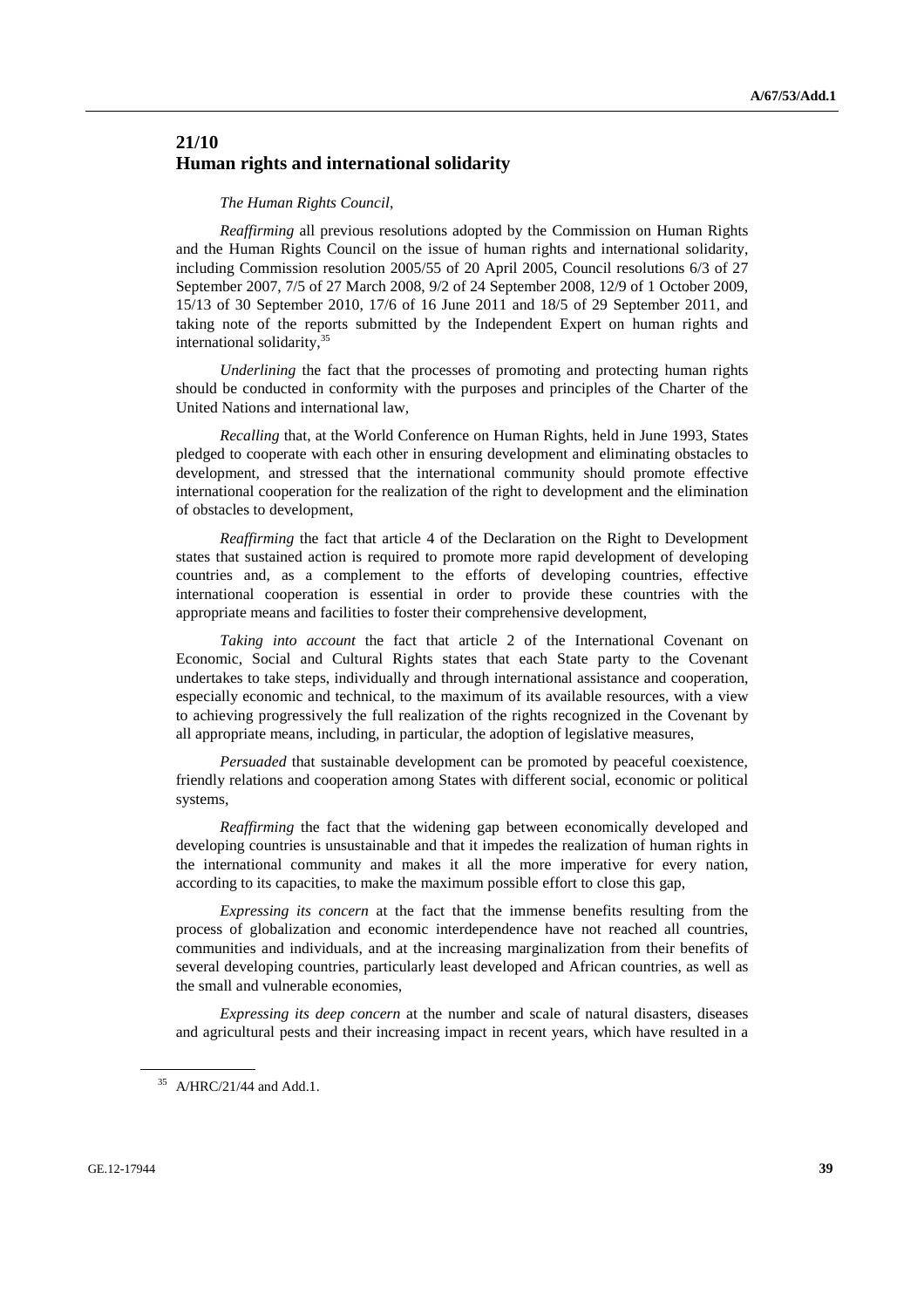## 21/10
## Human rights and international solidarity

*The Human Rights Council*,

*Reaffirming* all previous resolutions adopted by the Commission on Human Rights and the Human Rights Council on the issue of human rights and international solidarity, including Commission resolution 2005/55 of 20 April 2005, Council resolutions 6/3 of 27 September 2007, 7/5 of 27 March 2008, 9/2 of 24 September 2008, 12/9 of 1 October 2009, 15/13 of 30 September 2010, 17/6 of 16 June 2011 and 18/5 of 29 September 2011, and taking note of the reports submitted by the Independent Expert on human rights and international solidarity,[35]

*Underlining* the fact that the processes of promoting and protecting human rights should be conducted in conformity with the purposes and principles of the Charter of the United Nations and international law,

*Recalling* that, at the World Conference on Human Rights, held in June 1993, States pledged to cooperate with each other in ensuring development and eliminating obstacles to development, and stressed that the international community should promote effective international cooperation for the realization of the right to development and the elimination of obstacles to development,

*Reaffirming* the fact that article 4 of the Declaration on the Right to Development states that sustained action is required to promote more rapid development of developing countries and, as a complement to the efforts of developing countries, effective international cooperation is essential in order to provide these countries with the appropriate means and facilities to foster their comprehensive development,

*Taking into account* the fact that article 2 of the International Covenant on Economic, Social and Cultural Rights states that each State party to the Covenant undertakes to take steps, individually and through international assistance and cooperation, especially economic and technical, to the maximum of its available resources, with a view to achieving progressively the full realization of the rights recognized in the Covenant by all appropriate means, including, in particular, the adoption of legislative measures,

*Persuaded* that sustainable development can be promoted by peaceful coexistence, friendly relations and cooperation among States with different social, economic or political systems,

*Reaffirming* the fact that the widening gap between economically developed and developing countries is unsustainable and that it impedes the realization of human rights in the international community and makes it all the more imperative for every nation, according to its capacities, to make the maximum possible effort to close this gap,

*Expressing its concern* at the fact that the immense benefits resulting from the process of globalization and economic interdependence have not reached all countries, communities and individuals, and at the increasing marginalization from their benefits of several developing countries, particularly least developed and African countries, as well as the small and vulnerable economies,

*Expressing its deep concern* at the number and scale of natural disasters, diseases and agricultural pests and their increasing impact in recent years, which have resulted in a

[35] A/HRC/21/44 and Add.1.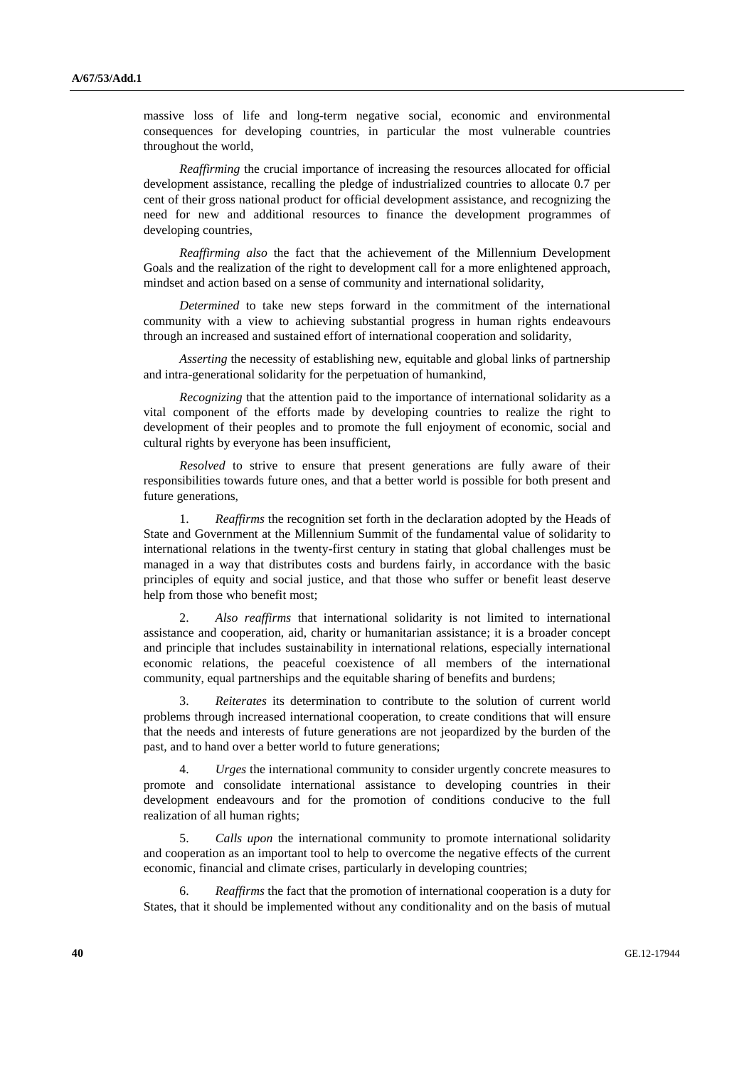massive loss of life and long-term negative social, economic and environmental consequences for developing countries, in particular the most vulnerable countries throughout the world,

*Reaffirming* the crucial importance of increasing the resources allocated for official development assistance, recalling the pledge of industrialized countries to allocate 0.7 per cent of their gross national product for official development assistance, and recognizing the need for new and additional resources to finance the development programmes of developing countries,

*Reaffirming also* the fact that the achievement of the Millennium Development Goals and the realization of the right to development call for a more enlightened approach, mindset and action based on a sense of community and international solidarity,

*Determined* to take new steps forward in the commitment of the international community with a view to achieving substantial progress in human rights endeavours through an increased and sustained effort of international cooperation and solidarity,

*Asserting* the necessity of establishing new, equitable and global links of partnership and intra-generational solidarity for the perpetuation of humankind,

*Recognizing* that the attention paid to the importance of international solidarity as a vital component of the efforts made by developing countries to realize the right to development of their peoples and to promote the full enjoyment of economic, social and cultural rights by everyone has been insufficient,

*Resolved* to strive to ensure that present generations are fully aware of their responsibilities towards future ones, and that a better world is possible for both present and future generations,

1. *Reaffirms* the recognition set forth in the declaration adopted by the Heads of State and Government at the Millennium Summit of the fundamental value of solidarity to international relations in the twenty-first century in stating that global challenges must be managed in a way that distributes costs and burdens fairly, in accordance with the basic principles of equity and social justice, and that those who suffer or benefit least deserve help from those who benefit most;

2. *Also reaffirms* that international solidarity is not limited to international assistance and cooperation, aid, charity or humanitarian assistance; it is a broader concept and principle that includes sustainability in international relations, especially international economic relations, the peaceful coexistence of all members of the international community, equal partnerships and the equitable sharing of benefits and burdens;

3. *Reiterates* its determination to contribute to the solution of current world problems through increased international cooperation, to create conditions that will ensure that the needs and interests of future generations are not jeopardized by the burden of the past, and to hand over a better world to future generations;

4. *Urges* the international community to consider urgently concrete measures to promote and consolidate international assistance to developing countries in their development endeavours and for the promotion of conditions conducive to the full realization of all human rights;

5. *Calls upon* the international community to promote international solidarity and cooperation as an important tool to help to overcome the negative effects of the current economic, financial and climate crises, particularly in developing countries;

6. *Reaffirms* the fact that the promotion of international cooperation is a duty for States, that it should be implemented without any conditionality and on the basis of mutual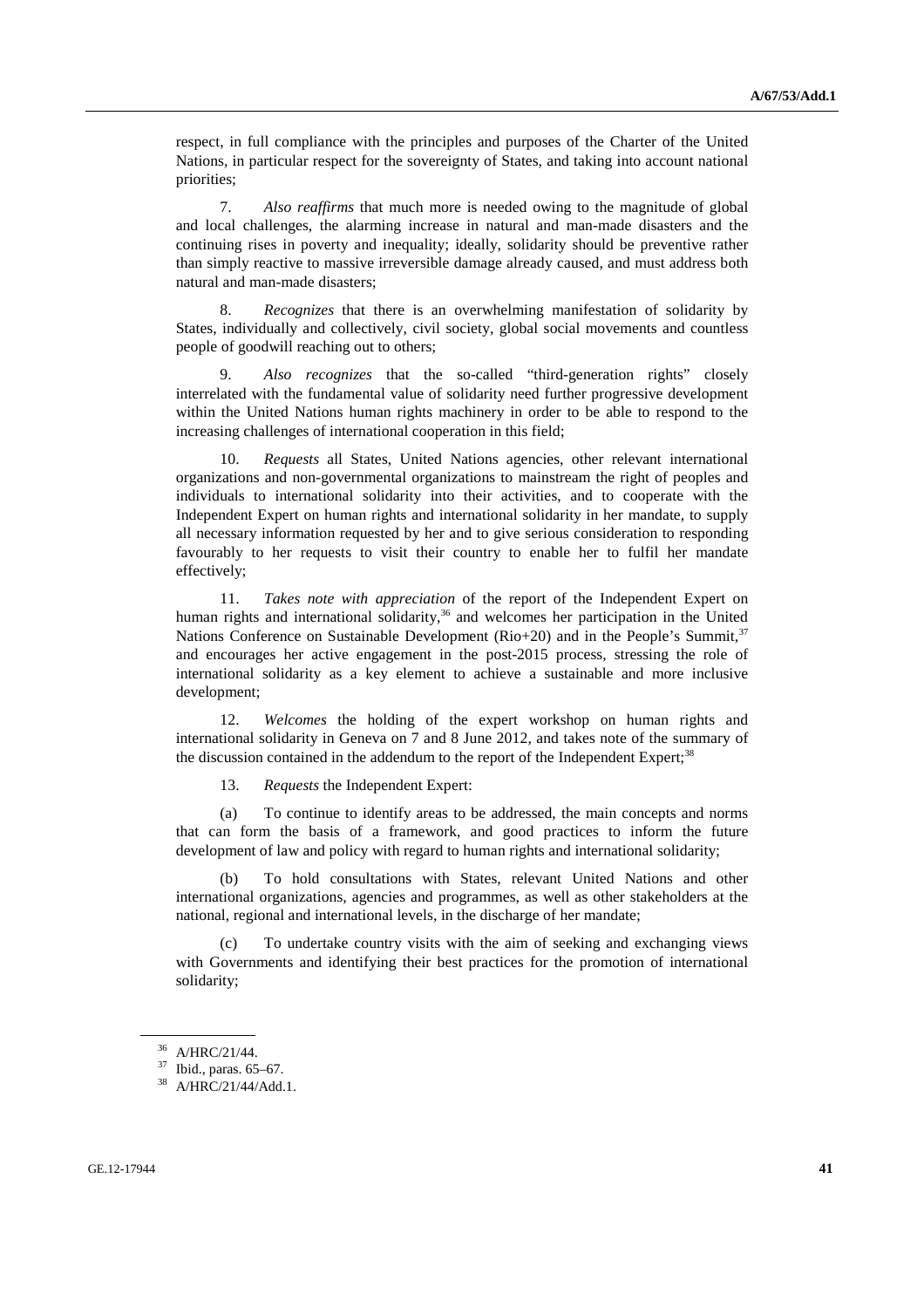respect, in full compliance with the principles and purposes of the Charter of the United Nations, in particular respect for the sovereignty of States, and taking into account national priorities;

7. *Also reaffirms* that much more is needed owing to the magnitude of global and local challenges, the alarming increase in natural and man-made disasters and the continuing rises in poverty and inequality; ideally, solidarity should be preventive rather than simply reactive to massive irreversible damage already caused, and must address both natural and man-made disasters;

8. *Recognizes* that there is an overwhelming manifestation of solidarity by States, individually and collectively, civil society, global social movements and countless people of goodwill reaching out to others;

9. *Also recognizes* that the so-called "third-generation rights" closely interrelated with the fundamental value of solidarity need further progressive development within the United Nations human rights machinery in order to be able to respond to the increasing challenges of international cooperation in this field;

10. *Requests* all States, United Nations agencies, other relevant international organizations and non-governmental organizations to mainstream the right of peoples and individuals to international solidarity into their activities, and to cooperate with the Independent Expert on human rights and international solidarity in her mandate, to supply all necessary information requested by her and to give serious consideration to responding favourably to her requests to visit their country to enable her to fulfil her mandate effectively;

11. *Takes note with appreciation* of the report of the Independent Expert on human rights and international solidarity,[36] and welcomes her participation in the United Nations Conference on Sustainable Development (Rio+20) and in the People's Summit,[37] and encourages her active engagement in the post-2015 process, stressing the role of international solidarity as a key element to achieve a sustainable and more inclusive development;

12. *Welcomes* the holding of the expert workshop on human rights and international solidarity in Geneva on 7 and 8 June 2012, and takes note of the summary of the discussion contained in the addendum to the report of the Independent Expert;[38]

13. *Requests* the Independent Expert:

(a) To continue to identify areas to be addressed, the main concepts and norms that can form the basis of a framework, and good practices to inform the future development of law and policy with regard to human rights and international solidarity;

(b) To hold consultations with States, relevant United Nations and other international organizations, agencies and programmes, as well as other stakeholders at the national, regional and international levels, in the discharge of her mandate;

(c) To undertake country visits with the aim of seeking and exchanging views with Governments and identifying their best practices for the promotion of international solidarity;

---

[36] A/HRC/21/44.

[37] Ibid., paras. 65–67.

[38] A/HRC/21/44/Add.1.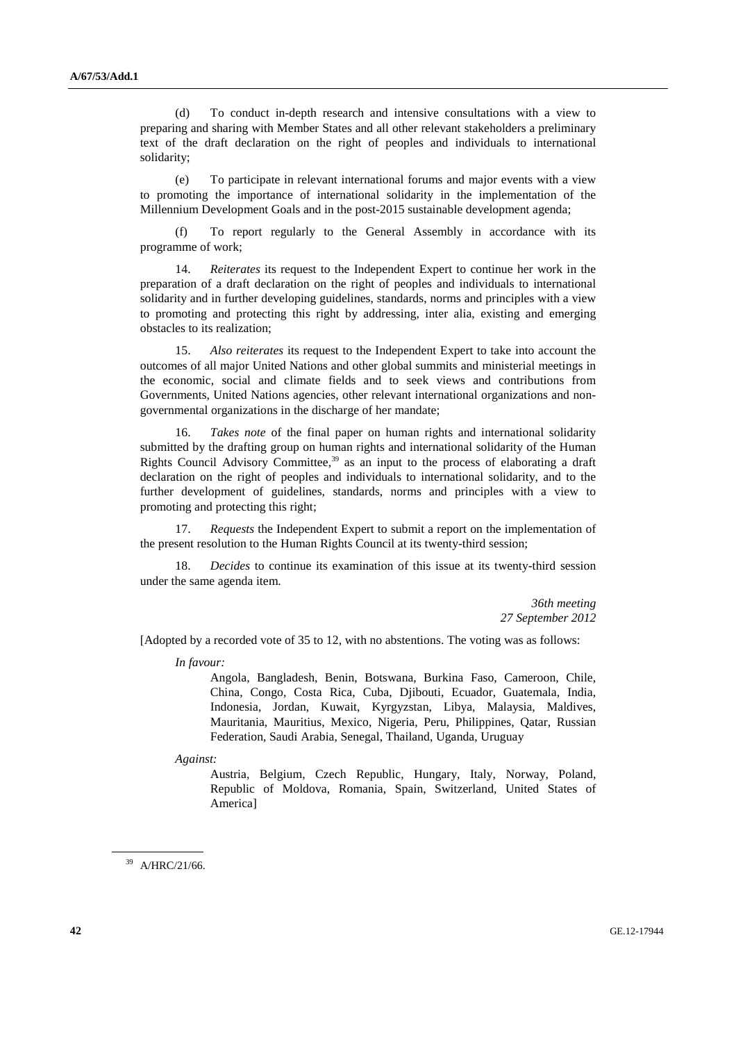(d) To conduct in-depth research and intensive consultations with a view to preparing and sharing with Member States and all other relevant stakeholders a preliminary text of the draft declaration on the right of peoples and individuals to international solidarity;

(e) To participate in relevant international forums and major events with a view to promoting the importance of international solidarity in the implementation of the Millennium Development Goals and in the post-2015 sustainable development agenda;

(f) To report regularly to the General Assembly in accordance with its programme of work;

14. *Reiterates* its request to the Independent Expert to continue her work in the preparation of a draft declaration on the right of peoples and individuals to international solidarity and in further developing guidelines, standards, norms and principles with a view to promoting and protecting this right by addressing, inter alia, existing and emerging obstacles to its realization;

15. *Also reiterates* its request to the Independent Expert to take into account the outcomes of all major United Nations and other global summits and ministerial meetings in the economic, social and climate fields and to seek views and contributions from Governments, United Nations agencies, other relevant international organizations and non-governmental organizations in the discharge of her mandate;

16. *Takes note* of the final paper on human rights and international solidarity submitted by the drafting group on human rights and international solidarity of the Human Rights Council Advisory Committee,[39] as an input to the process of elaborating a draft declaration on the right of peoples and individuals to international solidarity, and to the further development of guidelines, standards, norms and principles with a view to promoting and protecting this right;

17. *Requests* the Independent Expert to submit a report on the implementation of the present resolution to the Human Rights Council at its twenty-third session;

18. *Decides* to continue its examination of this issue at its twenty-third session under the same agenda item.

*36th meeting*
*27 September 2012*

[Adopted by a recorded vote of 35 to 12, with no abstentions. The voting was as follows:

*In favour:*

Angola, Bangladesh, Benin, Botswana, Burkina Faso, Cameroon, Chile, China, Congo, Costa Rica, Cuba, Djibouti, Ecuador, Guatemala, India, Indonesia, Jordan, Kuwait, Kyrgyzstan, Libya, Malaysia, Maldives, Mauritania, Mauritius, Mexico, Nigeria, Peru, Philippines, Qatar, Russian Federation, Saudi Arabia, Senegal, Thailand, Uganda, Uruguay

*Against:*

Austria, Belgium, Czech Republic, Hungary, Italy, Norway, Poland, Republic of Moldova, Romania, Spain, Switzerland, United States of America]

[39] A/HRC/21/66.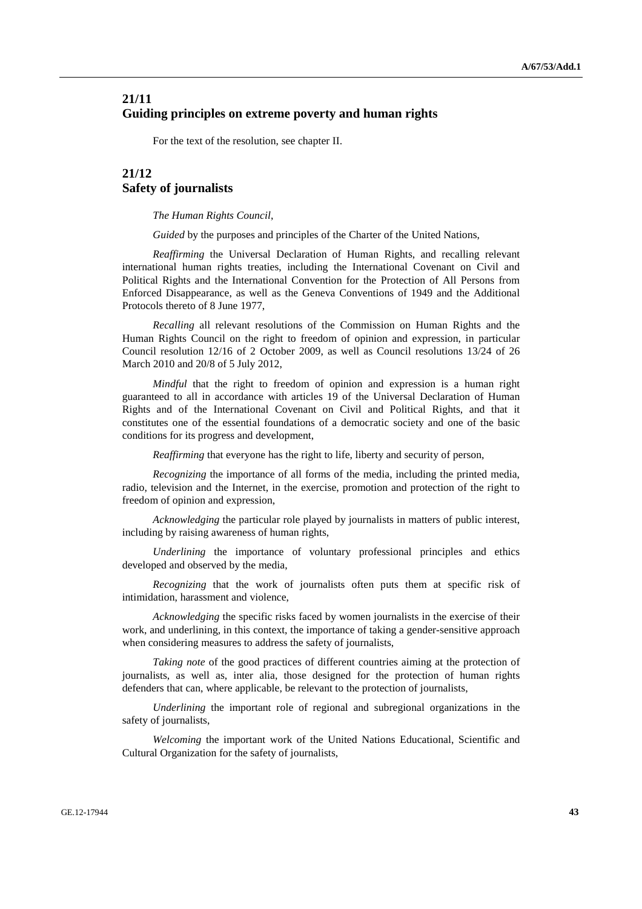## 21/11
## Guiding principles on extreme poverty and human rights

For the text of the resolution, see chapter II.

## 21/12
## Safety of journalists

*The Human Rights Council*,

*Guided* by the purposes and principles of the Charter of the United Nations,

*Reaffirming* the Universal Declaration of Human Rights, and recalling relevant international human rights treaties, including the International Covenant on Civil and Political Rights and the International Convention for the Protection of All Persons from Enforced Disappearance, as well as the Geneva Conventions of 1949 and the Additional Protocols thereto of 8 June 1977,

*Recalling* all relevant resolutions of the Commission on Human Rights and the Human Rights Council on the right to freedom of opinion and expression, in particular Council resolution 12/16 of 2 October 2009, as well as Council resolutions 13/24 of 26 March 2010 and 20/8 of 5 July 2012,

*Mindful* that the right to freedom of opinion and expression is a human right guaranteed to all in accordance with articles 19 of the Universal Declaration of Human Rights and of the International Covenant on Civil and Political Rights, and that it constitutes one of the essential foundations of a democratic society and one of the basic conditions for its progress and development,

*Reaffirming* that everyone has the right to life, liberty and security of person,

*Recognizing* the importance of all forms of the media, including the printed media, radio, television and the Internet, in the exercise, promotion and protection of the right to freedom of opinion and expression,

*Acknowledging* the particular role played by journalists in matters of public interest, including by raising awareness of human rights,

*Underlining* the importance of voluntary professional principles and ethics developed and observed by the media,

*Recognizing* that the work of journalists often puts them at specific risk of intimidation, harassment and violence,

*Acknowledging* the specific risks faced by women journalists in the exercise of their work, and underlining, in this context, the importance of taking a gender-sensitive approach when considering measures to address the safety of journalists,

*Taking note* of the good practices of different countries aiming at the protection of journalists, as well as, inter alia, those designed for the protection of human rights defenders that can, where applicable, be relevant to the protection of journalists,

*Underlining* the important role of regional and subregional organizations in the safety of journalists,

*Welcoming* the important work of the United Nations Educational, Scientific and Cultural Organization for the safety of journalists,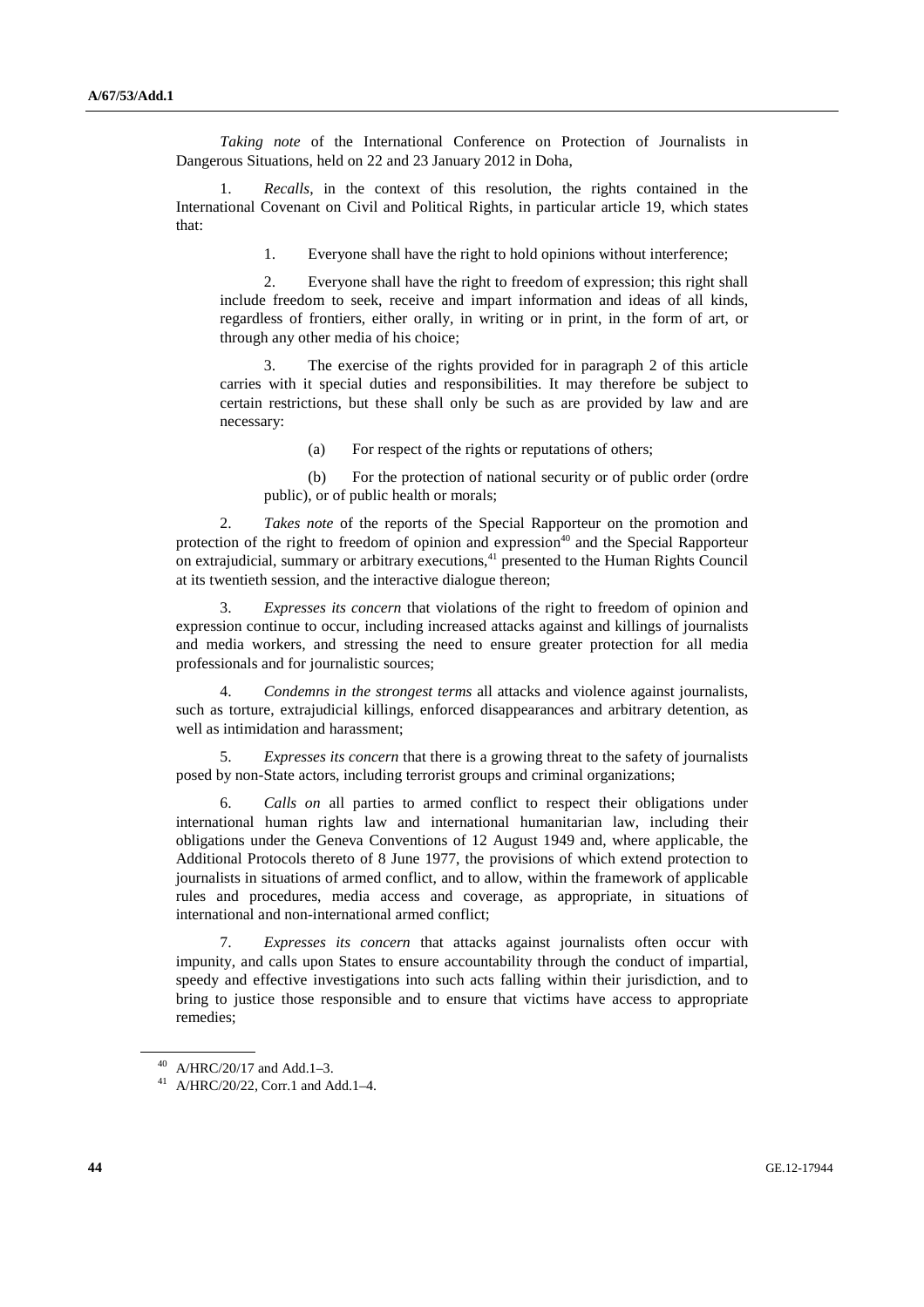*Taking note* of the International Conference on Protection of Journalists in Dangerous Situations, held on 22 and 23 January 2012 in Doha,

1. *Recalls*, in the context of this resolution, the rights contained in the International Covenant on Civil and Political Rights, in particular article 19, which states that:

> 1. Everyone shall have the right to hold opinions without interference;
>
> 2. Everyone shall have the right to freedom of expression; this right shall include freedom to seek, receive and impart information and ideas of all kinds, regardless of frontiers, either orally, in writing or in print, in the form of art, or through any other media of his choice;
>
> 3. The exercise of the rights provided for in paragraph 2 of this article carries with it special duties and responsibilities. It may therefore be subject to certain restrictions, but these shall only be such as are provided by law and are necessary:
>
> (a) For respect of the rights or reputations of others;
>
> (b) For the protection of national security or of public order (ordre public), or of public health or morals;

2. *Takes note* of the reports of the Special Rapporteur on the promotion and protection of the right to freedom of opinion and expression[40] and the Special Rapporteur on extrajudicial, summary or arbitrary executions,[41] presented to the Human Rights Council at its twentieth session, and the interactive dialogue thereon;

3. *Expresses its concern* that violations of the right to freedom of opinion and expression continue to occur, including increased attacks against and killings of journalists and media workers, and stressing the need to ensure greater protection for all media professionals and for journalistic sources;

4. *Condemns in the strongest terms* all attacks and violence against journalists, such as torture, extrajudicial killings, enforced disappearances and arbitrary detention, as well as intimidation and harassment;

5. *Expresses its concern* that there is a growing threat to the safety of journalists posed by non-State actors, including terrorist groups and criminal organizations;

6. *Calls on* all parties to armed conflict to respect their obligations under international human rights law and international humanitarian law, including their obligations under the Geneva Conventions of 12 August 1949 and, where applicable, the Additional Protocols thereto of 8 June 1977, the provisions of which extend protection to journalists in situations of armed conflict, and to allow, within the framework of applicable rules and procedures, media access and coverage, as appropriate, in situations of international and non-international armed conflict;

7. *Expresses its concern* that attacks against journalists often occur with impunity, and calls upon States to ensure accountability through the conduct of impartial, speedy and effective investigations into such acts falling within their jurisdiction, and to bring to justice those responsible and to ensure that victims have access to appropriate remedies;

---

[40] A/HRC/20/17 and Add.1–3.

[41] A/HRC/20/22, Corr.1 and Add.1–4.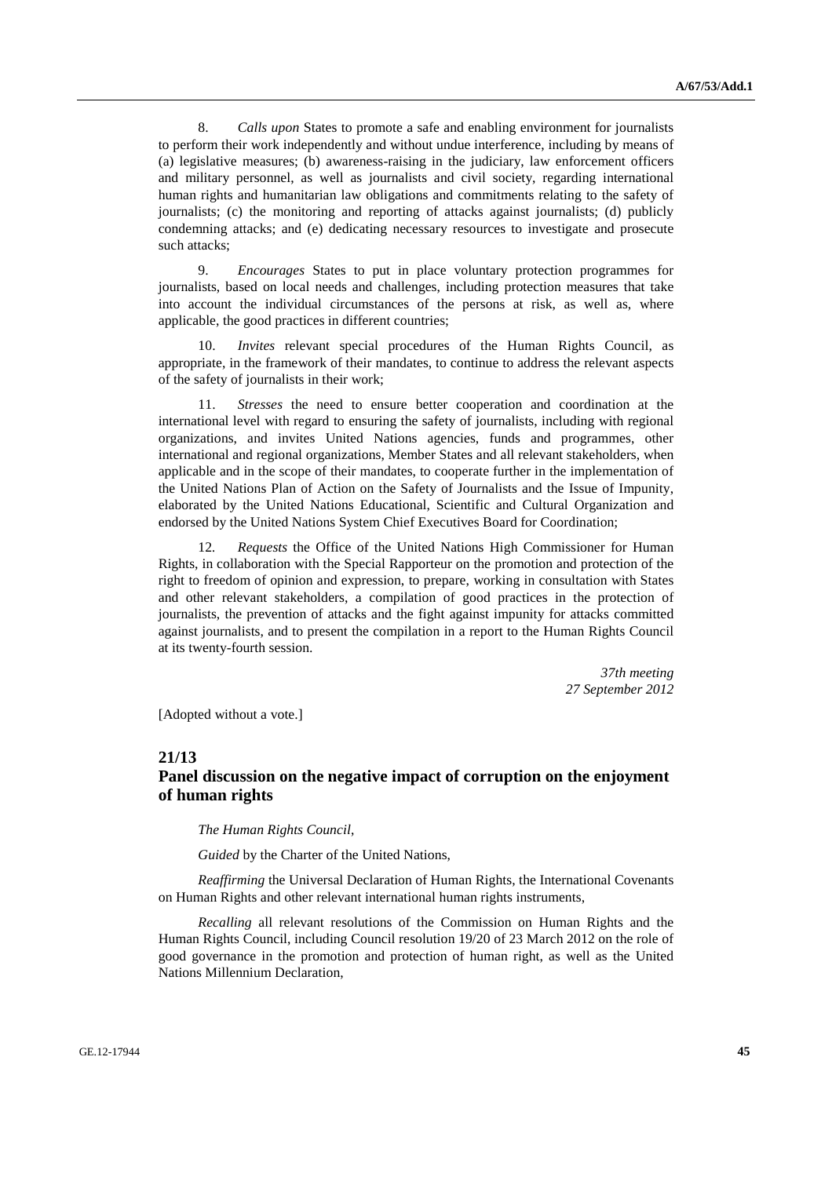8. *Calls upon* States to promote a safe and enabling environment for journalists to perform their work independently and without undue interference, including by means of (a) legislative measures; (b) awareness-raising in the judiciary, law enforcement officers and military personnel, as well as journalists and civil society, regarding international human rights and humanitarian law obligations and commitments relating to the safety of journalists; (c) the monitoring and reporting of attacks against journalists; (d) publicly condemning attacks; and (e) dedicating necessary resources to investigate and prosecute such attacks;

9. *Encourages* States to put in place voluntary protection programmes for journalists, based on local needs and challenges, including protection measures that take into account the individual circumstances of the persons at risk, as well as, where applicable, the good practices in different countries;

10. *Invites* relevant special procedures of the Human Rights Council, as appropriate, in the framework of their mandates, to continue to address the relevant aspects of the safety of journalists in their work;

11. *Stresses* the need to ensure better cooperation and coordination at the international level with regard to ensuring the safety of journalists, including with regional organizations, and invites United Nations agencies, funds and programmes, other international and regional organizations, Member States and all relevant stakeholders, when applicable and in the scope of their mandates, to cooperate further in the implementation of the United Nations Plan of Action on the Safety of Journalists and the Issue of Impunity, elaborated by the United Nations Educational, Scientific and Cultural Organization and endorsed by the United Nations System Chief Executives Board for Coordination;

12. *Requests* the Office of the United Nations High Commissioner for Human Rights, in collaboration with the Special Rapporteur on the promotion and protection of the right to freedom of opinion and expression, to prepare, working in consultation with States and other relevant stakeholders, a compilation of good practices in the protection of journalists, the prevention of attacks and the fight against impunity for attacks committed against journalists, and to present the compilation in a report to the Human Rights Council at its twenty-fourth session.

*37th meeting*
*27 September 2012*

[Adopted without a vote.]

## 21/13
## Panel discussion on the negative impact of corruption on the enjoyment of human rights

*The Human Rights Council*,

*Guided* by the Charter of the United Nations,

*Reaffirming* the Universal Declaration of Human Rights, the International Covenants on Human Rights and other relevant international human rights instruments,

*Recalling* all relevant resolutions of the Commission on Human Rights and the Human Rights Council, including Council resolution 19/20 of 23 March 2012 on the role of good governance in the promotion and protection of human right, as well as the United Nations Millennium Declaration,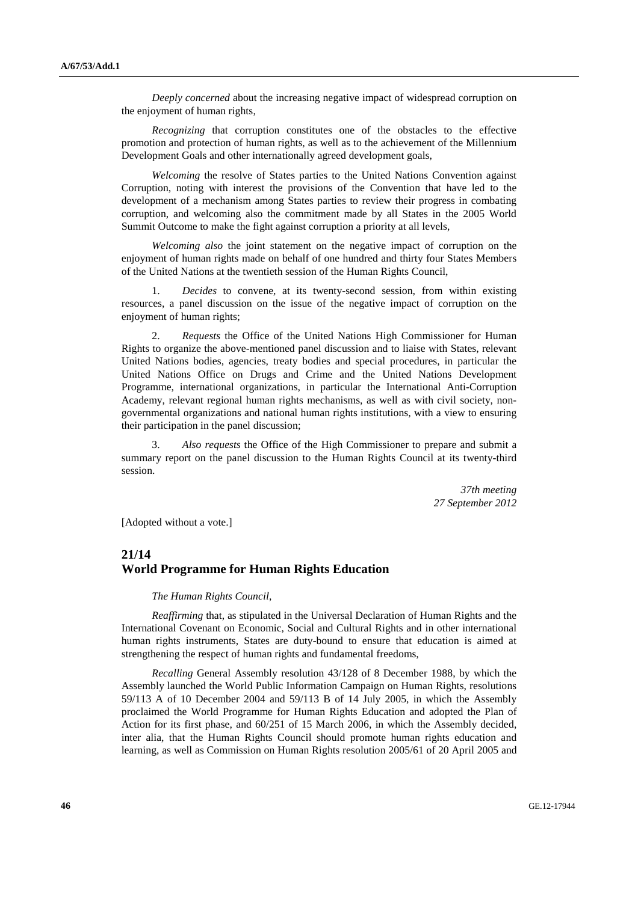*Deeply concerned* about the increasing negative impact of widespread corruption on the enjoyment of human rights,

*Recognizing* that corruption constitutes one of the obstacles to the effective promotion and protection of human rights, as well as to the achievement of the Millennium Development Goals and other internationally agreed development goals,

*Welcoming* the resolve of States parties to the United Nations Convention against Corruption, noting with interest the provisions of the Convention that have led to the development of a mechanism among States parties to review their progress in combating corruption, and welcoming also the commitment made by all States in the 2005 World Summit Outcome to make the fight against corruption a priority at all levels,

*Welcoming also* the joint statement on the negative impact of corruption on the enjoyment of human rights made on behalf of one hundred and thirty four States Members of the United Nations at the twentieth session of the Human Rights Council,

1. *Decides* to convene, at its twenty-second session, from within existing resources, a panel discussion on the issue of the negative impact of corruption on the enjoyment of human rights;

2. *Requests* the Office of the United Nations High Commissioner for Human Rights to organize the above-mentioned panel discussion and to liaise with States, relevant United Nations bodies, agencies, treaty bodies and special procedures, in particular the United Nations Office on Drugs and Crime and the United Nations Development Programme, international organizations, in particular the International Anti-Corruption Academy, relevant regional human rights mechanisms, as well as with civil society, non-governmental organizations and national human rights institutions, with a view to ensuring their participation in the panel discussion;

3. *Also requests* the Office of the High Commissioner to prepare and submit a summary report on the panel discussion to the Human Rights Council at its twenty-third session.

*37th meeting*
*27 September 2012*

[Adopted without a vote.]

## 21/14
## World Programme for Human Rights Education

*The Human Rights Council*,

*Reaffirming* that, as stipulated in the Universal Declaration of Human Rights and the International Covenant on Economic, Social and Cultural Rights and in other international human rights instruments, States are duty-bound to ensure that education is aimed at strengthening the respect of human rights and fundamental freedoms,

*Recalling* General Assembly resolution 43/128 of 8 December 1988, by which the Assembly launched the World Public Information Campaign on Human Rights, resolutions 59/113 A of 10 December 2004 and 59/113 B of 14 July 2005, in which the Assembly proclaimed the World Programme for Human Rights Education and adopted the Plan of Action for its first phase, and 60/251 of 15 March 2006, in which the Assembly decided, inter alia, that the Human Rights Council should promote human rights education and learning, as well as Commission on Human Rights resolution 2005/61 of 20 April 2005 and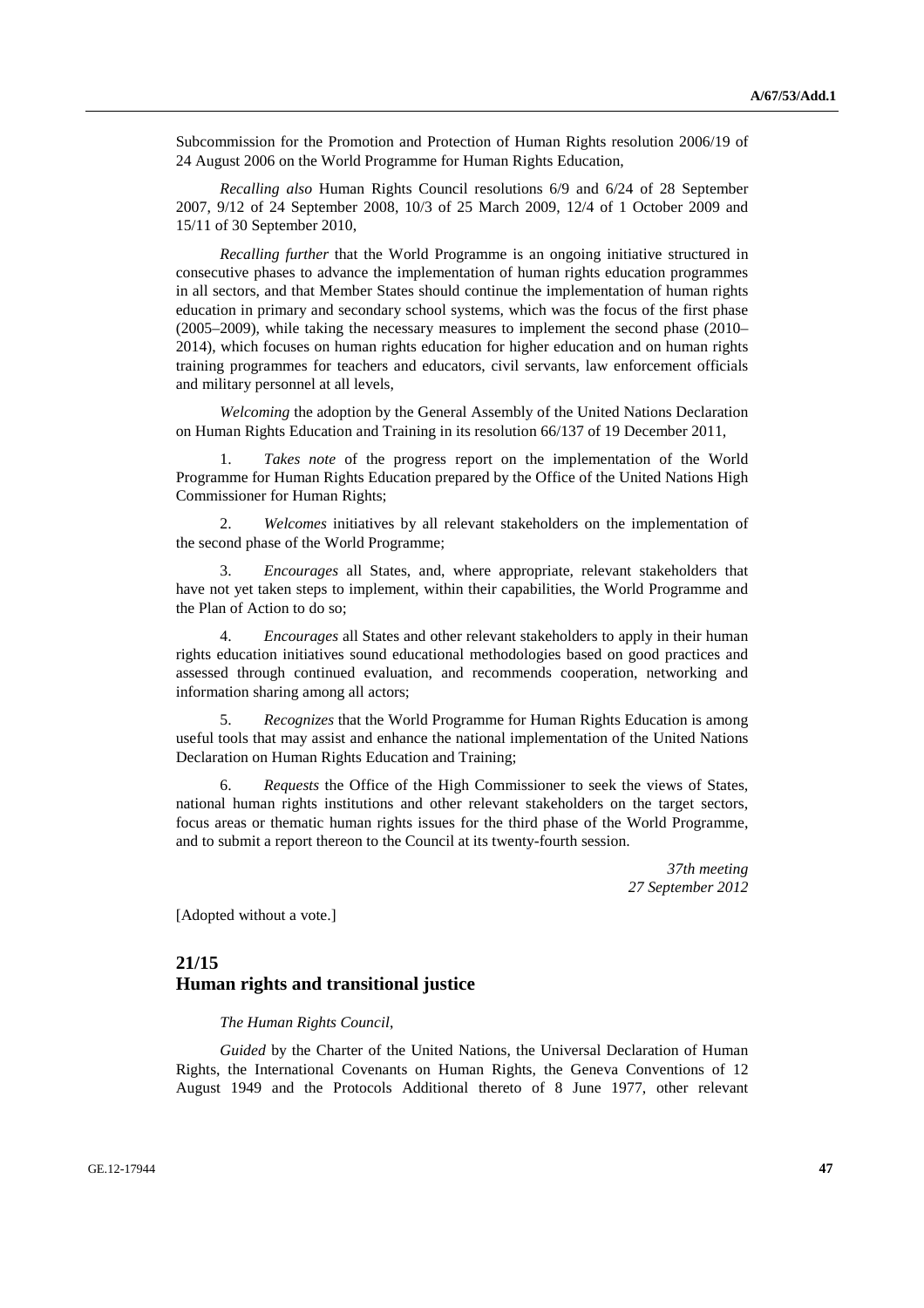Subcommission for the Promotion and Protection of Human Rights resolution 2006/19 of 24 August 2006 on the World Programme for Human Rights Education,

*Recalling also* Human Rights Council resolutions 6/9 and 6/24 of 28 September 2007, 9/12 of 24 September 2008, 10/3 of 25 March 2009, 12/4 of 1 October 2009 and 15/11 of 30 September 2010,

*Recalling further* that the World Programme is an ongoing initiative structured in consecutive phases to advance the implementation of human rights education programmes in all sectors, and that Member States should continue the implementation of human rights education in primary and secondary school systems, which was the focus of the first phase (2005–2009), while taking the necessary measures to implement the second phase (2010–2014), which focuses on human rights education for higher education and on human rights training programmes for teachers and educators, civil servants, law enforcement officials and military personnel at all levels,

*Welcoming* the adoption by the General Assembly of the United Nations Declaration on Human Rights Education and Training in its resolution 66/137 of 19 December 2011,

1. *Takes note* of the progress report on the implementation of the World Programme for Human Rights Education prepared by the Office of the United Nations High Commissioner for Human Rights;

2. *Welcomes* initiatives by all relevant stakeholders on the implementation of the second phase of the World Programme;

3. *Encourages* all States, and, where appropriate, relevant stakeholders that have not yet taken steps to implement, within their capabilities, the World Programme and the Plan of Action to do so;

4. *Encourages* all States and other relevant stakeholders to apply in their human rights education initiatives sound educational methodologies based on good practices and assessed through continued evaluation, and recommends cooperation, networking and information sharing among all actors;

5. *Recognizes* that the World Programme for Human Rights Education is among useful tools that may assist and enhance the national implementation of the United Nations Declaration on Human Rights Education and Training;

6. *Requests* the Office of the High Commissioner to seek the views of States, national human rights institutions and other relevant stakeholders on the target sectors, focus areas or thematic human rights issues for the third phase of the World Programme, and to submit a report thereon to the Council at its twenty-fourth session.

*37th meeting*
*27 September 2012*

[Adopted without a vote.]

## 21/15
## Human rights and transitional justice

*The Human Rights Council*,

*Guided* by the Charter of the United Nations, the Universal Declaration of Human Rights, the International Covenants on Human Rights, the Geneva Conventions of 12 August 1949 and the Protocols Additional thereto of 8 June 1977, other relevant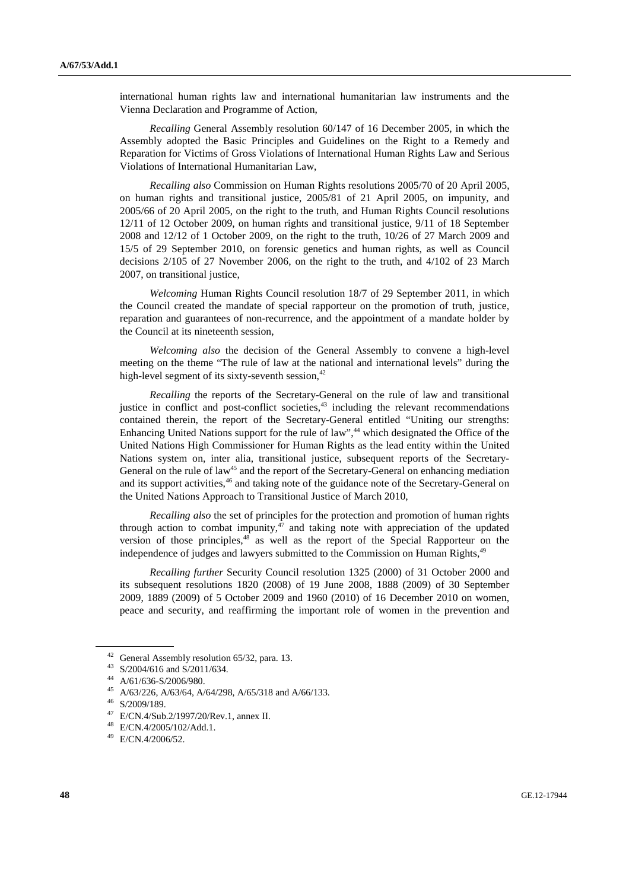international human rights law and international humanitarian law instruments and the Vienna Declaration and Programme of Action,

*Recalling* General Assembly resolution 60/147 of 16 December 2005, in which the Assembly adopted the Basic Principles and Guidelines on the Right to a Remedy and Reparation for Victims of Gross Violations of International Human Rights Law and Serious Violations of International Humanitarian Law,

*Recalling also* Commission on Human Rights resolutions 2005/70 of 20 April 2005, on human rights and transitional justice, 2005/81 of 21 April 2005, on impunity, and 2005/66 of 20 April 2005, on the right to the truth, and Human Rights Council resolutions 12/11 of 12 October 2009, on human rights and transitional justice, 9/11 of 18 September 2008 and 12/12 of 1 October 2009, on the right to the truth, 10/26 of 27 March 2009 and 15/5 of 29 September 2010, on forensic genetics and human rights, as well as Council decisions 2/105 of 27 November 2006, on the right to the truth, and 4/102 of 23 March 2007, on transitional justice,

*Welcoming* Human Rights Council resolution 18/7 of 29 September 2011, in which the Council created the mandate of special rapporteur on the promotion of truth, justice, reparation and guarantees of non-recurrence, and the appointment of a mandate holder by the Council at its nineteenth session,

*Welcoming also* the decision of the General Assembly to convene a high-level meeting on the theme "The rule of law at the national and international levels" during the high-level segment of its sixty-seventh session,[42]

*Recalling* the reports of the Secretary-General on the rule of law and transitional justice in conflict and post-conflict societies,[43] including the relevant recommendations contained therein, the report of the Secretary-General entitled "Uniting our strengths: Enhancing United Nations support for the rule of law",[44] which designated the Office of the United Nations High Commissioner for Human Rights as the lead entity within the United Nations system on, inter alia, transitional justice, subsequent reports of the Secretary-General on the rule of law[45] and the report of the Secretary-General on enhancing mediation and its support activities,[46] and taking note of the guidance note of the Secretary-General on the United Nations Approach to Transitional Justice of March 2010,

*Recalling also* the set of principles for the protection and promotion of human rights through action to combat impunity,[47] and taking note with appreciation of the updated version of those principles,[48] as well as the report of the Special Rapporteur on the independence of judges and lawyers submitted to the Commission on Human Rights,[49]

*Recalling further* Security Council resolution 1325 (2000) of 31 October 2000 and its subsequent resolutions 1820 (2008) of 19 June 2008, 1888 (2009) of 30 September 2009, 1889 (2009) of 5 October 2009 and 1960 (2010) of 16 December 2010 on women, peace and security, and reaffirming the important role of women in the prevention and

---

[42] General Assembly resolution 65/32, para. 13.

[43] S/2004/616 and S/2011/634.

[44] A/61/636-S/2006/980.

[45] A/63/226, A/63/64, A/64/298, A/65/318 and A/66/133.

[46] S/2009/189.

[47] E/CN.4/Sub.2/1997/20/Rev.1, annex II.

[48] E/CN.4/2005/102/Add.1.

[49] E/CN.4/2006/52.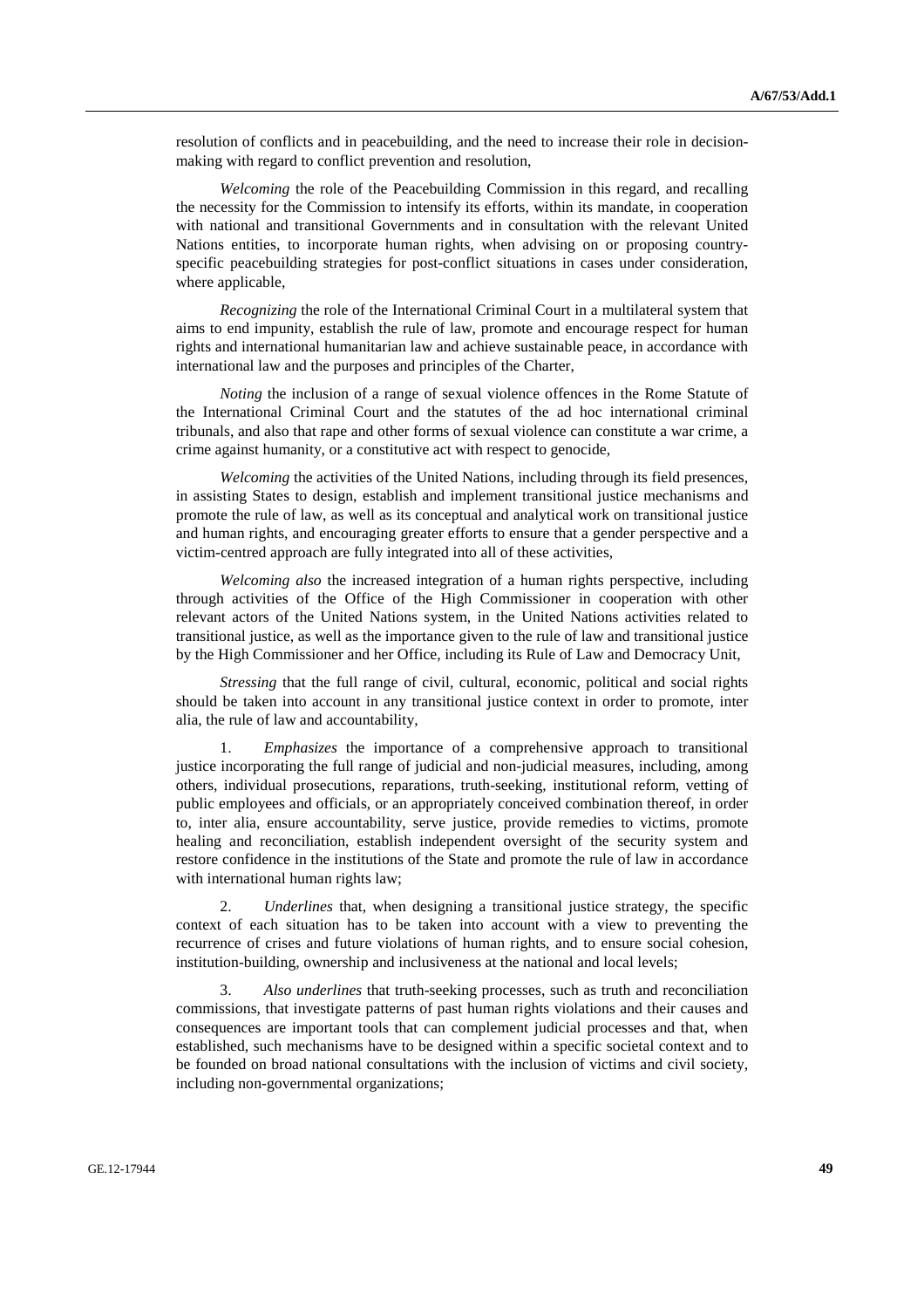resolution of conflicts and in peacebuilding, and the need to increase their role in decision-making with regard to conflict prevention and resolution,

*Welcoming* the role of the Peacebuilding Commission in this regard, and recalling the necessity for the Commission to intensify its efforts, within its mandate, in cooperation with national and transitional Governments and in consultation with the relevant United Nations entities, to incorporate human rights, when advising on or proposing country-specific peacebuilding strategies for post-conflict situations in cases under consideration, where applicable,

*Recognizing* the role of the International Criminal Court in a multilateral system that aims to end impunity, establish the rule of law, promote and encourage respect for human rights and international humanitarian law and achieve sustainable peace, in accordance with international law and the purposes and principles of the Charter,

*Noting* the inclusion of a range of sexual violence offences in the Rome Statute of the International Criminal Court and the statutes of the ad hoc international criminal tribunals, and also that rape and other forms of sexual violence can constitute a war crime, a crime against humanity, or a constitutive act with respect to genocide,

*Welcoming* the activities of the United Nations, including through its field presences, in assisting States to design, establish and implement transitional justice mechanisms and promote the rule of law, as well as its conceptual and analytical work on transitional justice and human rights, and encouraging greater efforts to ensure that a gender perspective and a victim-centred approach are fully integrated into all of these activities,

*Welcoming also* the increased integration of a human rights perspective, including through activities of the Office of the High Commissioner in cooperation with other relevant actors of the United Nations system, in the United Nations activities related to transitional justice, as well as the importance given to the rule of law and transitional justice by the High Commissioner and her Office, including its Rule of Law and Democracy Unit,

*Stressing* that the full range of civil, cultural, economic, political and social rights should be taken into account in any transitional justice context in order to promote, inter alia, the rule of law and accountability,

1. *Emphasizes* the importance of a comprehensive approach to transitional justice incorporating the full range of judicial and non-judicial measures, including, among others, individual prosecutions, reparations, truth-seeking, institutional reform, vetting of public employees and officials, or an appropriately conceived combination thereof, in order to, inter alia, ensure accountability, serve justice, provide remedies to victims, promote healing and reconciliation, establish independent oversight of the security system and restore confidence in the institutions of the State and promote the rule of law in accordance with international human rights law;

2. *Underlines* that, when designing a transitional justice strategy, the specific context of each situation has to be taken into account with a view to preventing the recurrence of crises and future violations of human rights, and to ensure social cohesion, institution-building, ownership and inclusiveness at the national and local levels;

3. *Also underlines* that truth-seeking processes, such as truth and reconciliation commissions, that investigate patterns of past human rights violations and their causes and consequences are important tools that can complement judicial processes and that, when established, such mechanisms have to be designed within a specific societal context and to be founded on broad national consultations with the inclusion of victims and civil society, including non-governmental organizations;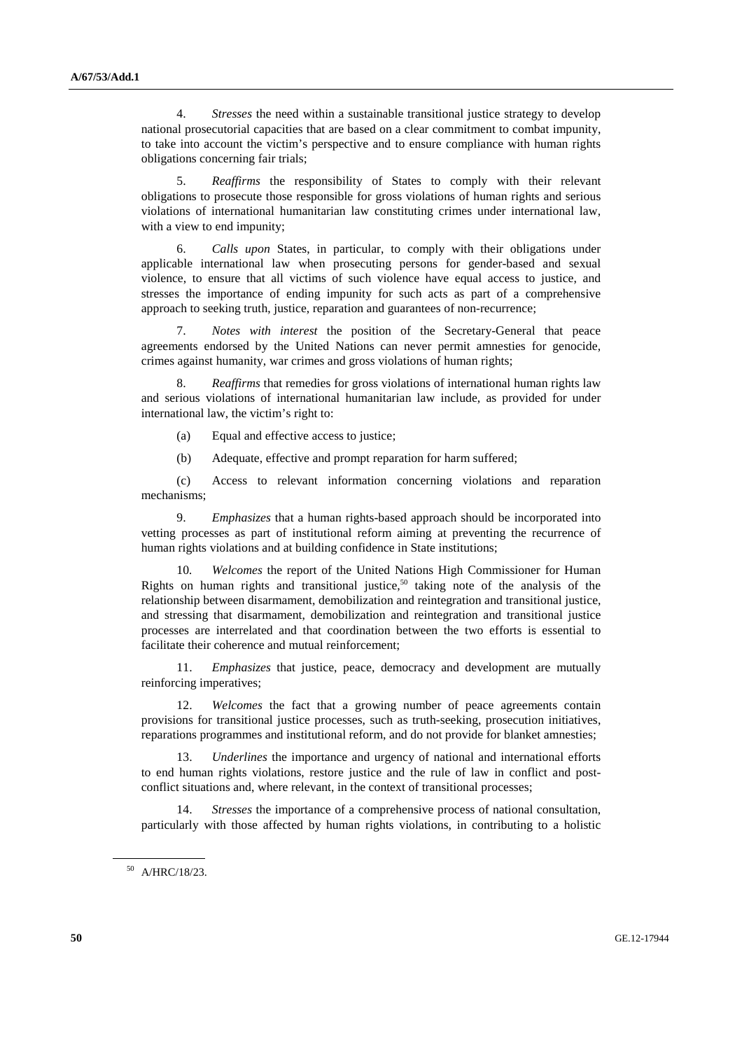4. *Stresses* the need within a sustainable transitional justice strategy to develop national prosecutorial capacities that are based on a clear commitment to combat impunity, to take into account the victim's perspective and to ensure compliance with human rights obligations concerning fair trials;

5. *Reaffirms* the responsibility of States to comply with their relevant obligations to prosecute those responsible for gross violations of human rights and serious violations of international humanitarian law constituting crimes under international law, with a view to end impunity;

6. *Calls upon* States, in particular, to comply with their obligations under applicable international law when prosecuting persons for gender-based and sexual violence, to ensure that all victims of such violence have equal access to justice, and stresses the importance of ending impunity for such acts as part of a comprehensive approach to seeking truth, justice, reparation and guarantees of non-recurrence;

7. *Notes with interest* the position of the Secretary-General that peace agreements endorsed by the United Nations can never permit amnesties for genocide, crimes against humanity, war crimes and gross violations of human rights;

8. *Reaffirms* that remedies for gross violations of international human rights law and serious violations of international humanitarian law include, as provided for under international law, the victim's right to:

(a) Equal and effective access to justice;

(b) Adequate, effective and prompt reparation for harm suffered;

(c) Access to relevant information concerning violations and reparation mechanisms;

9. *Emphasizes* that a human rights-based approach should be incorporated into vetting processes as part of institutional reform aiming at preventing the recurrence of human rights violations and at building confidence in State institutions;

10. *Welcomes* the report of the United Nations High Commissioner for Human Rights on human rights and transitional justice,[50] taking note of the analysis of the relationship between disarmament, demobilization and reintegration and transitional justice, and stressing that disarmament, demobilization and reintegration and transitional justice processes are interrelated and that coordination between the two efforts is essential to facilitate their coherence and mutual reinforcement;

11. *Emphasizes* that justice, peace, democracy and development are mutually reinforcing imperatives;

12. *Welcomes* the fact that a growing number of peace agreements contain provisions for transitional justice processes, such as truth-seeking, prosecution initiatives, reparations programmes and institutional reform, and do not provide for blanket amnesties;

13. *Underlines* the importance and urgency of national and international efforts to end human rights violations, restore justice and the rule of law in conflict and post-conflict situations and, where relevant, in the context of transitional processes;

14. *Stresses* the importance of a comprehensive process of national consultation, particularly with those affected by human rights violations, in contributing to a holistic

---

[50] A/HRC/18/23.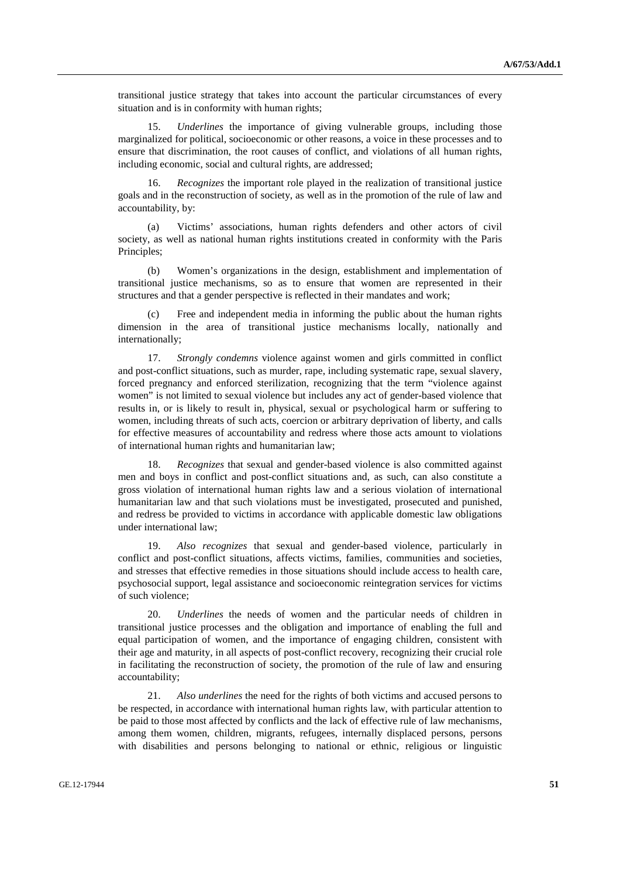transitional justice strategy that takes into account the particular circumstances of every situation and is in conformity with human rights;

15. *Underlines* the importance of giving vulnerable groups, including those marginalized for political, socioeconomic or other reasons, a voice in these processes and to ensure that discrimination, the root causes of conflict, and violations of all human rights, including economic, social and cultural rights, are addressed;

16. *Recognizes* the important role played in the realization of transitional justice goals and in the reconstruction of society, as well as in the promotion of the rule of law and accountability, by:

(a) Victims' associations, human rights defenders and other actors of civil society, as well as national human rights institutions created in conformity with the Paris Principles;

(b) Women's organizations in the design, establishment and implementation of transitional justice mechanisms, so as to ensure that women are represented in their structures and that a gender perspective is reflected in their mandates and work;

(c) Free and independent media in informing the public about the human rights dimension in the area of transitional justice mechanisms locally, nationally and internationally;

17. *Strongly condemns* violence against women and girls committed in conflict and post-conflict situations, such as murder, rape, including systematic rape, sexual slavery, forced pregnancy and enforced sterilization, recognizing that the term "violence against women" is not limited to sexual violence but includes any act of gender-based violence that results in, or is likely to result in, physical, sexual or psychological harm or suffering to women, including threats of such acts, coercion or arbitrary deprivation of liberty, and calls for effective measures of accountability and redress where those acts amount to violations of international human rights and humanitarian law;

18. *Recognizes* that sexual and gender-based violence is also committed against men and boys in conflict and post-conflict situations and, as such, can also constitute a gross violation of international human rights law and a serious violation of international humanitarian law and that such violations must be investigated, prosecuted and punished, and redress be provided to victims in accordance with applicable domestic law obligations under international law;

19. *Also recognizes* that sexual and gender-based violence, particularly in conflict and post-conflict situations, affects victims, families, communities and societies, and stresses that effective remedies in those situations should include access to health care, psychosocial support, legal assistance and socioeconomic reintegration services for victims of such violence;

20. *Underlines* the needs of women and the particular needs of children in transitional justice processes and the obligation and importance of enabling the full and equal participation of women, and the importance of engaging children, consistent with their age and maturity, in all aspects of post-conflict recovery, recognizing their crucial role in facilitating the reconstruction of society, the promotion of the rule of law and ensuring accountability;

21. *Also underlines* the need for the rights of both victims and accused persons to be respected, in accordance with international human rights law, with particular attention to be paid to those most affected by conflicts and the lack of effective rule of law mechanisms, among them women, children, migrants, refugees, internally displaced persons, persons with disabilities and persons belonging to national or ethnic, religious or linguistic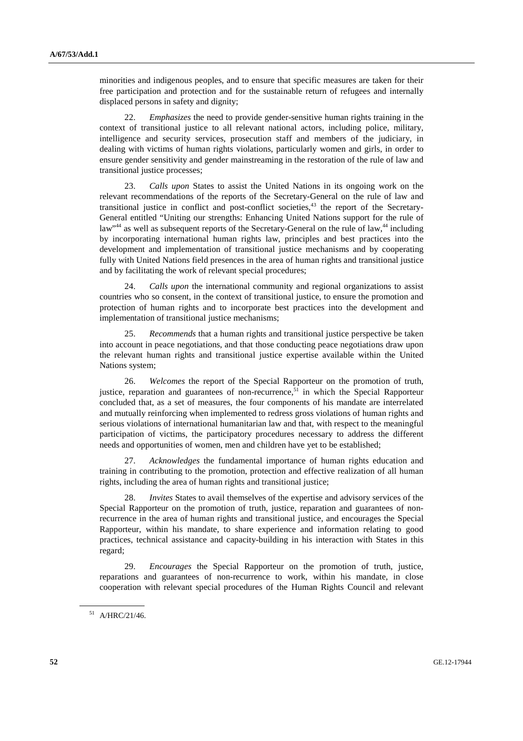minorities and indigenous peoples, and to ensure that specific measures are taken for their free participation and protection and for the sustainable return of refugees and internally displaced persons in safety and dignity;

22. *Emphasizes* the need to provide gender-sensitive human rights training in the context of transitional justice to all relevant national actors, including police, military, intelligence and security services, prosecution staff and members of the judiciary, in dealing with victims of human rights violations, particularly women and girls, in order to ensure gender sensitivity and gender mainstreaming in the restoration of the rule of law and transitional justice processes;

23. *Calls upon* States to assist the United Nations in its ongoing work on the relevant recommendations of the reports of the Secretary-General on the rule of law and transitional justice in conflict and post-conflict societies,[43] the report of the Secretary-General entitled "Uniting our strengths: Enhancing United Nations support for the rule of law"[44] as well as subsequent reports of the Secretary-General on the rule of law,[44] including by incorporating international human rights law, principles and best practices into the development and implementation of transitional justice mechanisms and by cooperating fully with United Nations field presences in the area of human rights and transitional justice and by facilitating the work of relevant special procedures;

24. *Calls upon* the international community and regional organizations to assist countries who so consent, in the context of transitional justice, to ensure the promotion and protection of human rights and to incorporate best practices into the development and implementation of transitional justice mechanisms;

25. *Recommends* that a human rights and transitional justice perspective be taken into account in peace negotiations, and that those conducting peace negotiations draw upon the relevant human rights and transitional justice expertise available within the United Nations system;

26. *Welcomes* the report of the Special Rapporteur on the promotion of truth, justice, reparation and guarantees of non-recurrence,[51] in which the Special Rapporteur concluded that, as a set of measures, the four components of his mandate are interrelated and mutually reinforcing when implemented to redress gross violations of human rights and serious violations of international humanitarian law and that, with respect to the meaningful participation of victims, the participatory procedures necessary to address the different needs and opportunities of women, men and children have yet to be established;

27. *Acknowledges* the fundamental importance of human rights education and training in contributing to the promotion, protection and effective realization of all human rights, including the area of human rights and transitional justice;

28. *Invites* States to avail themselves of the expertise and advisory services of the Special Rapporteur on the promotion of truth, justice, reparation and guarantees of non-recurrence in the area of human rights and transitional justice, and encourages the Special Rapporteur, within his mandate, to share experience and information relating to good practices, technical assistance and capacity-building in his interaction with States in this regard;

29. *Encourages* the Special Rapporteur on the promotion of truth, justice, reparations and guarantees of non-recurrence to work, within his mandate, in close cooperation with relevant special procedures of the Human Rights Council and relevant

---

[51] A/HRC/21/46.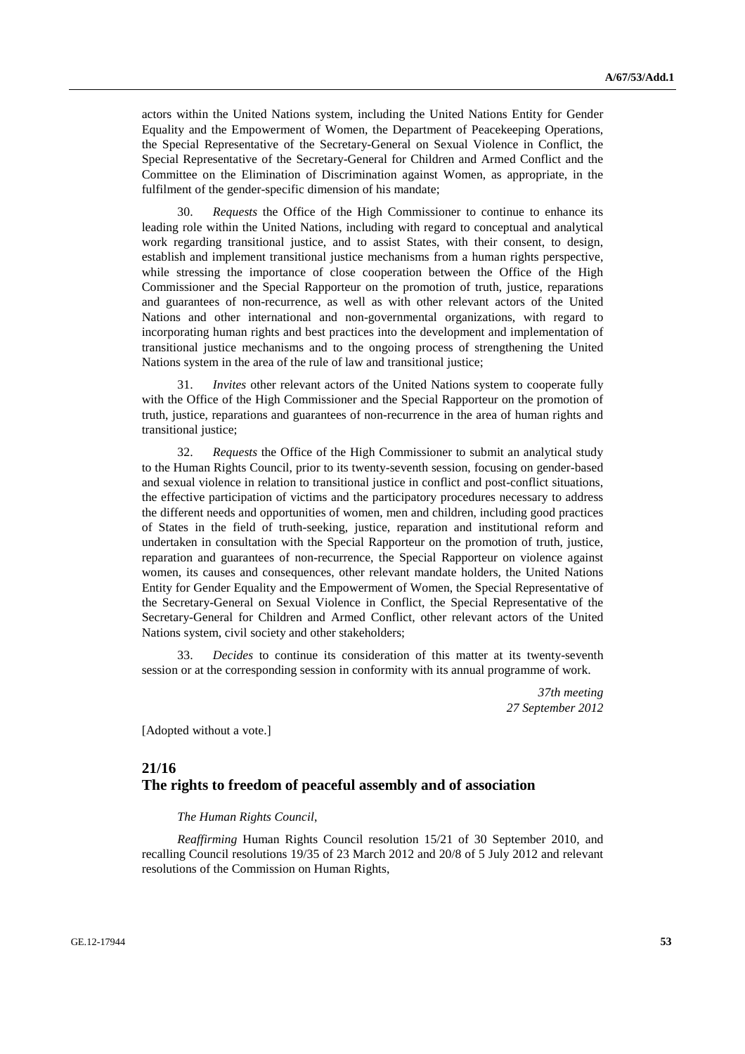actors within the United Nations system, including the United Nations Entity for Gender Equality and the Empowerment of Women, the Department of Peacekeeping Operations, the Special Representative of the Secretary-General on Sexual Violence in Conflict, the Special Representative of the Secretary-General for Children and Armed Conflict and the Committee on the Elimination of Discrimination against Women, as appropriate, in the fulfilment of the gender-specific dimension of his mandate;

30. *Requests* the Office of the High Commissioner to continue to enhance its leading role within the United Nations, including with regard to conceptual and analytical work regarding transitional justice, and to assist States, with their consent, to design, establish and implement transitional justice mechanisms from a human rights perspective, while stressing the importance of close cooperation between the Office of the High Commissioner and the Special Rapporteur on the promotion of truth, justice, reparations and guarantees of non-recurrence, as well as with other relevant actors of the United Nations and other international and non-governmental organizations, with regard to incorporating human rights and best practices into the development and implementation of transitional justice mechanisms and to the ongoing process of strengthening the United Nations system in the area of the rule of law and transitional justice;

31. *Invites* other relevant actors of the United Nations system to cooperate fully with the Office of the High Commissioner and the Special Rapporteur on the promotion of truth, justice, reparations and guarantees of non-recurrence in the area of human rights and transitional justice;

32. *Requests* the Office of the High Commissioner to submit an analytical study to the Human Rights Council, prior to its twenty-seventh session, focusing on gender-based and sexual violence in relation to transitional justice in conflict and post-conflict situations, the effective participation of victims and the participatory procedures necessary to address the different needs and opportunities of women, men and children, including good practices of States in the field of truth-seeking, justice, reparation and institutional reform and undertaken in consultation with the Special Rapporteur on the promotion of truth, justice, reparation and guarantees of non-recurrence, the Special Rapporteur on violence against women, its causes and consequences, other relevant mandate holders, the United Nations Entity for Gender Equality and the Empowerment of Women, the Special Representative of the Secretary-General on Sexual Violence in Conflict, the Special Representative of the Secretary-General for Children and Armed Conflict, other relevant actors of the United Nations system, civil society and other stakeholders;

33. *Decides* to continue its consideration of this matter at its twenty-seventh session or at the corresponding session in conformity with its annual programme of work.

*37th meeting*
*27 September 2012*

[Adopted without a vote.]

## 21/16
## The rights to freedom of peaceful assembly and of association

*The Human Rights Council*,

*Reaffirming* Human Rights Council resolution 15/21 of 30 September 2010, and recalling Council resolutions 19/35 of 23 March 2012 and 20/8 of 5 July 2012 and relevant resolutions of the Commission on Human Rights,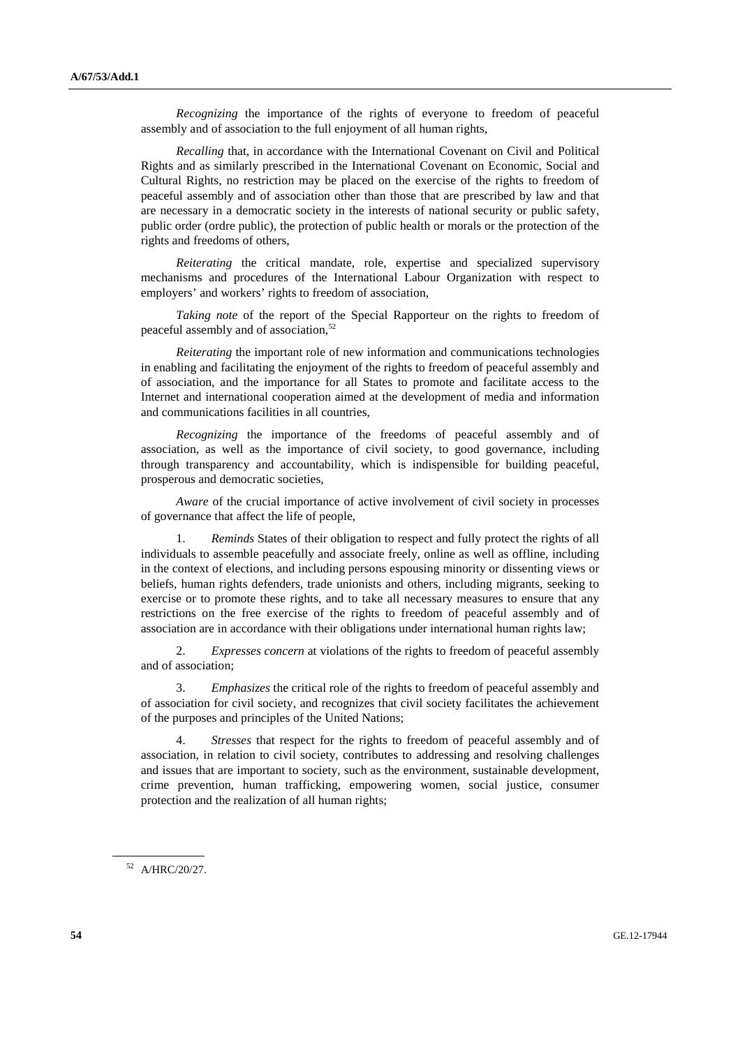*Recognizing* the importance of the rights of everyone to freedom of peaceful assembly and of association to the full enjoyment of all human rights,

*Recalling* that, in accordance with the International Covenant on Civil and Political Rights and as similarly prescribed in the International Covenant on Economic, Social and Cultural Rights, no restriction may be placed on the exercise of the rights to freedom of peaceful assembly and of association other than those that are prescribed by law and that are necessary in a democratic society in the interests of national security or public safety, public order (ordre public), the protection of public health or morals or the protection of the rights and freedoms of others,

*Reiterating* the critical mandate, role, expertise and specialized supervisory mechanisms and procedures of the International Labour Organization with respect to employers' and workers' rights to freedom of association,

*Taking note* of the report of the Special Rapporteur on the rights to freedom of peaceful assembly and of association,[52]

*Reiterating* the important role of new information and communications technologies in enabling and facilitating the enjoyment of the rights to freedom of peaceful assembly and of association, and the importance for all States to promote and facilitate access to the Internet and international cooperation aimed at the development of media and information and communications facilities in all countries,

*Recognizing* the importance of the freedoms of peaceful assembly and of association, as well as the importance of civil society, to good governance, including through transparency and accountability, which is indispensible for building peaceful, prosperous and democratic societies,

*Aware* of the crucial importance of active involvement of civil society in processes of governance that affect the life of people,

1. *Reminds* States of their obligation to respect and fully protect the rights of all individuals to assemble peacefully and associate freely, online as well as offline, including in the context of elections, and including persons espousing minority or dissenting views or beliefs, human rights defenders, trade unionists and others, including migrants, seeking to exercise or to promote these rights, and to take all necessary measures to ensure that any restrictions on the free exercise of the rights to freedom of peaceful assembly and of association are in accordance with their obligations under international human rights law;

2. *Expresses concern* at violations of the rights to freedom of peaceful assembly and of association;

3. *Emphasizes* the critical role of the rights to freedom of peaceful assembly and of association for civil society, and recognizes that civil society facilitates the achievement of the purposes and principles of the United Nations;

4. *Stresses* that respect for the rights to freedom of peaceful assembly and of association, in relation to civil society, contributes to addressing and resolving challenges and issues that are important to society, such as the environment, sustainable development, crime prevention, human trafficking, empowering women, social justice, consumer protection and the realization of all human rights;

---

[52] A/HRC/20/27.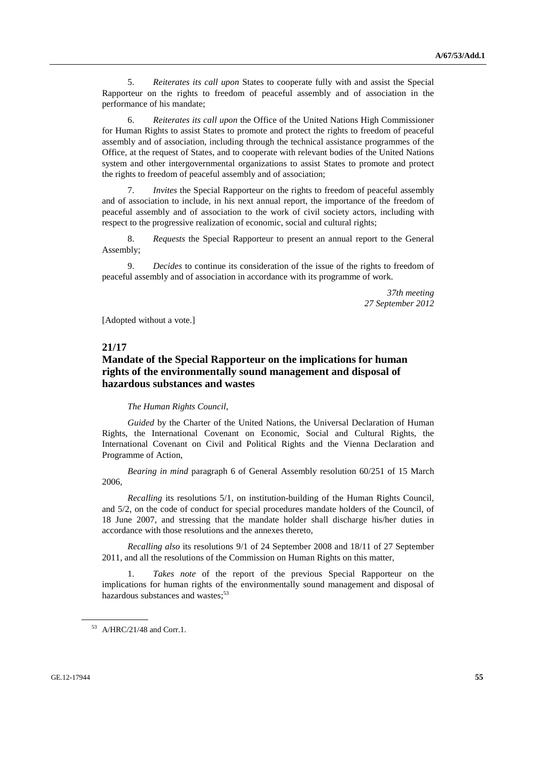5. *Reiterates its call upon* States to cooperate fully with and assist the Special Rapporteur on the rights to freedom of peaceful assembly and of association in the performance of his mandate;

6. *Reiterates its call upon* the Office of the United Nations High Commissioner for Human Rights to assist States to promote and protect the rights to freedom of peaceful assembly and of association, including through the technical assistance programmes of the Office, at the request of States, and to cooperate with relevant bodies of the United Nations system and other intergovernmental organizations to assist States to promote and protect the rights to freedom of peaceful assembly and of association;

7. *Invites* the Special Rapporteur on the rights to freedom of peaceful assembly and of association to include, in his next annual report, the importance of the freedom of peaceful assembly and of association to the work of civil society actors, including with respect to the progressive realization of economic, social and cultural rights;

8. *Requests* the Special Rapporteur to present an annual report to the General Assembly;

9. *Decides* to continue its consideration of the issue of the rights to freedom of peaceful assembly and of association in accordance with its programme of work.

*37th meeting*
*27 September 2012*

[Adopted without a vote.]

## 21/17
## Mandate of the Special Rapporteur on the implications for human rights of the environmentally sound management and disposal of hazardous substances and wastes

*The Human Rights Council*,

*Guided* by the Charter of the United Nations, the Universal Declaration of Human Rights, the International Covenant on Economic, Social and Cultural Rights, the International Covenant on Civil and Political Rights and the Vienna Declaration and Programme of Action,

*Bearing in mind* paragraph 6 of General Assembly resolution 60/251 of 15 March 2006,

*Recalling* its resolutions 5/1, on institution-building of the Human Rights Council, and 5/2, on the code of conduct for special procedures mandate holders of the Council, of 18 June 2007, and stressing that the mandate holder shall discharge his/her duties in accordance with those resolutions and the annexes thereto,

*Recalling also* its resolutions 9/1 of 24 September 2008 and 18/11 of 27 September 2011, and all the resolutions of the Commission on Human Rights on this matter,

1. *Takes note* of the report of the previous Special Rapporteur on the implications for human rights of the environmentally sound management and disposal of hazardous substances and wastes;[53]

[53] A/HRC/21/48 and Corr.1.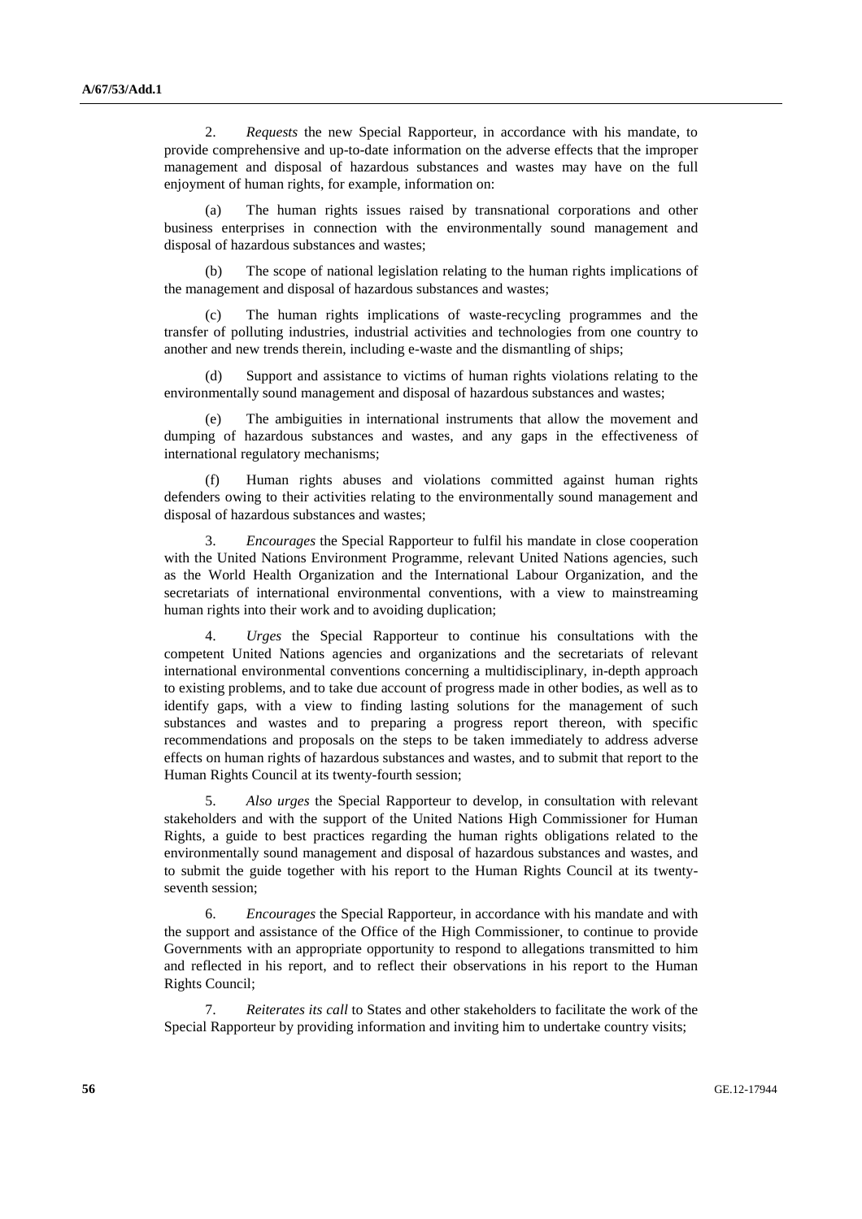2. *Requests* the new Special Rapporteur, in accordance with his mandate, to provide comprehensive and up-to-date information on the adverse effects that the improper management and disposal of hazardous substances and wastes may have on the full enjoyment of human rights, for example, information on:

(a) The human rights issues raised by transnational corporations and other business enterprises in connection with the environmentally sound management and disposal of hazardous substances and wastes;

(b) The scope of national legislation relating to the human rights implications of the management and disposal of hazardous substances and wastes;

(c) The human rights implications of waste-recycling programmes and the transfer of polluting industries, industrial activities and technologies from one country to another and new trends therein, including e-waste and the dismantling of ships;

(d) Support and assistance to victims of human rights violations relating to the environmentally sound management and disposal of hazardous substances and wastes;

(e) The ambiguities in international instruments that allow the movement and dumping of hazardous substances and wastes, and any gaps in the effectiveness of international regulatory mechanisms;

(f) Human rights abuses and violations committed against human rights defenders owing to their activities relating to the environmentally sound management and disposal of hazardous substances and wastes;

3. *Encourages* the Special Rapporteur to fulfil his mandate in close cooperation with the United Nations Environment Programme, relevant United Nations agencies, such as the World Health Organization and the International Labour Organization, and the secretariats of international environmental conventions, with a view to mainstreaming human rights into their work and to avoiding duplication;

4. *Urges* the Special Rapporteur to continue his consultations with the competent United Nations agencies and organizations and the secretariats of relevant international environmental conventions concerning a multidisciplinary, in-depth approach to existing problems, and to take due account of progress made in other bodies, as well as to identify gaps, with a view to finding lasting solutions for the management of such substances and wastes and to preparing a progress report thereon, with specific recommendations and proposals on the steps to be taken immediately to address adverse effects on human rights of hazardous substances and wastes, and to submit that report to the Human Rights Council at its twenty-fourth session;

5. *Also urges* the Special Rapporteur to develop, in consultation with relevant stakeholders and with the support of the United Nations High Commissioner for Human Rights, a guide to best practices regarding the human rights obligations related to the environmentally sound management and disposal of hazardous substances and wastes, and to submit the guide together with his report to the Human Rights Council at its twenty-seventh session;

6. *Encourages* the Special Rapporteur, in accordance with his mandate and with the support and assistance of the Office of the High Commissioner, to continue to provide Governments with an appropriate opportunity to respond to allegations transmitted to him and reflected in his report, and to reflect their observations in his report to the Human Rights Council;

7. *Reiterates its call* to States and other stakeholders to facilitate the work of the Special Rapporteur by providing information and inviting him to undertake country visits;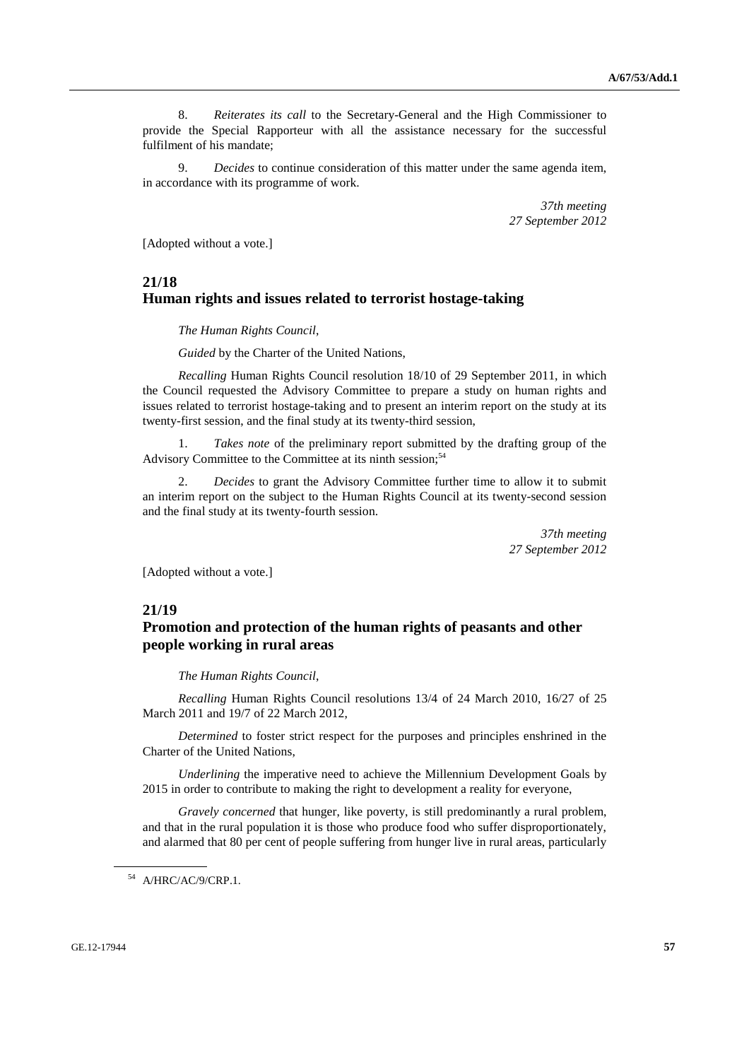8. *Reiterates its call* to the Secretary-General and the High Commissioner to provide the Special Rapporteur with all the assistance necessary for the successful fulfilment of his mandate;

9. *Decides* to continue consideration of this matter under the same agenda item, in accordance with its programme of work.

*37th meeting*
*27 September 2012*

[Adopted without a vote.]

## 21/18
## Human rights and issues related to terrorist hostage-taking

*The Human Rights Council*,

*Guided* by the Charter of the United Nations,

*Recalling* Human Rights Council resolution 18/10 of 29 September 2011, in which the Council requested the Advisory Committee to prepare a study on human rights and issues related to terrorist hostage-taking and to present an interim report on the study at its twenty-first session, and the final study at its twenty-third session,

1. *Takes note* of the preliminary report submitted by the drafting group of the Advisory Committee to the Committee at its ninth session;[54]

2. *Decides* to grant the Advisory Committee further time to allow it to submit an interim report on the subject to the Human Rights Council at its twenty-second session and the final study at its twenty-fourth session.

*37th meeting*
*27 September 2012*

[Adopted without a vote.]

## 21/19
## Promotion and protection of the human rights of peasants and other people working in rural areas

*The Human Rights Council*,

*Recalling* Human Rights Council resolutions 13/4 of 24 March 2010, 16/27 of 25 March 2011 and 19/7 of 22 March 2012,

*Determined* to foster strict respect for the purposes and principles enshrined in the Charter of the United Nations,

*Underlining* the imperative need to achieve the Millennium Development Goals by 2015 in order to contribute to making the right to development a reality for everyone,

*Gravely concerned* that hunger, like poverty, is still predominantly a rural problem, and that in the rural population it is those who produce food who suffer disproportionately, and alarmed that 80 per cent of people suffering from hunger live in rural areas, particularly

---

[54] A/HRC/AC/9/CRP.1.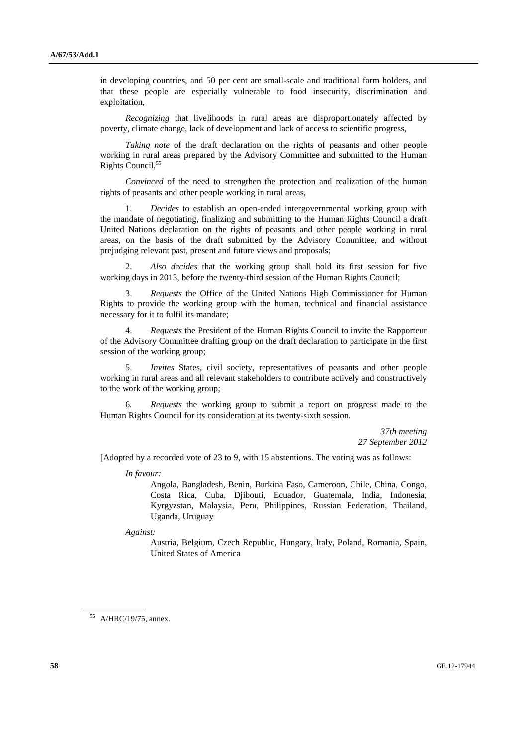in developing countries, and 50 per cent are small-scale and traditional farm holders, and that these people are especially vulnerable to food insecurity, discrimination and exploitation,

*Recognizing* that livelihoods in rural areas are disproportionately affected by poverty, climate change, lack of development and lack of access to scientific progress,

*Taking note* of the draft declaration on the rights of peasants and other people working in rural areas prepared by the Advisory Committee and submitted to the Human Rights Council,[55]

*Convinced* of the need to strengthen the protection and realization of the human rights of peasants and other people working in rural areas,

1. *Decides* to establish an open-ended intergovernmental working group with the mandate of negotiating, finalizing and submitting to the Human Rights Council a draft United Nations declaration on the rights of peasants and other people working in rural areas, on the basis of the draft submitted by the Advisory Committee, and without prejudging relevant past, present and future views and proposals;

2. *Also decides* that the working group shall hold its first session for five working days in 2013, before the twenty-third session of the Human Rights Council;

3. *Requests* the Office of the United Nations High Commissioner for Human Rights to provide the working group with the human, technical and financial assistance necessary for it to fulfil its mandate;

4. *Requests* the President of the Human Rights Council to invite the Rapporteur of the Advisory Committee drafting group on the draft declaration to participate in the first session of the working group;

5. *Invites* States, civil society, representatives of peasants and other people working in rural areas and all relevant stakeholders to contribute actively and constructively to the work of the working group;

6. *Requests* the working group to submit a report on progress made to the Human Rights Council for its consideration at its twenty-sixth session.

*37th meeting*
*27 September 2012*

[Adopted by a recorded vote of 23 to 9, with 15 abstentions. The voting was as follows:

*In favour:*

Angola, Bangladesh, Benin, Burkina Faso, Cameroon, Chile, China, Congo, Costa Rica, Cuba, Djibouti, Ecuador, Guatemala, India, Indonesia, Kyrgyzstan, Malaysia, Peru, Philippines, Russian Federation, Thailand, Uganda, Uruguay

*Against:*

Austria, Belgium, Czech Republic, Hungary, Italy, Poland, Romania, Spain, United States of America

[55] A/HRC/19/75, annex.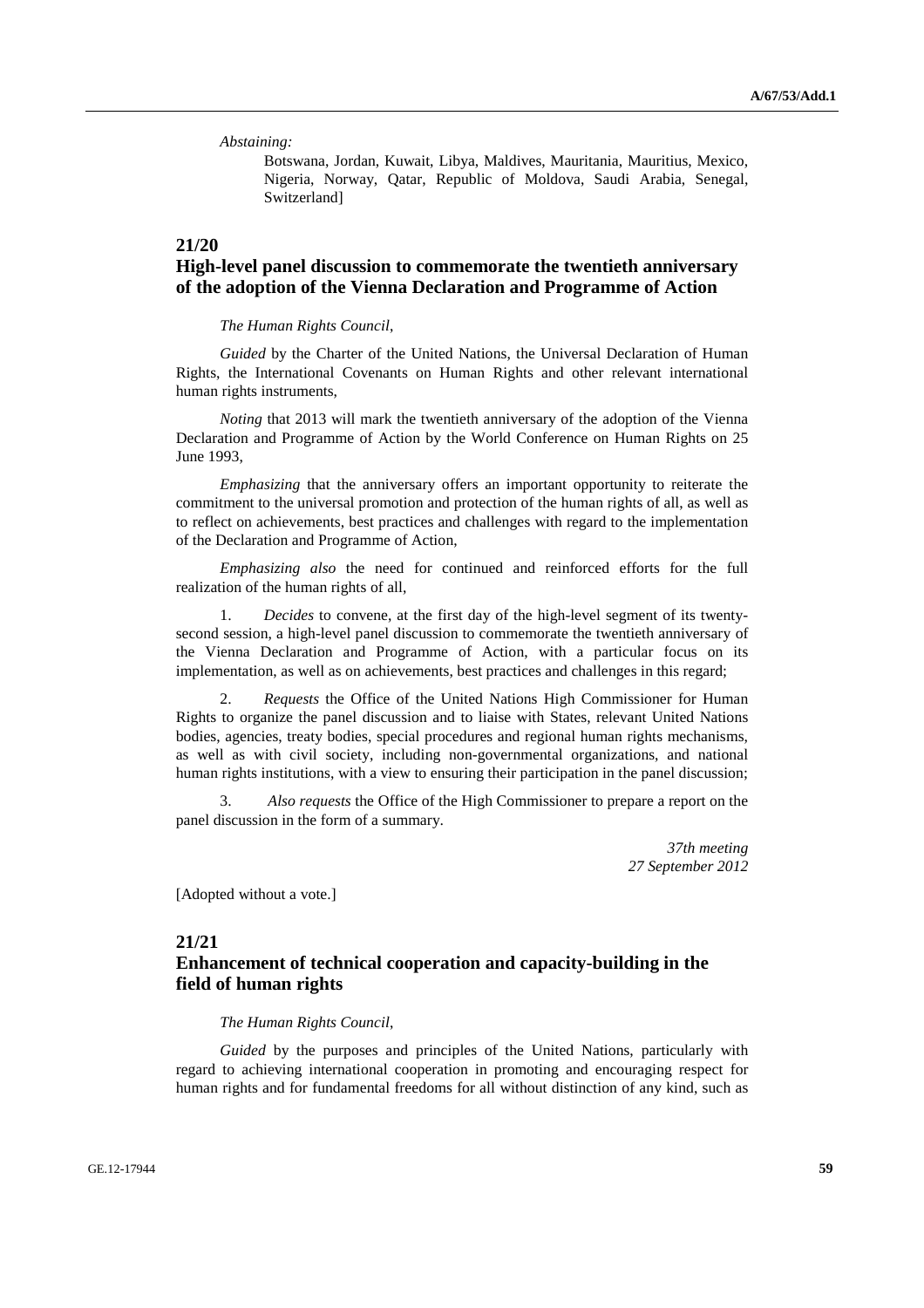*Abstaining:*

Botswana, Jordan, Kuwait, Libya, Maldives, Mauritania, Mauritius, Mexico, Nigeria, Norway, Qatar, Republic of Moldova, Saudi Arabia, Senegal, Switzerland]

## 21/20

## High-level panel discussion to commemorate the twentieth anniversary of the adoption of the Vienna Declaration and Programme of Action

*The Human Rights Council*,

*Guided* by the Charter of the United Nations, the Universal Declaration of Human Rights, the International Covenants on Human Rights and other relevant international human rights instruments,

*Noting* that 2013 will mark the twentieth anniversary of the adoption of the Vienna Declaration and Programme of Action by the World Conference on Human Rights on 25 June 1993,

*Emphasizing* that the anniversary offers an important opportunity to reiterate the commitment to the universal promotion and protection of the human rights of all, as well as to reflect on achievements, best practices and challenges with regard to the implementation of the Declaration and Programme of Action,

*Emphasizing also* the need for continued and reinforced efforts for the full realization of the human rights of all,

1. *Decides* to convene, at the first day of the high-level segment of its twenty-second session, a high-level panel discussion to commemorate the twentieth anniversary of the Vienna Declaration and Programme of Action, with a particular focus on its implementation, as well as on achievements, best practices and challenges in this regard;

2. *Requests* the Office of the United Nations High Commissioner for Human Rights to organize the panel discussion and to liaise with States, relevant United Nations bodies, agencies, treaty bodies, special procedures and regional human rights mechanisms, as well as with civil society, including non-governmental organizations, and national human rights institutions, with a view to ensuring their participation in the panel discussion;

3. *Also requests* the Office of the High Commissioner to prepare a report on the panel discussion in the form of a summary.

*37th meeting*
*27 September 2012*

[Adopted without a vote.]

## 21/21

## Enhancement of technical cooperation and capacity-building in the field of human rights

*The Human Rights Council*,

*Guided* by the purposes and principles of the United Nations, particularly with regard to achieving international cooperation in promoting and encouraging respect for human rights and for fundamental freedoms for all without distinction of any kind, such as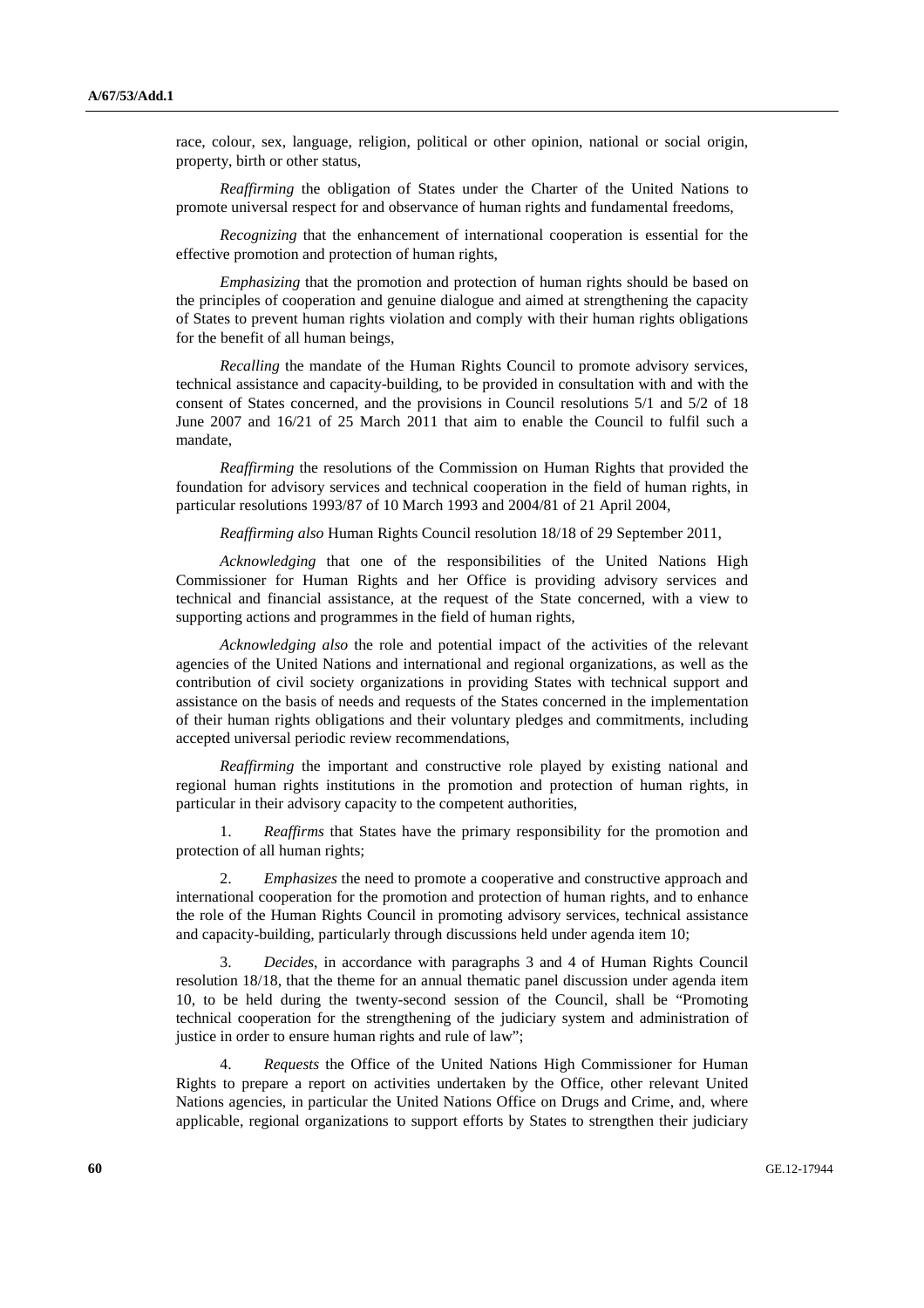race, colour, sex, language, religion, political or other opinion, national or social origin, property, birth or other status,

*Reaffirming* the obligation of States under the Charter of the United Nations to promote universal respect for and observance of human rights and fundamental freedoms,

*Recognizing* that the enhancement of international cooperation is essential for the effective promotion and protection of human rights,

*Emphasizing* that the promotion and protection of human rights should be based on the principles of cooperation and genuine dialogue and aimed at strengthening the capacity of States to prevent human rights violation and comply with their human rights obligations for the benefit of all human beings,

*Recalling* the mandate of the Human Rights Council to promote advisory services, technical assistance and capacity-building, to be provided in consultation with and with the consent of States concerned, and the provisions in Council resolutions 5/1 and 5/2 of 18 June 2007 and 16/21 of 25 March 2011 that aim to enable the Council to fulfil such a mandate,

*Reaffirming* the resolutions of the Commission on Human Rights that provided the foundation for advisory services and technical cooperation in the field of human rights, in particular resolutions 1993/87 of 10 March 1993 and 2004/81 of 21 April 2004,

*Reaffirming also* Human Rights Council resolution 18/18 of 29 September 2011,

*Acknowledging* that one of the responsibilities of the United Nations High Commissioner for Human Rights and her Office is providing advisory services and technical and financial assistance, at the request of the State concerned, with a view to supporting actions and programmes in the field of human rights,

*Acknowledging also* the role and potential impact of the activities of the relevant agencies of the United Nations and international and regional organizations, as well as the contribution of civil society organizations in providing States with technical support and assistance on the basis of needs and requests of the States concerned in the implementation of their human rights obligations and their voluntary pledges and commitments, including accepted universal periodic review recommendations,

*Reaffirming* the important and constructive role played by existing national and regional human rights institutions in the promotion and protection of human rights, in particular in their advisory capacity to the competent authorities,

1. *Reaffirms* that States have the primary responsibility for the promotion and protection of all human rights;

2. *Emphasizes* the need to promote a cooperative and constructive approach and international cooperation for the promotion and protection of human rights, and to enhance the role of the Human Rights Council in promoting advisory services, technical assistance and capacity-building, particularly through discussions held under agenda item 10;

3. *Decides*, in accordance with paragraphs 3 and 4 of Human Rights Council resolution 18/18, that the theme for an annual thematic panel discussion under agenda item 10, to be held during the twenty-second session of the Council, shall be "Promoting technical cooperation for the strengthening of the judiciary system and administration of justice in order to ensure human rights and rule of law";

4. *Requests* the Office of the United Nations High Commissioner for Human Rights to prepare a report on activities undertaken by the Office, other relevant United Nations agencies, in particular the United Nations Office on Drugs and Crime, and, where applicable, regional organizations to support efforts by States to strengthen their judiciary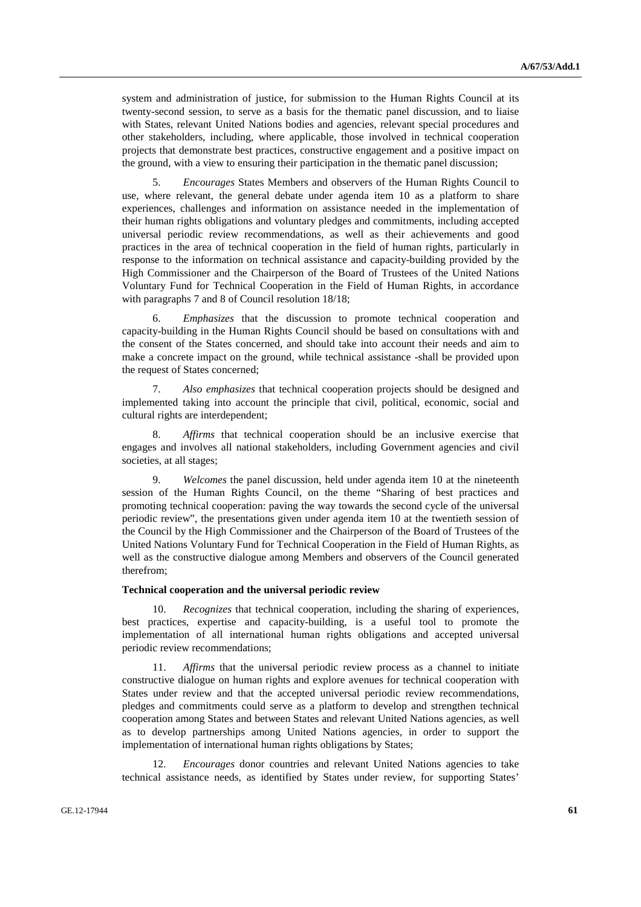system and administration of justice, for submission to the Human Rights Council at its twenty-second session, to serve as a basis for the thematic panel discussion, and to liaise with States, relevant United Nations bodies and agencies, relevant special procedures and other stakeholders, including, where applicable, those involved in technical cooperation projects that demonstrate best practices, constructive engagement and a positive impact on the ground, with a view to ensuring their participation in the thematic panel discussion;

5. *Encourages* States Members and observers of the Human Rights Council to use, where relevant, the general debate under agenda item 10 as a platform to share experiences, challenges and information on assistance needed in the implementation of their human rights obligations and voluntary pledges and commitments, including accepted universal periodic review recommendations, as well as their achievements and good practices in the area of technical cooperation in the field of human rights, particularly in response to the information on technical assistance and capacity-building provided by the High Commissioner and the Chairperson of the Board of Trustees of the United Nations Voluntary Fund for Technical Cooperation in the Field of Human Rights, in accordance with paragraphs 7 and 8 of Council resolution 18/18;

6. *Emphasizes* that the discussion to promote technical cooperation and capacity-building in the Human Rights Council should be based on consultations with and the consent of the States concerned, and should take into account their needs and aim to make a concrete impact on the ground, while technical assistance -shall be provided upon the request of States concerned;

7. *Also emphasizes* that technical cooperation projects should be designed and implemented taking into account the principle that civil, political, economic, social and cultural rights are interdependent;

8. *Affirms* that technical cooperation should be an inclusive exercise that engages and involves all national stakeholders, including Government agencies and civil societies, at all stages;

9. *Welcomes* the panel discussion, held under agenda item 10 at the nineteenth session of the Human Rights Council, on the theme "Sharing of best practices and promoting technical cooperation: paving the way towards the second cycle of the universal periodic review", the presentations given under agenda item 10 at the twentieth session of the Council by the High Commissioner and the Chairperson of the Board of Trustees of the United Nations Voluntary Fund for Technical Cooperation in the Field of Human Rights, as well as the constructive dialogue among Members and observers of the Council generated therefrom;

**Technical cooperation and the universal periodic review**

10. *Recognizes* that technical cooperation, including the sharing of experiences, best practices, expertise and capacity-building, is a useful tool to promote the implementation of all international human rights obligations and accepted universal periodic review recommendations;

11. *Affirms* that the universal periodic review process as a channel to initiate constructive dialogue on human rights and explore avenues for technical cooperation with States under review and that the accepted universal periodic review recommendations, pledges and commitments could serve as a platform to develop and strengthen technical cooperation among States and between States and relevant United Nations agencies, as well as to develop partnerships among United Nations agencies, in order to support the implementation of international human rights obligations by States;

12. *Encourages* donor countries and relevant United Nations agencies to take technical assistance needs, as identified by States under review, for supporting States'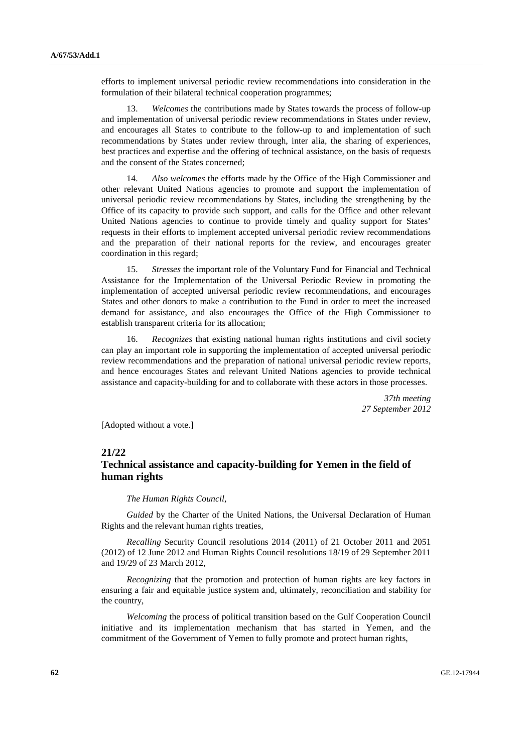efforts to implement universal periodic review recommendations into consideration in the formulation of their bilateral technical cooperation programmes;

13. *Welcomes* the contributions made by States towards the process of follow-up and implementation of universal periodic review recommendations in States under review, and encourages all States to contribute to the follow-up to and implementation of such recommendations by States under review through, inter alia, the sharing of experiences, best practices and expertise and the offering of technical assistance, on the basis of requests and the consent of the States concerned;

14. *Also welcomes* the efforts made by the Office of the High Commissioner and other relevant United Nations agencies to promote and support the implementation of universal periodic review recommendations by States, including the strengthening by the Office of its capacity to provide such support, and calls for the Office and other relevant United Nations agencies to continue to provide timely and quality support for States' requests in their efforts to implement accepted universal periodic review recommendations and the preparation of their national reports for the review, and encourages greater coordination in this regard;

15. *Stresses* the important role of the Voluntary Fund for Financial and Technical Assistance for the Implementation of the Universal Periodic Review in promoting the implementation of accepted universal periodic review recommendations, and encourages States and other donors to make a contribution to the Fund in order to meet the increased demand for assistance, and also encourages the Office of the High Commissioner to establish transparent criteria for its allocation;

16. *Recognizes* that existing national human rights institutions and civil society can play an important role in supporting the implementation of accepted universal periodic review recommendations and the preparation of national universal periodic review reports, and hence encourages States and relevant United Nations agencies to provide technical assistance and capacity-building for and to collaborate with these actors in those processes.

*37th meeting*
*27 September 2012*

[Adopted without a vote.]

## 21/22
## Technical assistance and capacity-building for Yemen in the field of human rights

*The Human Rights Council*,

*Guided* by the Charter of the United Nations, the Universal Declaration of Human Rights and the relevant human rights treaties,

*Recalling* Security Council resolutions 2014 (2011) of 21 October 2011 and 2051 (2012) of 12 June 2012 and Human Rights Council resolutions 18/19 of 29 September 2011 and 19/29 of 23 March 2012,

*Recognizing* that the promotion and protection of human rights are key factors in ensuring a fair and equitable justice system and, ultimately, reconciliation and stability for the country,

*Welcoming* the process of political transition based on the Gulf Cooperation Council initiative and its implementation mechanism that has started in Yemen, and the commitment of the Government of Yemen to fully promote and protect human rights,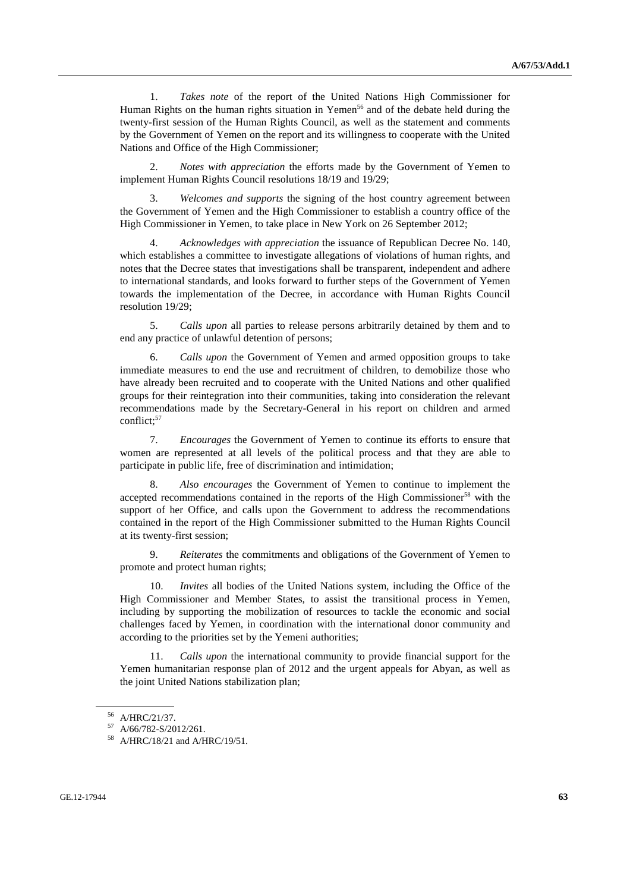1. *Takes note* of the report of the United Nations High Commissioner for Human Rights on the human rights situation in Yemen[56] and of the debate held during the twenty-first session of the Human Rights Council, as well as the statement and comments by the Government of Yemen on the report and its willingness to cooperate with the United Nations and Office of the High Commissioner;

2. *Notes with appreciation* the efforts made by the Government of Yemen to implement Human Rights Council resolutions 18/19 and 19/29;

3. *Welcomes and supports* the signing of the host country agreement between the Government of Yemen and the High Commissioner to establish a country office of the High Commissioner in Yemen, to take place in New York on 26 September 2012;

4. *Acknowledges with appreciation* the issuance of Republican Decree No. 140, which establishes a committee to investigate allegations of violations of human rights, and notes that the Decree states that investigations shall be transparent, independent and adhere to international standards, and looks forward to further steps of the Government of Yemen towards the implementation of the Decree, in accordance with Human Rights Council resolution 19/29;

5. *Calls upon* all parties to release persons arbitrarily detained by them and to end any practice of unlawful detention of persons;

6. *Calls upon* the Government of Yemen and armed opposition groups to take immediate measures to end the use and recruitment of children, to demobilize those who have already been recruited and to cooperate with the United Nations and other qualified groups for their reintegration into their communities, taking into consideration the relevant recommendations made by the Secretary-General in his report on children and armed conflict;[57]

7. *Encourages* the Government of Yemen to continue its efforts to ensure that women are represented at all levels of the political process and that they are able to participate in public life, free of discrimination and intimidation;

8. *Also encourages* the Government of Yemen to continue to implement the accepted recommendations contained in the reports of the High Commissioner[58] with the support of her Office, and calls upon the Government to address the recommendations contained in the report of the High Commissioner submitted to the Human Rights Council at its twenty-first session;

9. *Reiterates* the commitments and obligations of the Government of Yemen to promote and protect human rights;

10. *Invites* all bodies of the United Nations system, including the Office of the High Commissioner and Member States, to assist the transitional process in Yemen, including by supporting the mobilization of resources to tackle the economic and social challenges faced by Yemen, in coordination with the international donor community and according to the priorities set by the Yemeni authorities;

11. *Calls upon* the international community to provide financial support for the Yemen humanitarian response plan of 2012 and the urgent appeals for Abyan, as well as the joint United Nations stabilization plan;

---

[56] A/HRC/21/37.

[57] A/66/782-S/2012/261.

[58] A/HRC/18/21 and A/HRC/19/51.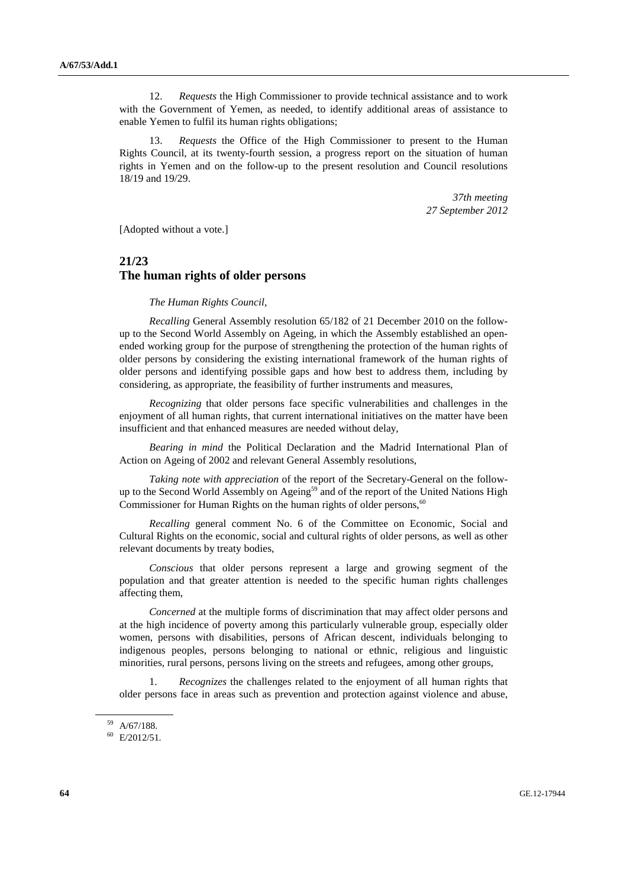12. *Requests* the High Commissioner to provide technical assistance and to work with the Government of Yemen, as needed, to identify additional areas of assistance to enable Yemen to fulfil its human rights obligations;

13. *Requests* the Office of the High Commissioner to present to the Human Rights Council, at its twenty-fourth session, a progress report on the situation of human rights in Yemen and on the follow-up to the present resolution and Council resolutions 18/19 and 19/29.

*37th meeting*
*27 September 2012*

[Adopted without a vote.]

## 21/23
## The human rights of older persons

*The Human Rights Council*,

*Recalling* General Assembly resolution 65/182 of 21 December 2010 on the follow-up to the Second World Assembly on Ageing, in which the Assembly established an open-ended working group for the purpose of strengthening the protection of the human rights of older persons by considering the existing international framework of the human rights of older persons and identifying possible gaps and how best to address them, including by considering, as appropriate, the feasibility of further instruments and measures,

*Recognizing* that older persons face specific vulnerabilities and challenges in the enjoyment of all human rights, that current international initiatives on the matter have been insufficient and that enhanced measures are needed without delay,

*Bearing in mind* the Political Declaration and the Madrid International Plan of Action on Ageing of 2002 and relevant General Assembly resolutions,

*Taking note with appreciation* of the report of the Secretary-General on the follow-up to the Second World Assembly on Ageing[59] and of the report of the United Nations High Commissioner for Human Rights on the human rights of older persons,[60]

*Recalling* general comment No. 6 of the Committee on Economic, Social and Cultural Rights on the economic, social and cultural rights of older persons, as well as other relevant documents by treaty bodies,

*Conscious* that older persons represent a large and growing segment of the population and that greater attention is needed to the specific human rights challenges affecting them,

*Concerned* at the multiple forms of discrimination that may affect older persons and at the high incidence of poverty among this particularly vulnerable group, especially older women, persons with disabilities, persons of African descent, individuals belonging to indigenous peoples, persons belonging to national or ethnic, religious and linguistic minorities, rural persons, persons living on the streets and refugees, among other groups,

1. *Recognizes* the challenges related to the enjoyment of all human rights that older persons face in areas such as prevention and protection against violence and abuse,

[59] A/67/188.

[60] E/2012/51.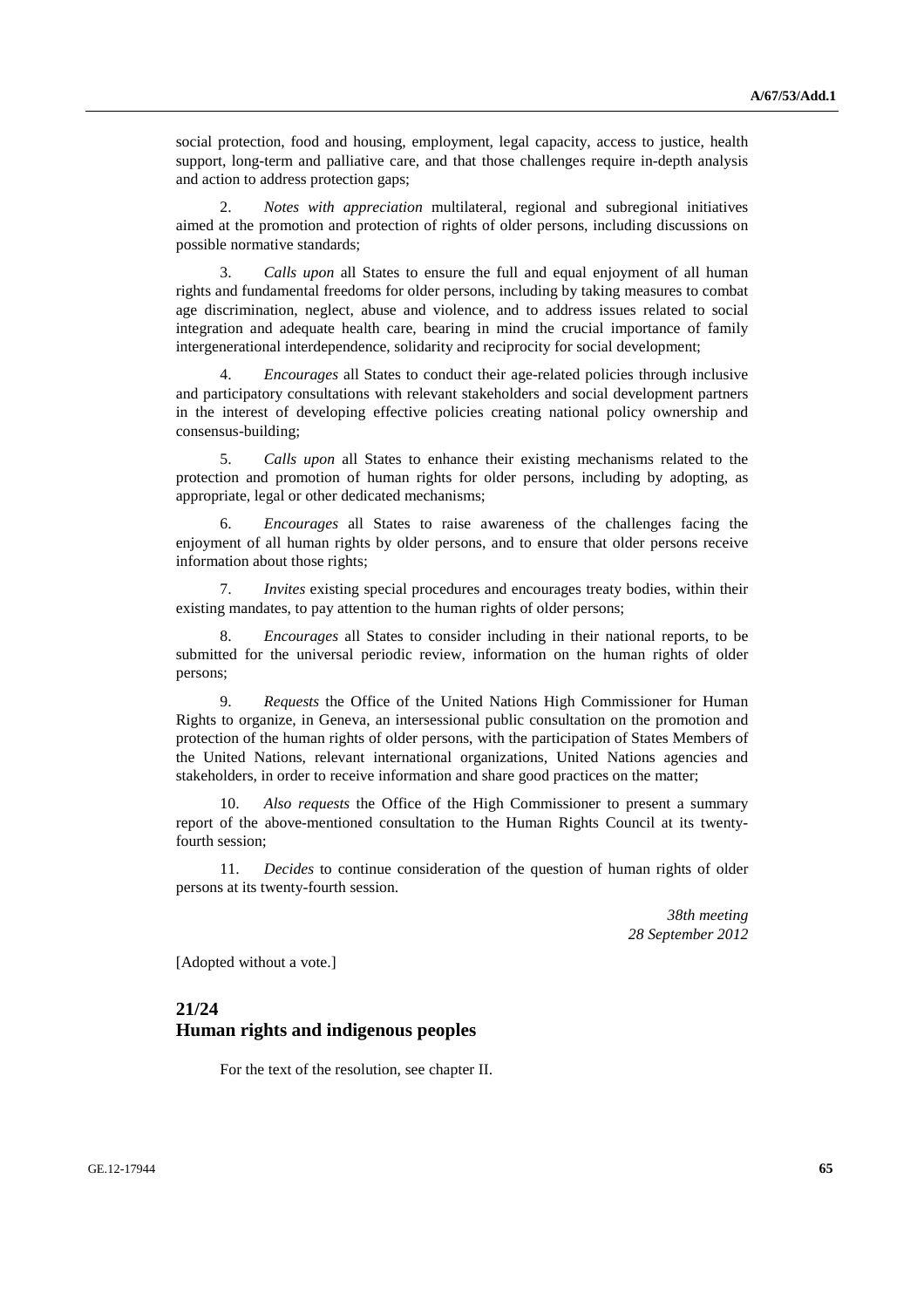social protection, food and housing, employment, legal capacity, access to justice, health support, long-term and palliative care, and that those challenges require in-depth analysis and action to address protection gaps;

2. *Notes with appreciation* multilateral, regional and subregional initiatives aimed at the promotion and protection of rights of older persons, including discussions on possible normative standards;

3. *Calls upon* all States to ensure the full and equal enjoyment of all human rights and fundamental freedoms for older persons, including by taking measures to combat age discrimination, neglect, abuse and violence, and to address issues related to social integration and adequate health care, bearing in mind the crucial importance of family intergenerational interdependence, solidarity and reciprocity for social development;

4. *Encourages* all States to conduct their age-related policies through inclusive and participatory consultations with relevant stakeholders and social development partners in the interest of developing effective policies creating national policy ownership and consensus-building;

5. *Calls upon* all States to enhance their existing mechanisms related to the protection and promotion of human rights for older persons, including by adopting, as appropriate, legal or other dedicated mechanisms;

6. *Encourages* all States to raise awareness of the challenges facing the enjoyment of all human rights by older persons, and to ensure that older persons receive information about those rights;

7. *Invites* existing special procedures and encourages treaty bodies, within their existing mandates, to pay attention to the human rights of older persons;

8. *Encourages* all States to consider including in their national reports, to be submitted for the universal periodic review, information on the human rights of older persons;

9. *Requests* the Office of the United Nations High Commissioner for Human Rights to organize, in Geneva, an intersessional public consultation on the promotion and protection of the human rights of older persons, with the participation of States Members of the United Nations, relevant international organizations, United Nations agencies and stakeholders, in order to receive information and share good practices on the matter;

10. *Also requests* the Office of the High Commissioner to present a summary report of the above-mentioned consultation to the Human Rights Council at its twenty-fourth session;

11. *Decides* to continue consideration of the question of human rights of older persons at its twenty-fourth session.

*38th meeting*
*28 September 2012*

[Adopted without a vote.]

## 21/24
## Human rights and indigenous peoples

For the text of the resolution, see chapter II.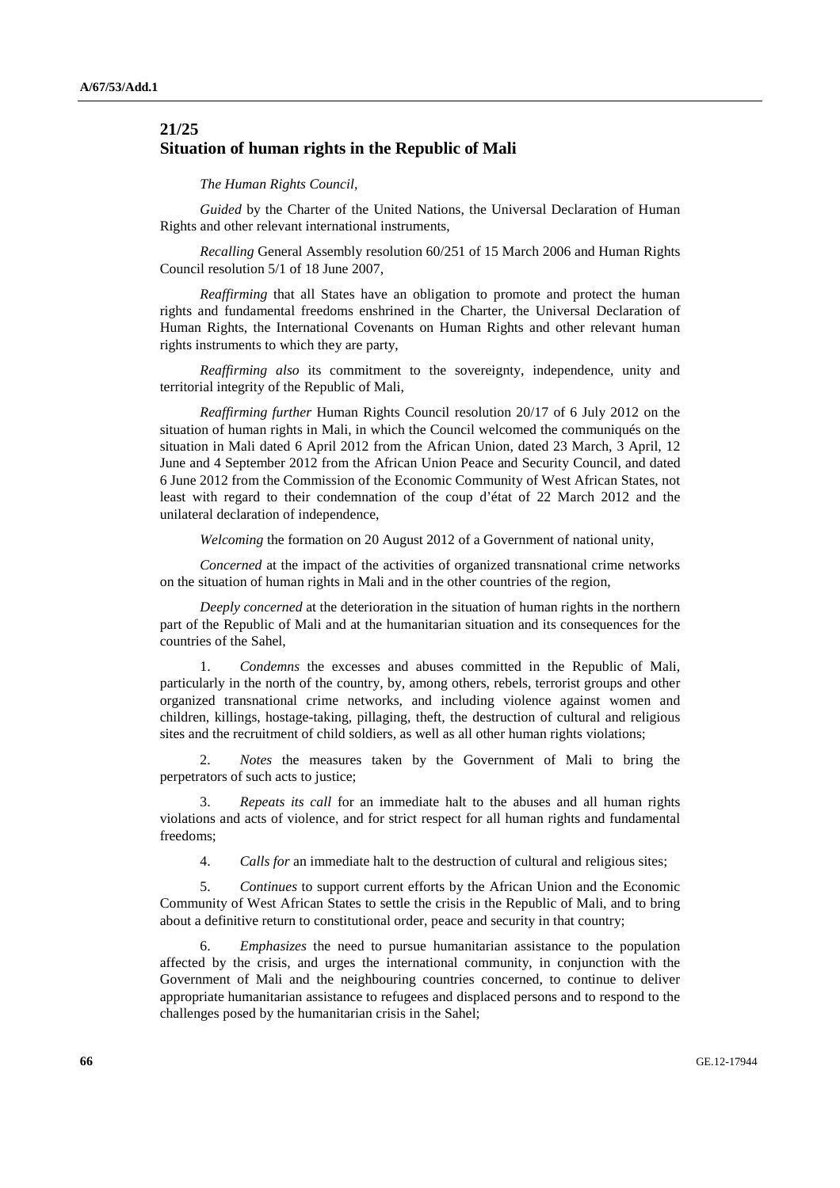## 21/25
## Situation of human rights in the Republic of Mali

*The Human Rights Council*,

*Guided* by the Charter of the United Nations, the Universal Declaration of Human Rights and other relevant international instruments,

*Recalling* General Assembly resolution 60/251 of 15 March 2006 and Human Rights Council resolution 5/1 of 18 June 2007,

*Reaffirming* that all States have an obligation to promote and protect the human rights and fundamental freedoms enshrined in the Charter, the Universal Declaration of Human Rights, the International Covenants on Human Rights and other relevant human rights instruments to which they are party,

*Reaffirming also* its commitment to the sovereignty, independence, unity and territorial integrity of the Republic of Mali,

*Reaffirming further* Human Rights Council resolution 20/17 of 6 July 2012 on the situation of human rights in Mali, in which the Council welcomed the communiqués on the situation in Mali dated 6 April 2012 from the African Union, dated 23 March, 3 April, 12 June and 4 September 2012 from the African Union Peace and Security Council, and dated 6 June 2012 from the Commission of the Economic Community of West African States, not least with regard to their condemnation of the coup d'état of 22 March 2012 and the unilateral declaration of independence,

*Welcoming* the formation on 20 August 2012 of a Government of national unity,

*Concerned* at the impact of the activities of organized transnational crime networks on the situation of human rights in Mali and in the other countries of the region,

*Deeply concerned* at the deterioration in the situation of human rights in the northern part of the Republic of Mali and at the humanitarian situation and its consequences for the countries of the Sahel,

1. *Condemns* the excesses and abuses committed in the Republic of Mali, particularly in the north of the country, by, among others, rebels, terrorist groups and other organized transnational crime networks, and including violence against women and children, killings, hostage-taking, pillaging, theft, the destruction of cultural and religious sites and the recruitment of child soldiers, as well as all other human rights violations;

2. *Notes* the measures taken by the Government of Mali to bring the perpetrators of such acts to justice;

3. *Repeats its call* for an immediate halt to the abuses and all human rights violations and acts of violence, and for strict respect for all human rights and fundamental freedoms;

4. *Calls for* an immediate halt to the destruction of cultural and religious sites;

5. *Continues* to support current efforts by the African Union and the Economic Community of West African States to settle the crisis in the Republic of Mali, and to bring about a definitive return to constitutional order, peace and security in that country;

6. *Emphasizes* the need to pursue humanitarian assistance to the population affected by the crisis, and urges the international community, in conjunction with the Government of Mali and the neighbouring countries concerned, to continue to deliver appropriate humanitarian assistance to refugees and displaced persons and to respond to the challenges posed by the humanitarian crisis in the Sahel;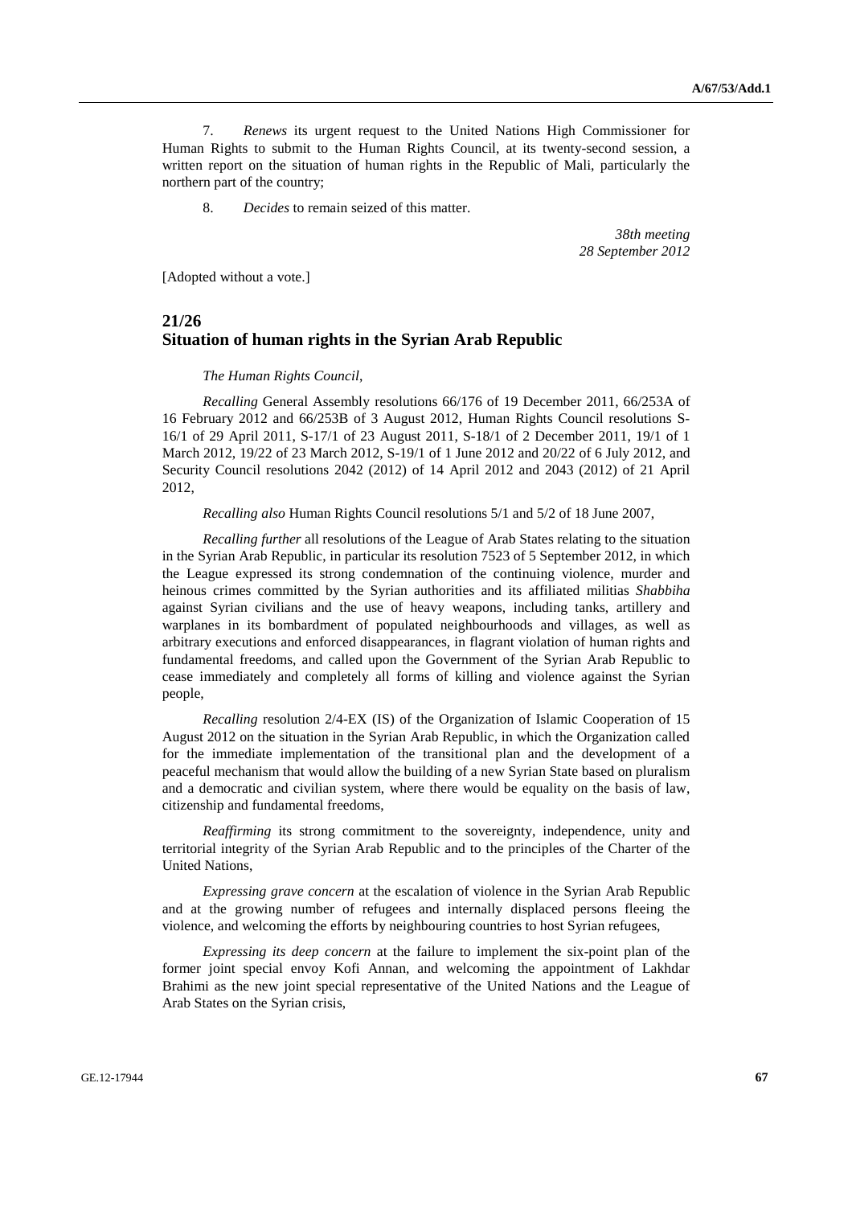7. *Renews* its urgent request to the United Nations High Commissioner for Human Rights to submit to the Human Rights Council, at its twenty-second session, a written report on the situation of human rights in the Republic of Mali, particularly the northern part of the country;

8. *Decides* to remain seized of this matter.

*38th meeting*
*28 September 2012*

[Adopted without a vote.]

## 21/26
## Situation of human rights in the Syrian Arab Republic

*The Human Rights Council*,

*Recalling* General Assembly resolutions 66/176 of 19 December 2011, 66/253A of 16 February 2012 and 66/253B of 3 August 2012, Human Rights Council resolutions S-16/1 of 29 April 2011, S-17/1 of 23 August 2011, S-18/1 of 2 December 2011, 19/1 of 1 March 2012, 19/22 of 23 March 2012, S-19/1 of 1 June 2012 and 20/22 of 6 July 2012, and Security Council resolutions 2042 (2012) of 14 April 2012 and 2043 (2012) of 21 April 2012,

*Recalling also* Human Rights Council resolutions 5/1 and 5/2 of 18 June 2007,

*Recalling further* all resolutions of the League of Arab States relating to the situation in the Syrian Arab Republic, in particular its resolution 7523 of 5 September 2012, in which the League expressed its strong condemnation of the continuing violence, murder and heinous crimes committed by the Syrian authorities and its affiliated militias *Shabbiha* against Syrian civilians and the use of heavy weapons, including tanks, artillery and warplanes in its bombardment of populated neighbourhoods and villages, as well as arbitrary executions and enforced disappearances, in flagrant violation of human rights and fundamental freedoms, and called upon the Government of the Syrian Arab Republic to cease immediately and completely all forms of killing and violence against the Syrian people,

*Recalling* resolution 2/4-EX (IS) of the Organization of Islamic Cooperation of 15 August 2012 on the situation in the Syrian Arab Republic, in which the Organization called for the immediate implementation of the transitional plan and the development of a peaceful mechanism that would allow the building of a new Syrian State based on pluralism and a democratic and civilian system, where there would be equality on the basis of law, citizenship and fundamental freedoms,

*Reaffirming* its strong commitment to the sovereignty, independence, unity and territorial integrity of the Syrian Arab Republic and to the principles of the Charter of the United Nations,

*Expressing grave concern* at the escalation of violence in the Syrian Arab Republic and at the growing number of refugees and internally displaced persons fleeing the violence, and welcoming the efforts by neighbouring countries to host Syrian refugees,

*Expressing its deep concern* at the failure to implement the six-point plan of the former joint special envoy Kofi Annan, and welcoming the appointment of Lakhdar Brahimi as the new joint special representative of the United Nations and the League of Arab States on the Syrian crisis,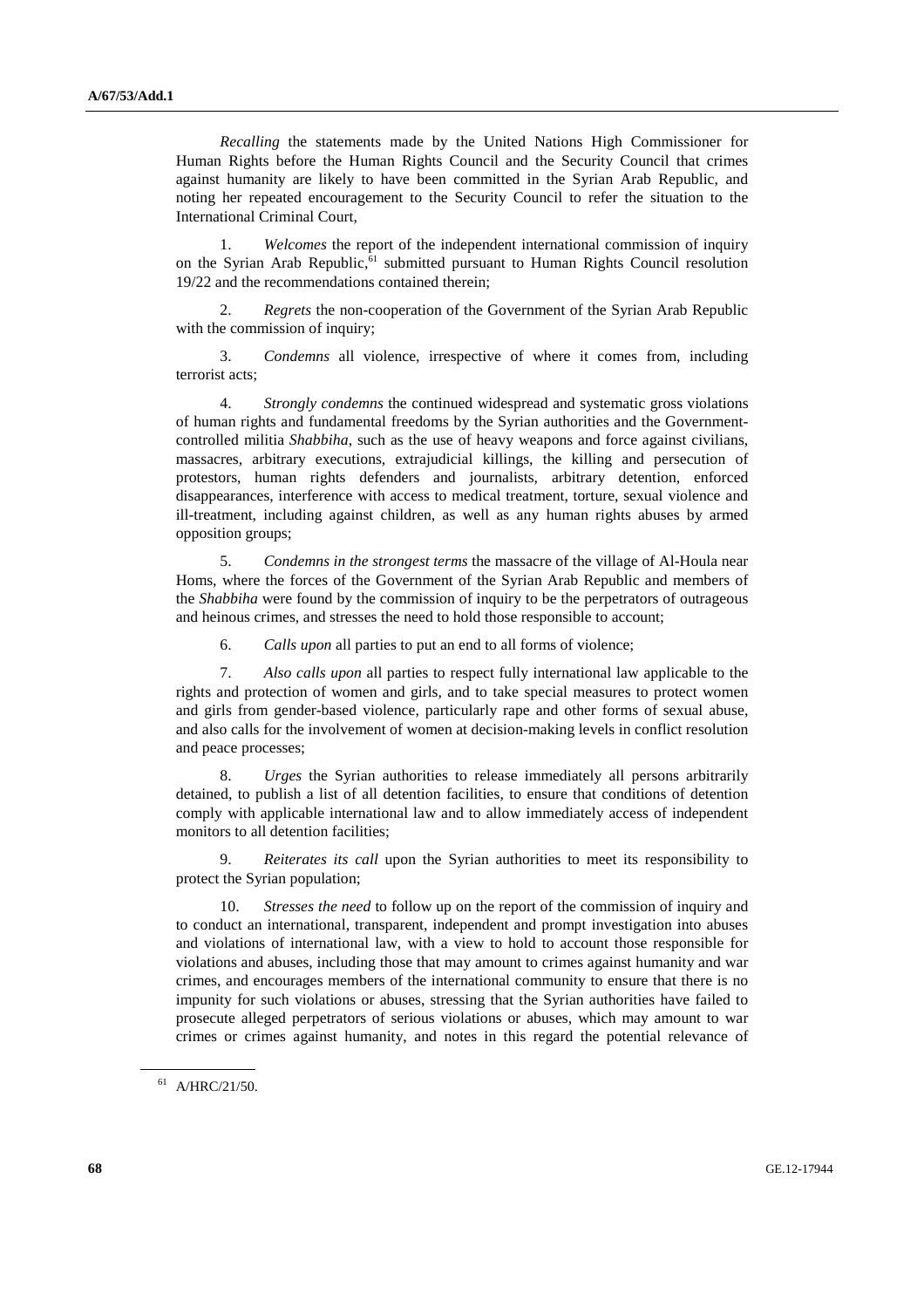*Recalling* the statements made by the United Nations High Commissioner for Human Rights before the Human Rights Council and the Security Council that crimes against humanity are likely to have been committed in the Syrian Arab Republic, and noting her repeated encouragement to the Security Council to refer the situation to the International Criminal Court,

1. *Welcomes* the report of the independent international commission of inquiry on the Syrian Arab Republic,[61] submitted pursuant to Human Rights Council resolution 19/22 and the recommendations contained therein;

2. *Regrets* the non-cooperation of the Government of the Syrian Arab Republic with the commission of inquiry;

3. *Condemns* all violence, irrespective of where it comes from, including terrorist acts;

4. *Strongly condemns* the continued widespread and systematic gross violations of human rights and fundamental freedoms by the Syrian authorities and the Government-controlled militia *Shabbiha*, such as the use of heavy weapons and force against civilians, massacres, arbitrary executions, extrajudicial killings, the killing and persecution of protestors, human rights defenders and journalists, arbitrary detention, enforced disappearances, interference with access to medical treatment, torture, sexual violence and ill-treatment, including against children, as well as any human rights abuses by armed opposition groups;

5. *Condemns in the strongest terms* the massacre of the village of Al-Houla near Homs, where the forces of the Government of the Syrian Arab Republic and members of the *Shabbiha* were found by the commission of inquiry to be the perpetrators of outrageous and heinous crimes, and stresses the need to hold those responsible to account;

6. *Calls upon* all parties to put an end to all forms of violence;

7. *Also calls upon* all parties to respect fully international law applicable to the rights and protection of women and girls, and to take special measures to protect women and girls from gender-based violence, particularly rape and other forms of sexual abuse, and also calls for the involvement of women at decision-making levels in conflict resolution and peace processes;

8. *Urges* the Syrian authorities to release immediately all persons arbitrarily detained, to publish a list of all detention facilities, to ensure that conditions of detention comply with applicable international law and to allow immediately access of independent monitors to all detention facilities;

9. *Reiterates its call* upon the Syrian authorities to meet its responsibility to protect the Syrian population;

10. *Stresses the need* to follow up on the report of the commission of inquiry and to conduct an international, transparent, independent and prompt investigation into abuses and violations of international law, with a view to hold to account those responsible for violations and abuses, including those that may amount to crimes against humanity and war crimes, and encourages members of the international community to ensure that there is no impunity for such violations or abuses, stressing that the Syrian authorities have failed to prosecute alleged perpetrators of serious violations or abuses, which may amount to war crimes or crimes against humanity, and notes in this regard the potential relevance of

---

[61] A/HRC/21/50.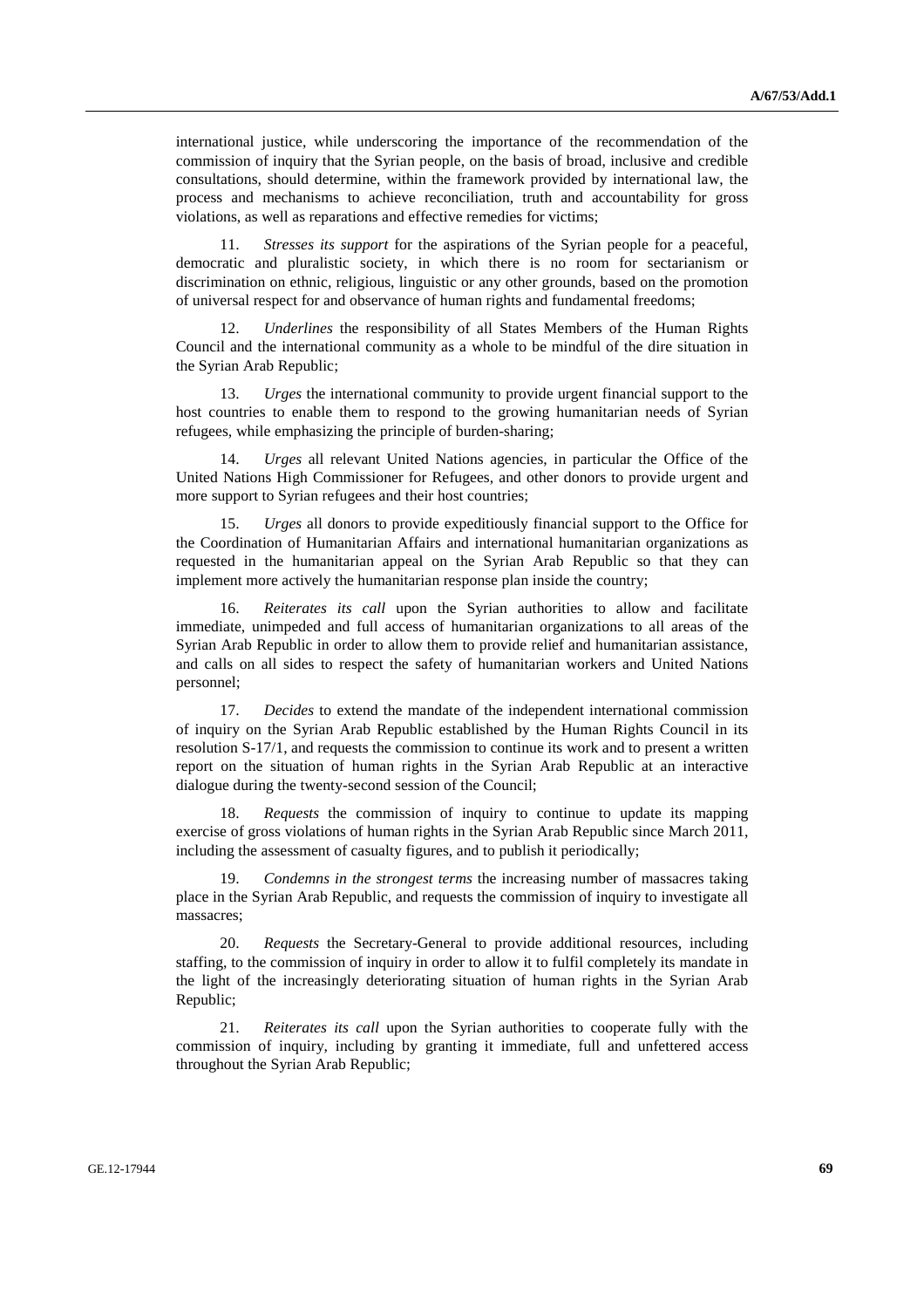international justice, while underscoring the importance of the recommendation of the commission of inquiry that the Syrian people, on the basis of broad, inclusive and credible consultations, should determine, within the framework provided by international law, the process and mechanisms to achieve reconciliation, truth and accountability for gross violations, as well as reparations and effective remedies for victims;

11. *Stresses its support* for the aspirations of the Syrian people for a peaceful, democratic and pluralistic society, in which there is no room for sectarianism or discrimination on ethnic, religious, linguistic or any other grounds, based on the promotion of universal respect for and observance of human rights and fundamental freedoms;

12. *Underlines* the responsibility of all States Members of the Human Rights Council and the international community as a whole to be mindful of the dire situation in the Syrian Arab Republic;

13. *Urges* the international community to provide urgent financial support to the host countries to enable them to respond to the growing humanitarian needs of Syrian refugees, while emphasizing the principle of burden-sharing;

14. *Urges* all relevant United Nations agencies, in particular the Office of the United Nations High Commissioner for Refugees, and other donors to provide urgent and more support to Syrian refugees and their host countries;

15. *Urges* all donors to provide expeditiously financial support to the Office for the Coordination of Humanitarian Affairs and international humanitarian organizations as requested in the humanitarian appeal on the Syrian Arab Republic so that they can implement more actively the humanitarian response plan inside the country;

16. *Reiterates its call* upon the Syrian authorities to allow and facilitate immediate, unimpeded and full access of humanitarian organizations to all areas of the Syrian Arab Republic in order to allow them to provide relief and humanitarian assistance, and calls on all sides to respect the safety of humanitarian workers and United Nations personnel;

17. *Decides* to extend the mandate of the independent international commission of inquiry on the Syrian Arab Republic established by the Human Rights Council in its resolution S-17/1, and requests the commission to continue its work and to present a written report on the situation of human rights in the Syrian Arab Republic at an interactive dialogue during the twenty-second session of the Council;

18. *Requests* the commission of inquiry to continue to update its mapping exercise of gross violations of human rights in the Syrian Arab Republic since March 2011, including the assessment of casualty figures, and to publish it periodically;

19. *Condemns in the strongest terms* the increasing number of massacres taking place in the Syrian Arab Republic, and requests the commission of inquiry to investigate all massacres;

20. *Requests* the Secretary-General to provide additional resources, including staffing, to the commission of inquiry in order to allow it to fulfil completely its mandate in the light of the increasingly deteriorating situation of human rights in the Syrian Arab Republic;

21. *Reiterates its call* upon the Syrian authorities to cooperate fully with the commission of inquiry, including by granting it immediate, full and unfettered access throughout the Syrian Arab Republic;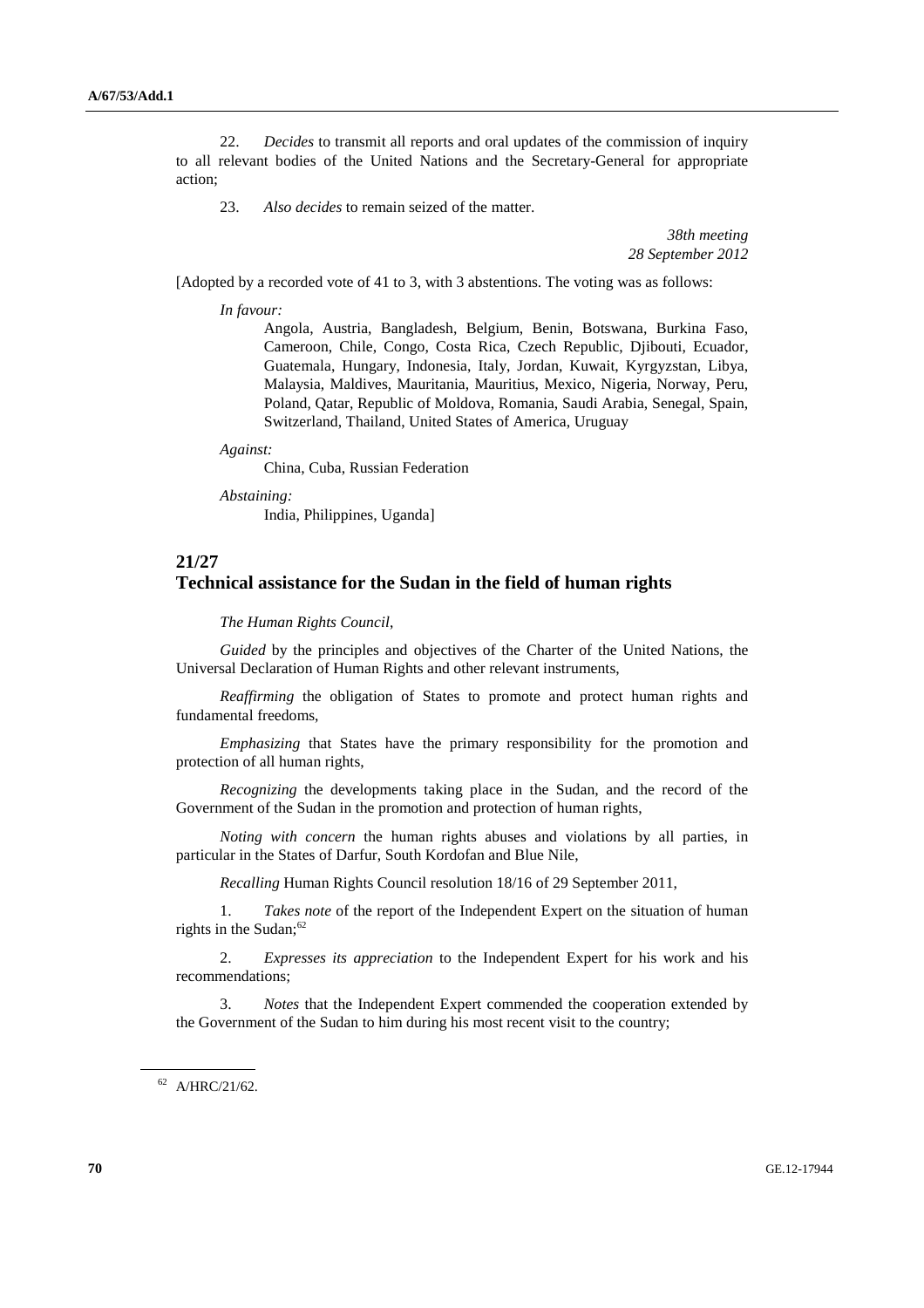22. *Decides* to transmit all reports and oral updates of the commission of inquiry to all relevant bodies of the United Nations and the Secretary-General for appropriate action;

23. *Also decides* to remain seized of the matter.

*38th meeting*
*28 September 2012*

[Adopted by a recorded vote of 41 to 3, with 3 abstentions. The voting was as follows:

*In favour:*

Angola, Austria, Bangladesh, Belgium, Benin, Botswana, Burkina Faso, Cameroon, Chile, Congo, Costa Rica, Czech Republic, Djibouti, Ecuador, Guatemala, Hungary, Indonesia, Italy, Jordan, Kuwait, Kyrgyzstan, Libya, Malaysia, Maldives, Mauritania, Mauritius, Mexico, Nigeria, Norway, Peru, Poland, Qatar, Republic of Moldova, Romania, Saudi Arabia, Senegal, Spain, Switzerland, Thailand, United States of America, Uruguay

*Against:*

China, Cuba, Russian Federation

*Abstaining:*

India, Philippines, Uganda]

## 21/27
## Technical assistance for the Sudan in the field of human rights

*The Human Rights Council*,

*Guided* by the principles and objectives of the Charter of the United Nations, the Universal Declaration of Human Rights and other relevant instruments,

*Reaffirming* the obligation of States to promote and protect human rights and fundamental freedoms,

*Emphasizing* that States have the primary responsibility for the promotion and protection of all human rights,

*Recognizing* the developments taking place in the Sudan, and the record of the Government of the Sudan in the promotion and protection of human rights,

*Noting with concern* the human rights abuses and violations by all parties, in particular in the States of Darfur, South Kordofan and Blue Nile,

*Recalling* Human Rights Council resolution 18/16 of 29 September 2011,

1. *Takes note* of the report of the Independent Expert on the situation of human rights in the Sudan;[62]

2. *Expresses its appreciation* to the Independent Expert for his work and his recommendations;

3. *Notes* that the Independent Expert commended the cooperation extended by the Government of the Sudan to him during his most recent visit to the country;

---

[62] A/HRC/21/62.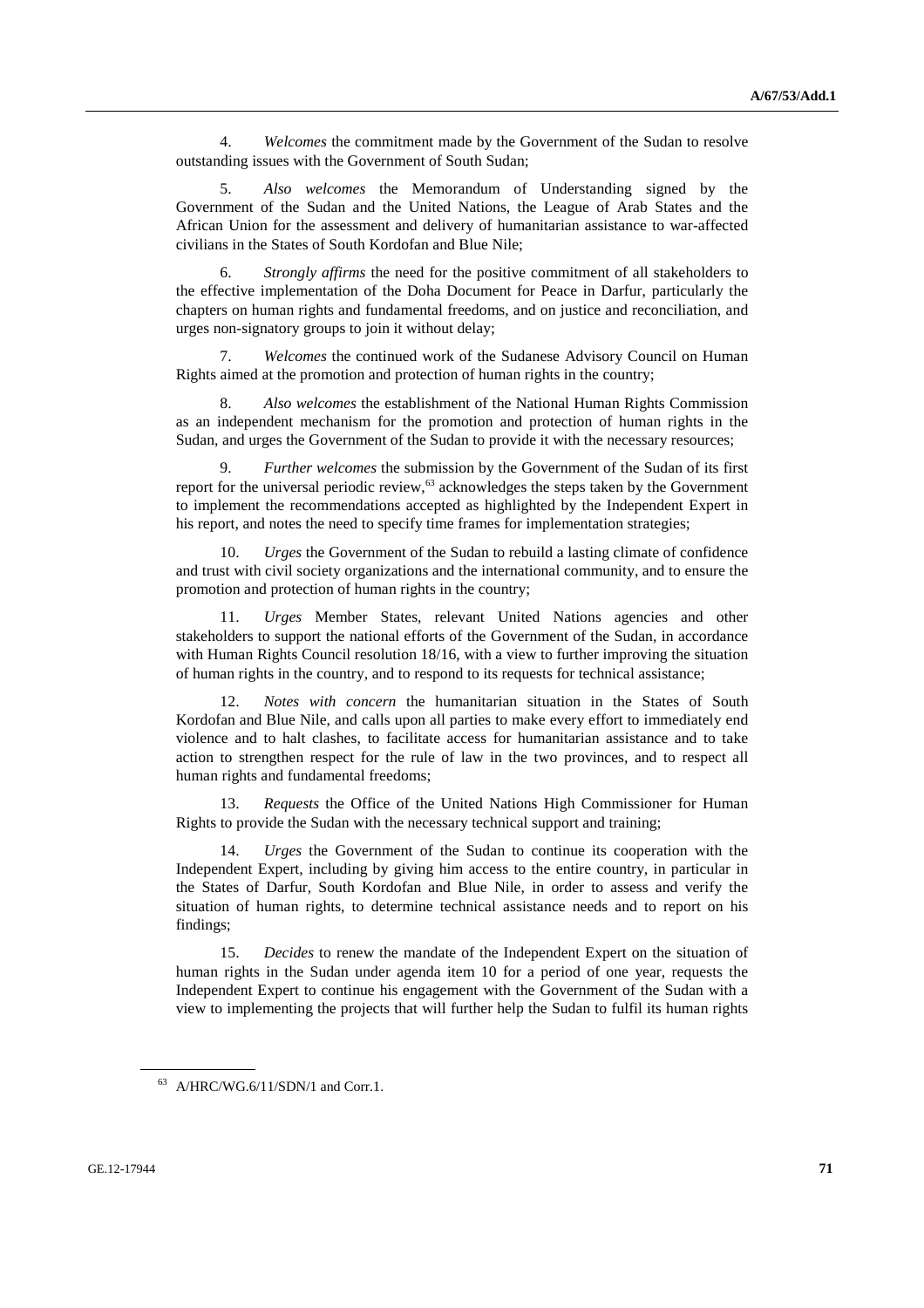4. *Welcomes* the commitment made by the Government of the Sudan to resolve outstanding issues with the Government of South Sudan;

5. *Also welcomes* the Memorandum of Understanding signed by the Government of the Sudan and the United Nations, the League of Arab States and the African Union for the assessment and delivery of humanitarian assistance to war-affected civilians in the States of South Kordofan and Blue Nile;

6. *Strongly affirms* the need for the positive commitment of all stakeholders to the effective implementation of the Doha Document for Peace in Darfur, particularly the chapters on human rights and fundamental freedoms, and on justice and reconciliation, and urges non-signatory groups to join it without delay;

7. *Welcomes* the continued work of the Sudanese Advisory Council on Human Rights aimed at the promotion and protection of human rights in the country;

8. *Also welcomes* the establishment of the National Human Rights Commission as an independent mechanism for the promotion and protection of human rights in the Sudan, and urges the Government of the Sudan to provide it with the necessary resources;

9. *Further welcomes* the submission by the Government of the Sudan of its first report for the universal periodic review,[63] acknowledges the steps taken by the Government to implement the recommendations accepted as highlighted by the Independent Expert in his report, and notes the need to specify time frames for implementation strategies;

10. *Urges* the Government of the Sudan to rebuild a lasting climate of confidence and trust with civil society organizations and the international community, and to ensure the promotion and protection of human rights in the country;

11. *Urges* Member States, relevant United Nations agencies and other stakeholders to support the national efforts of the Government of the Sudan, in accordance with Human Rights Council resolution 18/16, with a view to further improving the situation of human rights in the country, and to respond to its requests for technical assistance;

12. *Notes with concern* the humanitarian situation in the States of South Kordofan and Blue Nile, and calls upon all parties to make every effort to immediately end violence and to halt clashes, to facilitate access for humanitarian assistance and to take action to strengthen respect for the rule of law in the two provinces, and to respect all human rights and fundamental freedoms;

13. *Requests* the Office of the United Nations High Commissioner for Human Rights to provide the Sudan with the necessary technical support and training;

14. *Urges* the Government of the Sudan to continue its cooperation with the Independent Expert, including by giving him access to the entire country, in particular in the States of Darfur, South Kordofan and Blue Nile, in order to assess and verify the situation of human rights, to determine technical assistance needs and to report on his findings;

15. *Decides* to renew the mandate of the Independent Expert on the situation of human rights in the Sudan under agenda item 10 for a period of one year, requests the Independent Expert to continue his engagement with the Government of the Sudan with a view to implementing the projects that will further help the Sudan to fulfil its human rights

[63] A/HRC/WG.6/11/SDN/1 and Corr.1.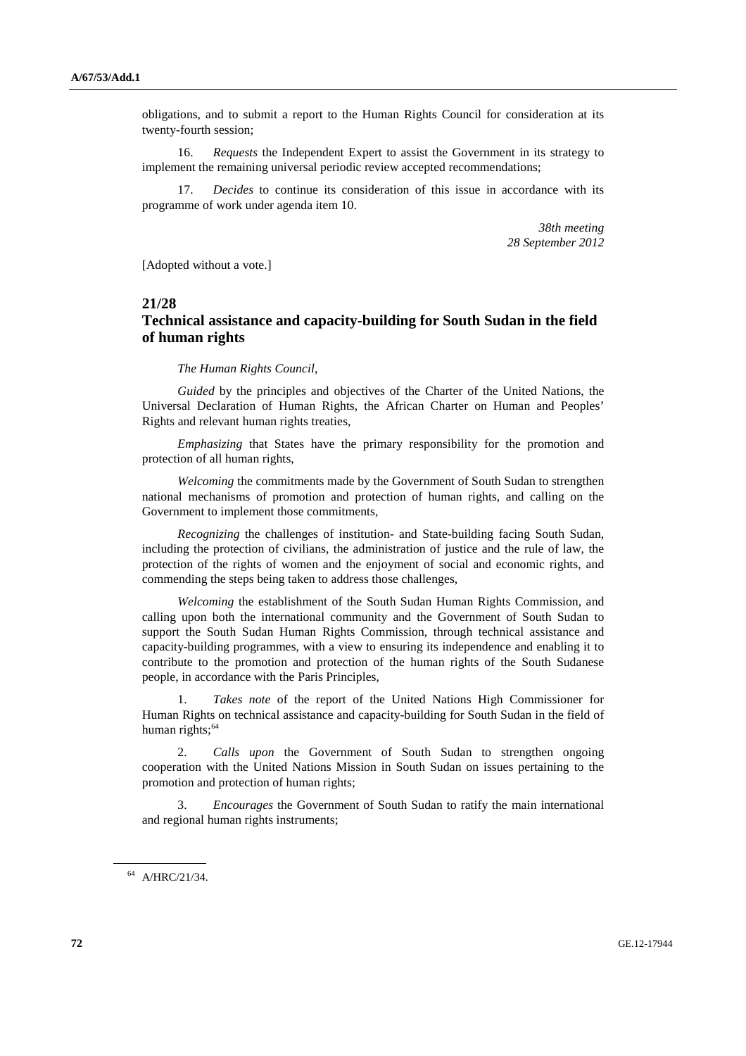obligations, and to submit a report to the Human Rights Council for consideration at its twenty-fourth session;

16. *Requests* the Independent Expert to assist the Government in its strategy to implement the remaining universal periodic review accepted recommendations;

17. *Decides* to continue its consideration of this issue in accordance with its programme of work under agenda item 10.

*38th meeting*
*28 September 2012*

[Adopted without a vote.]

## 21/28
## Technical assistance and capacity-building for South Sudan in the field of human rights

*The Human Rights Council*,

*Guided* by the principles and objectives of the Charter of the United Nations, the Universal Declaration of Human Rights, the African Charter on Human and Peoples' Rights and relevant human rights treaties,

*Emphasizing* that States have the primary responsibility for the promotion and protection of all human rights,

*Welcoming* the commitments made by the Government of South Sudan to strengthen national mechanisms of promotion and protection of human rights, and calling on the Government to implement those commitments,

*Recognizing* the challenges of institution- and State-building facing South Sudan, including the protection of civilians, the administration of justice and the rule of law, the protection of the rights of women and the enjoyment of social and economic rights, and commending the steps being taken to address those challenges,

*Welcoming* the establishment of the South Sudan Human Rights Commission, and calling upon both the international community and the Government of South Sudan to support the South Sudan Human Rights Commission, through technical assistance and capacity-building programmes, with a view to ensuring its independence and enabling it to contribute to the promotion and protection of the human rights of the South Sudanese people, in accordance with the Paris Principles,

1. *Takes note* of the report of the United Nations High Commissioner for Human Rights on technical assistance and capacity-building for South Sudan in the field of human rights;[64]

2. *Calls upon* the Government of South Sudan to strengthen ongoing cooperation with the United Nations Mission in South Sudan on issues pertaining to the promotion and protection of human rights;

3. *Encourages* the Government of South Sudan to ratify the main international and regional human rights instruments;

---

[64] A/HRC/21/34.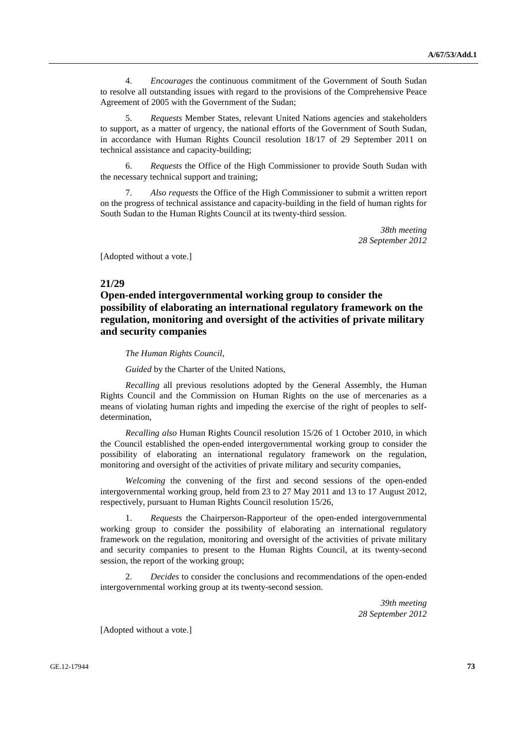4. *Encourages* the continuous commitment of the Government of South Sudan to resolve all outstanding issues with regard to the provisions of the Comprehensive Peace Agreement of 2005 with the Government of the Sudan;

5. *Requests* Member States, relevant United Nations agencies and stakeholders to support, as a matter of urgency, the national efforts of the Government of South Sudan, in accordance with Human Rights Council resolution 18/17 of 29 September 2011 on technical assistance and capacity-building;

6. *Requests* the Office of the High Commissioner to provide South Sudan with the necessary technical support and training;

7. *Also requests* the Office of the High Commissioner to submit a written report on the progress of technical assistance and capacity-building in the field of human rights for South Sudan to the Human Rights Council at its twenty-third session.

*38th meeting*
*28 September 2012*

[Adopted without a vote.]

## 21/29
## Open-ended intergovernmental working group to consider the possibility of elaborating an international regulatory framework on the regulation, monitoring and oversight of the activities of private military and security companies

*The Human Rights Council*,

*Guided* by the Charter of the United Nations,

*Recalling* all previous resolutions adopted by the General Assembly, the Human Rights Council and the Commission on Human Rights on the use of mercenaries as a means of violating human rights and impeding the exercise of the right of peoples to self-determination,

*Recalling also* Human Rights Council resolution 15/26 of 1 October 2010, in which the Council established the open-ended intergovernmental working group to consider the possibility of elaborating an international regulatory framework on the regulation, monitoring and oversight of the activities of private military and security companies,

*Welcoming* the convening of the first and second sessions of the open-ended intergovernmental working group, held from 23 to 27 May 2011 and 13 to 17 August 2012, respectively, pursuant to Human Rights Council resolution 15/26,

1. *Requests* the Chairperson-Rapporteur of the open-ended intergovernmental working group to consider the possibility of elaborating an international regulatory framework on the regulation, monitoring and oversight of the activities of private military and security companies to present to the Human Rights Council, at its twenty-second session, the report of the working group;

2. *Decides* to consider the conclusions and recommendations of the open-ended intergovernmental working group at its twenty-second session.

*39th meeting*
*28 September 2012*

[Adopted without a vote.]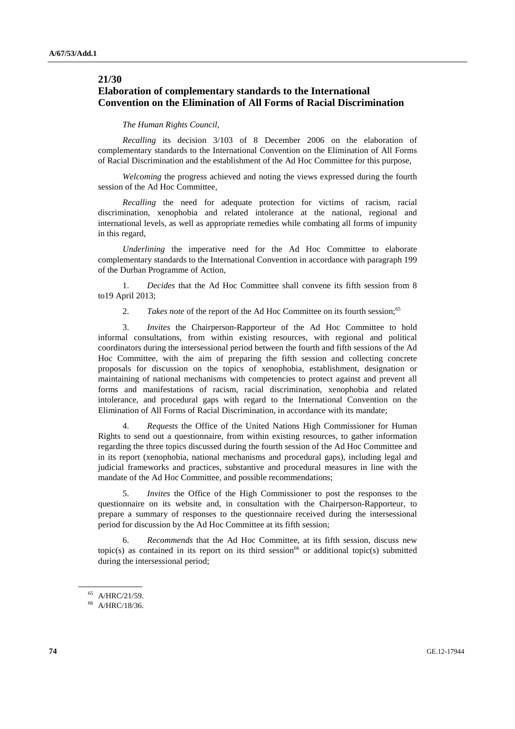## 21/30
## Elaboration of complementary standards to the International Convention on the Elimination of All Forms of Racial Discrimination

*The Human Rights Council*,

*Recalling* its decision 3/103 of 8 December 2006 on the elaboration of complementary standards to the International Convention on the Elimination of All Forms of Racial Discrimination and the establishment of the Ad Hoc Committee for this purpose,

*Welcoming* the progress achieved and noting the views expressed during the fourth session of the Ad Hoc Committee,

*Recalling* the need for adequate protection for victims of racism, racial discrimination, xenophobia and related intolerance at the national, regional and international levels, as well as appropriate remedies while combating all forms of impunity in this regard,

*Underlining* the imperative need for the Ad Hoc Committee to elaborate complementary standards to the International Convention in accordance with paragraph 199 of the Durban Programme of Action,

1. *Decides* that the Ad Hoc Committee shall convene its fifth session from 8 to19 April 2013;

2. *Takes note* of the report of the Ad Hoc Committee on its fourth session;[65]

3. *Invites* the Chairperson-Rapporteur of the Ad Hoc Committee to hold informal consultations, from within existing resources, with regional and political coordinators during the intersessional period between the fourth and fifth sessions of the Ad Hoc Committee, with the aim of preparing the fifth session and collecting concrete proposals for discussion on the topics of xenophobia, establishment, designation or maintaining of national mechanisms with competencies to protect against and prevent all forms and manifestations of racism, racial discrimination, xenophobia and related intolerance, and procedural gaps with regard to the International Convention on the Elimination of All Forms of Racial Discrimination, in accordance with its mandate;

4. *Requests* the Office of the United Nations High Commissioner for Human Rights to send out a questionnaire, from within existing resources, to gather information regarding the three topics discussed during the fourth session of the Ad Hoc Committee and in its report (xenophobia, national mechanisms and procedural gaps), including legal and judicial frameworks and practices, substantive and procedural measures in line with the mandate of the Ad Hoc Committee, and possible recommendations;

5. *Invites* the Office of the High Commissioner to post the responses to the questionnaire on its website and, in consultation with the Chairperson-Rapporteur, to prepare a summary of responses to the questionnaire received during the intersessional period for discussion by the Ad Hoc Committee at its fifth session;

6. *Recommends* that the Ad Hoc Committee, at its fifth session, discuss new topic(s) as contained in its report on its third session[66] or additional topic(s) submitted during the intersessional period;

---

[65] A/HRC/21/59.

[66] A/HRC/18/36.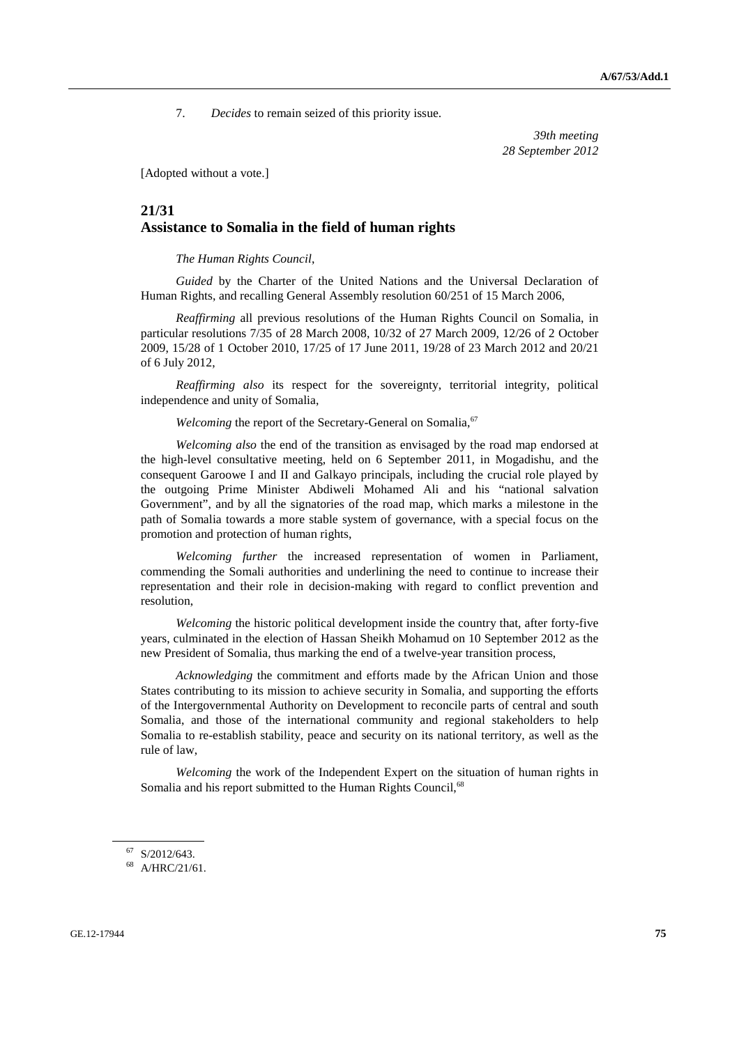7. *Decides* to remain seized of this priority issue.

*39th meeting*
*28 September 2012*

[Adopted without a vote.]

## 21/31
## Assistance to Somalia in the field of human rights

*The Human Rights Council*,

*Guided* by the Charter of the United Nations and the Universal Declaration of Human Rights, and recalling General Assembly resolution 60/251 of 15 March 2006,

*Reaffirming* all previous resolutions of the Human Rights Council on Somalia, in particular resolutions 7/35 of 28 March 2008, 10/32 of 27 March 2009, 12/26 of 2 October 2009, 15/28 of 1 October 2010, 17/25 of 17 June 2011, 19/28 of 23 March 2012 and 20/21 of 6 July 2012,

*Reaffirming also* its respect for the sovereignty, territorial integrity, political independence and unity of Somalia,

*Welcoming* the report of the Secretary-General on Somalia,[67]

*Welcoming also* the end of the transition as envisaged by the road map endorsed at the high-level consultative meeting, held on 6 September 2011, in Mogadishu, and the consequent Garoowe I and II and Galkayo principals, including the crucial role played by the outgoing Prime Minister Abdiweli Mohamed Ali and his "national salvation Government", and by all the signatories of the road map, which marks a milestone in the path of Somalia towards a more stable system of governance, with a special focus on the promotion and protection of human rights,

*Welcoming further* the increased representation of women in Parliament, commending the Somali authorities and underlining the need to continue to increase their representation and their role in decision-making with regard to conflict prevention and resolution,

*Welcoming* the historic political development inside the country that, after forty-five years, culminated in the election of Hassan Sheikh Mohamud on 10 September 2012 as the new President of Somalia, thus marking the end of a twelve-year transition process,

*Acknowledging* the commitment and efforts made by the African Union and those States contributing to its mission to achieve security in Somalia, and supporting the efforts of the Intergovernmental Authority on Development to reconcile parts of central and south Somalia, and those of the international community and regional stakeholders to help Somalia to re-establish stability, peace and security on its national territory, as well as the rule of law,

*Welcoming* the work of the Independent Expert on the situation of human rights in Somalia and his report submitted to the Human Rights Council,[68]

---

[67] S/2012/643.

[68] A/HRC/21/61.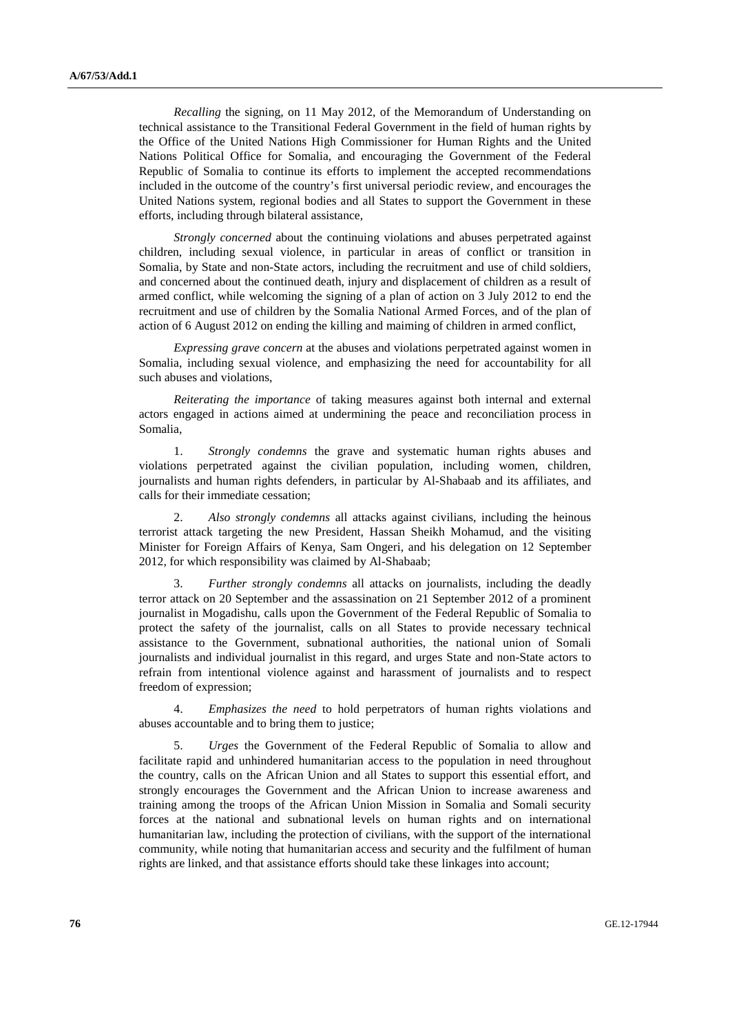*Recalling* the signing, on 11 May 2012, of the Memorandum of Understanding on technical assistance to the Transitional Federal Government in the field of human rights by the Office of the United Nations High Commissioner for Human Rights and the United Nations Political Office for Somalia, and encouraging the Government of the Federal Republic of Somalia to continue its efforts to implement the accepted recommendations included in the outcome of the country's first universal periodic review, and encourages the United Nations system, regional bodies and all States to support the Government in these efforts, including through bilateral assistance,

*Strongly concerned* about the continuing violations and abuses perpetrated against children, including sexual violence, in particular in areas of conflict or transition in Somalia, by State and non-State actors, including the recruitment and use of child soldiers, and concerned about the continued death, injury and displacement of children as a result of armed conflict, while welcoming the signing of a plan of action on 3 July 2012 to end the recruitment and use of children by the Somalia National Armed Forces, and of the plan of action of 6 August 2012 on ending the killing and maiming of children in armed conflict,

*Expressing grave concern* at the abuses and violations perpetrated against women in Somalia, including sexual violence, and emphasizing the need for accountability for all such abuses and violations,

*Reiterating the importance* of taking measures against both internal and external actors engaged in actions aimed at undermining the peace and reconciliation process in Somalia,

1. *Strongly condemns* the grave and systematic human rights abuses and violations perpetrated against the civilian population, including women, children, journalists and human rights defenders, in particular by Al-Shabaab and its affiliates, and calls for their immediate cessation;

2. *Also strongly condemns* all attacks against civilians, including the heinous terrorist attack targeting the new President, Hassan Sheikh Mohamud, and the visiting Minister for Foreign Affairs of Kenya, Sam Ongeri, and his delegation on 12 September 2012, for which responsibility was claimed by Al-Shabaab;

3. *Further strongly condemns* all attacks on journalists, including the deadly terror attack on 20 September and the assassination on 21 September 2012 of a prominent journalist in Mogadishu, calls upon the Government of the Federal Republic of Somalia to protect the safety of the journalist, calls on all States to provide necessary technical assistance to the Government, subnational authorities, the national union of Somali journalists and individual journalist in this regard, and urges State and non-State actors to refrain from intentional violence against and harassment of journalists and to respect freedom of expression;

4. *Emphasizes the need* to hold perpetrators of human rights violations and abuses accountable and to bring them to justice;

5. *Urges* the Government of the Federal Republic of Somalia to allow and facilitate rapid and unhindered humanitarian access to the population in need throughout the country, calls on the African Union and all States to support this essential effort, and strongly encourages the Government and the African Union to increase awareness and training among the troops of the African Union Mission in Somalia and Somali security forces at the national and subnational levels on human rights and on international humanitarian law, including the protection of civilians, with the support of the international community, while noting that humanitarian access and security and the fulfilment of human rights are linked, and that assistance efforts should take these linkages into account;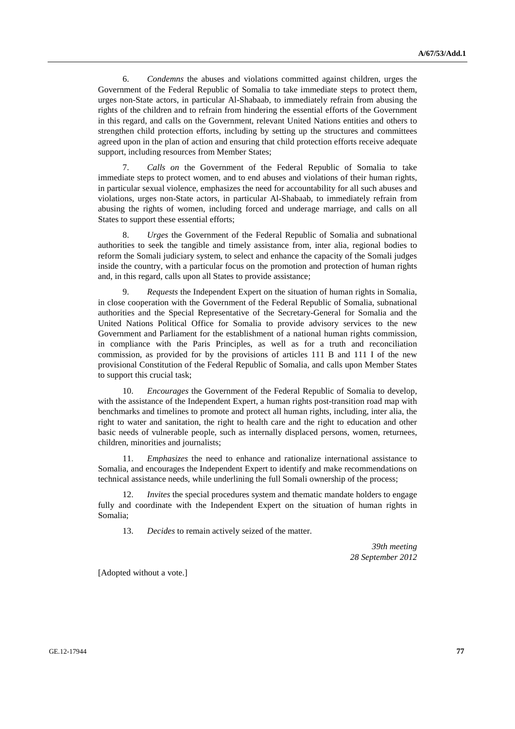6. *Condemns* the abuses and violations committed against children, urges the Government of the Federal Republic of Somalia to take immediate steps to protect them, urges non-State actors, in particular Al-Shabaab, to immediately refrain from abusing the rights of the children and to refrain from hindering the essential efforts of the Government in this regard, and calls on the Government, relevant United Nations entities and others to strengthen child protection efforts, including by setting up the structures and committees agreed upon in the plan of action and ensuring that child protection efforts receive adequate support, including resources from Member States;

7. *Calls on* the Government of the Federal Republic of Somalia to take immediate steps to protect women, and to end abuses and violations of their human rights, in particular sexual violence, emphasizes the need for accountability for all such abuses and violations, urges non-State actors, in particular Al-Shabaab, to immediately refrain from abusing the rights of women, including forced and underage marriage, and calls on all States to support these essential efforts;

8. *Urges* the Government of the Federal Republic of Somalia and subnational authorities to seek the tangible and timely assistance from, inter alia, regional bodies to reform the Somali judiciary system, to select and enhance the capacity of the Somali judges inside the country, with a particular focus on the promotion and protection of human rights and, in this regard, calls upon all States to provide assistance;

9. *Requests* the Independent Expert on the situation of human rights in Somalia, in close cooperation with the Government of the Federal Republic of Somalia, subnational authorities and the Special Representative of the Secretary-General for Somalia and the United Nations Political Office for Somalia to provide advisory services to the new Government and Parliament for the establishment of a national human rights commission, in compliance with the Paris Principles, as well as for a truth and reconciliation commission, as provided for by the provisions of articles 111 B and 111 I of the new provisional Constitution of the Federal Republic of Somalia, and calls upon Member States to support this crucial task;

10. *Encourages* the Government of the Federal Republic of Somalia to develop, with the assistance of the Independent Expert, a human rights post-transition road map with benchmarks and timelines to promote and protect all human rights, including, inter alia, the right to water and sanitation, the right to health care and the right to education and other basic needs of vulnerable people, such as internally displaced persons, women, returnees, children, minorities and journalists;

11. *Emphasizes* the need to enhance and rationalize international assistance to Somalia, and encourages the Independent Expert to identify and make recommendations on technical assistance needs, while underlining the full Somali ownership of the process;

12. *Invites* the special procedures system and thematic mandate holders to engage fully and coordinate with the Independent Expert on the situation of human rights in Somalia;

13. *Decides* to remain actively seized of the matter.

*39th meeting*
*28 September 2012*

[Adopted without a vote.]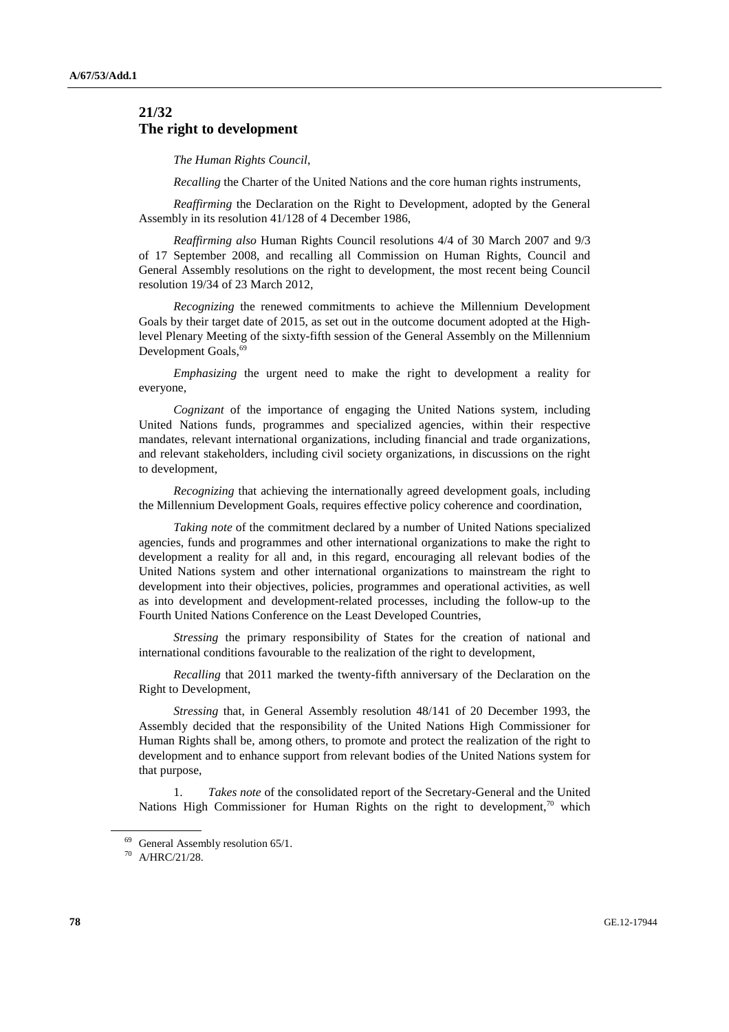## 21/32
## The right to development

*The Human Rights Council*,

*Recalling* the Charter of the United Nations and the core human rights instruments,

*Reaffirming* the Declaration on the Right to Development, adopted by the General Assembly in its resolution 41/128 of 4 December 1986,

*Reaffirming also* Human Rights Council resolutions 4/4 of 30 March 2007 and 9/3 of 17 September 2008, and recalling all Commission on Human Rights, Council and General Assembly resolutions on the right to development, the most recent being Council resolution 19/34 of 23 March 2012,

*Recognizing* the renewed commitments to achieve the Millennium Development Goals by their target date of 2015, as set out in the outcome document adopted at the High-level Plenary Meeting of the sixty-fifth session of the General Assembly on the Millennium Development Goals,[69]

*Emphasizing* the urgent need to make the right to development a reality for everyone,

*Cognizant* of the importance of engaging the United Nations system, including United Nations funds, programmes and specialized agencies, within their respective mandates, relevant international organizations, including financial and trade organizations, and relevant stakeholders, including civil society organizations, in discussions on the right to development,

*Recognizing* that achieving the internationally agreed development goals, including the Millennium Development Goals, requires effective policy coherence and coordination,

*Taking note* of the commitment declared by a number of United Nations specialized agencies, funds and programmes and other international organizations to make the right to development a reality for all and, in this regard, encouraging all relevant bodies of the United Nations system and other international organizations to mainstream the right to development into their objectives, policies, programmes and operational activities, as well as into development and development-related processes, including the follow-up to the Fourth United Nations Conference on the Least Developed Countries,

*Stressing* the primary responsibility of States for the creation of national and international conditions favourable to the realization of the right to development,

*Recalling* that 2011 marked the twenty-fifth anniversary of the Declaration on the Right to Development,

*Stressing* that, in General Assembly resolution 48/141 of 20 December 1993, the Assembly decided that the responsibility of the United Nations High Commissioner for Human Rights shall be, among others, to promote and protect the realization of the right to development and to enhance support from relevant bodies of the United Nations system for that purpose,

1. *Takes note* of the consolidated report of the Secretary-General and the United Nations High Commissioner for Human Rights on the right to development,[70] which

---

[69] General Assembly resolution 65/1.

[70] A/HRC/21/28.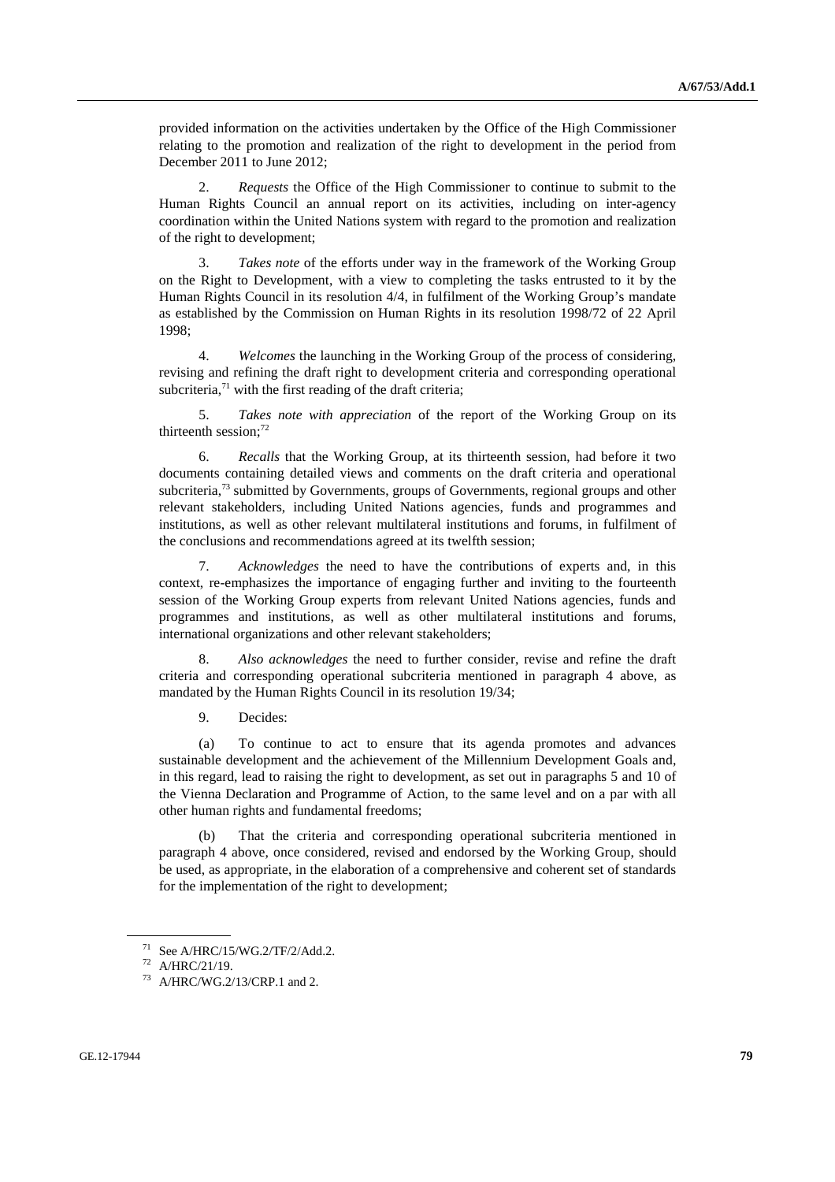provided information on the activities undertaken by the Office of the High Commissioner relating to the promotion and realization of the right to development in the period from December 2011 to June 2012;

2. *Requests* the Office of the High Commissioner to continue to submit to the Human Rights Council an annual report on its activities, including on inter-agency coordination within the United Nations system with regard to the promotion and realization of the right to development;

3. *Takes note* of the efforts under way in the framework of the Working Group on the Right to Development, with a view to completing the tasks entrusted to it by the Human Rights Council in its resolution 4/4, in fulfilment of the Working Group's mandate as established by the Commission on Human Rights in its resolution 1998/72 of 22 April 1998;

4. *Welcomes* the launching in the Working Group of the process of considering, revising and refining the draft right to development criteria and corresponding operational subcriteria,[71] with the first reading of the draft criteria;

5. *Takes note with appreciation* of the report of the Working Group on its thirteenth session;[72]

6. *Recalls* that the Working Group, at its thirteenth session, had before it two documents containing detailed views and comments on the draft criteria and operational subcriteria,[73] submitted by Governments, groups of Governments, regional groups and other relevant stakeholders, including United Nations agencies, funds and programmes and institutions, as well as other relevant multilateral institutions and forums, in fulfilment of the conclusions and recommendations agreed at its twelfth session;

7. *Acknowledges* the need to have the contributions of experts and, in this context, re-emphasizes the importance of engaging further and inviting to the fourteenth session of the Working Group experts from relevant United Nations agencies, funds and programmes and institutions, as well as other multilateral institutions and forums, international organizations and other relevant stakeholders;

8. *Also acknowledges* the need to further consider, revise and refine the draft criteria and corresponding operational subcriteria mentioned in paragraph 4 above, as mandated by the Human Rights Council in its resolution 19/34;

9. Decides:

(a) To continue to act to ensure that its agenda promotes and advances sustainable development and the achievement of the Millennium Development Goals and, in this regard, lead to raising the right to development, as set out in paragraphs 5 and 10 of the Vienna Declaration and Programme of Action, to the same level and on a par with all other human rights and fundamental freedoms;

(b) That the criteria and corresponding operational subcriteria mentioned in paragraph 4 above, once considered, revised and endorsed by the Working Group, should be used, as appropriate, in the elaboration of a comprehensive and coherent set of standards for the implementation of the right to development;

---

[71] See A/HRC/15/WG.2/TF/2/Add.2.

[72] A/HRC/21/19.

[73] A/HRC/WG.2/13/CRP.1 and 2.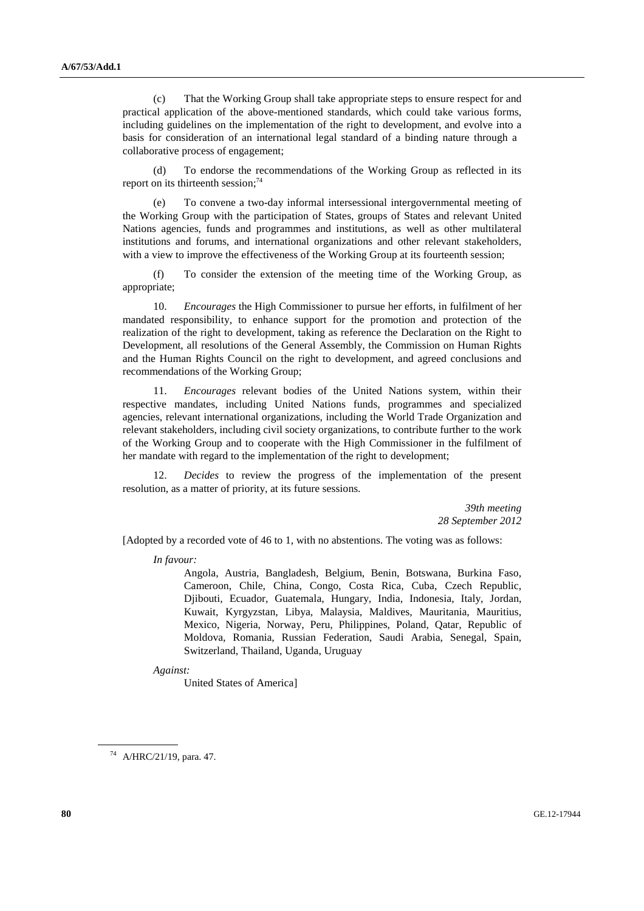(c) That the Working Group shall take appropriate steps to ensure respect for and practical application of the above-mentioned standards, which could take various forms, including guidelines on the implementation of the right to development, and evolve into a basis for consideration of an international legal standard of a binding nature through a collaborative process of engagement;

(d) To endorse the recommendations of the Working Group as reflected in its report on its thirteenth session;[74]

(e) To convene a two-day informal intersessional intergovernmental meeting of the Working Group with the participation of States, groups of States and relevant United Nations agencies, funds and programmes and institutions, as well as other multilateral institutions and forums, and international organizations and other relevant stakeholders, with a view to improve the effectiveness of the Working Group at its fourteenth session;

(f) To consider the extension of the meeting time of the Working Group, as appropriate;

10. *Encourages* the High Commissioner to pursue her efforts, in fulfilment of her mandated responsibility, to enhance support for the promotion and protection of the realization of the right to development, taking as reference the Declaration on the Right to Development, all resolutions of the General Assembly, the Commission on Human Rights and the Human Rights Council on the right to development, and agreed conclusions and recommendations of the Working Group;

11. *Encourages* relevant bodies of the United Nations system, within their respective mandates, including United Nations funds, programmes and specialized agencies, relevant international organizations, including the World Trade Organization and relevant stakeholders, including civil society organizations, to contribute further to the work of the Working Group and to cooperate with the High Commissioner in the fulfilment of her mandate with regard to the implementation of the right to development;

12. *Decides* to review the progress of the implementation of the present resolution, as a matter of priority, at its future sessions.

*39th meeting*
*28 September 2012*

[Adopted by a recorded vote of 46 to 1, with no abstentions. The voting was as follows:

*In favour:*

Angola, Austria, Bangladesh, Belgium, Benin, Botswana, Burkina Faso, Cameroon, Chile, China, Congo, Costa Rica, Cuba, Czech Republic, Djibouti, Ecuador, Guatemala, Hungary, India, Indonesia, Italy, Jordan, Kuwait, Kyrgyzstan, Libya, Malaysia, Maldives, Mauritania, Mauritius, Mexico, Nigeria, Norway, Peru, Philippines, Poland, Qatar, Republic of Moldova, Romania, Russian Federation, Saudi Arabia, Senegal, Spain, Switzerland, Thailand, Uganda, Uruguay

*Against:*

United States of America]

[74] A/HRC/21/19, para. 47.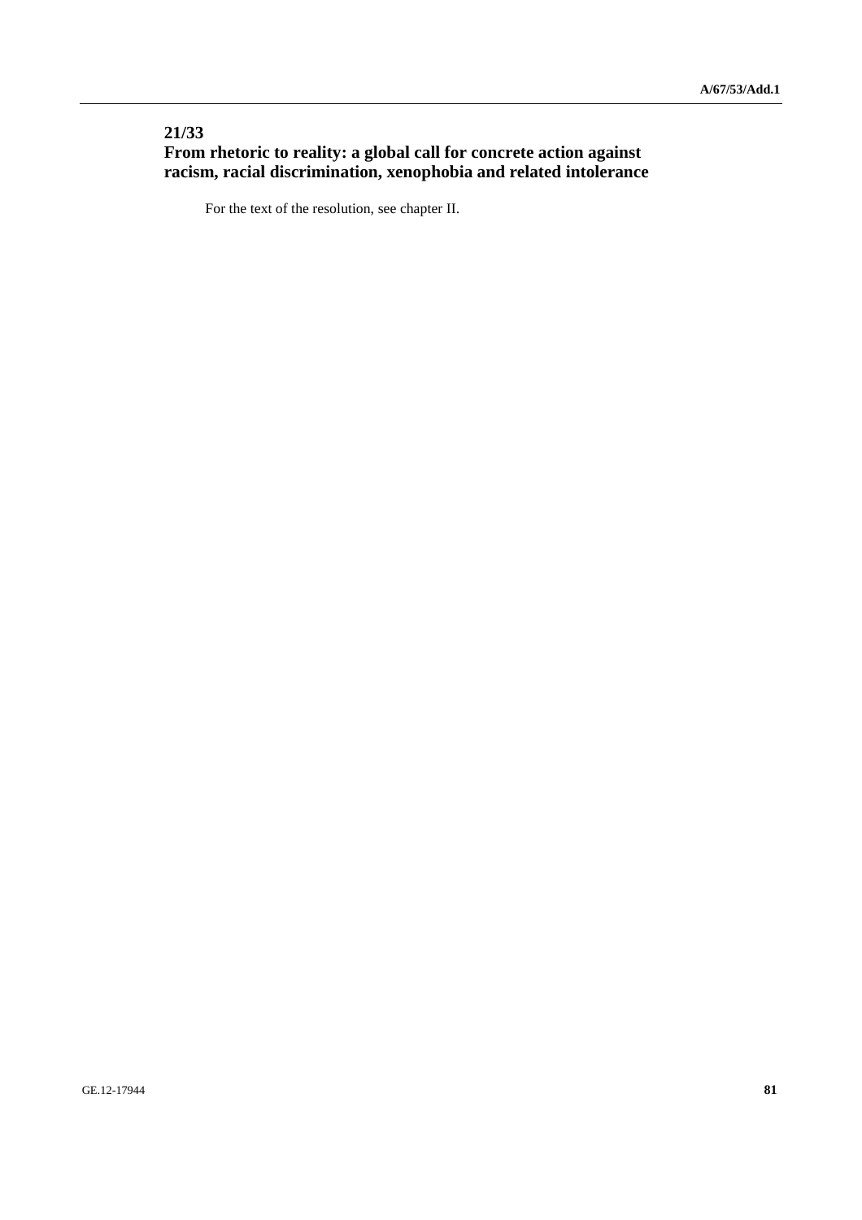## 21/33
## From rhetoric to reality: a global call for concrete action against racism, racial discrimination, xenophobia and related intolerance

For the text of the resolution, see chapter II.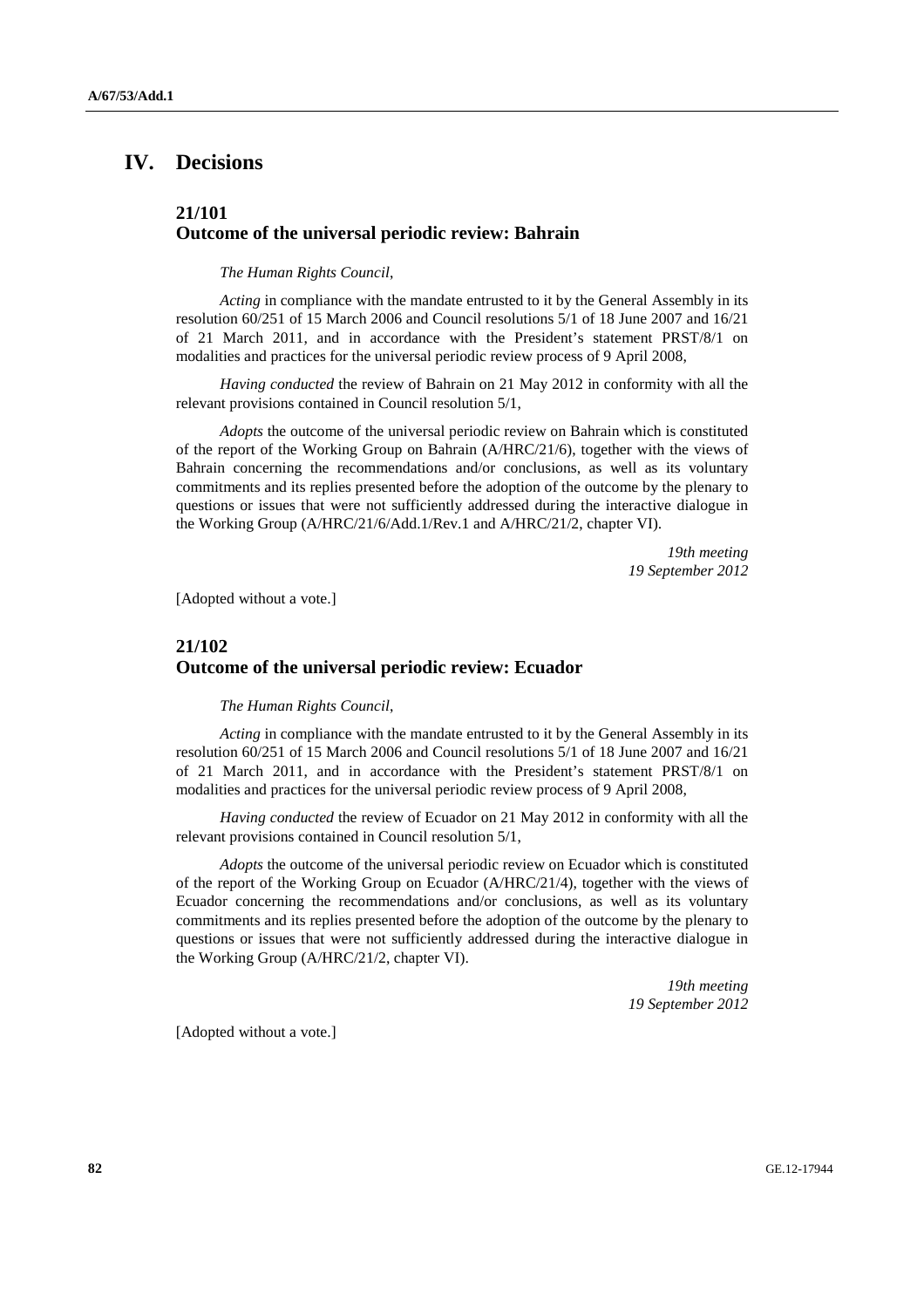# IV. Decisions

## 21/101
## Outcome of the universal periodic review: Bahrain

*The Human Rights Council*,

*Acting* in compliance with the mandate entrusted to it by the General Assembly in its resolution 60/251 of 15 March 2006 and Council resolutions 5/1 of 18 June 2007 and 16/21 of 21 March 2011, and in accordance with the President's statement PRST/8/1 on modalities and practices for the universal periodic review process of 9 April 2008,

*Having conducted* the review of Bahrain on 21 May 2012 in conformity with all the relevant provisions contained in Council resolution 5/1,

*Adopts* the outcome of the universal periodic review on Bahrain which is constituted of the report of the Working Group on Bahrain (A/HRC/21/6), together with the views of Bahrain concerning the recommendations and/or conclusions, as well as its voluntary commitments and its replies presented before the adoption of the outcome by the plenary to questions or issues that were not sufficiently addressed during the interactive dialogue in the Working Group (A/HRC/21/6/Add.1/Rev.1 and A/HRC/21/2, chapter VI).

*19th meeting*
*19 September 2012*

[Adopted without a vote.]

## 21/102
## Outcome of the universal periodic review: Ecuador

*The Human Rights Council*,

*Acting* in compliance with the mandate entrusted to it by the General Assembly in its resolution 60/251 of 15 March 2006 and Council resolutions 5/1 of 18 June 2007 and 16/21 of 21 March 2011, and in accordance with the President's statement PRST/8/1 on modalities and practices for the universal periodic review process of 9 April 2008,

*Having conducted* the review of Ecuador on 21 May 2012 in conformity with all the relevant provisions contained in Council resolution 5/1,

*Adopts* the outcome of the universal periodic review on Ecuador which is constituted of the report of the Working Group on Ecuador (A/HRC/21/4), together with the views of Ecuador concerning the recommendations and/or conclusions, as well as its voluntary commitments and its replies presented before the adoption of the outcome by the plenary to questions or issues that were not sufficiently addressed during the interactive dialogue in the Working Group (A/HRC/21/2, chapter VI).

*19th meeting*
*19 September 2012*

[Adopted without a vote.]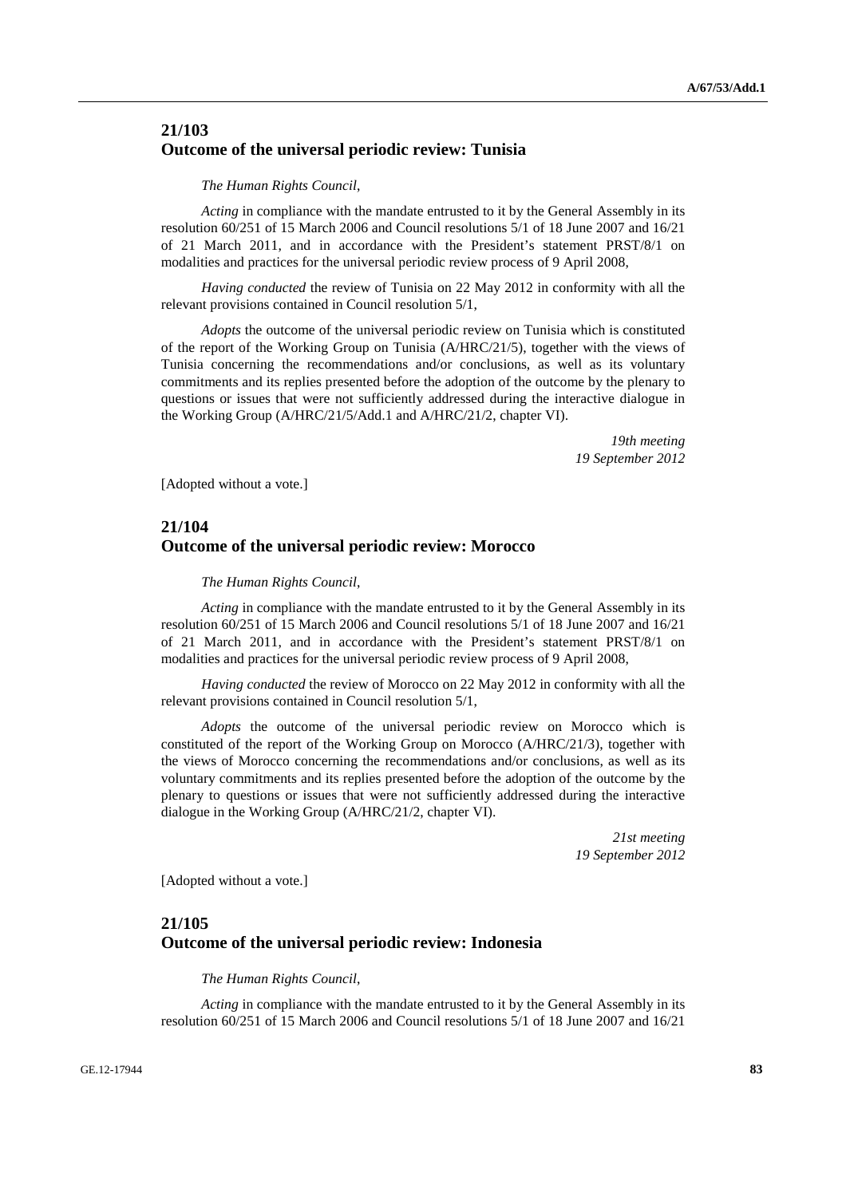## 21/103
## Outcome of the universal periodic review: Tunisia

*The Human Rights Council*,

*Acting* in compliance with the mandate entrusted to it by the General Assembly in its resolution 60/251 of 15 March 2006 and Council resolutions 5/1 of 18 June 2007 and 16/21 of 21 March 2011, and in accordance with the President's statement PRST/8/1 on modalities and practices for the universal periodic review process of 9 April 2008,

*Having conducted* the review of Tunisia on 22 May 2012 in conformity with all the relevant provisions contained in Council resolution 5/1,

*Adopts* the outcome of the universal periodic review on Tunisia which is constituted of the report of the Working Group on Tunisia (A/HRC/21/5), together with the views of Tunisia concerning the recommendations and/or conclusions, as well as its voluntary commitments and its replies presented before the adoption of the outcome by the plenary to questions or issues that were not sufficiently addressed during the interactive dialogue in the Working Group (A/HRC/21/5/Add.1 and A/HRC/21/2, chapter VI).

*19th meeting*
*19 September 2012*

[Adopted without a vote.]

## 21/104
## Outcome of the universal periodic review: Morocco

*The Human Rights Council*,

*Acting* in compliance with the mandate entrusted to it by the General Assembly in its resolution 60/251 of 15 March 2006 and Council resolutions 5/1 of 18 June 2007 and 16/21 of 21 March 2011, and in accordance with the President's statement PRST/8/1 on modalities and practices for the universal periodic review process of 9 April 2008,

*Having conducted* the review of Morocco on 22 May 2012 in conformity with all the relevant provisions contained in Council resolution 5/1,

*Adopts* the outcome of the universal periodic review on Morocco which is constituted of the report of the Working Group on Morocco (A/HRC/21/3), together with the views of Morocco concerning the recommendations and/or conclusions, as well as its voluntary commitments and its replies presented before the adoption of the outcome by the plenary to questions or issues that were not sufficiently addressed during the interactive dialogue in the Working Group (A/HRC/21/2, chapter VI).

*21st meeting*
*19 September 2012*

[Adopted without a vote.]

## 21/105
## Outcome of the universal periodic review: Indonesia

*The Human Rights Council*,

*Acting* in compliance with the mandate entrusted to it by the General Assembly in its resolution 60/251 of 15 March 2006 and Council resolutions 5/1 of 18 June 2007 and 16/21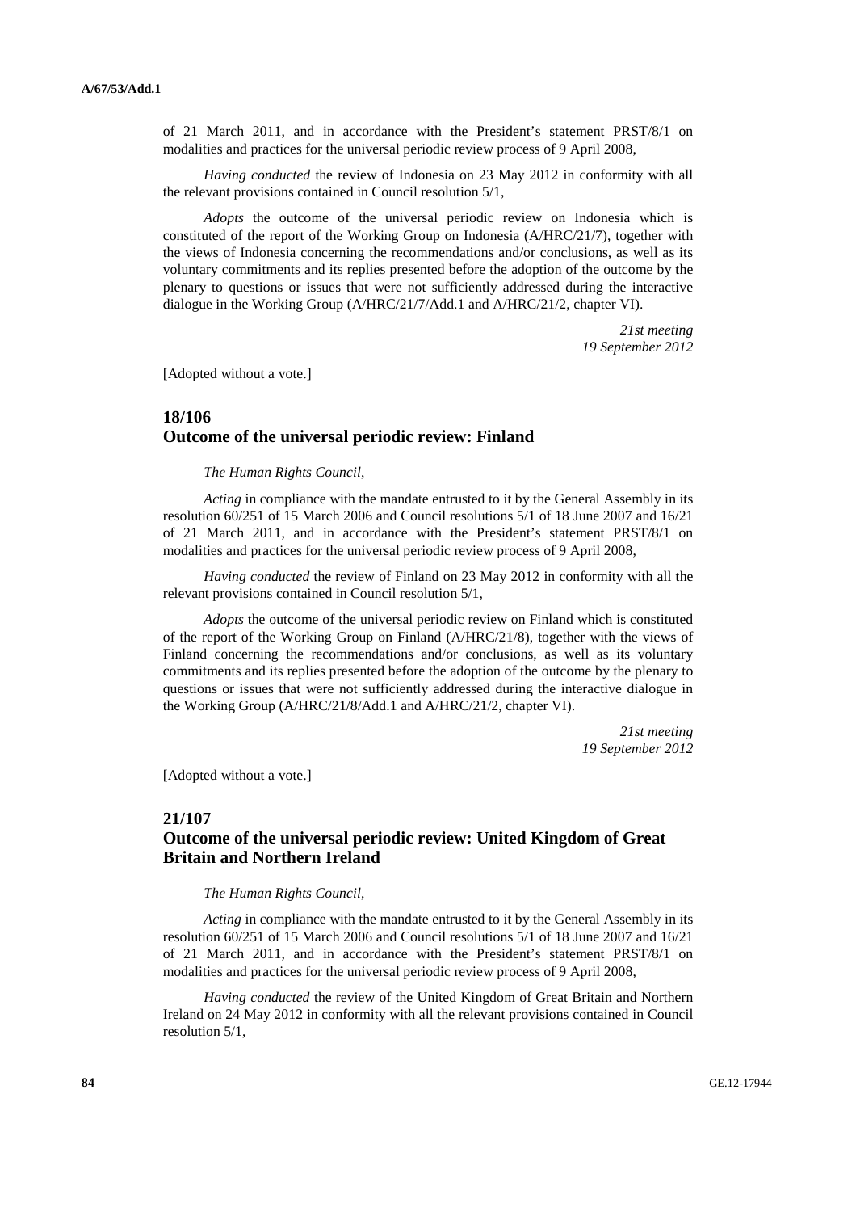of 21 March 2011, and in accordance with the President's statement PRST/8/1 on modalities and practices for the universal periodic review process of 9 April 2008,

*Having conducted* the review of Indonesia on 23 May 2012 in conformity with all the relevant provisions contained in Council resolution 5/1,

*Adopts* the outcome of the universal periodic review on Indonesia which is constituted of the report of the Working Group on Indonesia (A/HRC/21/7), together with the views of Indonesia concerning the recommendations and/or conclusions, as well as its voluntary commitments and its replies presented before the adoption of the outcome by the plenary to questions or issues that were not sufficiently addressed during the interactive dialogue in the Working Group (A/HRC/21/7/Add.1 and A/HRC/21/2, chapter VI).

*21st meeting*
*19 September 2012*

[Adopted without a vote.]

## 18/106
## Outcome of the universal periodic review: Finland

*The Human Rights Council*,

*Acting* in compliance with the mandate entrusted to it by the General Assembly in its resolution 60/251 of 15 March 2006 and Council resolutions 5/1 of 18 June 2007 and 16/21 of 21 March 2011, and in accordance with the President's statement PRST/8/1 on modalities and practices for the universal periodic review process of 9 April 2008,

*Having conducted* the review of Finland on 23 May 2012 in conformity with all the relevant provisions contained in Council resolution 5/1,

*Adopts* the outcome of the universal periodic review on Finland which is constituted of the report of the Working Group on Finland (A/HRC/21/8), together with the views of Finland concerning the recommendations and/or conclusions, as well as its voluntary commitments and its replies presented before the adoption of the outcome by the plenary to questions or issues that were not sufficiently addressed during the interactive dialogue in the Working Group (A/HRC/21/8/Add.1 and A/HRC/21/2, chapter VI).

*21st meeting*
*19 September 2012*

[Adopted without a vote.]

## 21/107
## Outcome of the universal periodic review: United Kingdom of Great Britain and Northern Ireland

*The Human Rights Council*,

*Acting* in compliance with the mandate entrusted to it by the General Assembly in its resolution 60/251 of 15 March 2006 and Council resolutions 5/1 of 18 June 2007 and 16/21 of 21 March 2011, and in accordance with the President's statement PRST/8/1 on modalities and practices for the universal periodic review process of 9 April 2008,

*Having conducted* the review of the United Kingdom of Great Britain and Northern Ireland on 24 May 2012 in conformity with all the relevant provisions contained in Council resolution 5/1,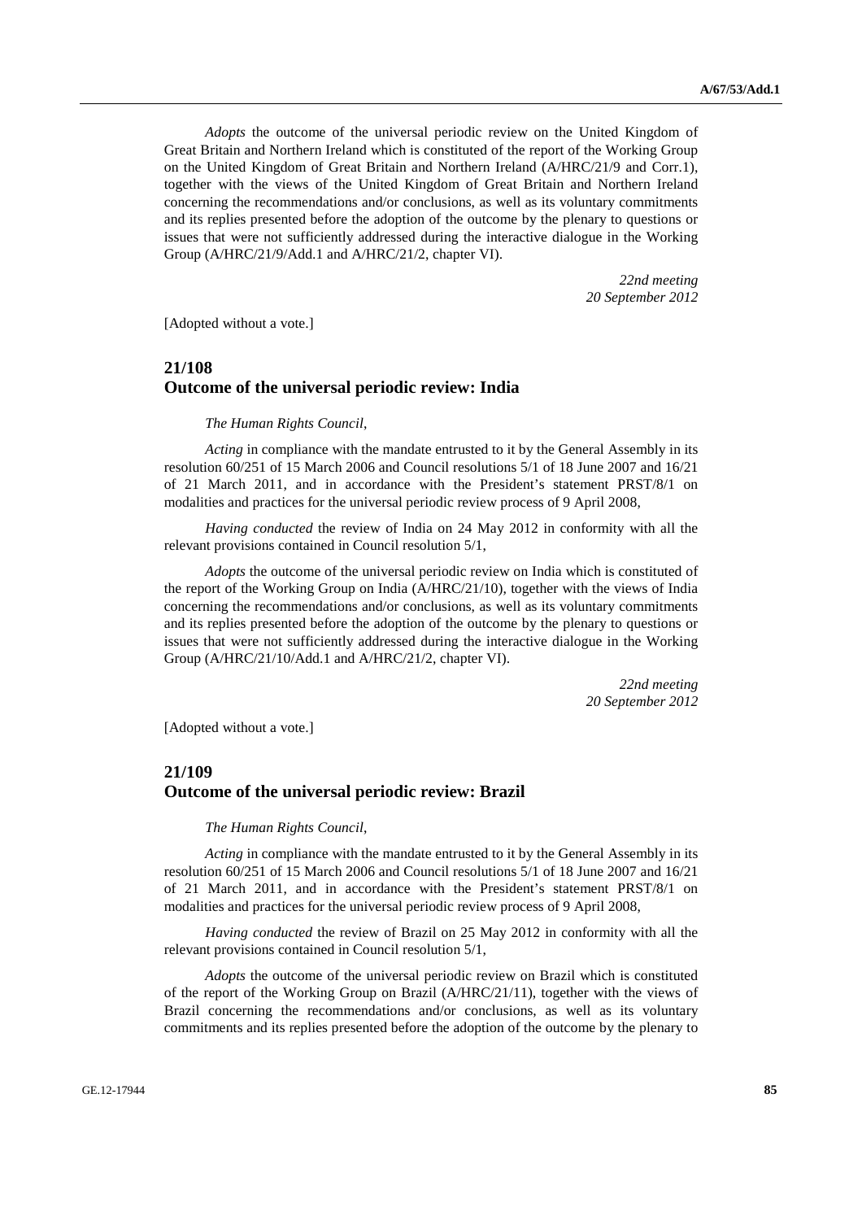*Adopts* the outcome of the universal periodic review on the United Kingdom of Great Britain and Northern Ireland which is constituted of the report of the Working Group on the United Kingdom of Great Britain and Northern Ireland (A/HRC/21/9 and Corr.1), together with the views of the United Kingdom of Great Britain and Northern Ireland concerning the recommendations and/or conclusions, as well as its voluntary commitments and its replies presented before the adoption of the outcome by the plenary to questions or issues that were not sufficiently addressed during the interactive dialogue in the Working Group (A/HRC/21/9/Add.1 and A/HRC/21/2, chapter VI).

*22nd meeting*
*20 September 2012*

[Adopted without a vote.]

## 21/108
## Outcome of the universal periodic review: India

*The Human Rights Council*,

*Acting* in compliance with the mandate entrusted to it by the General Assembly in its resolution 60/251 of 15 March 2006 and Council resolutions 5/1 of 18 June 2007 and 16/21 of 21 March 2011, and in accordance with the President's statement PRST/8/1 on modalities and practices for the universal periodic review process of 9 April 2008,

*Having conducted* the review of India on 24 May 2012 in conformity with all the relevant provisions contained in Council resolution 5/1,

*Adopts* the outcome of the universal periodic review on India which is constituted of the report of the Working Group on India (A/HRC/21/10), together with the views of India concerning the recommendations and/or conclusions, as well as its voluntary commitments and its replies presented before the adoption of the outcome by the plenary to questions or issues that were not sufficiently addressed during the interactive dialogue in the Working Group (A/HRC/21/10/Add.1 and A/HRC/21/2, chapter VI).

*22nd meeting*
*20 September 2012*

[Adopted without a vote.]

## 21/109
## Outcome of the universal periodic review: Brazil

*The Human Rights Council*,

*Acting* in compliance with the mandate entrusted to it by the General Assembly in its resolution 60/251 of 15 March 2006 and Council resolutions 5/1 of 18 June 2007 and 16/21 of 21 March 2011, and in accordance with the President's statement PRST/8/1 on modalities and practices for the universal periodic review process of 9 April 2008,

*Having conducted* the review of Brazil on 25 May 2012 in conformity with all the relevant provisions contained in Council resolution 5/1,

*Adopts* the outcome of the universal periodic review on Brazil which is constituted of the report of the Working Group on Brazil (A/HRC/21/11), together with the views of Brazil concerning the recommendations and/or conclusions, as well as its voluntary commitments and its replies presented before the adoption of the outcome by the plenary to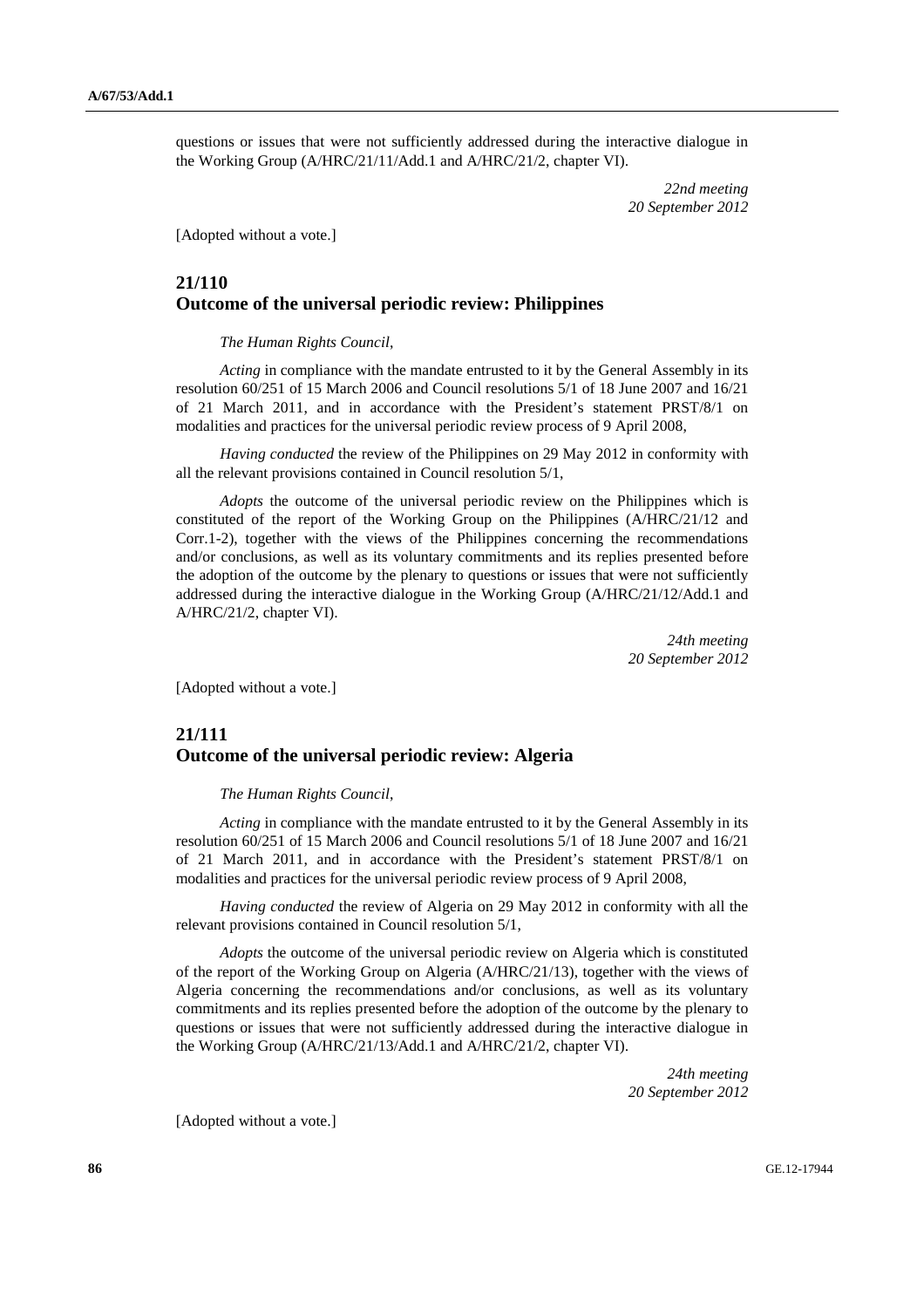questions or issues that were not sufficiently addressed during the interactive dialogue in the Working Group (A/HRC/21/11/Add.1 and A/HRC/21/2, chapter VI).

*22nd meeting*
*20 September 2012*

[Adopted without a vote.]

## 21/110
## Outcome of the universal periodic review: Philippines

*The Human Rights Council*,

*Acting* in compliance with the mandate entrusted to it by the General Assembly in its resolution 60/251 of 15 March 2006 and Council resolutions 5/1 of 18 June 2007 and 16/21 of 21 March 2011, and in accordance with the President's statement PRST/8/1 on modalities and practices for the universal periodic review process of 9 April 2008,

*Having conducted* the review of the Philippines on 29 May 2012 in conformity with all the relevant provisions contained in Council resolution 5/1,

*Adopts* the outcome of the universal periodic review on the Philippines which is constituted of the report of the Working Group on the Philippines (A/HRC/21/12 and Corr.1-2), together with the views of the Philippines concerning the recommendations and/or conclusions, as well as its voluntary commitments and its replies presented before the adoption of the outcome by the plenary to questions or issues that were not sufficiently addressed during the interactive dialogue in the Working Group (A/HRC/21/12/Add.1 and A/HRC/21/2, chapter VI).

*24th meeting*
*20 September 2012*

[Adopted without a vote.]

## 21/111
## Outcome of the universal periodic review: Algeria

*The Human Rights Council*,

*Acting* in compliance with the mandate entrusted to it by the General Assembly in its resolution 60/251 of 15 March 2006 and Council resolutions 5/1 of 18 June 2007 and 16/21 of 21 March 2011, and in accordance with the President's statement PRST/8/1 on modalities and practices for the universal periodic review process of 9 April 2008,

*Having conducted* the review of Algeria on 29 May 2012 in conformity with all the relevant provisions contained in Council resolution 5/1,

*Adopts* the outcome of the universal periodic review on Algeria which is constituted of the report of the Working Group on Algeria (A/HRC/21/13), together with the views of Algeria concerning the recommendations and/or conclusions, as well as its voluntary commitments and its replies presented before the adoption of the outcome by the plenary to questions or issues that were not sufficiently addressed during the interactive dialogue in the Working Group (A/HRC/21/13/Add.1 and A/HRC/21/2, chapter VI).

*24th meeting*
*20 September 2012*

[Adopted without a vote.]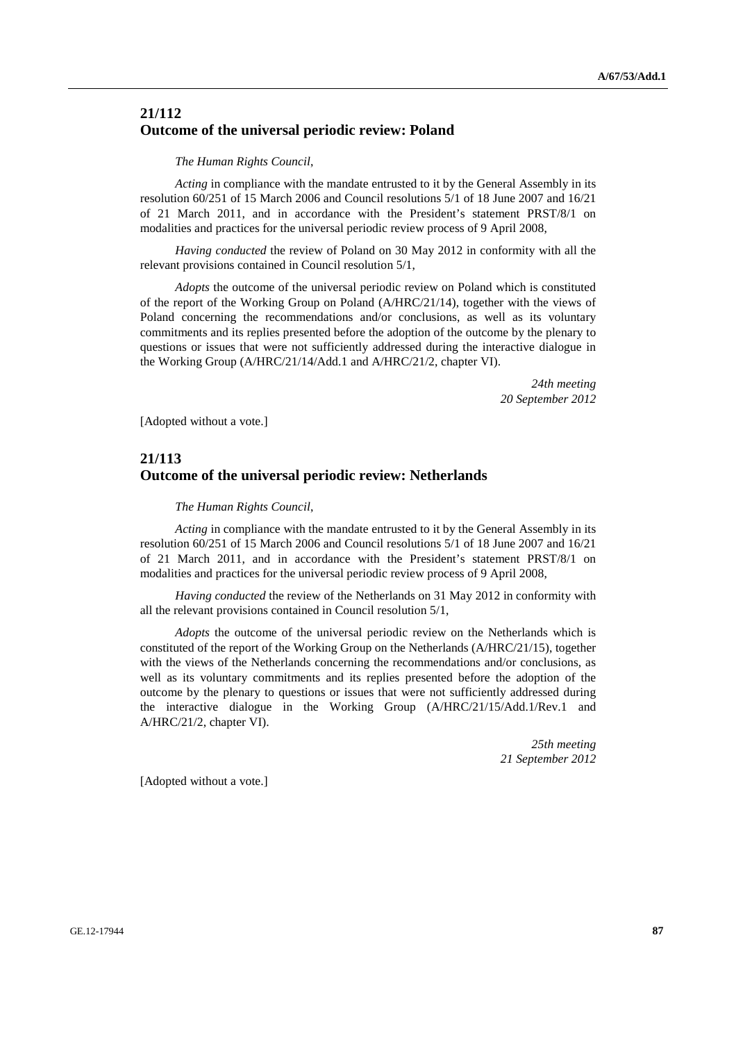## 21/112
## Outcome of the universal periodic review: Poland

*The Human Rights Council*,

*Acting* in compliance with the mandate entrusted to it by the General Assembly in its resolution 60/251 of 15 March 2006 and Council resolutions 5/1 of 18 June 2007 and 16/21 of 21 March 2011, and in accordance with the President's statement PRST/8/1 on modalities and practices for the universal periodic review process of 9 April 2008,

*Having conducted* the review of Poland on 30 May 2012 in conformity with all the relevant provisions contained in Council resolution 5/1,

*Adopts* the outcome of the universal periodic review on Poland which is constituted of the report of the Working Group on Poland (A/HRC/21/14), together with the views of Poland concerning the recommendations and/or conclusions, as well as its voluntary commitments and its replies presented before the adoption of the outcome by the plenary to questions or issues that were not sufficiently addressed during the interactive dialogue in the Working Group (A/HRC/21/14/Add.1 and A/HRC/21/2, chapter VI).

*24th meeting*
*20 September 2012*

[Adopted without a vote.]

## 21/113
## Outcome of the universal periodic review: Netherlands

*The Human Rights Council*,

*Acting* in compliance with the mandate entrusted to it by the General Assembly in its resolution 60/251 of 15 March 2006 and Council resolutions 5/1 of 18 June 2007 and 16/21 of 21 March 2011, and in accordance with the President's statement PRST/8/1 on modalities and practices for the universal periodic review process of 9 April 2008,

*Having conducted* the review of the Netherlands on 31 May 2012 in conformity with all the relevant provisions contained in Council resolution 5/1,

*Adopts* the outcome of the universal periodic review on the Netherlands which is constituted of the report of the Working Group on the Netherlands (A/HRC/21/15), together with the views of the Netherlands concerning the recommendations and/or conclusions, as well as its voluntary commitments and its replies presented before the adoption of the outcome by the plenary to questions or issues that were not sufficiently addressed during the interactive dialogue in the Working Group (A/HRC/21/15/Add.1/Rev.1 and A/HRC/21/2, chapter VI).

*25th meeting*
*21 September 2012*

[Adopted without a vote.]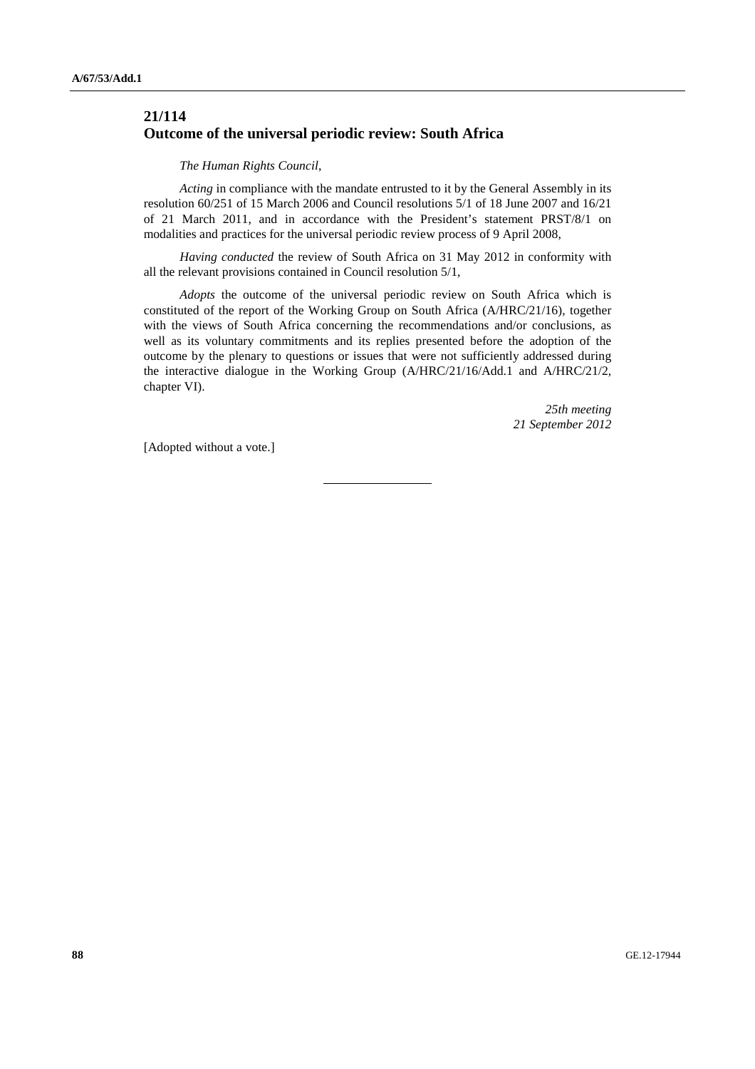## 21/114
## Outcome of the universal periodic review: South Africa

*The Human Rights Council*,

*Acting* in compliance with the mandate entrusted to it by the General Assembly in its resolution 60/251 of 15 March 2006 and Council resolutions 5/1 of 18 June 2007 and 16/21 of 21 March 2011, and in accordance with the President's statement PRST/8/1 on modalities and practices for the universal periodic review process of 9 April 2008,

*Having conducted* the review of South Africa on 31 May 2012 in conformity with all the relevant provisions contained in Council resolution 5/1,

*Adopts* the outcome of the universal periodic review on South Africa which is constituted of the report of the Working Group on South Africa (A/HRC/21/16), together with the views of South Africa concerning the recommendations and/or conclusions, as well as its voluntary commitments and its replies presented before the adoption of the outcome by the plenary to questions or issues that were not sufficiently addressed during the interactive dialogue in the Working Group (A/HRC/21/16/Add.1 and A/HRC/21/2, chapter VI).

*25th meeting*
*21 September 2012*

[Adopted without a vote.]